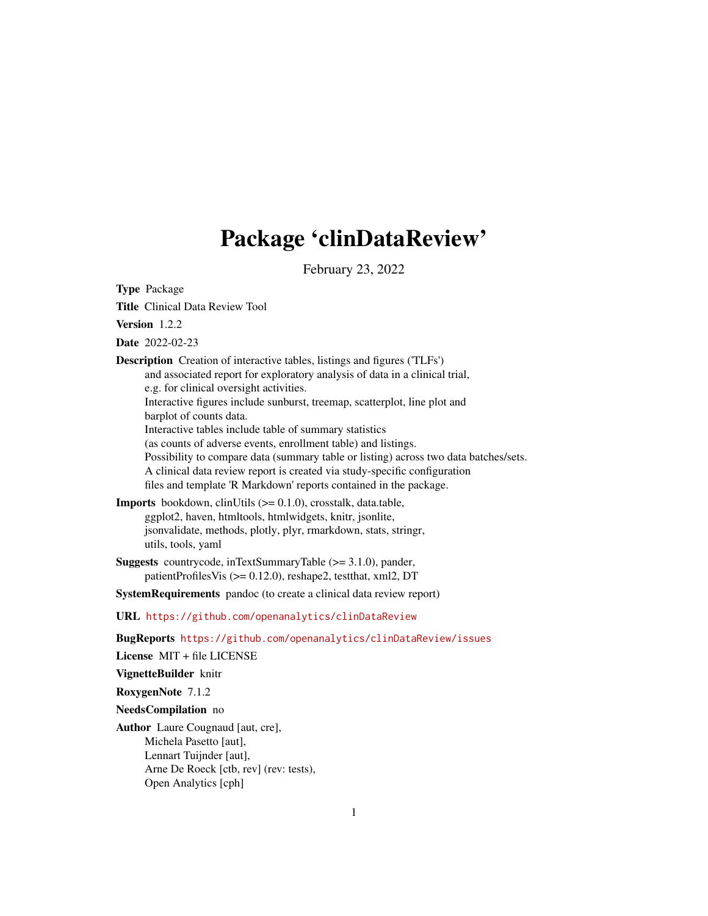# Package 'clinDataReview'

February 23, 2022

**Type** Package

**Title** Clinical Data Review Tool

**Version** 1.2.2

**Date** 2022-02-23

**Description** Creation of interactive tables, listings and figures ('TLFs')
and associated report for exploratory analysis of data in a clinical trial,
e.g. for clinical oversight activities.
Interactive figures include sunburst, treemap, scatterplot, line plot and
barplot of counts data.
Interactive tables include table of summary statistics
(as counts of adverse events, enrollment table) and listings.
Possibility to compare data (summary table or listing) across two data batches/sets.
A clinical data review report is created via study-specific configuration
files and template 'R Markdown' reports contained in the package.

**Imports** bookdown, clinUtils (>= 0.1.0), crosstalk, data.table,
ggplot2, haven, htmltools, htmlwidgets, knitr, jsonlite,
jsonvalidate, methods, plotly, plyr, rmarkdown, stats, stringr,
utils, tools, yaml

**Suggests** countrycode, inTextSummaryTable (>= 3.1.0), pander,
patientProfilesVis (>= 0.12.0), reshape2, testthat, xml2, DT

**SystemRequirements** pandoc (to create a clinical data review report)

**URL** https://github.com/openanalytics/clinDataReview

**BugReports** https://github.com/openanalytics/clinDataReview/issues

**License** MIT + file LICENSE

**VignetteBuilder** knitr

**RoxygenNote** 7.1.2

**NeedsCompilation** no

**Author** Laure Cougnaud [aut, cre],
Michela Pasetto [aut],
Lennart Tuijnder [aut],
Arne De Roeck [ctb, rev] (rev: tests),
Open Analytics [cph]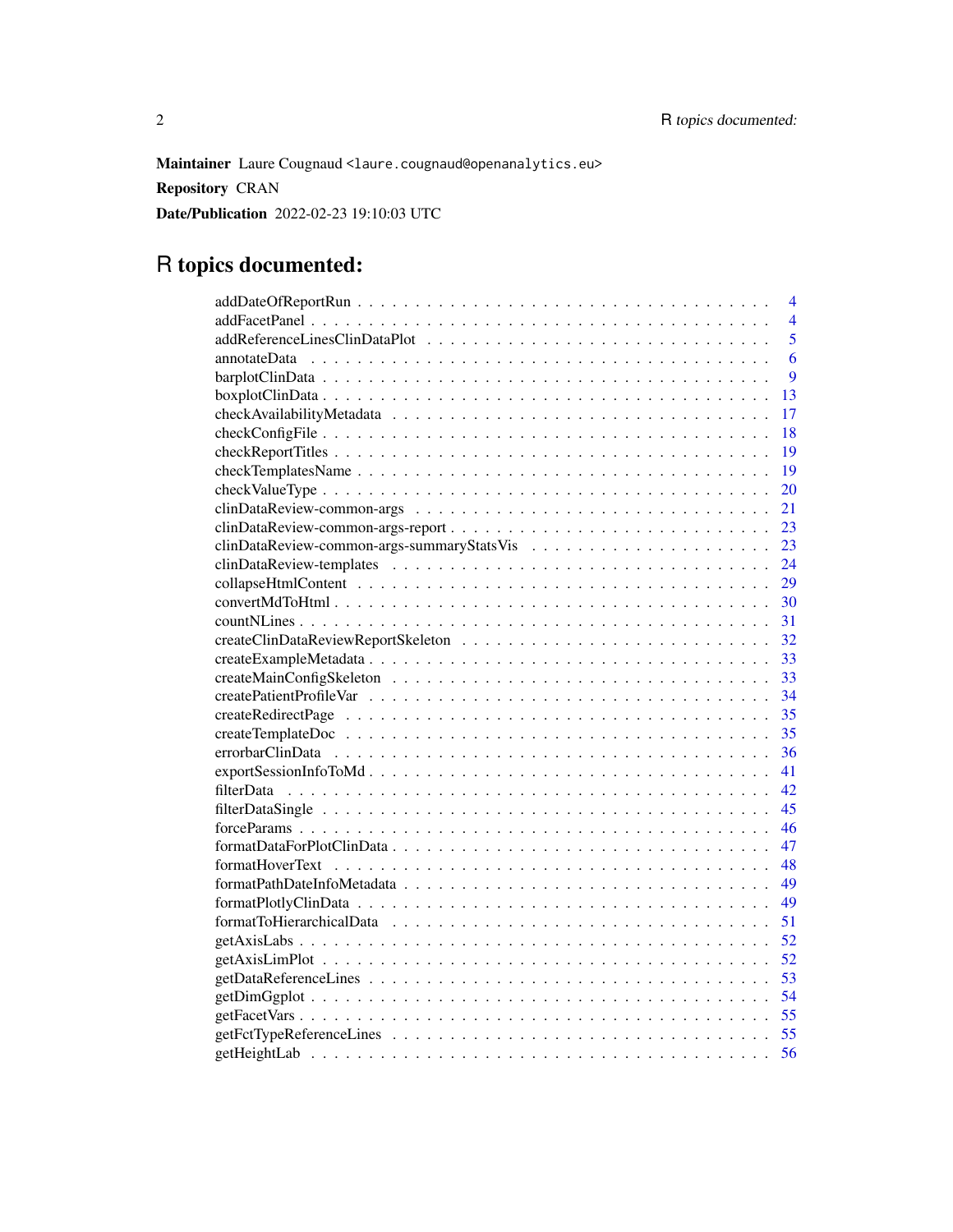**Maintainer** Laure Cougnaud <laure.cougnaud@openanalytics.eu>

**Repository** CRAN

**Date/Publication** 2022-02-23 19:10:03 UTC

# R topics documented:

| | |
|---|---|
| addDateOfReportRun | 4 |
| addFacetPanel | 4 |
| addReferenceLinesClinDataPlot | 5 |
| annotateData | 6 |
| barplotClinData | 9 |
| boxplotClinData | 13 |
| checkAvailabilityMetadata | 17 |
| checkConfigFile | 18 |
| checkReportTitles | 19 |
| checkTemplatesName | 19 |
| checkValueType | 20 |
| clinDataReview-common-args | 21 |
| clinDataReview-common-args-report | 23 |
| clinDataReview-common-args-summaryStatsVis | 23 |
| clinDataReview-templates | 24 |
| collapseHtmlContent | 29 |
| convertMdToHtml | 30 |
| countNLines | 31 |
| createClinDataReviewReportSkeleton | 32 |
| createExampleMetadata | 33 |
| createMainConfigSkeleton | 33 |
| createPatientProfileVar | 34 |
| createRedirectPage | 35 |
| createTemplateDoc | 35 |
| errorbarClinData | 36 |
| exportSessionInfoToMd | 41 |
| filterData | 42 |
| filterDataSingle | 45 |
| forceParams | 46 |
| formatDataForPlotClinData | 47 |
| formatHoverText | 48 |
| formatPathDateInfoMetadata | 49 |
| formatPlotlyClinData | 49 |
| formatToHierarchicalData | 51 |
| getAxisLabs | 52 |
| getAxisLimPlot | 52 |
| getDataReferenceLines | 53 |
| getDimGgplot | 54 |
| getFacetVars | 55 |
| getFctTypeReferenceLines | 55 |
| getHeightLab | 56 |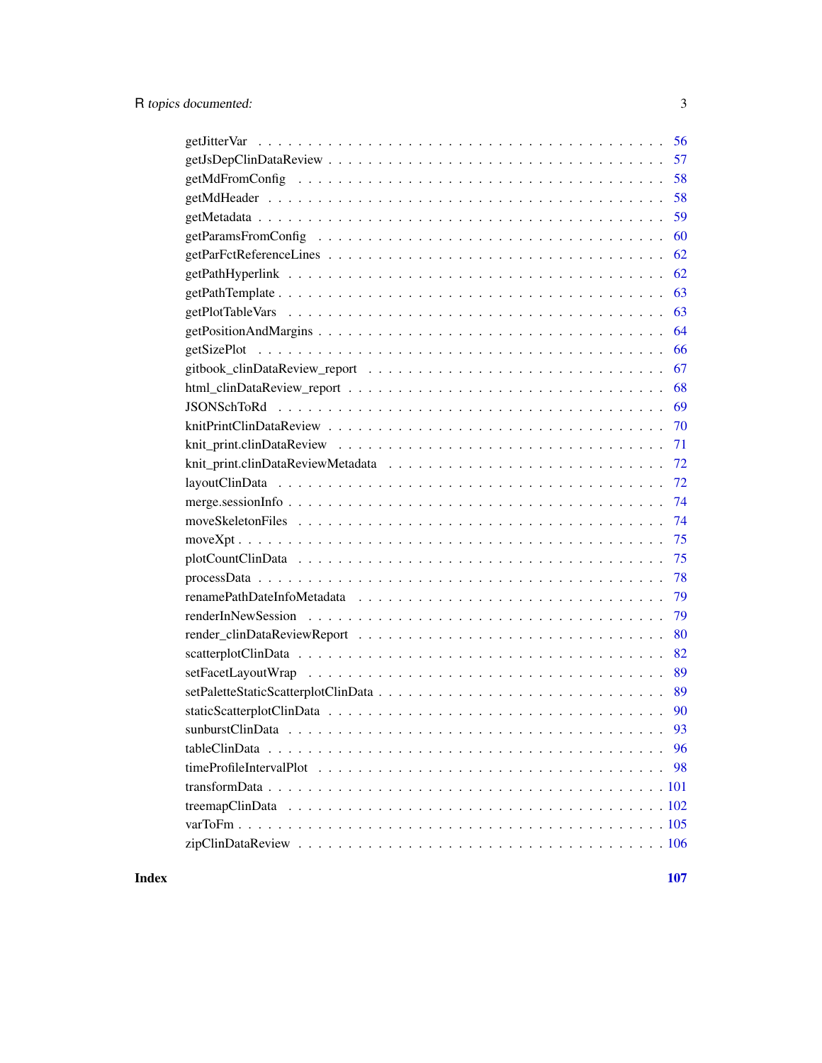getJitterVar . . . . . . . . . . . . . . . . . . . . . . . . . . . . . . . . . . . . 56
getJsDepClinDataReview . . . . . . . . . . . . . . . . . . . . . . . . . . . . . . . 57
getMdFromConfig . . . . . . . . . . . . . . . . . . . . . . . . . . . . . . . . . . . 58
getMdHeader . . . . . . . . . . . . . . . . . . . . . . . . . . . . . . . . . . . . . 58
getMetadata . . . . . . . . . . . . . . . . . . . . . . . . . . . . . . . . . . . . . 59
getParamsFromConfig . . . . . . . . . . . . . . . . . . . . . . . . . . . . . . . . . 60
getParFctReferenceLines . . . . . . . . . . . . . . . . . . . . . . . . . . . . . . . 62
getPathHyperlink . . . . . . . . . . . . . . . . . . . . . . . . . . . . . . . . . . . 62
getPathTemplate . . . . . . . . . . . . . . . . . . . . . . . . . . . . . . . . . . . 63
getPlotTableVars . . . . . . . . . . . . . . . . . . . . . . . . . . . . . . . . . . . 63
getPositionAndMargins . . . . . . . . . . . . . . . . . . . . . . . . . . . . . . . . 64
getSizePlot . . . . . . . . . . . . . . . . . . . . . . . . . . . . . . . . . . . . . 66
gitbook_clinDataReview_report . . . . . . . . . . . . . . . . . . . . . . . . . . . . 67
html_clinDataReview_report . . . . . . . . . . . . . . . . . . . . . . . . . . . . . 68
JSONSchToRd . . . . . . . . . . . . . . . . . . . . . . . . . . . . . . . . . . . . . 69
knitPrintClinDataReview . . . . . . . . . . . . . . . . . . . . . . . . . . . . . . . 70
knit_print.clinDataReview . . . . . . . . . . . . . . . . . . . . . . . . . . . . . . 71
knit_print.clinDataReviewMetadata . . . . . . . . . . . . . . . . . . . . . . . . . . 72
layoutClinData . . . . . . . . . . . . . . . . . . . . . . . . . . . . . . . . . . . . 72
merge.sessionInfo . . . . . . . . . . . . . . . . . . . . . . . . . . . . . . . . . . 74
moveSkeletonFiles . . . . . . . . . . . . . . . . . . . . . . . . . . . . . . . . . . 74
moveXpt . . . . . . . . . . . . . . . . . . . . . . . . . . . . . . . . . . . . . . . 75
plotCountClinData . . . . . . . . . . . . . . . . . . . . . . . . . . . . . . . . . . 75
processData . . . . . . . . . . . . . . . . . . . . . . . . . . . . . . . . . . . . . 78
renamePathDateInfoMetadata . . . . . . . . . . . . . . . . . . . . . . . . . . . . . 79
renderInNewSession . . . . . . . . . . . . . . . . . . . . . . . . . . . . . . . . . . 79
render_clinDataReviewReport . . . . . . . . . . . . . . . . . . . . . . . . . . . . . 80
scatterplotClinData . . . . . . . . . . . . . . . . . . . . . . . . . . . . . . . . . 82
setFacetLayoutWrap . . . . . . . . . . . . . . . . . . . . . . . . . . . . . . . . . . 89
setPaletteStaticScatterplotClinData . . . . . . . . . . . . . . . . . . . . . . . . . 89
staticScatterplotClinData . . . . . . . . . . . . . . . . . . . . . . . . . . . . . . 90
sunburstClinData . . . . . . . . . . . . . . . . . . . . . . . . . . . . . . . . . . . 93
tableClinData . . . . . . . . . . . . . . . . . . . . . . . . . . . . . . . . . . . . 96
timeProfileIntervalPlot . . . . . . . . . . . . . . . . . . . . . . . . . . . . . . . 98
transformData . . . . . . . . . . . . . . . . . . . . . . . . . . . . . . . . . . . . 101
treemapClinData . . . . . . . . . . . . . . . . . . . . . . . . . . . . . . . . . . . 102
varToFm . . . . . . . . . . . . . . . . . . . . . . . . . . . . . . . . . . . . . . . 105
zipClinDataReview . . . . . . . . . . . . . . . . . . . . . . . . . . . . . . . . . . 106

**Index** **107**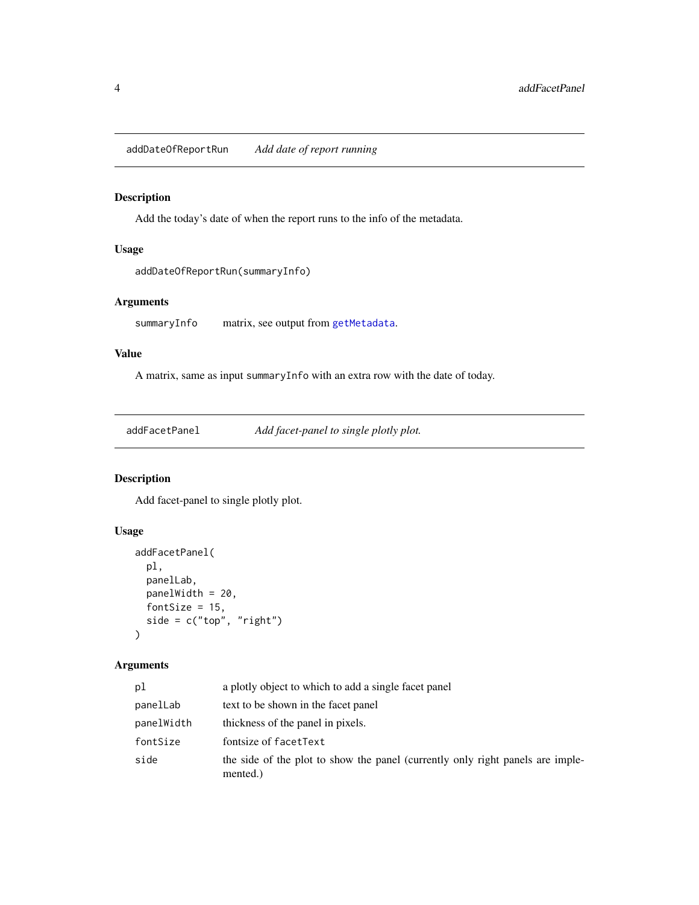## addDateOfReportRun *Add date of report running*

### Description

Add the today's date of when the report runs to the info of the metadata.

### Usage

```
addDateOfReportRun(summaryInfo)
```

### Arguments

| | |
|---|---|
| summaryInfo | matrix, see output from getMetadata. |

### Value

A matrix, same as input summaryInfo with an extra row with the date of today.

## addFacetPanel *Add facet-panel to single plotly plot.*

### Description

Add facet-panel to single plotly plot.

### Usage

```
addFacetPanel(
  pl,
  panelLab,
  panelWidth = 20,
  fontSize = 15,
  side = c("top", "right")
)
```

### Arguments

| | |
|---|---|
| pl | a plotly object to which to add a single facet panel |
| panelLab | text to be shown in the facet panel |
| panelWidth | thickness of the panel in pixels. |
| fontSize | fontsize of facetText |
| side | the side of the plot to show the panel (currently only right panels are implemented.) |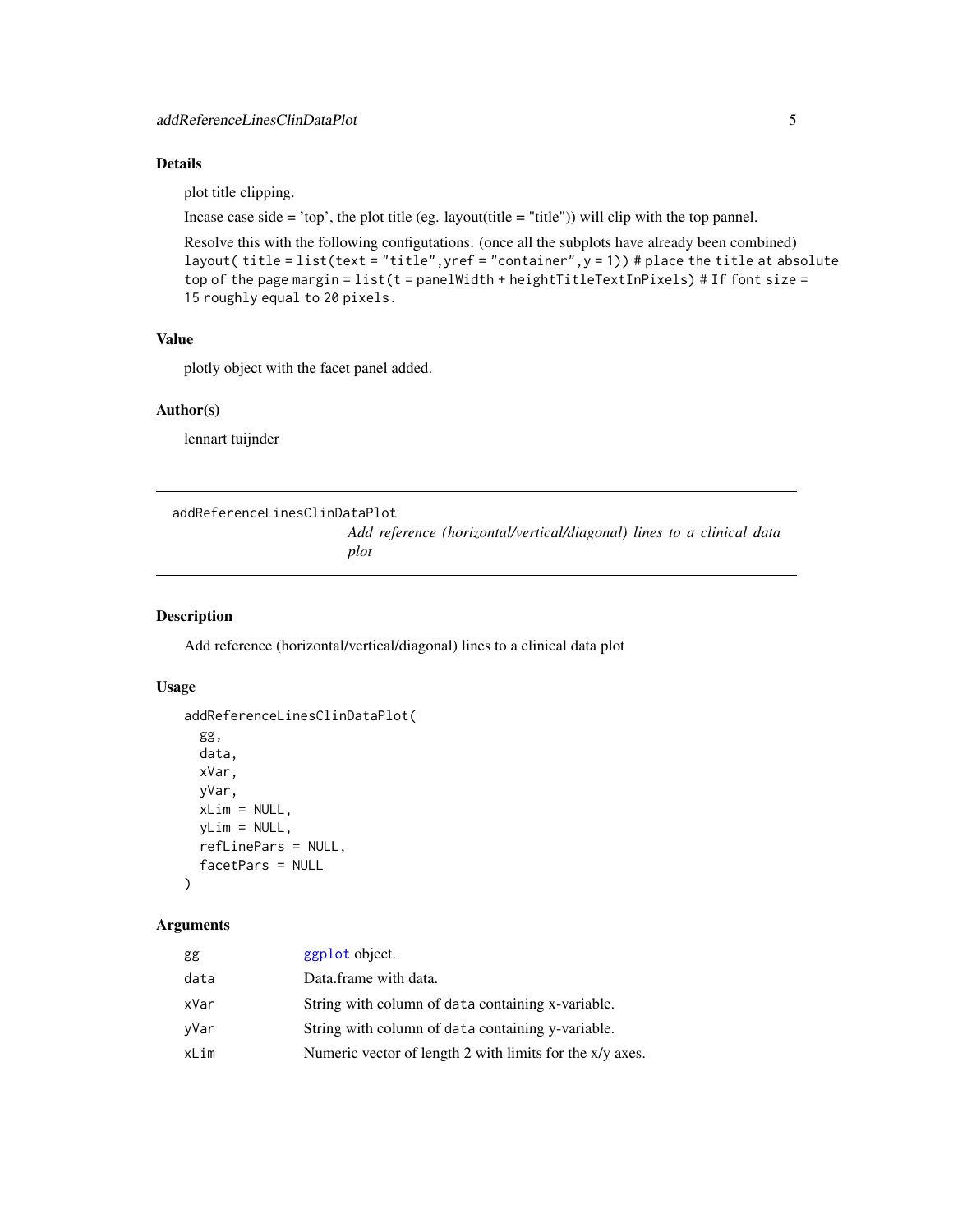### Details

plot title clipping.

Incase case side = 'top', the plot title (eg. layout(title = "title")) will clip with the top pannel.

Resolve this with the following configutations: (once all the subplots have already been combined) `layout( title = list(text = "title",yref = "container",y = 1)) # place the title at absolute top of the page margin = list(t = panelWidth + heightTitleTextInPixels) # If font size = 15 roughly equal to 20 pixels.`

### Value

plotly object with the facet panel added.

### Author(s)

lennart tuijnder

---

## addReferenceLinesClinDataPlot

*Add reference (horizontal/vertical/diagonal) lines to a clinical data plot*

---

### Description

Add reference (horizontal/vertical/diagonal) lines to a clinical data plot

### Usage

```
addReferenceLinesClinDataPlot(
  gg,
  data,
  xVar,
  yVar,
  xLim = NULL,
  yLim = NULL,
  refLinePars = NULL,
  facetPars = NULL
)
```

### Arguments

| | |
|---|---|
| `gg` | `ggplot` object. |
| `data` | Data.frame with data. |
| `xVar` | String with column of `data` containing x-variable. |
| `yVar` | String with column of `data` containing y-variable. |
| `xLim` | Numeric vector of length 2 with limits for the x/y axes. |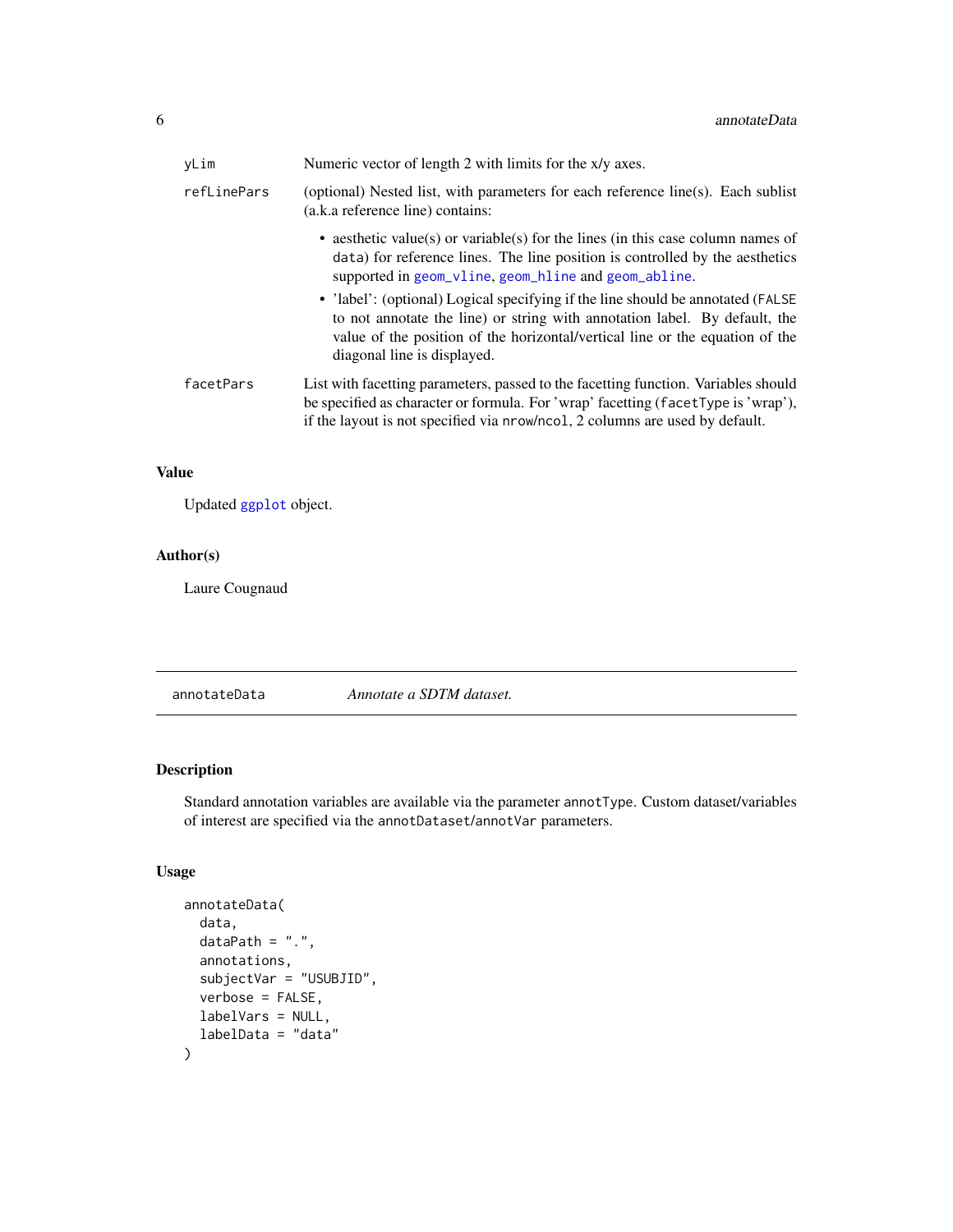| | |
|---|---|
| yLim | Numeric vector of length 2 with limits for the x/y axes. |
| refLinePars | (optional) Nested list, with parameters for each reference line(s). Each sublist (a.k.a reference line) contains: <br>• aesthetic value(s) or variable(s) for the lines (in this case column names of data) for reference lines. The line position is controlled by the aesthetics supported in geom_vline, geom_hline and geom_abline. <br>• 'label': (optional) Logical specifying if the line should be annotated (FALSE to not annotate the line) or string with annotation label. By default, the value of the position of the horizontal/vertical line or the equation of the diagonal line is displayed. |
| facetPars | List with facetting parameters, passed to the facetting function. Variables should be specified as character or formula. For 'wrap' facetting (facetType is 'wrap'), if the layout is not specified via nrow/ncol, 2 columns are used by default. |

## Value

Updated ggplot object.

## Author(s)

Laure Cougnaud

---

# annotateData — *Annotate a SDTM dataset.*

## Description

Standard annotation variables are available via the parameter annotType. Custom dataset/variables of interest are specified via the annotDataset/annotVar parameters.

## Usage

```
annotateData(
  data,
  dataPath = ".",
  annotations,
  subjectVar = "USUBJID",
  verbose = FALSE,
  labelVars = NULL,
  labelData = "data"
)
```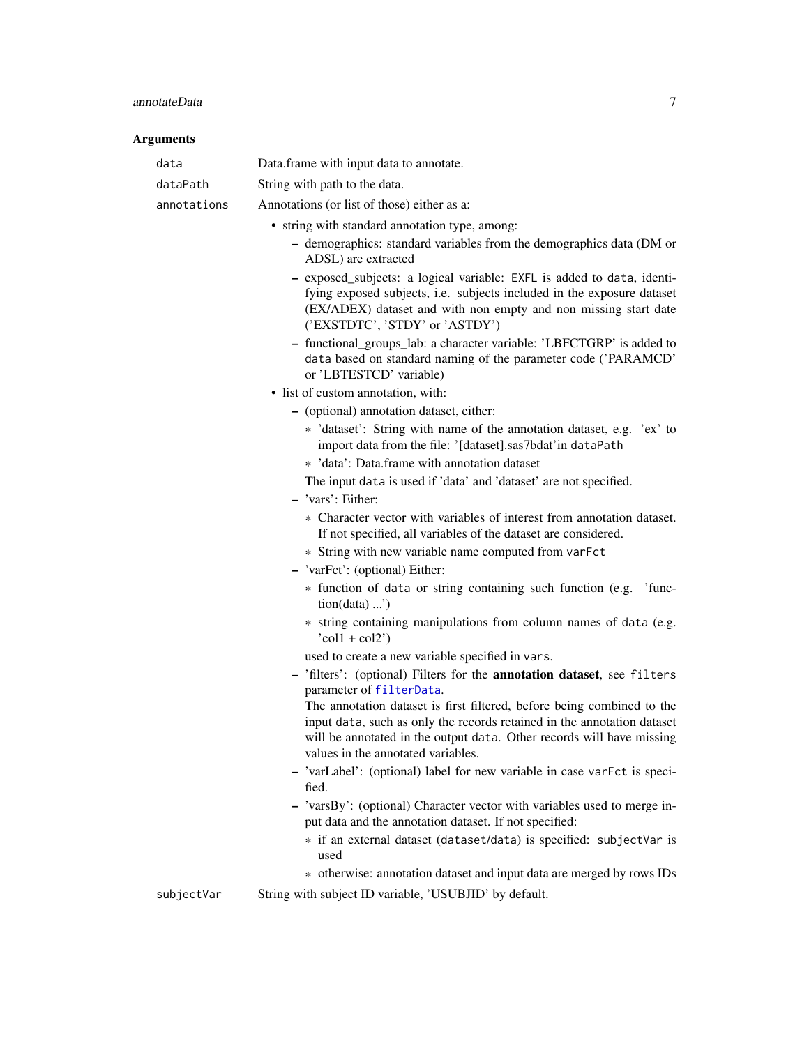### Arguments

`data` Data.frame with input data to annotate.

`dataPath` String with path to the data.

`annotations` Annotations (or list of those) either as a:

- string with standard annotation type, among:
  - demographics: standard variables from the demographics data (DM or ADSL) are extracted
  - exposed_subjects: a logical variable: `EXFL` is added to `data`, identifying exposed subjects, i.e. subjects included in the exposure dataset (EX/ADEX) dataset and with non empty and non missing start date ('EXSTDTC', 'STDY' or 'ASTDY')
  - functional_groups_lab: a character variable: 'LBFCTGRP' is added to `data` based on standard naming of the parameter code ('PARAMCD' or 'LBTESTCD' variable)
- list of custom annotation, with:
  - (optional) annotation dataset, either:
    - 'dataset': String with name of the annotation dataset, e.g. 'ex' to import data from the file: '[dataset].sas7bdat'in `dataPath`
    - 'data': Data.frame with annotation dataset

    The input `data` is used if 'data' and 'dataset' are not specified.
  - 'vars': Either:
    - Character vector with variables of interest from annotation dataset. If not specified, all variables of the dataset are considered.
    - String with new variable name computed from `varFct`
  - 'varFct': (optional) Either:
    - function of `data` or string containing such function (e.g. 'function(data) ...')
    - string containing manipulations from column names of `data` (e.g. 'col1 + col2')

    used to create a new variable specified in `vars`.
  - 'filters': (optional) Filters for the **annotation dataset**, see `filters` parameter of `filterData`.
    The annotation dataset is first filtered, before being combined to the input `data`, such as only the records retained in the annotation dataset will be annotated in the output `data`. Other records will have missing values in the annotated variables.
  - 'varLabel': (optional) label for new variable in case `varFct` is specified.
  - 'varsBy': (optional) Character vector with variables used to merge input data and the annotation dataset. If not specified:
    - if an external dataset (`dataset/data`) is specified: `subjectVar` is used
    - otherwise: annotation dataset and input data are merged by rows IDs

`subjectVar` String with subject ID variable, 'USUBJID' by default.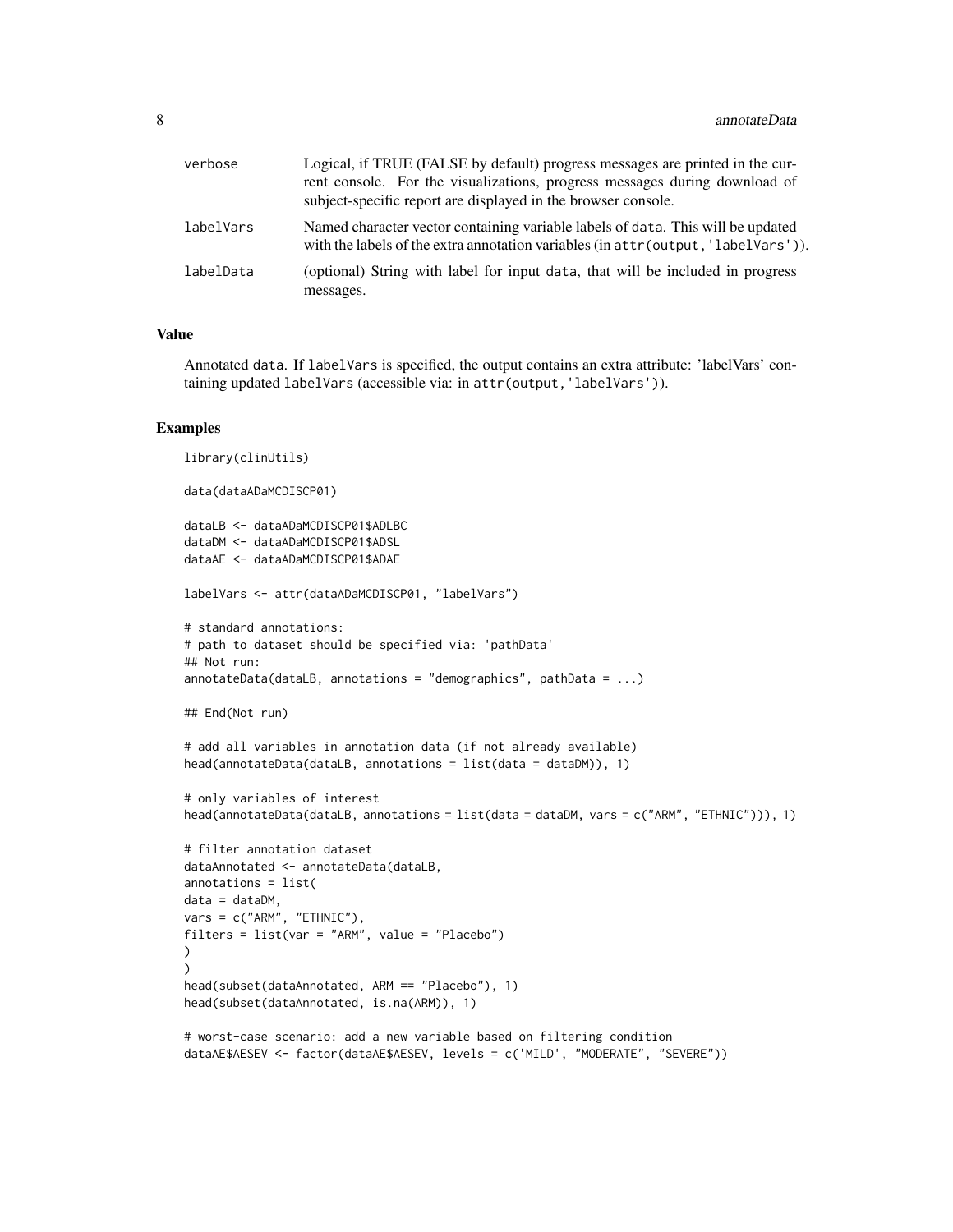| | |
|---|---|
| verbose | Logical, if TRUE (FALSE by default) progress messages are printed in the current console. For the visualizations, progress messages during download of subject-specific report are displayed in the browser console. |
| labelVars | Named character vector containing variable labels of data. This will be updated with the labels of the extra annotation variables (in attr(output,'labelVars')). |
| labelData | (optional) String with label for input data, that will be included in progress messages. |

### Value

Annotated data. If labelVars is specified, the output contains an extra attribute: 'labelVars' containing updated labelVars (accessible via: in attr(output,'labelVars')).

### Examples

```
library(clinUtils)

data(dataADaMCDISCP01)

dataLB <- dataADaMCDISCP01$ADLBC
dataDM <- dataADaMCDISCP01$ADSL
dataAE <- dataADaMCDISCP01$ADAE

labelVars <- attr(dataADaMCDISCP01, "labelVars")

# standard annotations:
# path to dataset should be specified via: 'pathData'
## Not run:
annotateData(dataLB, annotations = "demographics", pathData = ...)

## End(Not run)

# add all variables in annotation data (if not already available)
head(annotateData(dataLB, annotations = list(data = dataDM)), 1)

# only variables of interest
head(annotateData(dataLB, annotations = list(data = dataDM, vars = c("ARM", "ETHNIC"))), 1)

# filter annotation dataset
dataAnnotated <- annotateData(dataLB,
annotations = list(
data = dataDM,
vars = c("ARM", "ETHNIC"),
filters = list(var = "ARM", value = "Placebo")
)
)
head(subset(dataAnnotated, ARM == "Placebo"), 1)
head(subset(dataAnnotated, is.na(ARM)), 1)

# worst-case scenario: add a new variable based on filtering condition
dataAE$AESEV <- factor(dataAE$AESEV, levels = c('MILD', "MODERATE", "SEVERE"))
```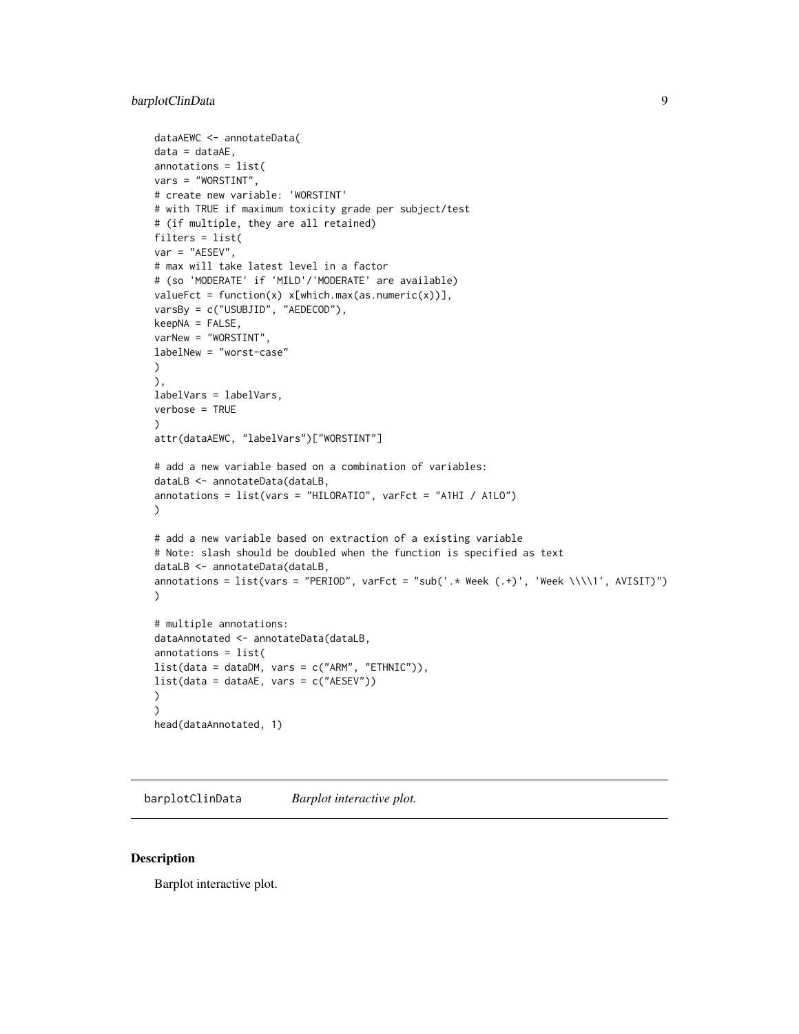```
dataAEWC <- annotateData(
data = dataAE,
annotations = list(
vars = "WORSTINT",
# create new variable: 'WORSTINT'
# with TRUE if maximum toxicity grade per subject/test
# (if multiple, they are all retained)
filters = list(
var = "AESEV",
# max will take latest level in a factor
# (so 'MODERATE' if 'MILD'/'MODERATE' are available)
valueFct = function(x) x[which.max(as.numeric(x))],
varsBy = c("USUBJID", "AEDECOD"),
keepNA = FALSE,
varNew = "WORSTINT",
labelNew = "worst-case"
)
),
labelVars = labelVars,
verbose = TRUE
)
attr(dataAEWC, "labelVars")["WORSTINT"]

# add a new variable based on a combination of variables:
dataLB <- annotateData(dataLB,
annotations = list(vars = "HILORATIO", varFct = "A1HI / A1LO")
)

# add a new variable based on extraction of a existing variable
# Note: slash should be doubled when the function is specified as text
dataLB <- annotateData(dataLB,
annotations = list(vars = "PERIOD", varFct = "sub('.* Week (.+)', 'Week \\\\1', AVISIT)")
)

# multiple annotations:
dataAnnotated <- annotateData(dataLB,
annotations = list(
list(data = dataDM, vars = c("ARM", "ETHNIC")),
list(data = dataAE, vars = c("AESEV"))
)
)
head(dataAnnotated, 1)
```

## barplotClinData    *Barplot interactive plot.*

### Description

Barplot interactive plot.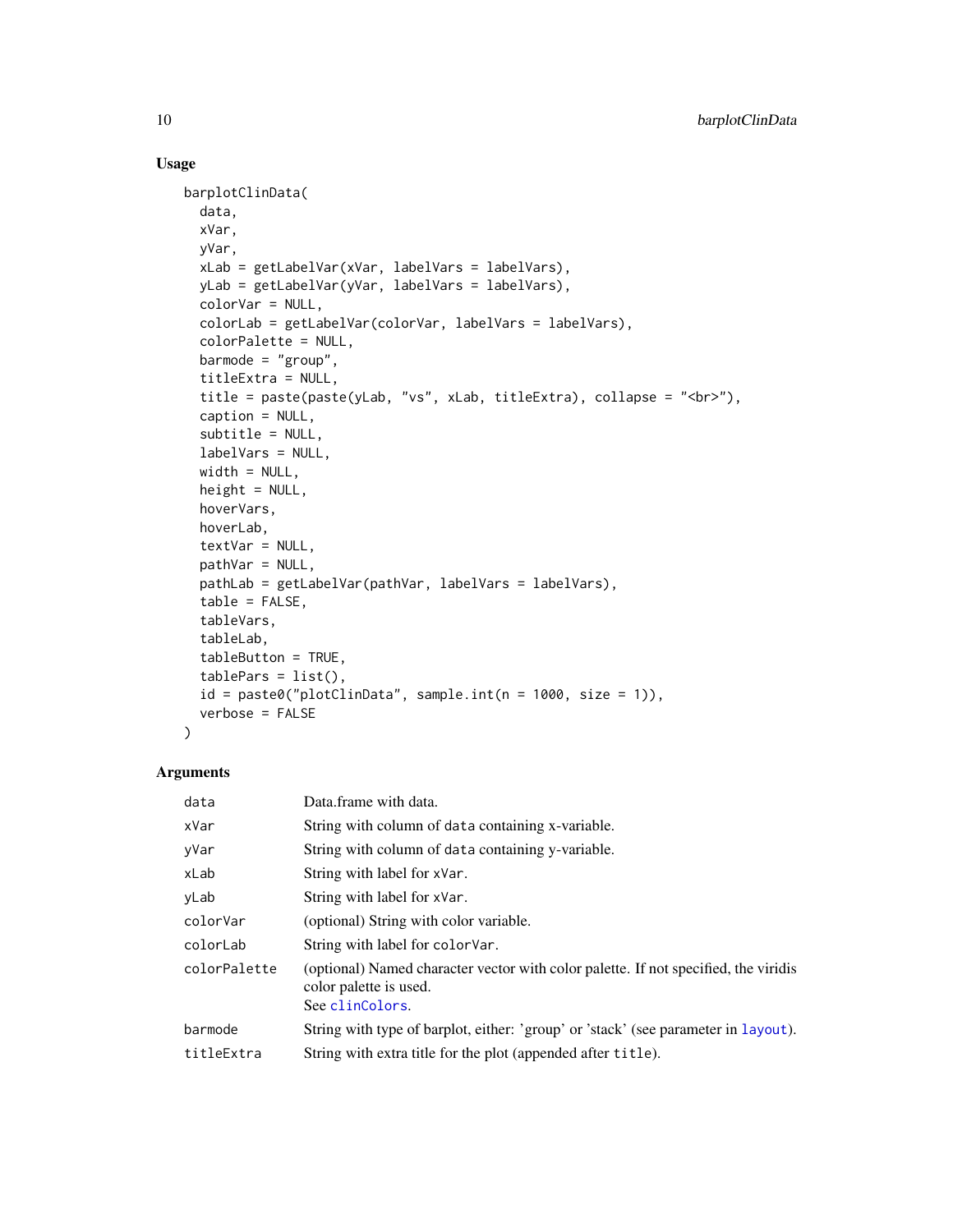## Usage

```
barplotClinData(
  data,
  xVar,
  yVar,
  xLab = getLabelVar(xVar, labelVars = labelVars),
  yLab = getLabelVar(yVar, labelVars = labelVars),
  colorVar = NULL,
  colorLab = getLabelVar(colorVar, labelVars = labelVars),
  colorPalette = NULL,
  barmode = "group",
  titleExtra = NULL,
  title = paste(paste(yLab, "vs", xLab, titleExtra), collapse = "<br>"),
  caption = NULL,
  subtitle = NULL,
  labelVars = NULL,
  width = NULL,
  height = NULL,
  hoverVars,
  hoverLab,
  textVar = NULL,
  pathVar = NULL,
  pathLab = getLabelVar(pathVar, labelVars = labelVars),
  table = FALSE,
  tableVars,
  tableLab,
  tableButton = TRUE,
  tablePars = list(),
  id = paste0("plotClinData", sample.int(n = 1000, size = 1)),
  verbose = FALSE
)
```

## Arguments

| | |
|---|---|
| `data` | Data.frame with data. |
| `xVar` | String with column of `data` containing x-variable. |
| `yVar` | String with column of `data` containing y-variable. |
| `xLab` | String with label for `xVar`. |
| `yLab` | String with label for `xVar`. |
| `colorVar` | (optional) String with color variable. |
| `colorLab` | String with label for `colorVar`. |
| `colorPalette` | (optional) Named character vector with color palette. If not specified, the viridis color palette is used. See `clinColors`. |
| `barmode` | String with type of barplot, either: 'group' or 'stack' (see parameter in `layout`). |
| `titleExtra` | String with extra title for the plot (appended after `title`). |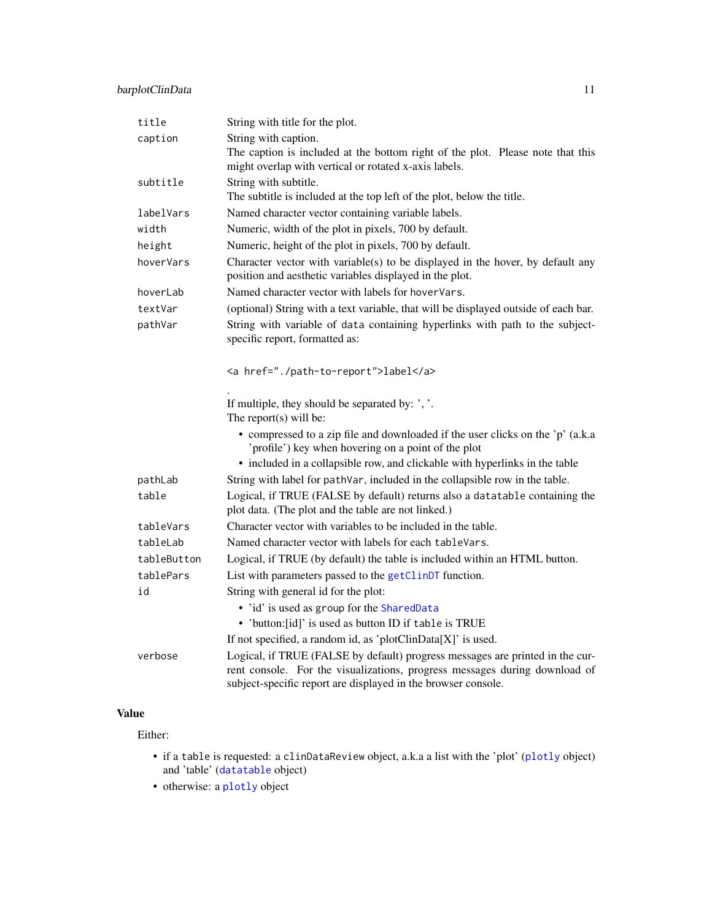| | |
|---|---|
| `title` | String with title for the plot. |
| `caption` | String with caption.<br>The caption is included at the bottom right of the plot. Please note that this might overlap with vertical or rotated x-axis labels. |
| `subtitle` | String with subtitle.<br>The subtitle is included at the top left of the plot, below the title. |
| `labelVars` | Named character vector containing variable labels. |
| `width` | Numeric, width of the plot in pixels, 700 by default. |
| `height` | Numeric, height of the plot in pixels, 700 by default. |
| `hoverVars` | Character vector with variable(s) to be displayed in the hover, by default any position and aesthetic variables displayed in the plot. |
| `hoverLab` | Named character vector with labels for `hoverVars`. |
| `textVar` | (optional) String with a text variable, that will be displayed outside of each bar. |
| `pathVar` | String with variable of `data` containing hyperlinks with path to the subject-specific report, formatted as:<br><br>`<a href="./path-to-report">label</a>`<br><br>.<br>If multiple, they should be separated by: ', '.<br>The report(s) will be:<br>• compressed to a zip file and downloaded if the user clicks on the 'p' (a.k.a 'profile') key when hovering on a point of the plot<br>• included in a collapsible row, and clickable with hyperlinks in the table |
| `pathLab` | String with label for `pathVar`, included in the collapsible row in the table. |
| `table` | Logical, if TRUE (FALSE by default) returns also a `datatable` containing the plot data. (The plot and the table are not linked.) |
| `tableVars` | Character vector with variables to be included in the table. |
| `tableLab` | Named character vector with labels for each `tableVars`. |
| `tableButton` | Logical, if TRUE (by default) the table is included within an HTML button. |
| `tablePars` | List with parameters passed to the `getClinDT` function. |
| `id` | String with general id for the plot:<br>• 'id' is used as `group` for the `SharedData`<br>• 'button:[id]' is used as button ID if `table` is TRUE<br>If not specified, a random id, as 'plotClinData[X]' is used. |
| `verbose` | Logical, if TRUE (FALSE by default) progress messages are printed in the current console. For the visualizations, progress messages during download of subject-specific report are displayed in the browser console. |

## Value

Either:

- if a `table` is requested: a `clinDataReview` object, a.k.a a list with the 'plot' (`plotly` object) and 'table' (`datatable` object)
- otherwise: a `plotly` object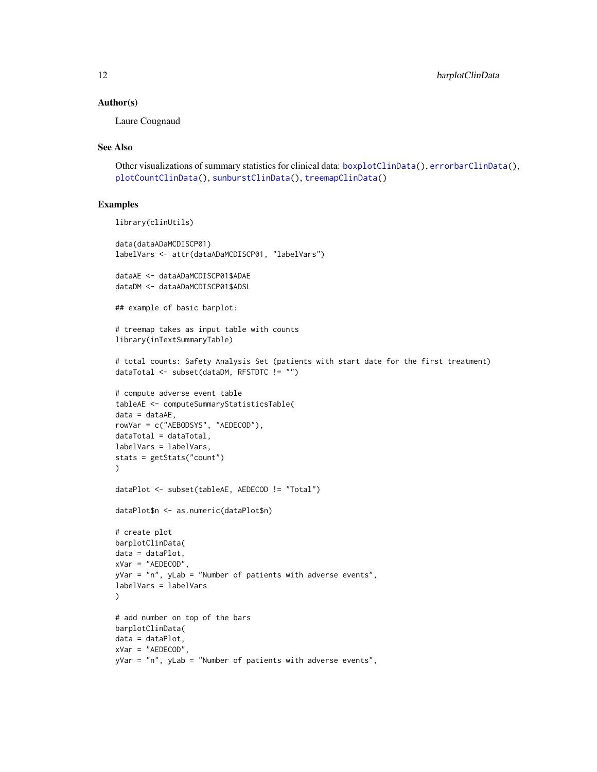### Author(s)

Laure Cougnaud

### See Also

Other visualizations of summary statistics for clinical data: `boxplotClinData()`, `errorbarClinData()`, `plotCountClinData()`, `sunburstClinData()`, `treemapClinData()`

### Examples

```
library(clinUtils)

data(dataADaMCDISCP01)
labelVars <- attr(dataADaMCDISCP01, "labelVars")

dataAE <- dataADaMCDISCP01$ADAE
dataDM <- dataADaMCDISCP01$ADSL

## example of basic barplot:

# treemap takes as input table with counts
library(inTextSummaryTable)

# total counts: Safety Analysis Set (patients with start date for the first treatment)
dataTotal <- subset(dataDM, RFSTDTC != "")

# compute adverse event table
tableAE <- computeSummaryStatisticsTable(
data = dataAE,
rowVar = c("AEBODSYS", "AEDECOD"),
dataTotal = dataTotal,
labelVars = labelVars,
stats = getStats("count")
)

dataPlot <- subset(tableAE, AEDECOD != "Total")

dataPlot$n <- as.numeric(dataPlot$n)

# create plot
barplotClinData(
data = dataPlot,
xVar = "AEDECOD",
yVar = "n", yLab = "Number of patients with adverse events",
labelVars = labelVars
)

# add number on top of the bars
barplotClinData(
data = dataPlot,
xVar = "AEDECOD",
yVar = "n", yLab = "Number of patients with adverse events",
```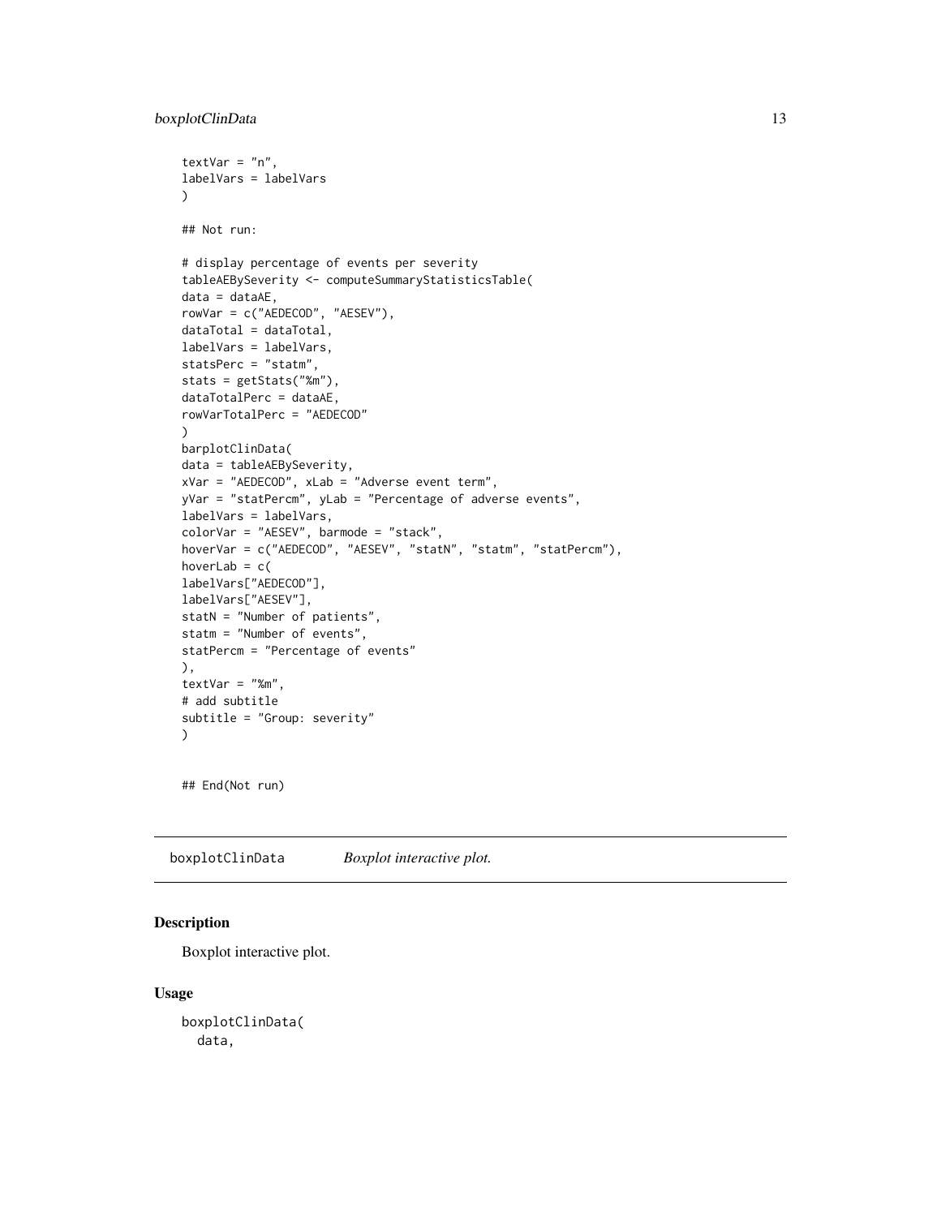```
textVar = "n",
labelVars = labelVars
)

## Not run:

# display percentage of events per severity
tableAEBySeverity <- computeSummaryStatisticsTable(
data = dataAE,
rowVar = c("AEDECOD", "AESEV"),
dataTotal = dataTotal,
labelVars = labelVars,
statsPerc = "statm",
stats = getStats("%m"),
dataTotalPerc = dataAE,
rowVarTotalPerc = "AEDECOD"
)
barplotClinData(
data = tableAEBySeverity,
xVar = "AEDECOD", xLab = "Adverse event term",
yVar = "statPercm", yLab = "Percentage of adverse events",
labelVars = labelVars,
colorVar = "AESEV", barmode = "stack",
hoverVar = c("AEDECOD", "AESEV", "statN", "statm", "statPercm"),
hoverLab = c(
labelVars["AEDECOD"],
labelVars["AESEV"],
statN = "Number of patients",
statm = "Number of events",
statPercm = "Percentage of events"
),
textVar = "%m",
# add subtitle
subtitle = "Group: severity"
)

## End(Not run)
```

## boxplotClinData *Boxplot interactive plot.*

### Description

Boxplot interactive plot.

### Usage

```
boxplotClinData(
  data,
```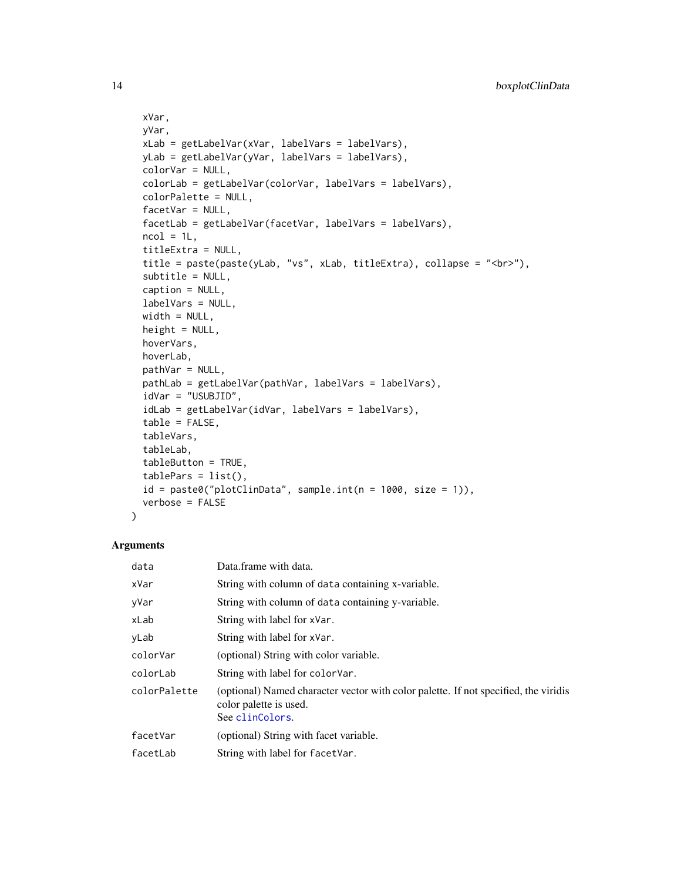```
  xVar,
  yVar,
  xLab = getLabelVar(xVar, labelVars = labelVars),
  yLab = getLabelVar(yVar, labelVars = labelVars),
  colorVar = NULL,
  colorLab = getLabelVar(colorVar, labelVars = labelVars),
  colorPalette = NULL,
  facetVar = NULL,
  facetLab = getLabelVar(facetVar, labelVars = labelVars),
  ncol = 1L,
  titleExtra = NULL,
  title = paste(paste(yLab, "vs", xLab, titleExtra), collapse = "<br>"),
  subtitle = NULL,
  caption = NULL,
  labelVars = NULL,
  width = NULL,
  height = NULL,
  hoverVars,
  hoverLab,
  pathVar = NULL,
  pathLab = getLabelVar(pathVar, labelVars = labelVars),
  idVar = "USUBJID",
  idLab = getLabelVar(idVar, labelVars = labelVars),
  table = FALSE,
  tableVars,
  tableLab,
  tableButton = TRUE,
  tablePars = list(),
  id = paste0("plotClinData", sample.int(n = 1000, size = 1)),
  verbose = FALSE
)
```

## Arguments

| | |
|---|---|
| data | Data.frame with data. |
| xVar | String with column of data containing x-variable. |
| yVar | String with column of data containing y-variable. |
| xLab | String with label for xVar. |
| yLab | String with label for xVar. |
| colorVar | (optional) String with color variable. |
| colorLab | String with label for colorVar. |
| colorPalette | (optional) Named character vector with color palette. If not specified, the viridis color palette is used.<br>See clinColors. |
| facetVar | (optional) String with facet variable. |
| facetLab | String with label for facetVar. |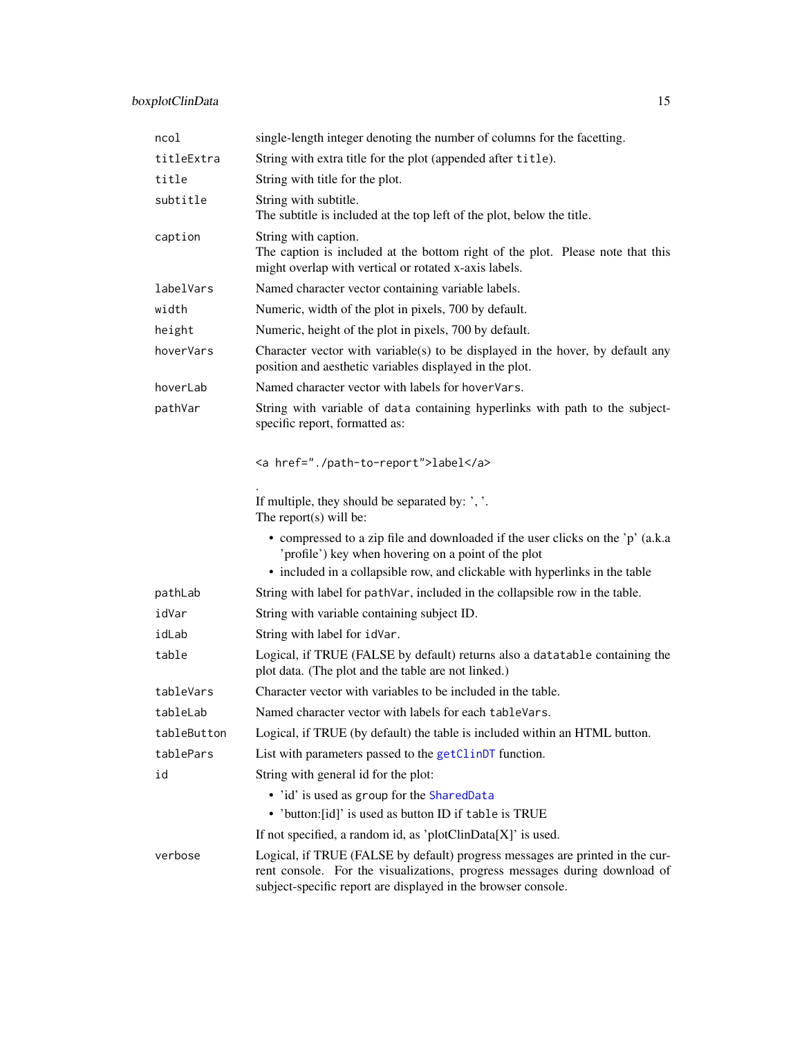| | |
|---|---|
| `ncol` | single-length integer denoting the number of columns for the facetting. |
| `titleExtra` | String with extra title for the plot (appended after `title`). |
| `title` | String with title for the plot. |
| `subtitle` | String with subtitle.<br>The subtitle is included at the top left of the plot, below the title. |
| `caption` | String with caption.<br>The caption is included at the bottom right of the plot. Please note that this might overlap with vertical or rotated x-axis labels. |
| `labelVars` | Named character vector containing variable labels. |
| `width` | Numeric, width of the plot in pixels, 700 by default. |
| `height` | Numeric, height of the plot in pixels, 700 by default. |
| `hoverVars` | Character vector with variable(s) to be displayed in the hover, by default any position and aesthetic variables displayed in the plot. |
| `hoverLab` | Named character vector with labels for `hoverVars`. |
| `pathVar` | String with variable of `data` containing hyperlinks with path to the subject-specific report, formatted as:<br><br>`<a href="./path-to-report">label</a>`<br><br>.<br>If multiple, they should be separated by: ', '.<br>The report(s) will be:<br>• compressed to a zip file and downloaded if the user clicks on the 'p' (a.k.a 'profile') key when hovering on a point of the plot<br>• included in a collapsible row, and clickable with hyperlinks in the table |
| `pathLab` | String with label for `pathVar`, included in the collapsible row in the table. |
| `idVar` | String with variable containing subject ID. |
| `idLab` | String with label for `idVar`. |
| `table` | Logical, if TRUE (FALSE by default) returns also a `datatable` containing the plot data. (The plot and the table are not linked.) |
| `tableVars` | Character vector with variables to be included in the table. |
| `tableLab` | Named character vector with labels for each `tableVars`. |
| `tableButton` | Logical, if TRUE (by default) the table is included within an HTML button. |
| `tablePars` | List with parameters passed to the `getClinDT` function. |
| `id` | String with general id for the plot:<br>• 'id' is used as `group` for the `SharedData`<br>• 'button:[id]' is used as button ID if `table` is TRUE<br><br>If not specified, a random id, as 'plotClinData[X]' is used. |
| `verbose` | Logical, if TRUE (FALSE by default) progress messages are printed in the current console. For the visualizations, progress messages during download of subject-specific report are displayed in the browser console. |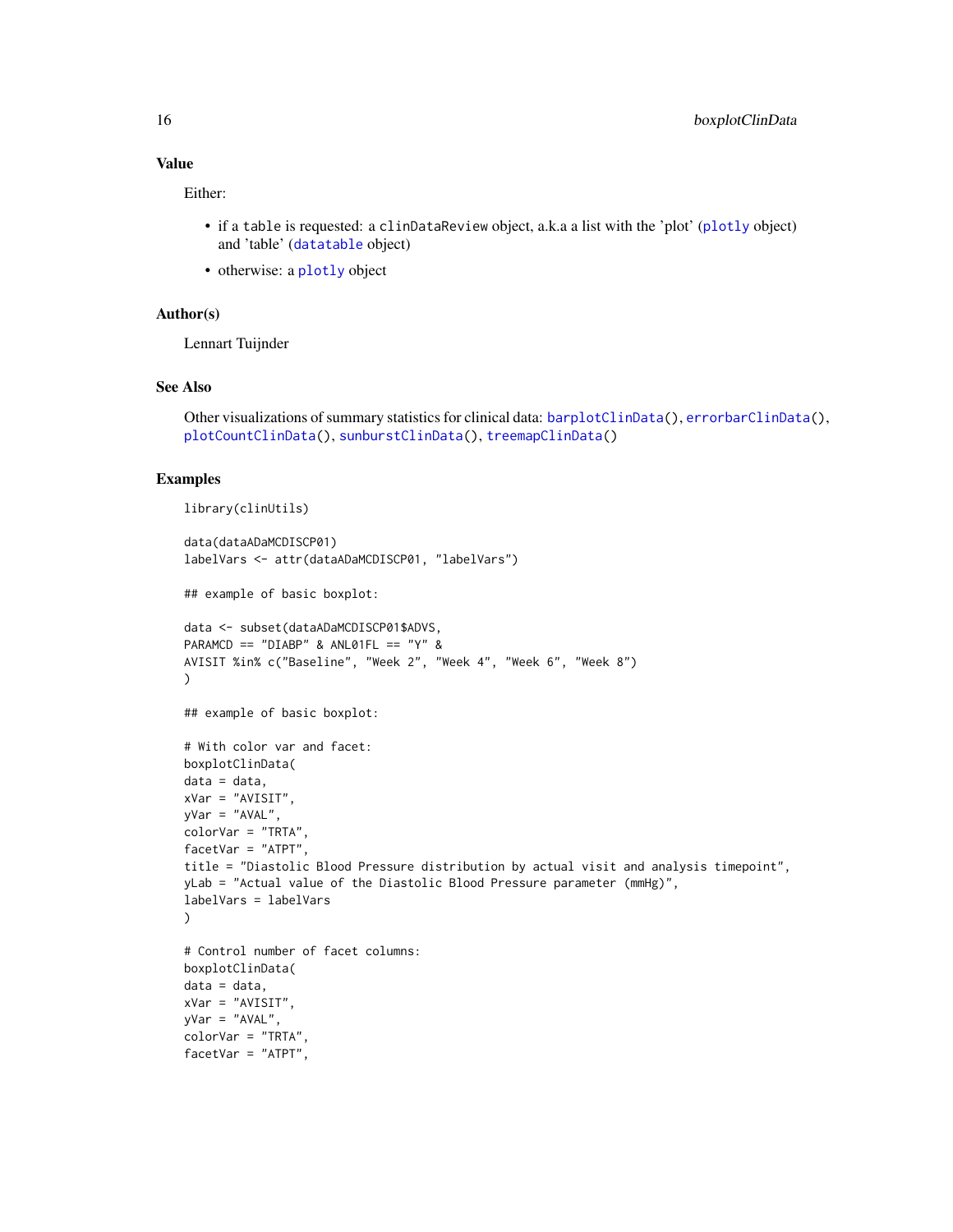### Value

Either:

- if a `table` is requested: a `clinDataReview` object, a.k.a a list with the 'plot' (plotly object) and 'table' (datatable object)
- otherwise: a plotly object

### Author(s)

Lennart Tuijnder

### See Also

Other visualizations of summary statistics for clinical data: barplotClinData(), errorbarClinData(), plotCountClinData(), sunburstClinData(), treemapClinData()

### Examples

```
library(clinUtils)

data(dataADaMCDISCP01)
labelVars <- attr(dataADaMCDISCP01, "labelVars")

## example of basic boxplot:

data <- subset(dataADaMCDISCP01$ADVS,
PARAMCD == "DIABP" & ANL01FL == "Y" &
AVISIT %in% c("Baseline", "Week 2", "Week 4", "Week 6", "Week 8")
)

## example of basic boxplot:

# With color var and facet:
boxplotClinData(
data = data,
xVar = "AVISIT",
yVar = "AVAL",
colorVar = "TRTA",
facetVar = "ATPT",
title = "Diastolic Blood Pressure distribution by actual visit and analysis timepoint",
yLab = "Actual value of the Diastolic Blood Pressure parameter (mmHg)",
labelVars = labelVars
)

# Control number of facet columns:
boxplotClinData(
data = data,
xVar = "AVISIT",
yVar = "AVAL",
colorVar = "TRTA",
facetVar = "ATPT",
```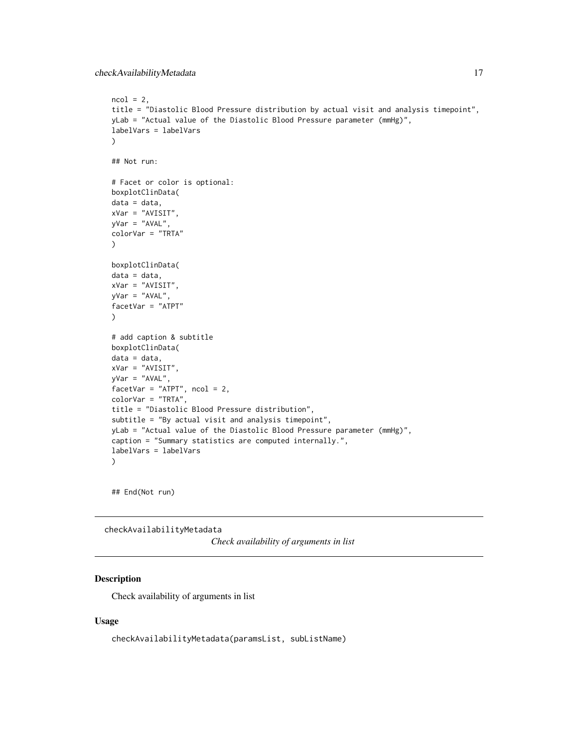```
ncol = 2,
title = "Diastolic Blood Pressure distribution by actual visit and analysis timepoint",
yLab = "Actual value of the Diastolic Blood Pressure parameter (mmHg)",
labelVars = labelVars
)

## Not run:

# Facet or color is optional:
boxplotClinData(
data = data,
xVar = "AVISIT",
yVar = "AVAL",
colorVar = "TRTA"
)

boxplotClinData(
data = data,
xVar = "AVISIT",
yVar = "AVAL",
facetVar = "ATPT"
)

# add caption & subtitle
boxplotClinData(
data = data,
xVar = "AVISIT",
yVar = "AVAL",
facetVar = "ATPT", ncol = 2,
colorVar = "TRTA",
title = "Diastolic Blood Pressure distribution",
subtitle = "By actual visit and analysis timepoint",
yLab = "Actual value of the Diastolic Blood Pressure parameter (mmHg)",
caption = "Summary statistics are computed internally.",
labelVars = labelVars
)

## End(Not run)
```

## checkAvailabilityMetadata

*Check availability of arguments in list*

### Description

Check availability of arguments in list

### Usage

```
checkAvailabilityMetadata(paramsList, subListName)
```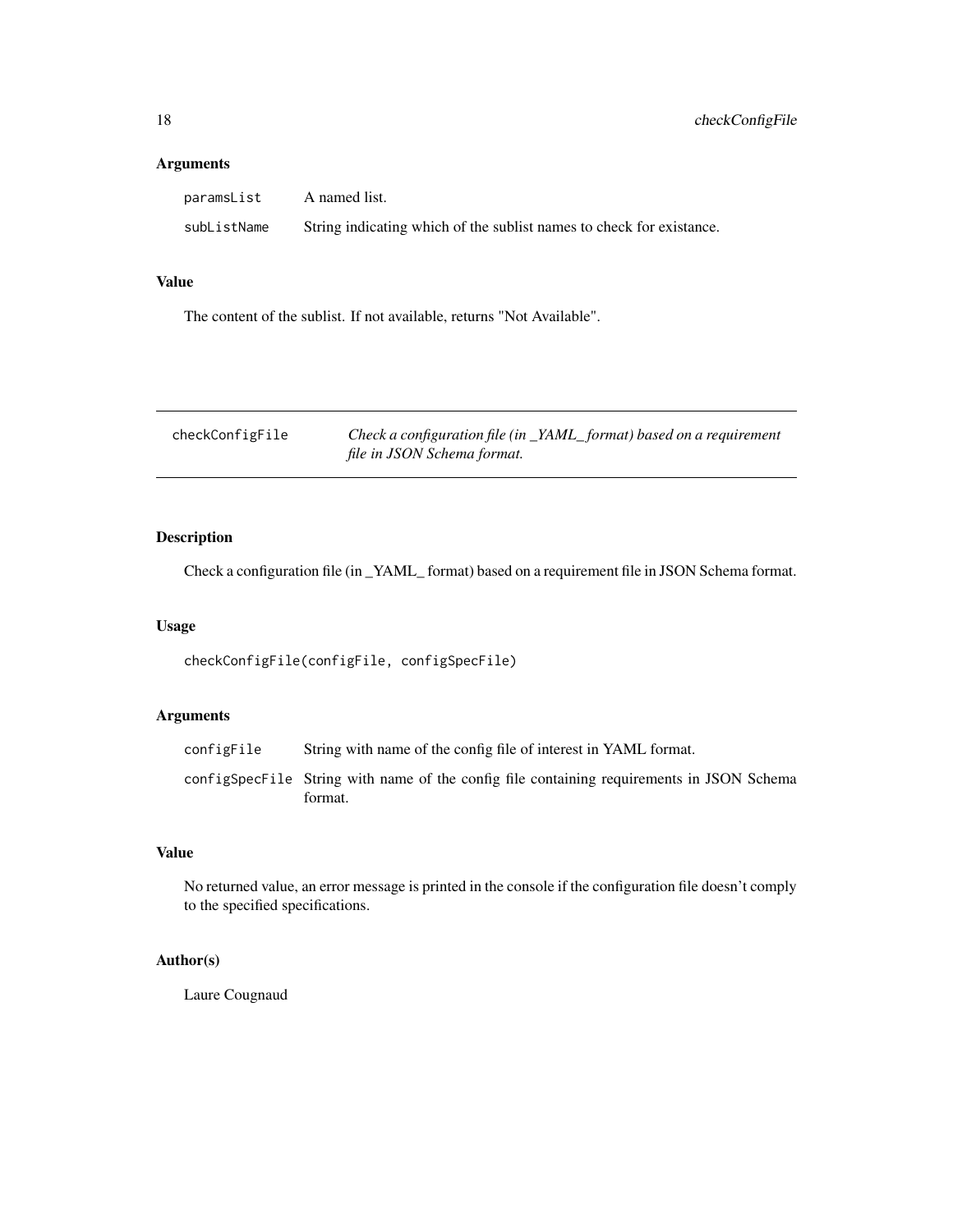### Arguments

| | |
|---|---|
| paramsList | A named list. |
| subListName | String indicating which of the sublist names to check for existance. |

### Value

The content of the sublist. If not available, returns "Not Available".

---

## checkConfigFile    *Check a configuration file (in _YAML_ format) based on a requirement file in JSON Schema format.*

---

### Description

Check a configuration file (in _YAML_ format) based on a requirement file in JSON Schema format.

### Usage

```
checkConfigFile(configFile, configSpecFile)
```

### Arguments

| | |
|---|---|
| configFile | String with name of the config file of interest in YAML format. |
| configSpecFile | String with name of the config file containing requirements in JSON Schema format. |

### Value

No returned value, an error message is printed in the console if the configuration file doesn't comply to the specified specifications.

### Author(s)

Laure Cougnaud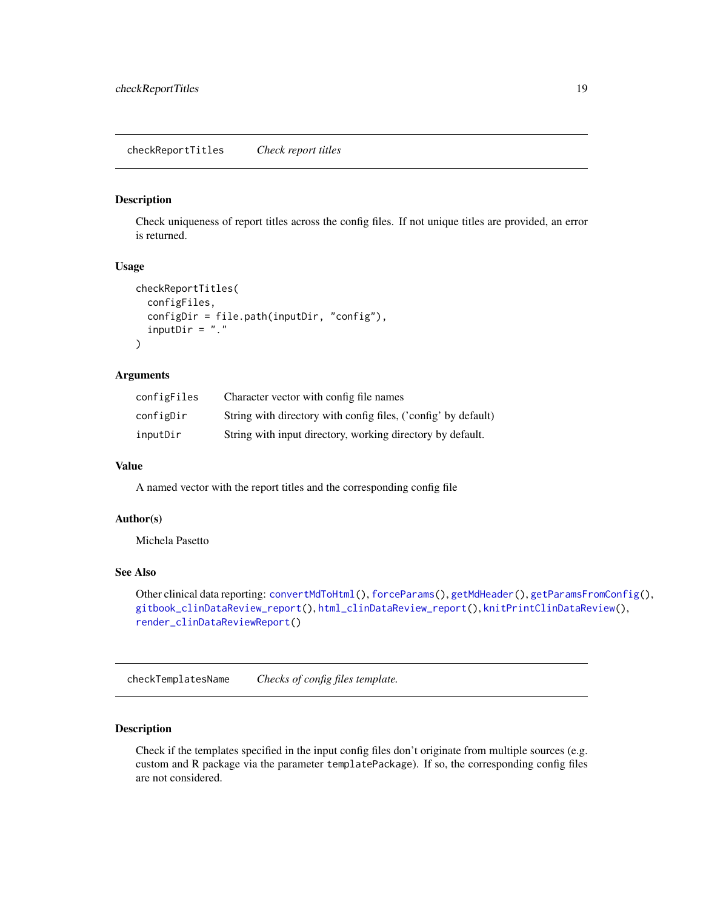## checkReportTitles *Check report titles*

### Description

Check uniqueness of report titles across the config files. If not unique titles are provided, an error is returned.

### Usage

```
checkReportTitles(
  configFiles,
  configDir = file.path(inputDir, "config"),
  inputDir = "."
)
```

### Arguments

| | |
|---|---|
| configFiles | Character vector with config file names |
| configDir | String with directory with config files, ('config' by default) |
| inputDir | String with input directory, working directory by default. |

### Value

A named vector with the report titles and the corresponding config file

### Author(s)

Michela Pasetto

### See Also

Other clinical data reporting: `convertMdToHtml()`, `forceParams()`, `getMdHeader()`, `getParamsFromConfig()`, `gitbook_clinDataReview_report()`, `html_clinDataReview_report()`, `knitPrintClinDataReview()`, `render_clinDataReviewReport()`

## checkTemplatesName *Checks of config files template.*

### Description

Check if the templates specified in the input config files don't originate from multiple sources (e.g. custom and R package via the parameter `templatePackage`). If so, the corresponding config files are not considered.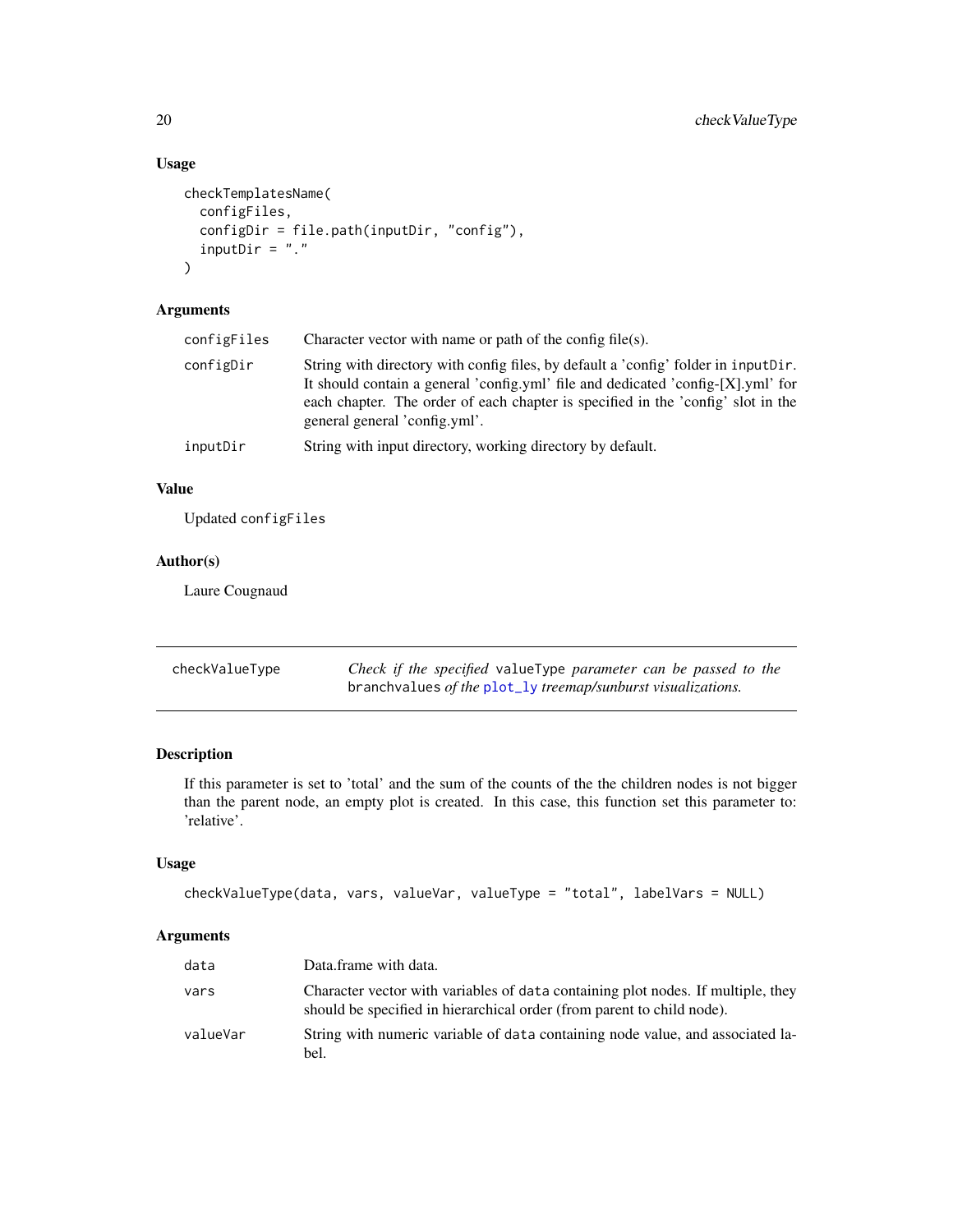### Usage

```
checkTemplatesName(
  configFiles,
  configDir = file.path(inputDir, "config"),
  inputDir = "."
)
```

### Arguments

| | |
|---|---|
| configFiles | Character vector with name or path of the config file(s). |
| configDir | String with directory with config files, by default a 'config' folder in inputDir. It should contain a general 'config.yml' file and dedicated 'config-[X].yml' for each chapter. The order of each chapter is specified in the 'config' slot in the general general 'config.yml'. |
| inputDir | String with input directory, working directory by default. |

### Value

Updated configFiles

### Author(s)

Laure Cougnaud

---

## checkValueType

*Check if the specified* valueType *parameter can be passed to the* branchvalues *of the* plot_ly *treemap/sunburst visualizations.*

### Description

If this parameter is set to 'total' and the sum of the counts of the the children nodes is not bigger than the parent node, an empty plot is created. In this case, this function set this parameter to: 'relative'.

### Usage

```
checkValueType(data, vars, valueVar, valueType = "total", labelVars = NULL)
```

### Arguments

| | |
|---|---|
| data | Data.frame with data. |
| vars | Character vector with variables of data containing plot nodes. If multiple, they should be specified in hierarchical order (from parent to child node). |
| valueVar | String with numeric variable of data containing node value, and associated label. |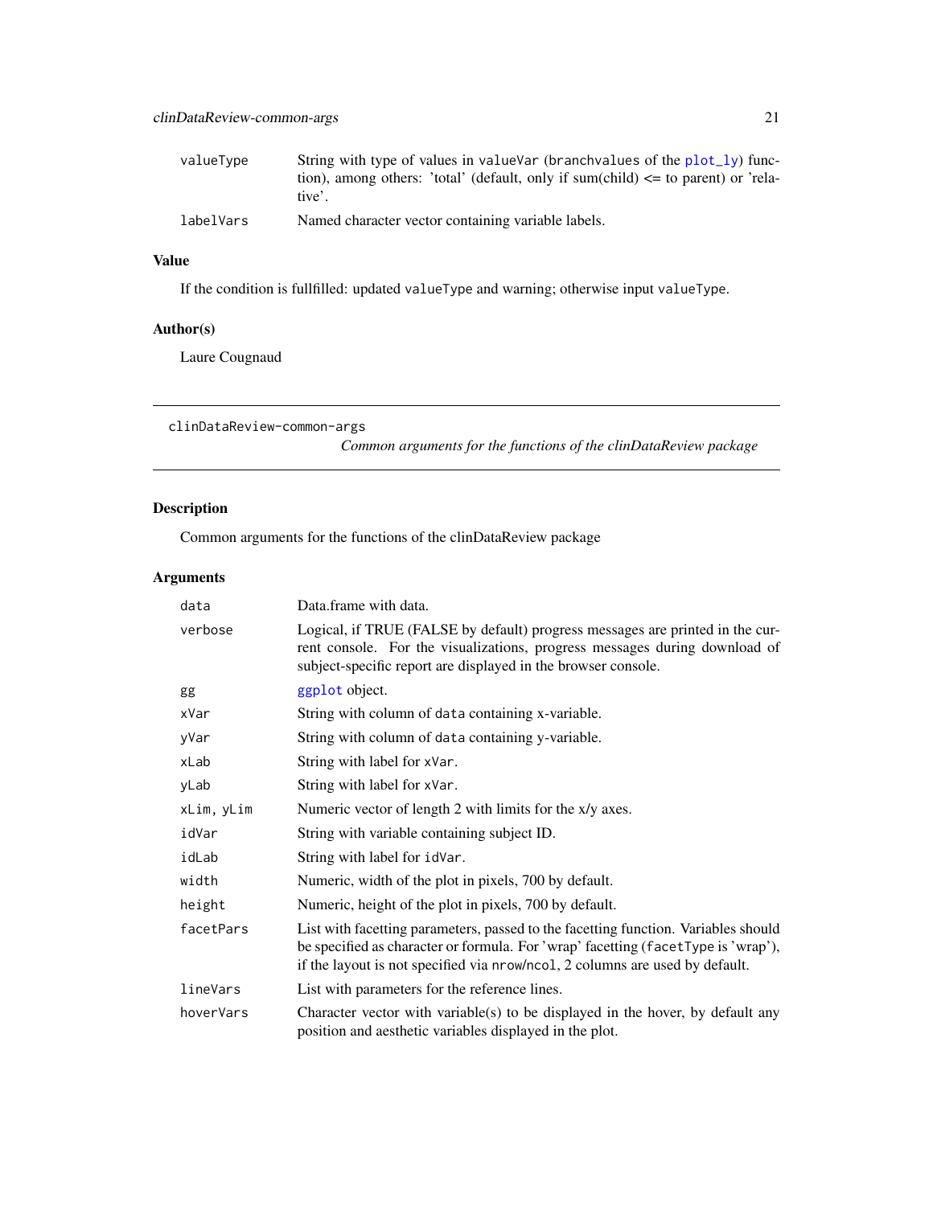| | |
|---|---|
| valueType | String with type of values in valueVar (branchvalues of the plot_ly) function), among others: 'total' (default, only if sum(child) <= to parent) or 'relative'. |
| labelVars | Named character vector containing variable labels. |

### Value

If the condition is fullfilled: updated valueType and warning; otherwise input valueType.

### Author(s)

Laure Cougnaud

---

## clinDataReview-common-args

*Common arguments for the functions of the clinDataReview package*

### Description

Common arguments for the functions of the clinDataReview package

### Arguments

| | |
|---|---|
| data | Data.frame with data. |
| verbose | Logical, if TRUE (FALSE by default) progress messages are printed in the current console. For the visualizations, progress messages during download of subject-specific report are displayed in the browser console. |
| gg | ggplot object. |
| xVar | String with column of data containing x-variable. |
| yVar | String with column of data containing y-variable. |
| xLab | String with label for xVar. |
| yLab | String with label for xVar. |
| xLim, yLim | Numeric vector of length 2 with limits for the x/y axes. |
| idVar | String with variable containing subject ID. |
| idLab | String with label for idVar. |
| width | Numeric, width of the plot in pixels, 700 by default. |
| height | Numeric, height of the plot in pixels, 700 by default. |
| facetPars | List with facetting parameters, passed to the facetting function. Variables should be specified as character or formula. For 'wrap' facetting (facetType is 'wrap'), if the layout is not specified via nrow/ncol, 2 columns are used by default. |
| lineVars | List with parameters for the reference lines. |
| hoverVars | Character vector with variable(s) to be displayed in the hover, by default any position and aesthetic variables displayed in the plot. |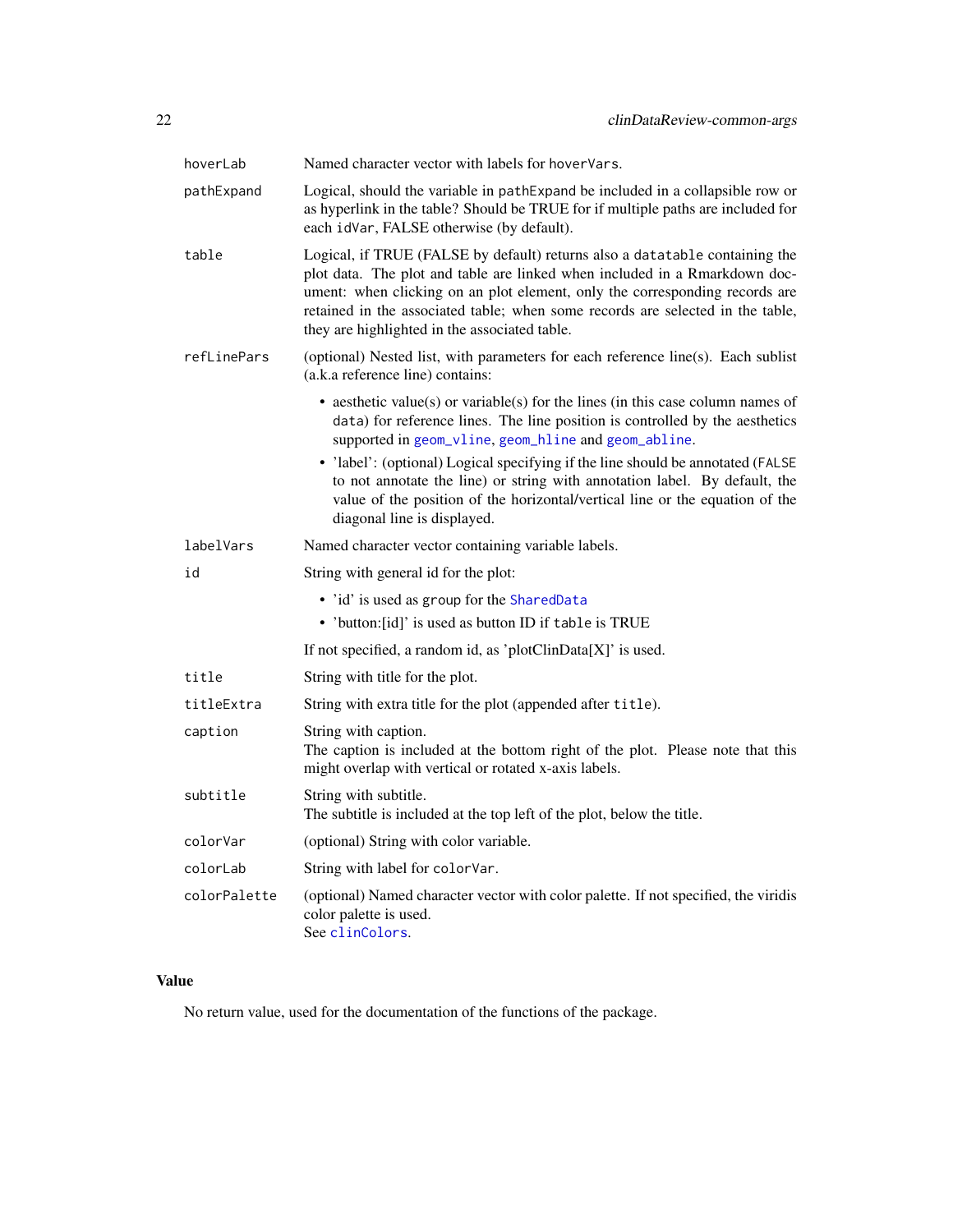| | |
|---|---|
| hoverLab | Named character vector with labels for hoverVars. |
| pathExpand | Logical, should the variable in pathExpand be included in a collapsible row or as hyperlink in the table? Should be TRUE for if multiple paths are included for each idVar, FALSE otherwise (by default). |
| table | Logical, if TRUE (FALSE by default) returns also a datatable containing the plot data. The plot and table are linked when included in a Rmarkdown document: when clicking on an plot element, only the corresponding records are retained in the associated table; when some records are selected in the table, they are highlighted in the associated table. |
| refLinePars | (optional) Nested list, with parameters for each reference line(s). Each sublist (a.k.a reference line) contains: <br>• aesthetic value(s) or variable(s) for the lines (in this case column names of data) for reference lines. The line position is controlled by the aesthetics supported in geom_vline, geom_hline and geom_abline. <br>• 'label': (optional) Logical specifying if the line should be annotated (FALSE to not annotate the line) or string with annotation label. By default, the value of the position of the horizontal/vertical line or the equation of the diagonal line is displayed. |
| labelVars | Named character vector containing variable labels. |
| id | String with general id for the plot: <br>• 'id' is used as group for the SharedData <br>• 'button:[id]' is used as button ID if table is TRUE <br>If not specified, a random id, as 'plotClinData[X]' is used. |
| title | String with title for the plot. |
| titleExtra | String with extra title for the plot (appended after title). |
| caption | String with caption. <br>The caption is included at the bottom right of the plot. Please note that this might overlap with vertical or rotated x-axis labels. |
| subtitle | String with subtitle. <br>The subtitle is included at the top left of the plot, below the title. |
| colorVar | (optional) String with color variable. |
| colorLab | String with label for colorVar. |
| colorPalette | (optional) Named character vector with color palette. If not specified, the viridis color palette is used. <br>See clinColors. |

## Value

No return value, used for the documentation of the functions of the package.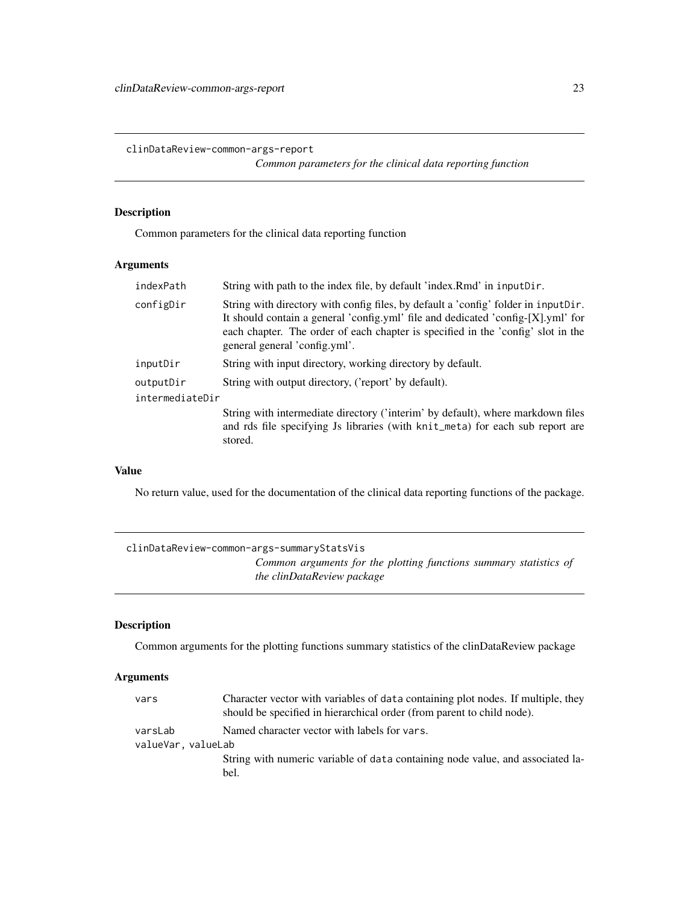## clinDataReview-common-args-report

*Common parameters for the clinical data reporting function*

### Description

Common parameters for the clinical data reporting function

### Arguments

| | |
|---|---|
| indexPath | String with path to the index file, by default 'index.Rmd' in inputDir. |
| configDir | String with directory with config files, by default a 'config' folder in inputDir. It should contain a general 'config.yml' file and dedicated 'config-[X].yml' for each chapter. The order of each chapter is specified in the 'config' slot in the general general 'config.yml'. |
| inputDir | String with input directory, working directory by default. |
| outputDir | String with output directory, ('report' by default). |
| intermediateDir | String with intermediate directory ('interim' by default), where markdown files and rds file specifying Js libraries (with knit_meta) for each sub report are stored. |

### Value

No return value, used for the documentation of the clinical data reporting functions of the package.

## clinDataReview-common-args-summaryStatsVis

*Common arguments for the plotting functions summary statistics of the clinDataReview package*

### Description

Common arguments for the plotting functions summary statistics of the clinDataReview package

### Arguments

| | |
|---|---|
| vars | Character vector with variables of data containing plot nodes. If multiple, they should be specified in hierarchical order (from parent to child node). |
| varsLab | Named character vector with labels for vars. |
| valueVar, valueLab | String with numeric variable of data containing node value, and associated label. |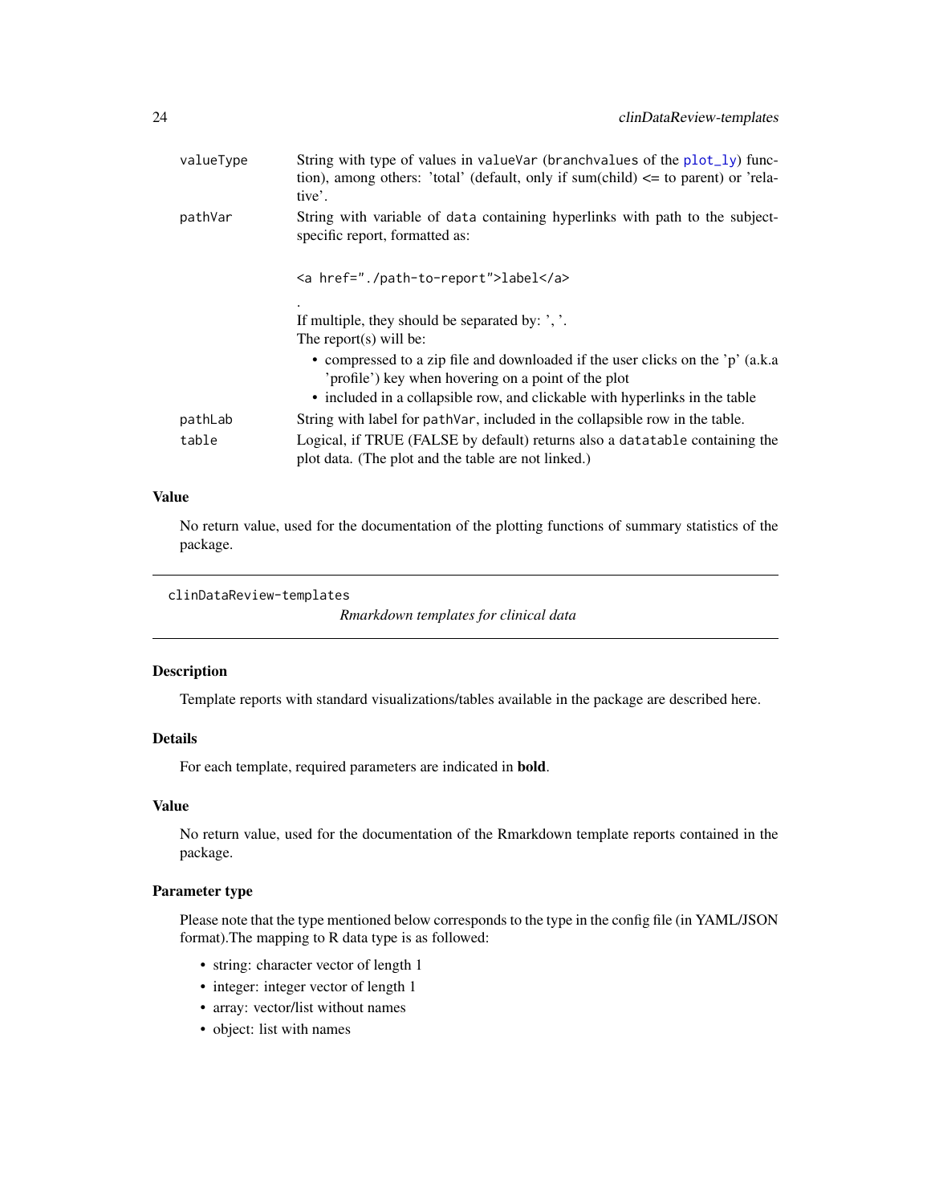valueType
: String with type of values in valueVar (branchvalues of the plot_ly) function), among others: 'total' (default, only if sum(child) <= to parent) or 'relative'.

pathVar
: String with variable of data containing hyperlinks with path to the subject-specific report, formatted as:

```
<a href="./path-to-report">label</a>
```

.
If multiple, they should be separated by: ', '.
The report(s) will be:

- compressed to a zip file and downloaded if the user clicks on the 'p' (a.k.a 'profile') key when hovering on a point of the plot
- included in a collapsible row, and clickable with hyperlinks in the table

pathLab
: String with label for pathVar, included in the collapsible row in the table.

table
: Logical, if TRUE (FALSE by default) returns also a datatable containing the plot data. (The plot and the table are not linked.)

### Value

No return value, used for the documentation of the plotting functions of summary statistics of the package.

---

## clinDataReview-templates

*Rmarkdown templates for clinical data*

---

### Description

Template reports with standard visualizations/tables available in the package are described here.

### Details

For each template, required parameters are indicated in **bold**.

### Value

No return value, used for the documentation of the Rmarkdown template reports contained in the package.

### Parameter type

Please note that the type mentioned below corresponds to the type in the config file (in YAML/JSON format).The mapping to R data type is as followed:

- string: character vector of length 1
- integer: integer vector of length 1
- array: vector/list without names
- object: list with names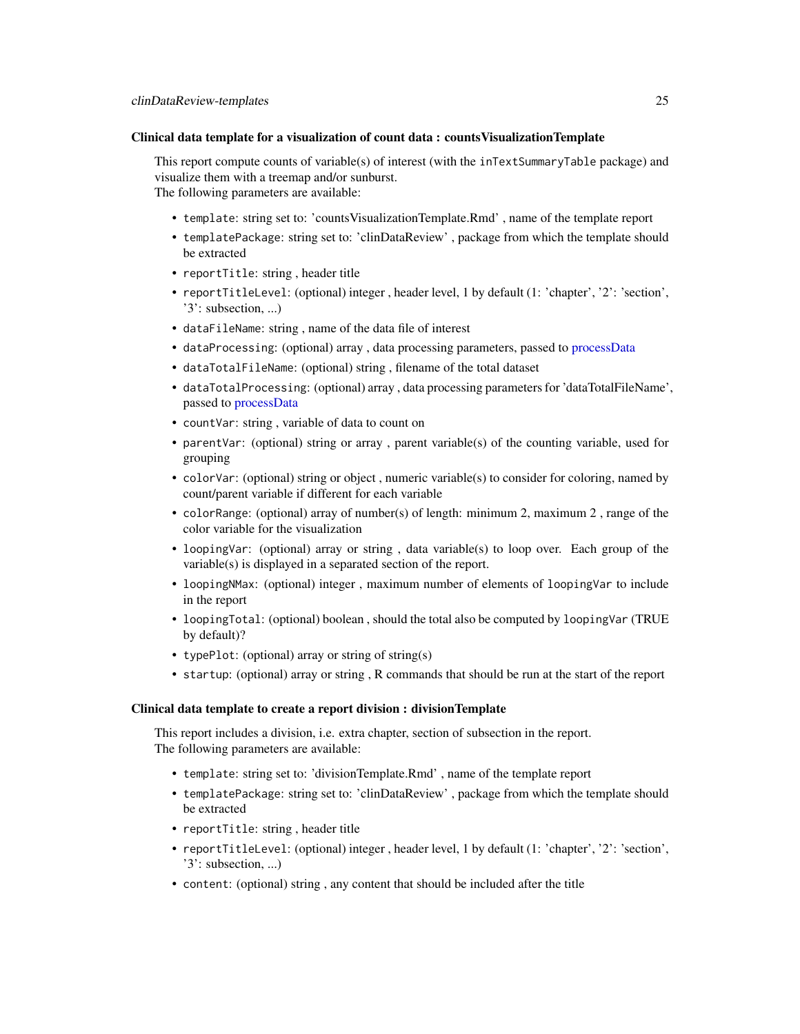### Clinical data template for a visualization of count data : countsVisualizationTemplate

This report compute counts of variable(s) of interest (with the `inTextSummaryTable` package) and visualize them with a treemap and/or sunburst.
The following parameters are available:

- `template`: string set to: 'countsVisualizationTemplate.Rmd' , name of the template report
- `templatePackage`: string set to: 'clinDataReview' , package from which the template should be extracted
- `reportTitle`: string , header title
- `reportTitleLevel`: (optional) integer , header level, 1 by default (1: 'chapter', '2': 'section', '3': subsection, ...)
- `dataFileName`: string , name of the data file of interest
- `dataProcessing`: (optional) array , data processing parameters, passed to processData
- `dataTotalFileName`: (optional) string , filename of the total dataset
- `dataTotalProcessing`: (optional) array , data processing parameters for 'dataTotalFileName', passed to processData
- `countVar`: string , variable of data to count on
- `parentVar`: (optional) string or array , parent variable(s) of the counting variable, used for grouping
- `colorVar`: (optional) string or object , numeric variable(s) to consider for coloring, named by count/parent variable if different for each variable
- `colorRange`: (optional) array of number(s) of length: minimum 2, maximum 2 , range of the color variable for the visualization
- `loopingVar`: (optional) array or string , data variable(s) to loop over. Each group of the variable(s) is displayed in a separated section of the report.
- `loopingNMax`: (optional) integer , maximum number of elements of `loopingVar` to include in the report
- `loopingTotal`: (optional) boolean , should the total also be computed by `loopingVar` (TRUE by default)?
- `typePlot`: (optional) array or string of string(s)
- `startup`: (optional) array or string , R commands that should be run at the start of the report

### Clinical data template to create a report division : divisionTemplate

This report includes a division, i.e. extra chapter, section of subsection in the report.
The following parameters are available:

- `template`: string set to: 'divisionTemplate.Rmd' , name of the template report
- `templatePackage`: string set to: 'clinDataReview' , package from which the template should be extracted
- `reportTitle`: string , header title
- `reportTitleLevel`: (optional) integer , header level, 1 by default (1: 'chapter', '2': 'section', '3': subsection, ...)
- `content`: (optional) string , any content that should be included after the title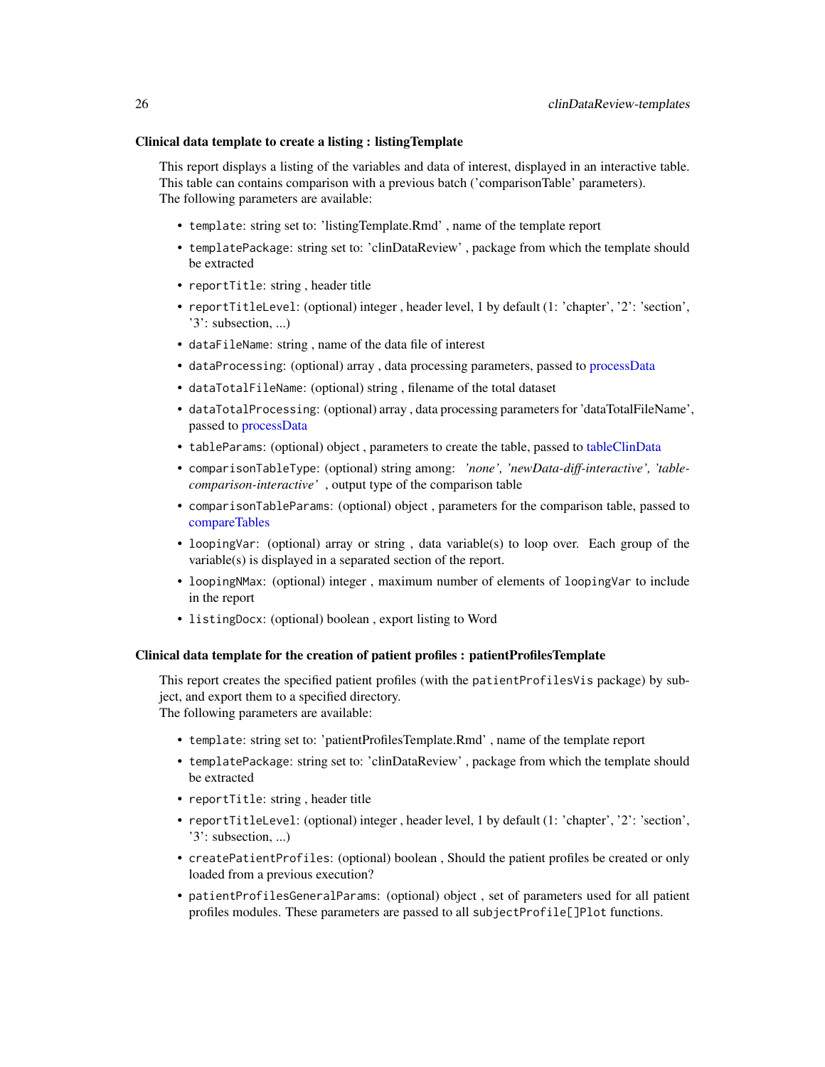### Clinical data template to create a listing : listingTemplate

This report displays a listing of the variables and data of interest, displayed in an interactive table. This table can contains comparison with a previous batch ('comparisonTable' parameters).
The following parameters are available:

- `template`: string set to: 'listingTemplate.Rmd' , name of the template report
- `templatePackage`: string set to: 'clinDataReview' , package from which the template should be extracted
- `reportTitle`: string , header title
- `reportTitleLevel`: (optional) integer , header level, 1 by default (1: 'chapter', '2': 'section', '3': subsection, ...)
- `dataFileName`: string , name of the data file of interest
- `dataProcessing`: (optional) array , data processing parameters, passed to processData
- `dataTotalFileName`: (optional) string , filename of the total dataset
- `dataTotalProcessing`: (optional) array , data processing parameters for 'dataTotalFileName', passed to processData
- `tableParams`: (optional) object , parameters to create the table, passed to tableClinData
- `comparisonTableType`: (optional) string among: *'none', 'newData-diff-interactive', 'table-comparison-interactive'* , output type of the comparison table
- `comparisonTableParams`: (optional) object , parameters for the comparison table, passed to compareTables
- `loopingVar`: (optional) array or string , data variable(s) to loop over. Each group of the variable(s) is displayed in a separated section of the report.
- `loopingNMax`: (optional) integer , maximum number of elements of `loopingVar` to include in the report
- `listingDocx`: (optional) boolean , export listing to Word

### Clinical data template for the creation of patient profiles : patientProfilesTemplate

This report creates the specified patient profiles (with the `patientProfilesVis` package) by subject, and export them to a specified directory.
The following parameters are available:

- `template`: string set to: 'patientProfilesTemplate.Rmd' , name of the template report
- `templatePackage`: string set to: 'clinDataReview' , package from which the template should be extracted
- `reportTitle`: string , header title
- `reportTitleLevel`: (optional) integer , header level, 1 by default (1: 'chapter', '2': 'section', '3': subsection, ...)
- `createPatientProfiles`: (optional) boolean , Should the patient profiles be created or only loaded from a previous execution?
- `patientProfilesGeneralParams`: (optional) object , set of parameters used for all patient profiles modules. These parameters are passed to all `subjectProfile[]Plot` functions.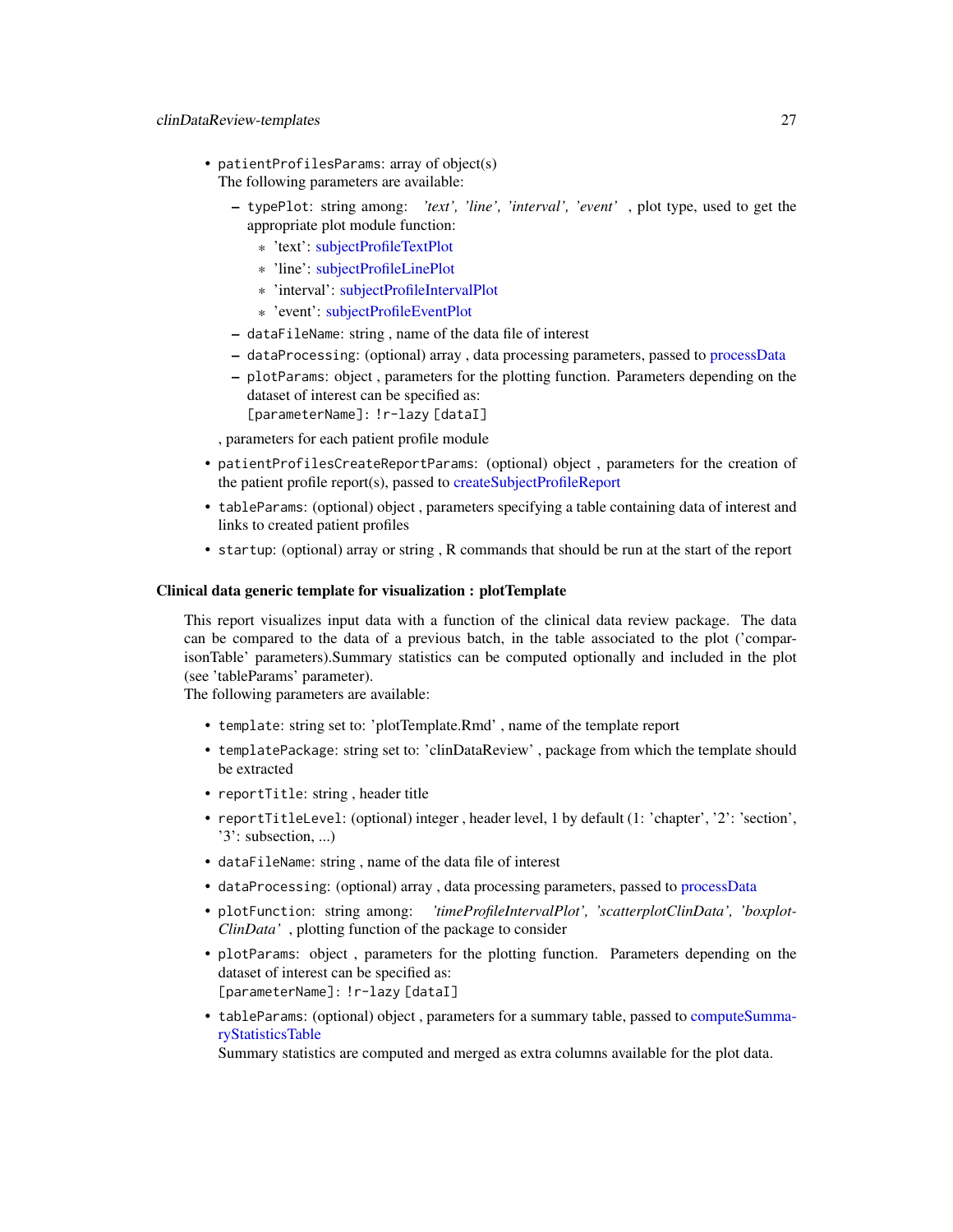- `patientProfilesParams`: array of object(s)
  The following parameters are available:
  - `typePlot`: string among: *'text', 'line', 'interval', 'event'* , plot type, used to get the appropriate plot module function:
    - 'text': subjectProfileTextPlot
    - 'line': subjectProfileLinePlot
    - 'interval': subjectProfileIntervalPlot
    - 'event': subjectProfileEventPlot
  - `dataFileName`: string , name of the data file of interest
  - `dataProcessing`: (optional) array , data processing parameters, passed to processData
  - `plotParams`: object , parameters for the plotting function. Parameters depending on the dataset of interest can be specified as:
    `[parameterName]: !r-lazy [dataI]`

  , parameters for each patient profile module
- `patientProfilesCreateReportParams`: (optional) object , parameters for the creation of the patient profile report(s), passed to createSubjectProfileReport
- `tableParams`: (optional) object , parameters specifying a table containing data of interest and links to created patient profiles
- `startup`: (optional) array or string , R commands that should be run at the start of the report

**Clinical data generic template for visualization : plotTemplate**

This report visualizes input data with a function of the clinical data review package. The data can be compared to the data of a previous batch, in the table associated to the plot ('comparisonTable' parameters).Summary statistics can be computed optionally and included in the plot (see 'tableParams' parameter).
The following parameters are available:

- `template`: string set to: 'plotTemplate.Rmd' , name of the template report
- `templatePackage`: string set to: 'clinDataReview' , package from which the template should be extracted
- `reportTitle`: string , header title
- `reportTitleLevel`: (optional) integer , header level, 1 by default (1: 'chapter', '2': 'section', '3': subsection, ...)
- `dataFileName`: string , name of the data file of interest
- `dataProcessing`: (optional) array , data processing parameters, passed to processData
- `plotFunction`: string among: *'timeProfileIntervalPlot', 'scatterplotClinData', 'boxplotClinData'* , plotting function of the package to consider
- `plotParams`: object , parameters for the plotting function. Parameters depending on the dataset of interest can be specified as:
  `[parameterName]: !r-lazy [dataI]`
- `tableParams`: (optional) object , parameters for a summary table, passed to computeSummaryStatisticsTable
  Summary statistics are computed and merged as extra columns available for the plot data.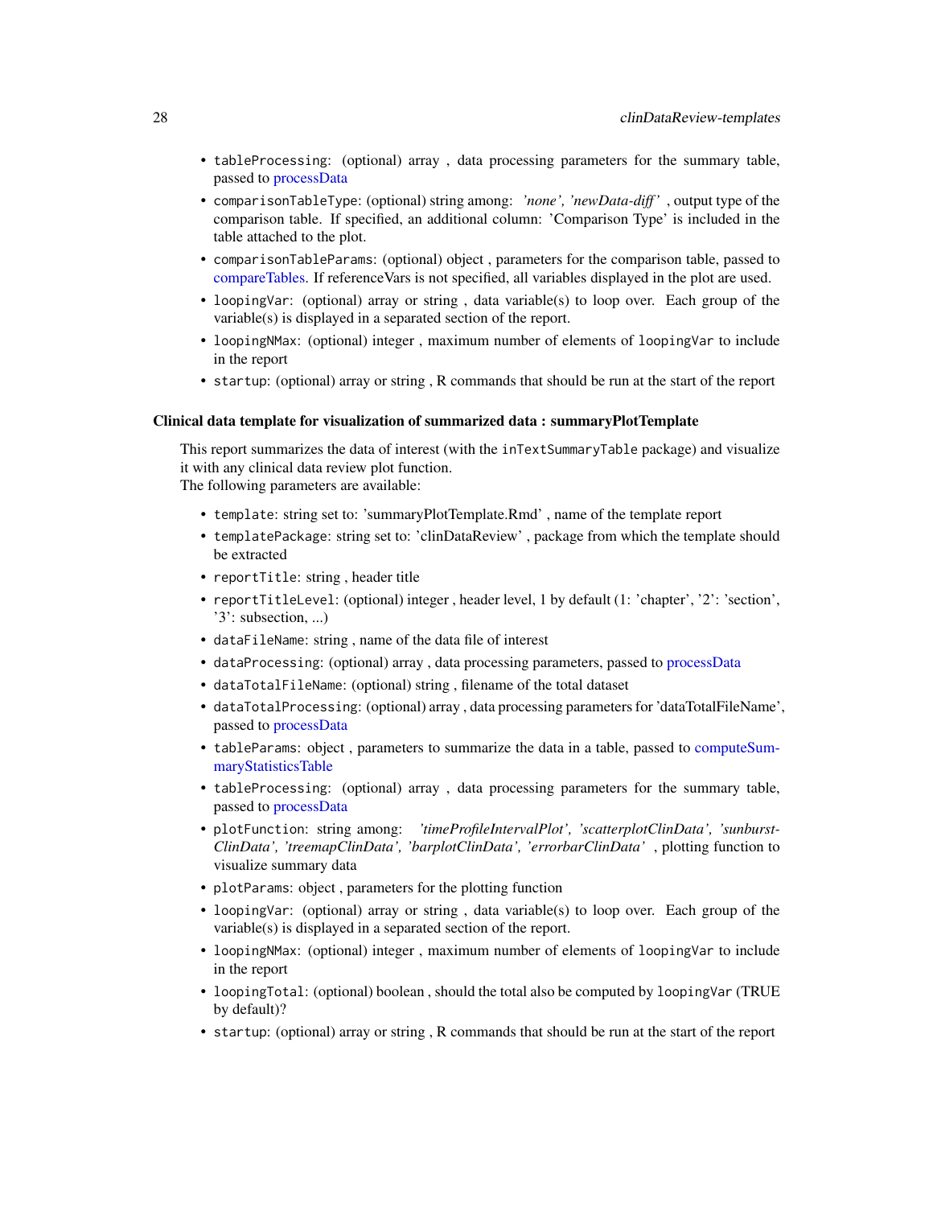- `tableProcessing`: (optional) array , data processing parameters for the summary table, passed to processData
- `comparisonTableType`: (optional) string among: *'none', 'newData-diff'* , output type of the comparison table. If specified, an additional column: 'Comparison Type' is included in the table attached to the plot.
- `comparisonTableParams`: (optional) object , parameters for the comparison table, passed to compareTables. If referenceVars is not specified, all variables displayed in the plot are used.
- `loopingVar`: (optional) array or string , data variable(s) to loop over. Each group of the variable(s) is displayed in a separated section of the report.
- `loopingNMax`: (optional) integer , maximum number of elements of `loopingVar` to include in the report
- `startup`: (optional) array or string , R commands that should be run at the start of the report

**Clinical data template for visualization of summarized data : summaryPlotTemplate**

This report summarizes the data of interest (with the `inTextSummaryTable` package) and visualize it with any clinical data review plot function.
The following parameters are available:

- `template`: string set to: 'summaryPlotTemplate.Rmd' , name of the template report
- `templatePackage`: string set to: 'clinDataReview' , package from which the template should be extracted
- `reportTitle`: string , header title
- `reportTitleLevel`: (optional) integer , header level, 1 by default (1: 'chapter', '2': 'section', '3': subsection, ...)
- `dataFileName`: string , name of the data file of interest
- `dataProcessing`: (optional) array , data processing parameters, passed to processData
- `dataTotalFileName`: (optional) string , filename of the total dataset
- `dataTotalProcessing`: (optional) array , data processing parameters for 'dataTotalFileName', passed to processData
- `tableParams`: object , parameters to summarize the data in a table, passed to computeSummaryStatisticsTable
- `tableProcessing`: (optional) array , data processing parameters for the summary table, passed to processData
- `plotFunction`: string among: *'timeProfileIntervalPlot', 'scatterplotClinData', 'sunburstClinData', 'treemapClinData', 'barplotClinData', 'errorbarClinData'* , plotting function to visualize summary data
- `plotParams`: object , parameters for the plotting function
- `loopingVar`: (optional) array or string , data variable(s) to loop over. Each group of the variable(s) is displayed in a separated section of the report.
- `loopingNMax`: (optional) integer , maximum number of elements of `loopingVar` to include in the report
- `loopingTotal`: (optional) boolean , should the total also be computed by `loopingVar` (TRUE by default)?
- `startup`: (optional) array or string , R commands that should be run at the start of the report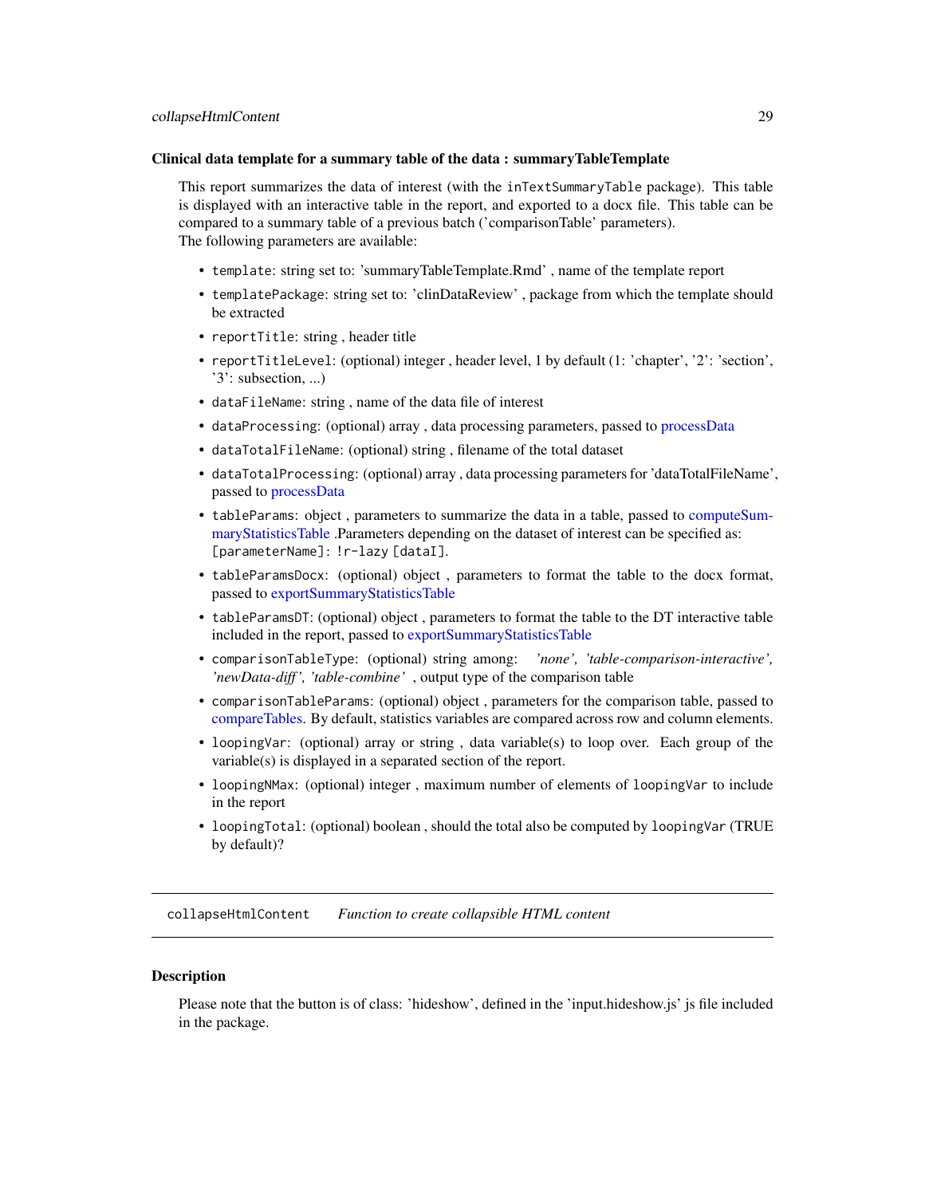### Clinical data template for a summary table of the data : summaryTableTemplate

This report summarizes the data of interest (with the `inTextSummaryTable` package). This table is displayed with an interactive table in the report, and exported to a docx file. This table can be compared to a summary table of a previous batch ('comparisonTable' parameters).
The following parameters are available:

- `template`: string set to: 'summaryTableTemplate.Rmd' , name of the template report
- `templatePackage`: string set to: 'clinDataReview' , package from which the template should be extracted
- `reportTitle`: string , header title
- `reportTitleLevel`: (optional) integer , header level, 1 by default (1: 'chapter', '2': 'section', '3': subsection, ...)
- `dataFileName`: string , name of the data file of interest
- `dataProcessing`: (optional) array , data processing parameters, passed to processData
- `dataTotalFileName`: (optional) string , filename of the total dataset
- `dataTotalProcessing`: (optional) array , data processing parameters for 'dataTotalFileName', passed to processData
- `tableParams`: object , parameters to summarize the data in a table, passed to computeSummaryStatisticsTable .Parameters depending on the dataset of interest can be specified as: `[parameterName]: !r-lazy [dataI]`.
- `tableParamsDocx`: (optional) object , parameters to format the table to the docx format, passed to exportSummaryStatisticsTable
- `tableParamsDT`: (optional) object , parameters to format the table to the DT interactive table included in the report, passed to exportSummaryStatisticsTable
- `comparisonTableType`: (optional) string among: *'none', 'table-comparison-interactive', 'newData-diff', 'table-combine'* , output type of the comparison table
- `comparisonTableParams`: (optional) object , parameters for the comparison table, passed to compareTables. By default, statistics variables are compared across row and column elements.
- `loopingVar`: (optional) array or string , data variable(s) to loop over. Each group of the variable(s) is displayed in a separated section of the report.
- `loopingNMax`: (optional) integer , maximum number of elements of `loopingVar` to include in the report
- `loopingTotal`: (optional) boolean , should the total also be computed by `loopingVar` (TRUE by default)?

---

`collapseHtmlContent` *Function to create collapsible HTML content*

---

### Description

Please note that the button is of class: 'hideshow', defined in the 'input.hideshow.js' js file included in the package.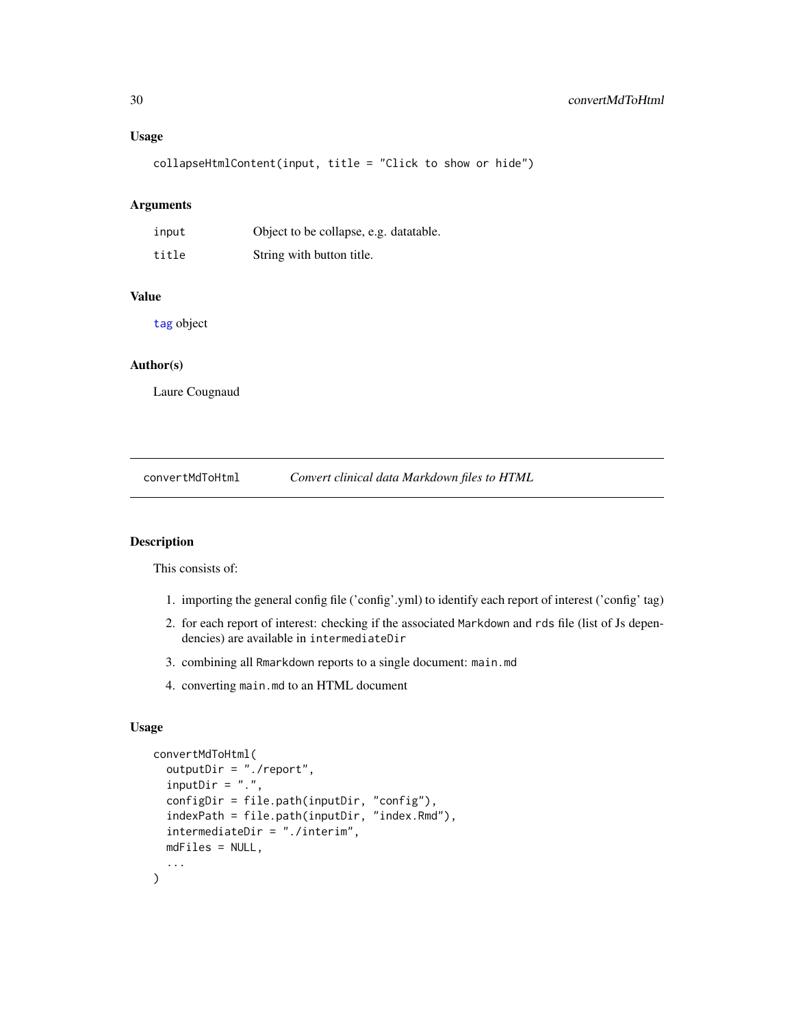### Usage

```
collapseHtmlContent(input, title = "Click to show or hide")
```

### Arguments

| | |
|---|---|
| input | Object to be collapse, e.g. datatable. |
| title | String with button title. |

### Value

tag object

### Author(s)

Laure Cougnaud

---

## convertMdToHtml *Convert clinical data Markdown files to HTML*

### Description

This consists of:

1. importing the general config file ('config'.yml) to identify each report of interest ('config' tag)
2. for each report of interest: checking if the associated Markdown and rds file (list of Js dependencies) are available in intermediateDir
3. combining all Rmarkdown reports to a single document: main.md
4. converting main.md to an HTML document

### Usage

```
convertMdToHtml(
  outputDir = "./report",
  inputDir = ".",
  configDir = file.path(inputDir, "config"),
  indexPath = file.path(inputDir, "index.Rmd"),
  intermediateDir = "./interim",
  mdFiles = NULL,
  ...
)
```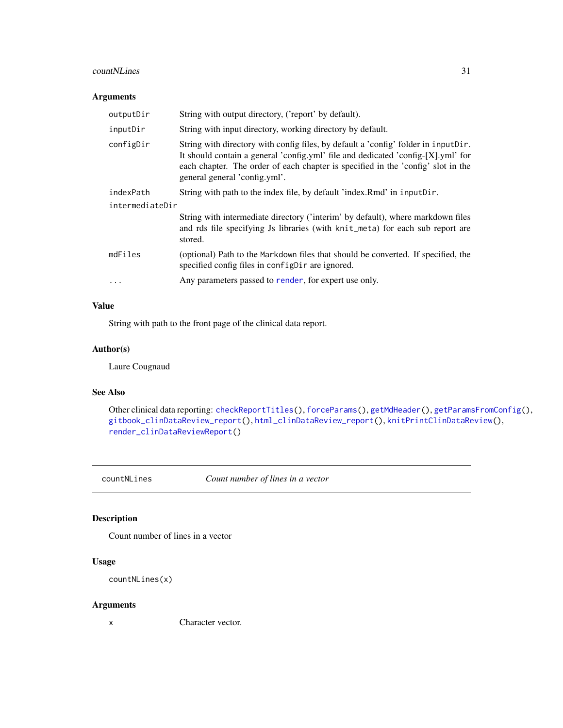## Arguments

| | |
|---|---|
| `outputDir` | String with output directory, ('report' by default). |
| `inputDir` | String with input directory, working directory by default. |
| `configDir` | String with directory with config files, by default a 'config' folder in `inputDir`. It should contain a general 'config.yml' file and dedicated 'config-[X].yml' for each chapter. The order of each chapter is specified in the 'config' slot in the general general 'config.yml'. |
| `indexPath` | String with path to the index file, by default 'index.Rmd' in `inputDir`. |
| `intermediateDir` | String with intermediate directory ('interim' by default), where markdown files and rds file specifying Js libraries (with `knit_meta`) for each sub report are stored. |
| `mdFiles` | (optional) Path to the `Markdown` files that should be converted. If specified, the specified config files in `configDir` are ignored. |
| `...` | Any parameters passed to `render`, for expert use only. |

## Value

String with path to the front page of the clinical data report.

## Author(s)

Laure Cougnaud

## See Also

Other clinical data reporting: `checkReportTitles()`, `forceParams()`, `getMdHeader()`, `getParamsFromConfig()`, `gitbook_clinDataReview_report()`, `html_clinDataReview_report()`, `knitPrintClinDataReview()`, `render_clinDataReviewReport()`

---

# countNLines — *Count number of lines in a vector*

---

## Description

Count number of lines in a vector

## Usage

```
countNLines(x)
```

## Arguments

| | |
|---|---|
| `x` | Character vector. |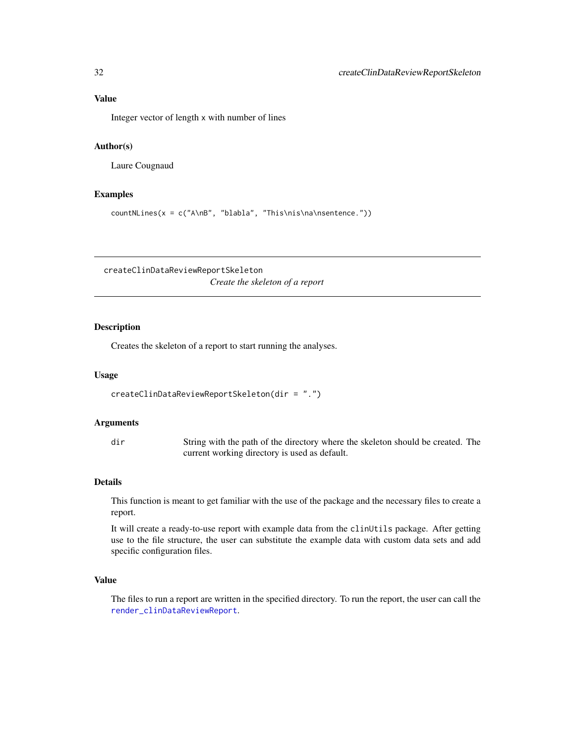### Value

Integer vector of length x with number of lines

### Author(s)

Laure Cougnaud

### Examples

```
countNLines(x = c("A\nB", "blabla", "This\nis\na\nsentence."))
```

---

## createClinDataReviewReportSkeleton

*Create the skeleton of a report*

---

### Description

Creates the skeleton of a report to start running the analyses.

### Usage

```
createClinDataReviewReportSkeleton(dir = ".")
```

### Arguments

| | |
|---|---|
| dir | String with the path of the directory where the skeleton should be created. The current working directory is used as default. |

### Details

This function is meant to get familiar with the use of the package and the necessary files to create a report.

It will create a ready-to-use report with example data from the `clinUtils` package. After getting use to the file structure, the user can substitute the example data with custom data sets and add specific configuration files.

### Value

The files to run a report are written in the specified directory. To run the report, the user can call the `render_clinDataReviewReport`.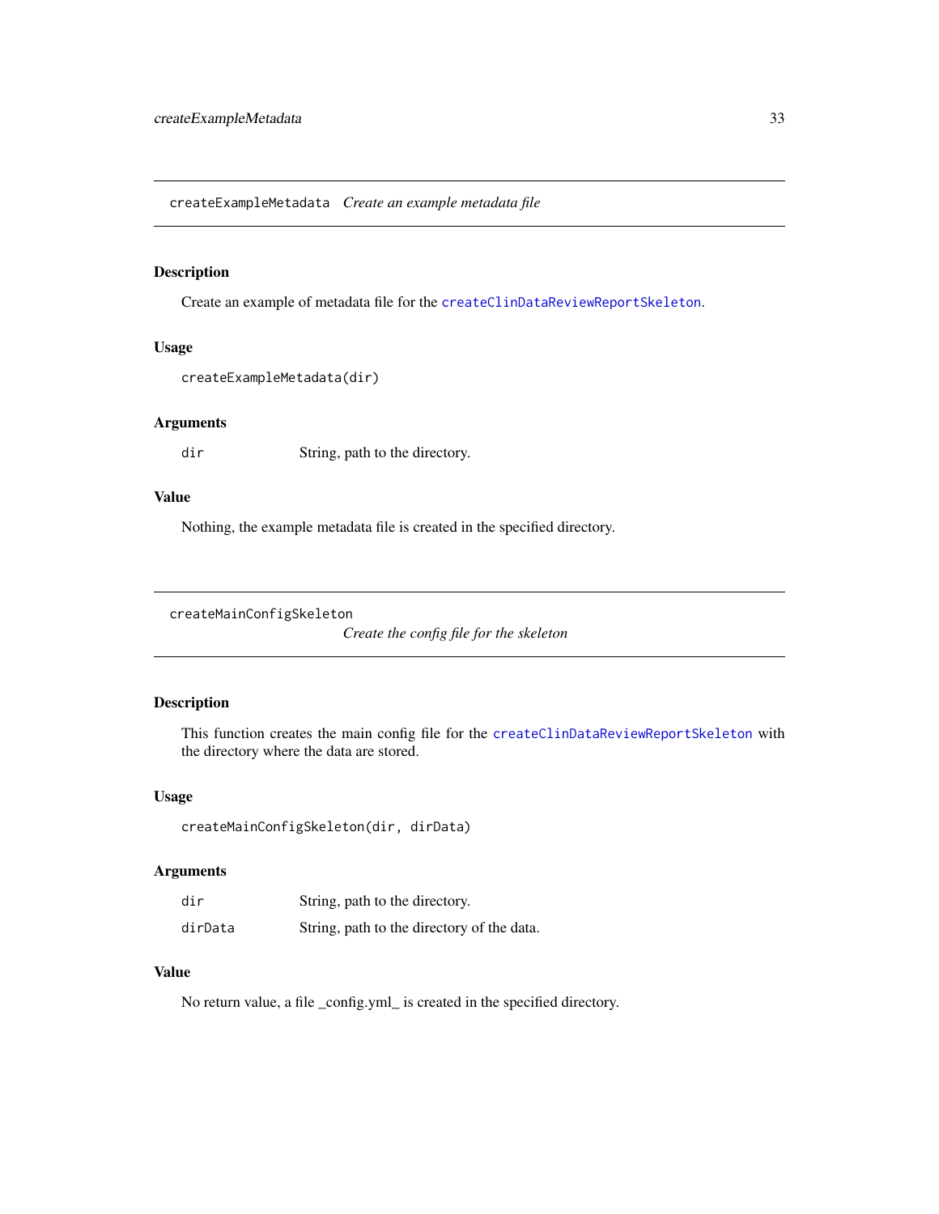## createExampleMetadata *Create an example metadata file*

### Description

Create an example of metadata file for the createClinDataReviewReportSkeleton.

### Usage

```
createExampleMetadata(dir)
```

### Arguments

| | |
|---|---|
| dir | String, path to the directory. |

### Value

Nothing, the example metadata file is created in the specified directory.

## createMainConfigSkeleton *Create the config file for the skeleton*

### Description

This function creates the main config file for the createClinDataReviewReportSkeleton with the directory where the data are stored.

### Usage

```
createMainConfigSkeleton(dir, dirData)
```

### Arguments

| | |
|---|---|
| dir | String, path to the directory. |
| dirData | String, path to the directory of the data. |

### Value

No return value, a file _config.yml_ is created in the specified directory.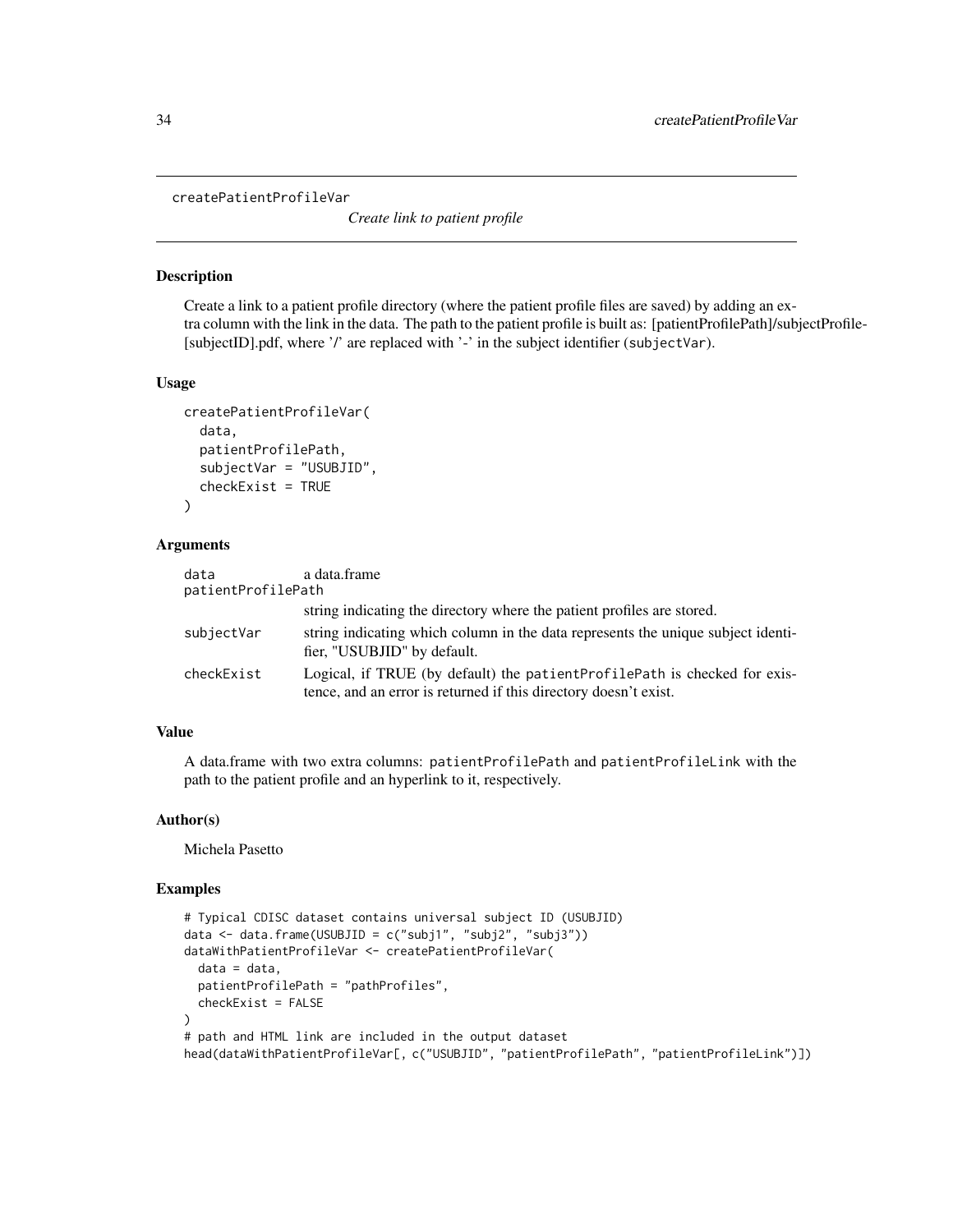createPatientProfileVar

*Create link to patient profile*

### Description

Create a link to a patient profile directory (where the patient profile files are saved) by adding an extra column with the link in the data. The path to the patient profile is built as: [patientProfilePath]/subjectProfile-[subjectID].pdf, where '/' are replaced with '-' in the subject identifier (`subjectVar`).

### Usage

```
createPatientProfileVar(
  data,
  patientProfilePath,
  subjectVar = "USUBJID",
  checkExist = TRUE
)
```

### Arguments

| | |
|---|---|
| `data` | a data.frame |
| `patientProfilePath` | string indicating the directory where the patient profiles are stored. |
| `subjectVar` | string indicating which column in the data represents the unique subject identifier, "USUBJID" by default. |
| `checkExist` | Logical, if TRUE (by default) the `patientProfilePath` is checked for existence, and an error is returned if this directory doesn't exist. |

### Value

A data.frame with two extra columns: `patientProfilePath` and `patientProfileLink` with the path to the patient profile and an hyperlink to it, respectively.

### Author(s)

Michela Pasetto

### Examples

```
# Typical CDISC dataset contains universal subject ID (USUBJID)
data <- data.frame(USUBJID = c("subj1", "subj2", "subj3"))
dataWithPatientProfileVar <- createPatientProfileVar(
  data = data,
  patientProfilePath = "pathProfiles",
  checkExist = FALSE
)
# path and HTML link are included in the output dataset
head(dataWithPatientProfileVar[, c("USUBJID", "patientProfilePath", "patientProfileLink")])
```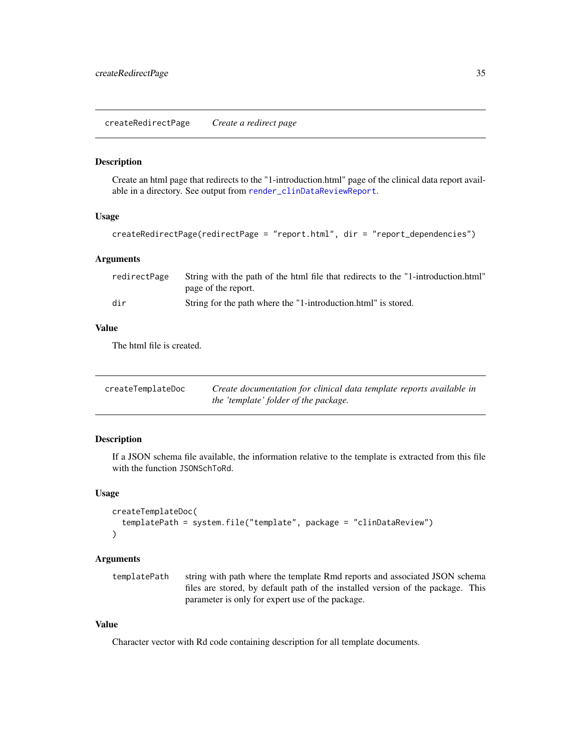## createRedirectPage — *Create a redirect page*

### Description

Create an html page that redirects to the "1-introduction.html" page of the clinical data report available in a directory. See output from `render_clinDataReviewReport`.

### Usage

```
createRedirectPage(redirectPage = "report.html", dir = "report_dependencies")
```

### Arguments

| | |
|---|---|
| `redirectPage` | String with the path of the html file that redirects to the "1-introduction.html" page of the report. |
| `dir` | String for the path where the "1-introduction.html" is stored. |

### Value

The html file is created.

## createTemplateDoc — *Create documentation for clinical data template reports available in the 'template' folder of the package.*

### Description

If a JSON schema file available, the information relative to the template is extracted from this file with the function `JSONSchToRd`.

### Usage

```
createTemplateDoc(
  templatePath = system.file("template", package = "clinDataReview")
)
```

### Arguments

| | |
|---|---|
| `templatePath` | string with path where the template Rmd reports and associated JSON schema files are stored, by default path of the installed version of the package. This parameter is only for expert use of the package. |

### Value

Character vector with Rd code containing description for all template documents.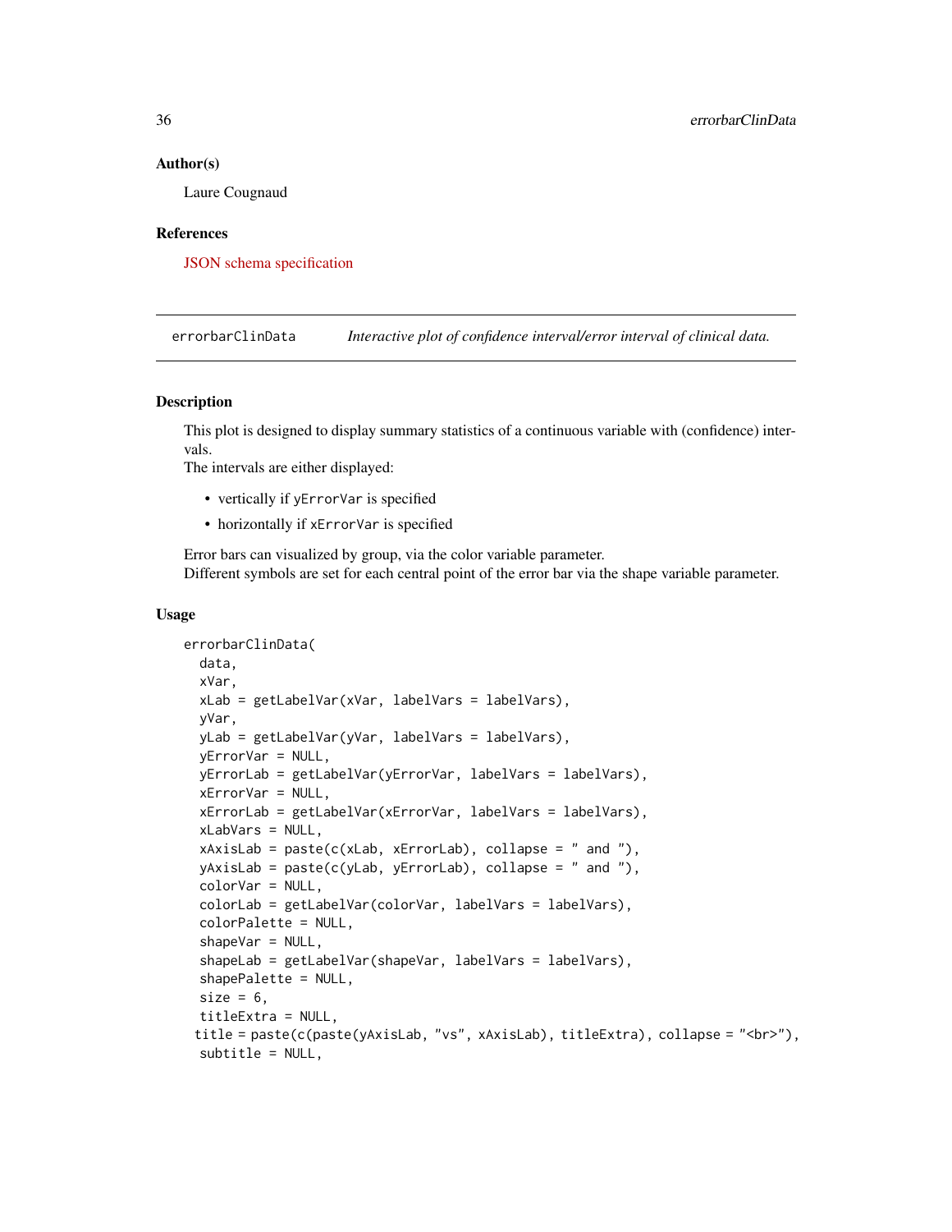### Author(s)

Laure Cougnaud

### References

JSON schema specification

---

## errorbarClinData — *Interactive plot of confidence interval/error interval of clinical data.*

---

### Description

This plot is designed to display summary statistics of a continuous variable with (confidence) intervals.
The intervals are either displayed:

- vertically if `yErrorVar` is specified
- horizontally if `xErrorVar` is specified

Error bars can visualized by group, via the color variable parameter.
Different symbols are set for each central point of the error bar via the shape variable parameter.

### Usage

```
errorbarClinData(
  data,
  xVar,
  xLab = getLabelVar(xVar, labelVars = labelVars),
  yVar,
  yLab = getLabelVar(yVar, labelVars = labelVars),
  yErrorVar = NULL,
  yErrorLab = getLabelVar(yErrorVar, labelVars = labelVars),
  xErrorVar = NULL,
  xErrorLab = getLabelVar(xErrorVar, labelVars = labelVars),
  xLabVars = NULL,
  xAxisLab = paste(c(xLab, xErrorLab), collapse = " and "),
  yAxisLab = paste(c(yLab, yErrorLab), collapse = " and "),
  colorVar = NULL,
  colorLab = getLabelVar(colorVar, labelVars = labelVars),
  colorPalette = NULL,
  shapeVar = NULL,
  shapeLab = getLabelVar(shapeVar, labelVars = labelVars),
  shapePalette = NULL,
  size = 6,
  titleExtra = NULL,
  title = paste(c(paste(yAxisLab, "vs", xAxisLab), titleExtra), collapse = "<br>"),
  subtitle = NULL,
```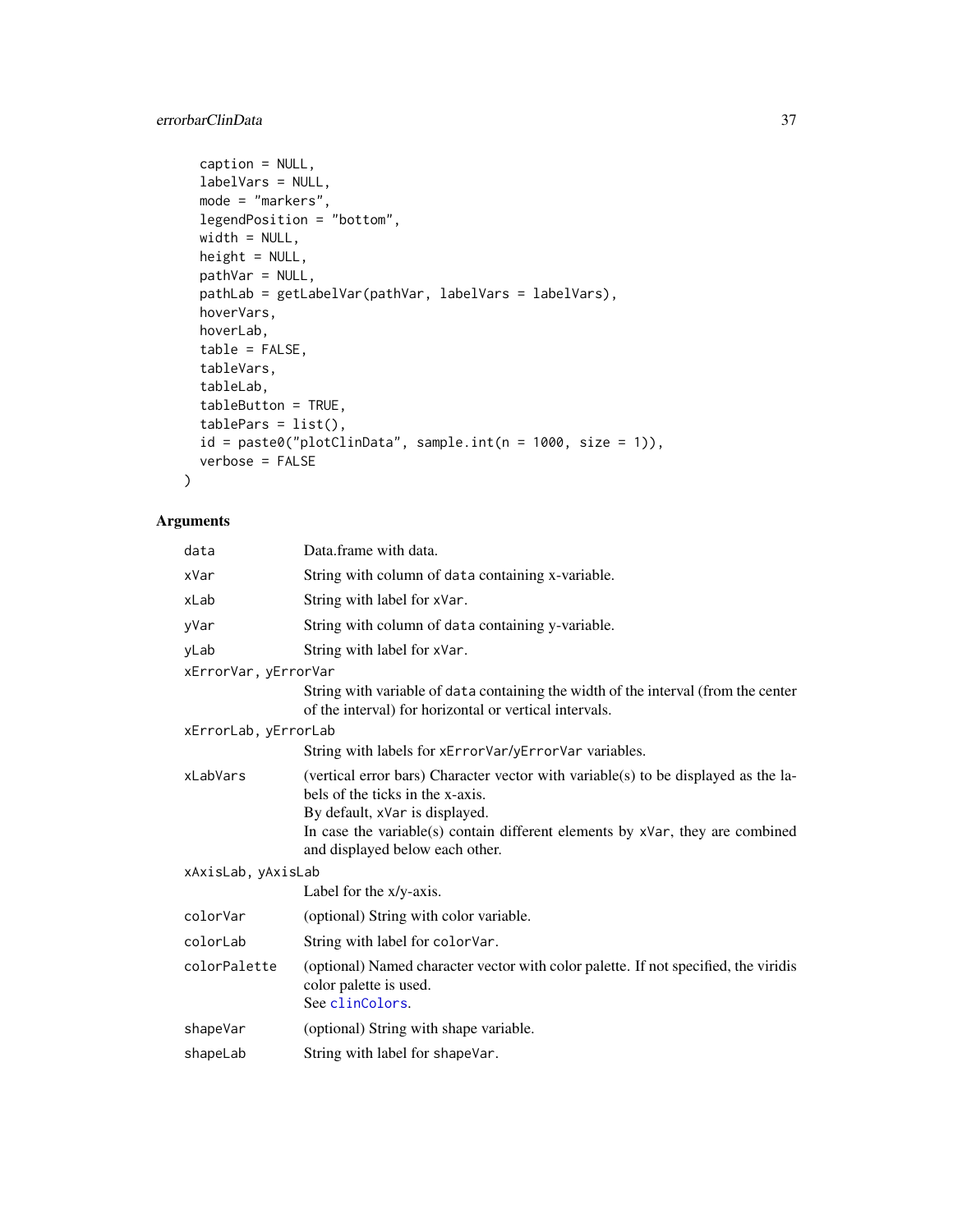```
  caption = NULL,
  labelVars = NULL,
  mode = "markers",
  legendPosition = "bottom",
  width = NULL,
  height = NULL,
  pathVar = NULL,
  pathLab = getLabelVar(pathVar, labelVars = labelVars),
  hoverVars,
  hoverLab,
  table = FALSE,
  tableVars,
  tableLab,
  tableButton = TRUE,
  tablePars = list(),
  id = paste0("plotClinData", sample.int(n = 1000, size = 1)),
  verbose = FALSE
)
```

## Arguments

| | |
|---|---|
| `data` | Data.frame with data. |
| `xVar` | String with column of `data` containing x-variable. |
| `xLab` | String with label for `xVar`. |
| `yVar` | String with column of `data` containing y-variable. |
| `yLab` | String with label for `xVar`. |
| `xErrorVar, yErrorVar` | String with variable of `data` containing the width of the interval (from the center of the interval) for horizontal or vertical intervals. |
| `xErrorLab, yErrorLab` | String with labels for `xErrorVar`/`yErrorVar` variables. |
| `xLabVars` | (vertical error bars) Character vector with variable(s) to be displayed as the labels of the ticks in the x-axis.<br>By default, `xVar` is displayed.<br>In case the variable(s) contain different elements by `xVar`, they are combined and displayed below each other. |
| `xAxisLab, yAxisLab` | Label for the x/y-axis. |
| `colorVar` | (optional) String with color variable. |
| `colorLab` | String with label for `colorVar`. |
| `colorPalette` | (optional) Named character vector with color palette. If not specified, the viridis color palette is used.<br>See `clinColors`. |
| `shapeVar` | (optional) String with shape variable. |
| `shapeLab` | String with label for `shapeVar`. |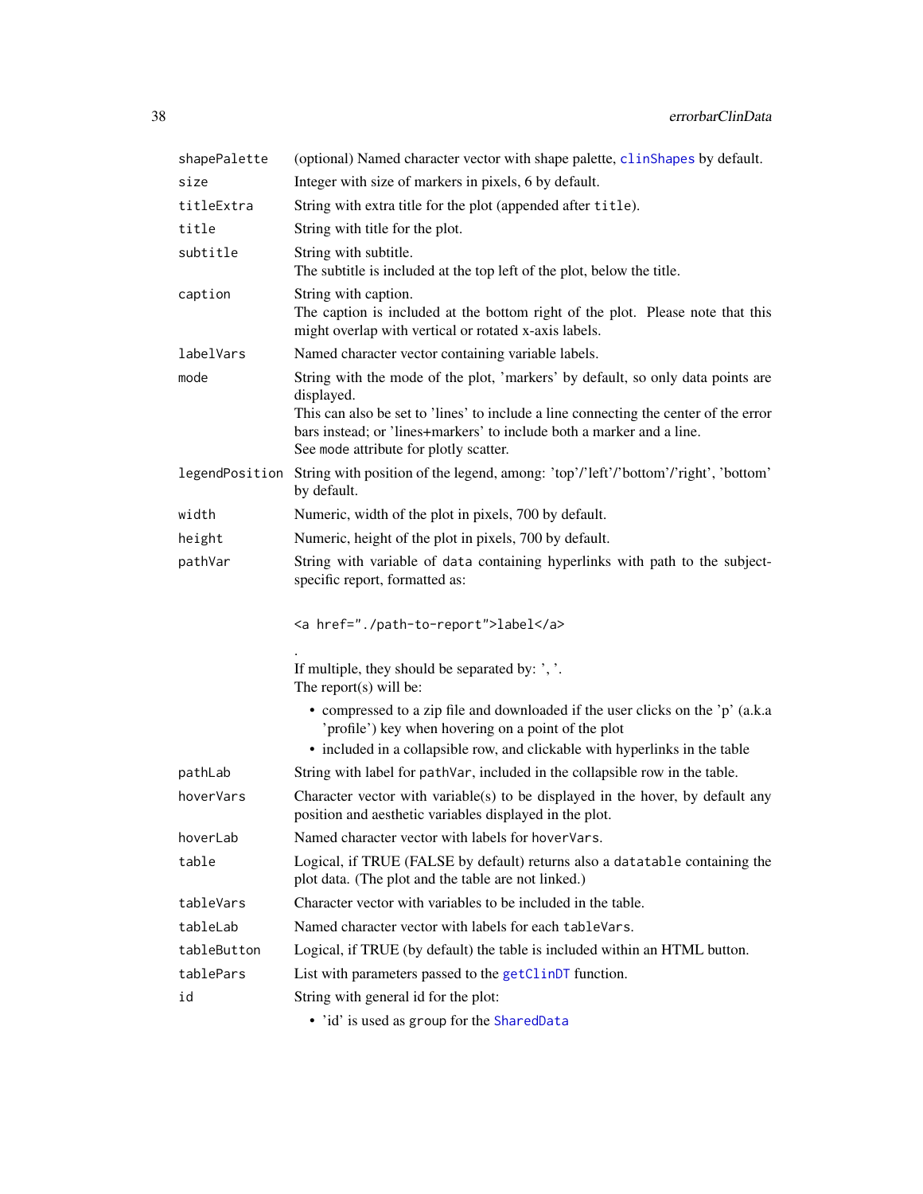| | |
|---|---|
| `shapePalette` | (optional) Named character vector with shape palette, `clinShapes` by default. |
| `size` | Integer with size of markers in pixels, 6 by default. |
| `titleExtra` | String with extra title for the plot (appended after `title`). |
| `title` | String with title for the plot. |
| `subtitle` | String with subtitle.<br>The subtitle is included at the top left of the plot, below the title. |
| `caption` | String with caption.<br>The caption is included at the bottom right of the plot. Please note that this might overlap with vertical or rotated x-axis labels. |
| `labelVars` | Named character vector containing variable labels. |
| `mode` | String with the mode of the plot, 'markers' by default, so only data points are displayed.<br>This can also be set to 'lines' to include a line connecting the center of the error bars instead; or 'lines+markers' to include both a marker and a line.<br>See `mode` attribute for plotly scatter. |
| `legendPosition` | String with position of the legend, among: 'top'/'left'/'bottom'/'right', 'bottom' by default. |
| `width` | Numeric, width of the plot in pixels, 700 by default. |
| `height` | Numeric, height of the plot in pixels, 700 by default. |
| `pathVar` | String with variable of `data` containing hyperlinks with path to the subject-specific report, formatted as:<br><br>`<a href="./path-to-report">label</a>`<br><br>.<br>If multiple, they should be separated by: ', '.<br>The report(s) will be:<br>• compressed to a zip file and downloaded if the user clicks on the 'p' (a.k.a 'profile') key when hovering on a point of the plot<br>• included in a collapsible row, and clickable with hyperlinks in the table |
| `pathLab` | String with label for `pathVar`, included in the collapsible row in the table. |
| `hoverVars` | Character vector with variable(s) to be displayed in the hover, by default any position and aesthetic variables displayed in the plot. |
| `hoverLab` | Named character vector with labels for `hoverVars`. |
| `table` | Logical, if TRUE (FALSE by default) returns also a `datatable` containing the plot data. (The plot and the table are not linked.) |
| `tableVars` | Character vector with variables to be included in the table. |
| `tableLab` | Named character vector with labels for each `tableVars`. |
| `tableButton` | Logical, if TRUE (by default) the table is included within an HTML button. |
| `tablePars` | List with parameters passed to the `getClinDT` function. |
| `id` | String with general id for the plot:<br>• 'id' is used as `group` for the `SharedData` |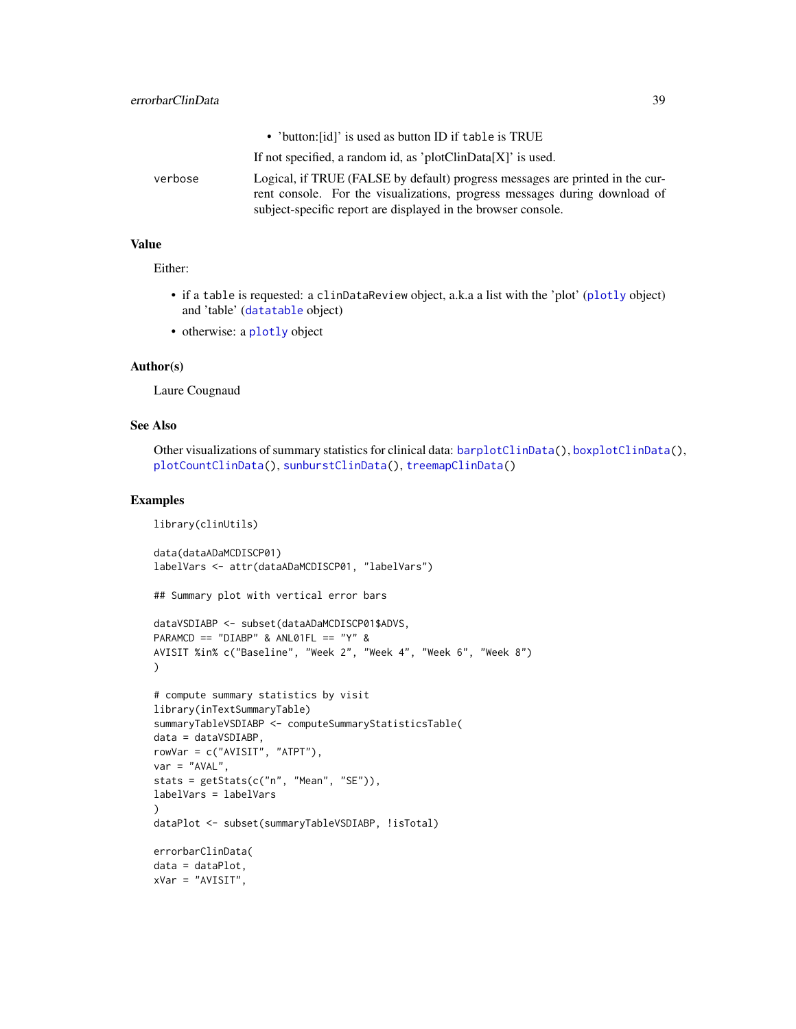- 'button:[id]' is used as button ID if `table` is TRUE

If not specified, a random id, as 'plotClinData[X]' is used.

`verbose` Logical, if TRUE (FALSE by default) progress messages are printed in the current console. For the visualizations, progress messages during download of subject-specific report are displayed in the browser console.

### Value

Either:

- if a `table` is requested: a `clinDataReview` object, a.k.a a list with the 'plot' (`plotly` object) and 'table' (`datatable` object)
- otherwise: a `plotly` object

### Author(s)

Laure Cougnaud

### See Also

Other visualizations of summary statistics for clinical data: `barplotClinData()`, `boxplotClinData()`, `plotCountClinData()`, `sunburstClinData()`, `treemapClinData()`

### Examples

```
library(clinUtils)

data(dataADaMCDISCP01)
labelVars <- attr(dataADaMCDISCP01, "labelVars")

## Summary plot with vertical error bars

dataVSDIABP <- subset(dataADaMCDISCP01$ADVS,
PARAMCD == "DIABP" & ANL01FL == "Y" &
AVISIT %in% c("Baseline", "Week 2", "Week 4", "Week 6", "Week 8")
)

# compute summary statistics by visit
library(inTextSummaryTable)
summaryTableVSDIABP <- computeSummaryStatisticsTable(
data = dataVSDIABP,
rowVar = c("AVISIT", "ATPT"),
var = "AVAL",
stats = getStats(c("n", "Mean", "SE")),
labelVars = labelVars
)
dataPlot <- subset(summaryTableVSDIABP, !isTotal)

errorbarClinData(
data = dataPlot,
xVar = "AVISIT",
```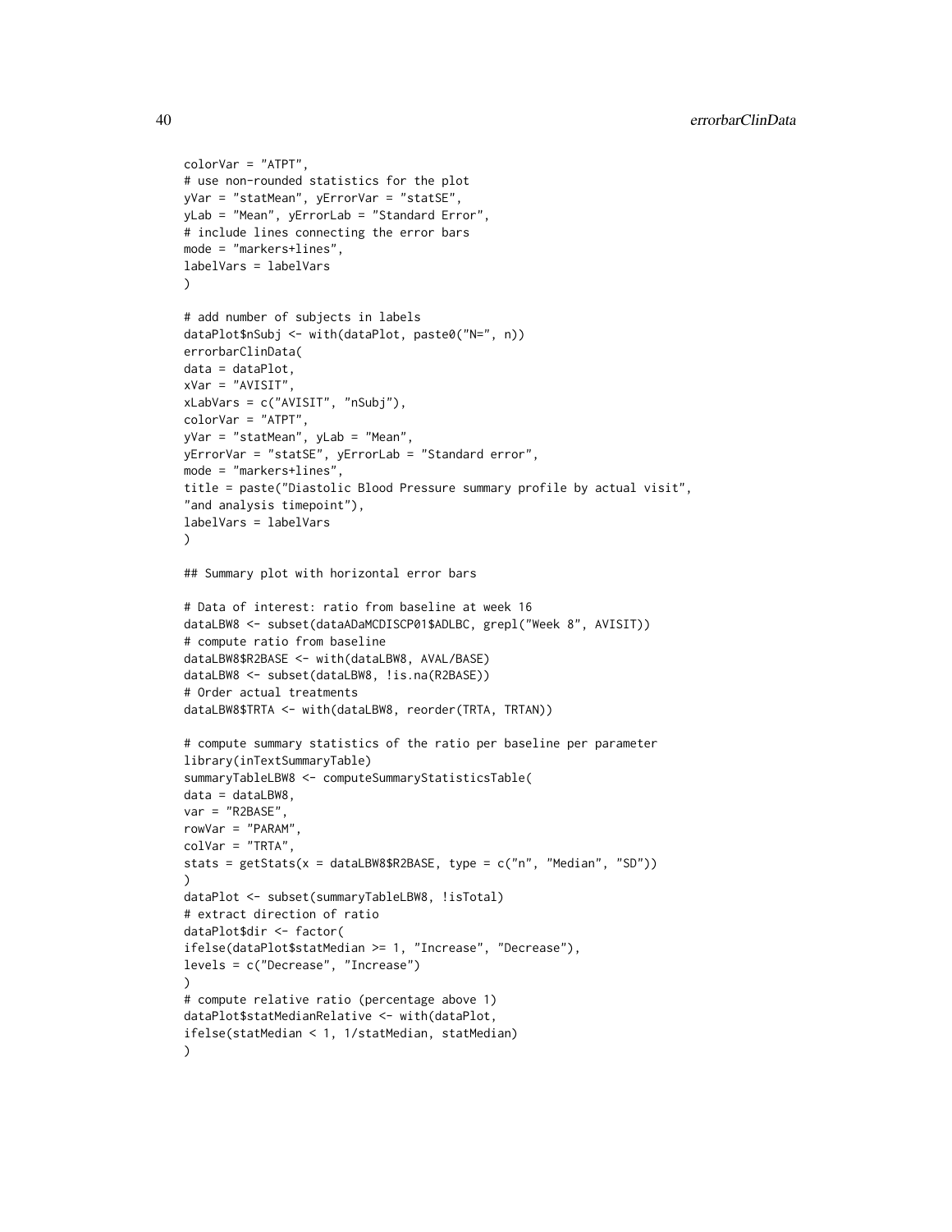```
colorVar = "ATPT",
# use non-rounded statistics for the plot
yVar = "statMean", yErrorVar = "statSE",
yLab = "Mean", yErrorLab = "Standard Error",
# include lines connecting the error bars
mode = "markers+lines",
labelVars = labelVars
)

# add number of subjects in labels
dataPlot$nSubj <- with(dataPlot, paste0("N=", n))
errorbarClinData(
data = dataPlot,
xVar = "AVISIT",
xLabVars = c("AVISIT", "nSubj"),
colorVar = "ATPT",
yVar = "statMean", yLab = "Mean",
yErrorVar = "statSE", yErrorLab = "Standard error",
mode = "markers+lines",
title = paste("Diastolic Blood Pressure summary profile by actual visit",
"and analysis timepoint"),
labelVars = labelVars
)

## Summary plot with horizontal error bars

# Data of interest: ratio from baseline at week 16
dataLBW8 <- subset(dataADaMCDISCP01$ADLBC, grepl("Week 8", AVISIT))
# compute ratio from baseline
dataLBW8$R2BASE <- with(dataLBW8, AVAL/BASE)
dataLBW8 <- subset(dataLBW8, !is.na(R2BASE))
# Order actual treatments
dataLBW8$TRTA <- with(dataLBW8, reorder(TRTA, TRTAN))

# compute summary statistics of the ratio per baseline per parameter
library(inTextSummaryTable)
summaryTableLBW8 <- computeSummaryStatisticsTable(
data = dataLBW8,
var = "R2BASE",
rowVar = "PARAM",
colVar = "TRTA",
stats = getStats(x = dataLBW8$R2BASE, type = c("n", "Median", "SD"))
)
dataPlot <- subset(summaryTableLBW8, !isTotal)
# extract direction of ratio
dataPlot$dir <- factor(
ifelse(dataPlot$statMedian >= 1, "Increase", "Decrease"),
levels = c("Decrease", "Increase")
)
# compute relative ratio (percentage above 1)
dataPlot$statMedianRelative <- with(dataPlot,
ifelse(statMedian < 1, 1/statMedian, statMedian)
)
```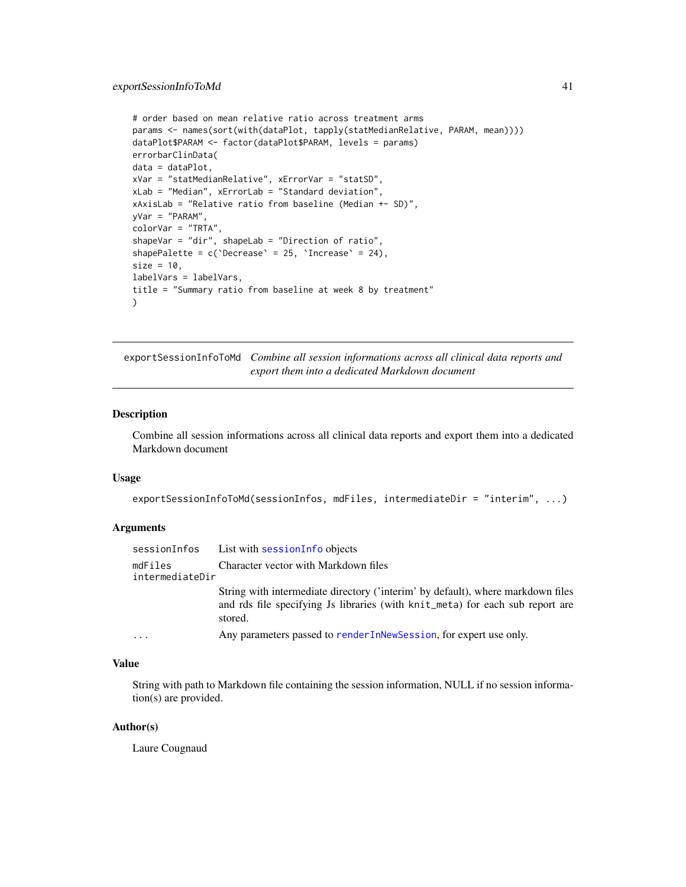```r
# order based on mean relative ratio across treatment arms
params <- names(sort(with(dataPlot, tapply(statMedianRelative, PARAM, mean))))
dataPlot$PARAM <- factor(dataPlot$PARAM, levels = params)
errorbarClinData(
data = dataPlot,
xVar = "statMedianRelative", xErrorVar = "statSD",
xLab = "Median", xErrorLab = "Standard deviation",
xAxisLab = "Relative ratio from baseline (Median +- SD)",
yVar = "PARAM",
colorVar = "TRTA",
shapeVar = "dir", shapeLab = "Direction of ratio",
shapePalette = c(`Decrease` = 25, `Increase` = 24),
size = 10,
labelVars = labelVars,
title = "Summary ratio from baseline at week 8 by treatment"
)
```

## exportSessionInfoToMd — *Combine all session informations across all clinical data reports and export them into a dedicated Markdown document*

### Description

Combine all session informations across all clinical data reports and export them into a dedicated Markdown document

### Usage

```r
exportSessionInfoToMd(sessionInfos, mdFiles, intermediateDir = "interim", ...)
```

### Arguments

| | |
|---|---|
| `sessionInfos` | List with `sessionInfo` objects |
| `mdFiles` | Character vector with Markdown files |
| `intermediateDir` | String with intermediate directory ('interim' by default), where markdown files and rds file specifying Js libraries (with `knit_meta`) for each sub report are stored. |
| `...` | Any parameters passed to `renderInNewSession`, for expert use only. |

### Value

String with path to Markdown file containing the session information, NULL if no session information(s) are provided.

### Author(s)

Laure Cougnaud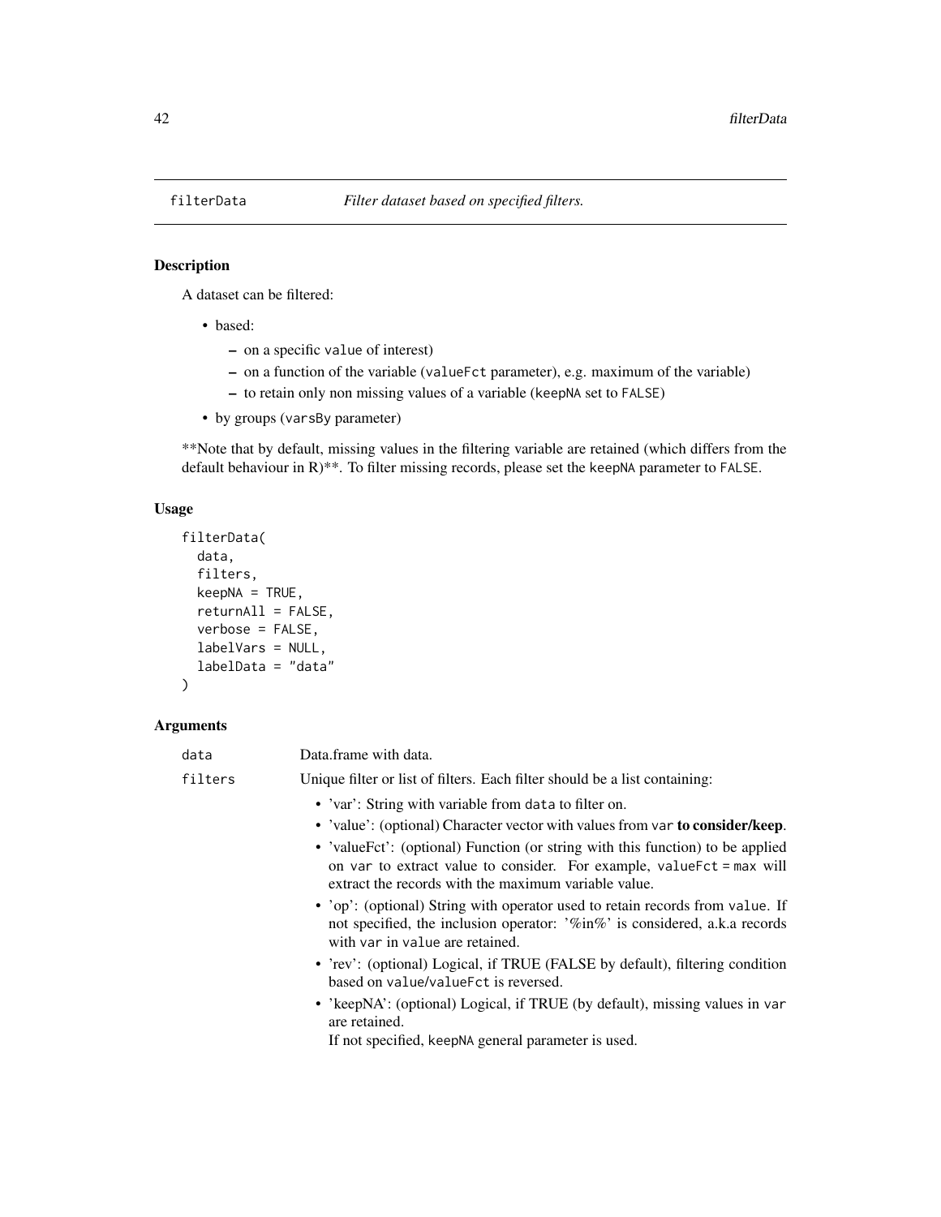## filterData — *Filter dataset based on specified filters.*

### Description

A dataset can be filtered:

- based:
  - on a specific value of interest)
  - on a function of the variable (valueFct parameter), e.g. maximum of the variable)
  - to retain only non missing values of a variable (keepNA set to FALSE)
- by groups (varsBy parameter)

**Note that by default, missing values in the filtering variable are retained (which differs from the default behaviour in R)**. To filter missing records, please set the keepNA parameter to FALSE.

### Usage

```
filterData(
  data,
  filters,
  keepNA = TRUE,
  returnAll = FALSE,
  verbose = FALSE,
  labelVars = NULL,
  labelData = "data"
)
```

### Arguments

| | |
|---|---|
| data | Data.frame with data. |
| filters | Unique filter or list of filters. Each filter should be a list containing:<br>• 'var': String with variable from data to filter on.<br>• 'value': (optional) Character vector with values from var **to consider/keep**.<br>• 'valueFct': (optional) Function (or string with this function) to be applied on var to extract value to consider. For example, valueFct = max will extract the records with the maximum variable value.<br>• 'op': (optional) String with operator used to retain records from value. If not specified, the inclusion operator: '%in%' is considered, a.k.a records with var in value are retained.<br>• 'rev': (optional) Logical, if TRUE (FALSE by default), filtering condition based on value/valueFct is reversed.<br>• 'keepNA': (optional) Logical, if TRUE (by default), missing values in var are retained.<br>If not specified, keepNA general parameter is used. |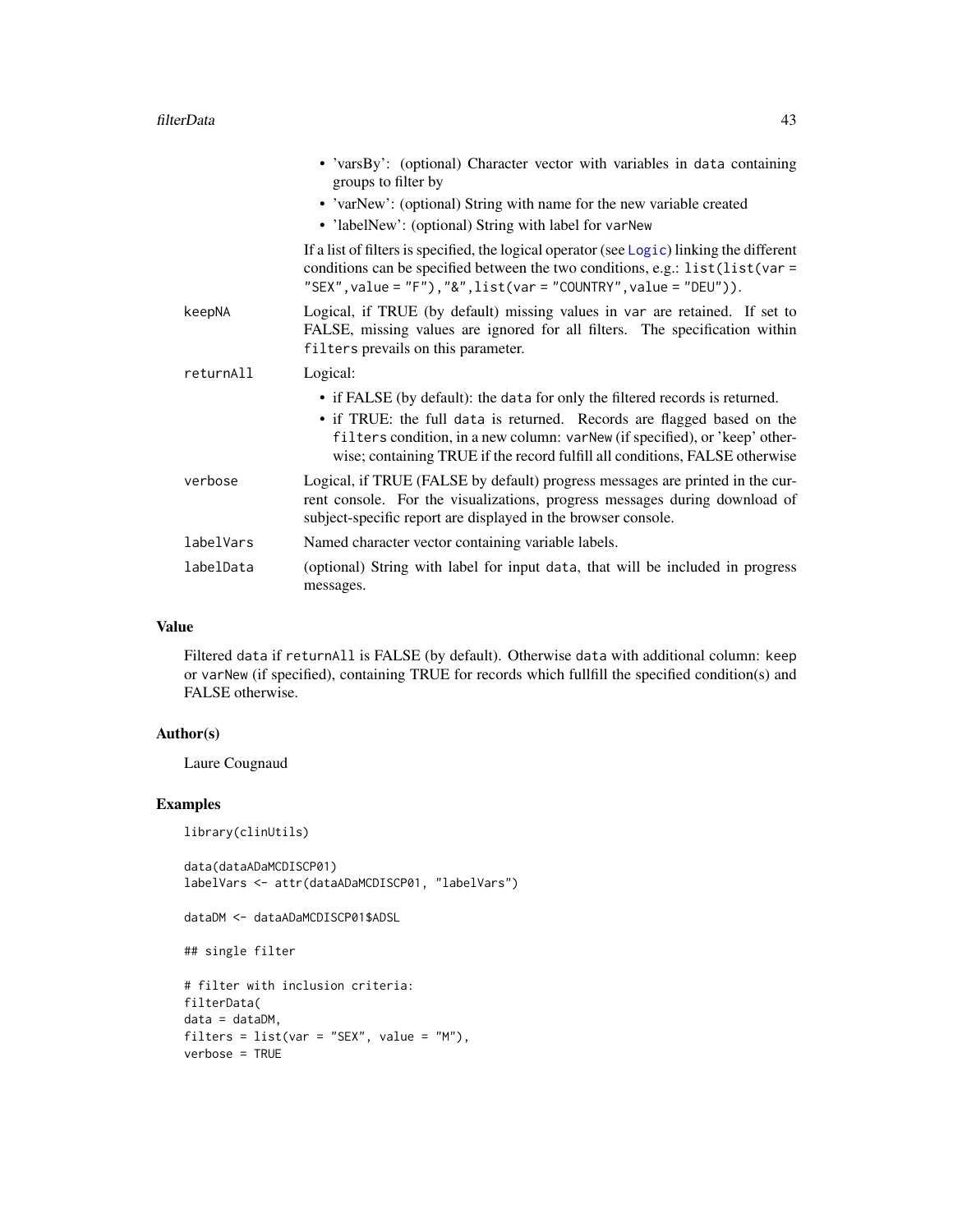- 'varsBy': (optional) Character vector with variables in data containing groups to filter by
- 'varNew': (optional) String with name for the new variable created
- 'labelNew': (optional) String with label for varNew

If a list of filters is specified, the logical operator (see Logic) linking the different conditions can be specified between the two conditions, e.g.: `list(list(var = "SEX",value = "F"),"&",list(var = "COUNTRY",value = "DEU"))`.

**keepNA** Logical, if TRUE (by default) missing values in var are retained. If set to FALSE, missing values are ignored for all filters. The specification within filters prevails on this parameter.

**returnAll** Logical:

- if FALSE (by default): the data for only the filtered records is returned.
- if TRUE: the full data is returned. Records are flagged based on the filters condition, in a new column: varNew (if specified), or 'keep' otherwise; containing TRUE if the record fulfill all conditions, FALSE otherwise

**verbose** Logical, if TRUE (FALSE by default) progress messages are printed in the current console. For the visualizations, progress messages during download of subject-specific report are displayed in the browser console.

**labelVars** Named character vector containing variable labels.

**labelData** (optional) String with label for input data, that will be included in progress messages.

## Value

Filtered data if returnAll is FALSE (by default). Otherwise data with additional column: keep or varNew (if specified), containing TRUE for records which fullfill the specified condition(s) and FALSE otherwise.

## Author(s)

Laure Cougnaud

## Examples

```
library(clinUtils)

data(dataADaMCDISCP01)
labelVars <- attr(dataADaMCDISCP01, "labelVars")

dataDM <- dataADaMCDISCP01$ADSL

## single filter

# filter with inclusion criteria:
filterData(
data = dataDM,
filters = list(var = "SEX", value = "M"),
verbose = TRUE
```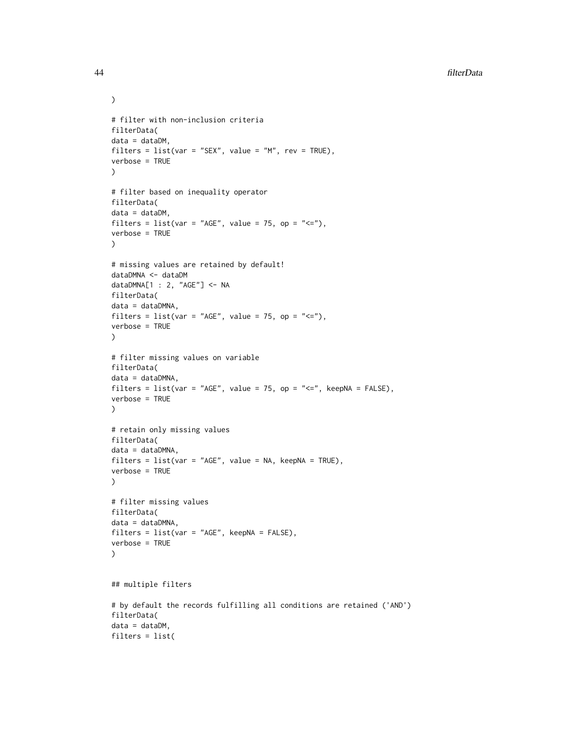```
)

# filter with non-inclusion criteria
filterData(
data = dataDM,
filters = list(var = "SEX", value = "M", rev = TRUE),
verbose = TRUE
)

# filter based on inequality operator
filterData(
data = dataDM,
filters = list(var = "AGE", value = 75, op = "<="),
verbose = TRUE
)

# missing values are retained by default!
dataDMNA <- dataDM
dataDMNA[1 : 2, "AGE"] <- NA
filterData(
data = dataDMNA,
filters = list(var = "AGE", value = 75, op = "<="),
verbose = TRUE
)

# filter missing values on variable
filterData(
data = dataDMNA,
filters = list(var = "AGE", value = 75, op = "<=", keepNA = FALSE),
verbose = TRUE
)

# retain only missing values
filterData(
data = dataDMNA,
filters = list(var = "AGE", value = NA, keepNA = TRUE),
verbose = TRUE
)

# filter missing values
filterData(
data = dataDMNA,
filters = list(var = "AGE", keepNA = FALSE),
verbose = TRUE
)


## multiple filters

# by default the records fulfilling all conditions are retained ('AND')
filterData(
data = dataDM,
filters = list(
```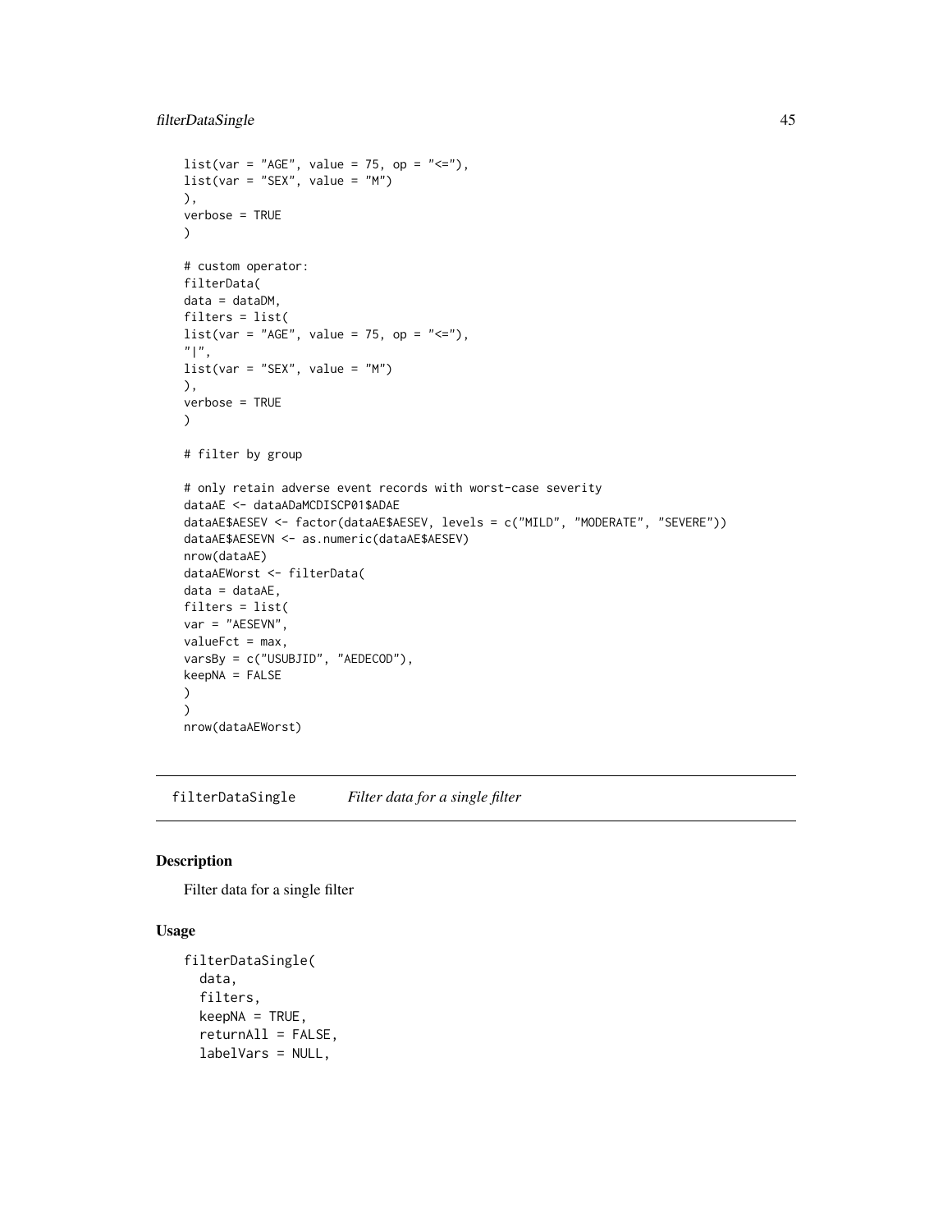```
list(var = "AGE", value = 75, op = "<="),
list(var = "SEX", value = "M")
),
verbose = TRUE
)

# custom operator:
filterData(
data = dataDM,
filters = list(
list(var = "AGE", value = 75, op = "<="),
"|",
list(var = "SEX", value = "M")
),
verbose = TRUE
)

# filter by group

# only retain adverse event records with worst-case severity
dataAE <- dataADaMCDISCP01$ADAE
dataAE$AESEV <- factor(dataAE$AESEV, levels = c("MILD", "MODERATE", "SEVERE"))
dataAE$AESEVN <- as.numeric(dataAE$AESEV)
nrow(dataAE)
dataAEWorst <- filterData(
data = dataAE,
filters = list(
var = "AESEVN",
valueFct = max,
varsBy = c("USUBJID", "AEDECOD"),
keepNA = FALSE
)
)
nrow(dataAEWorst)
```

## filterDataSingle    *Filter data for a single filter*

### Description

Filter data for a single filter

### Usage

```
filterDataSingle(
  data,
  filters,
  keepNA = TRUE,
  returnAll = FALSE,
  labelVars = NULL,
```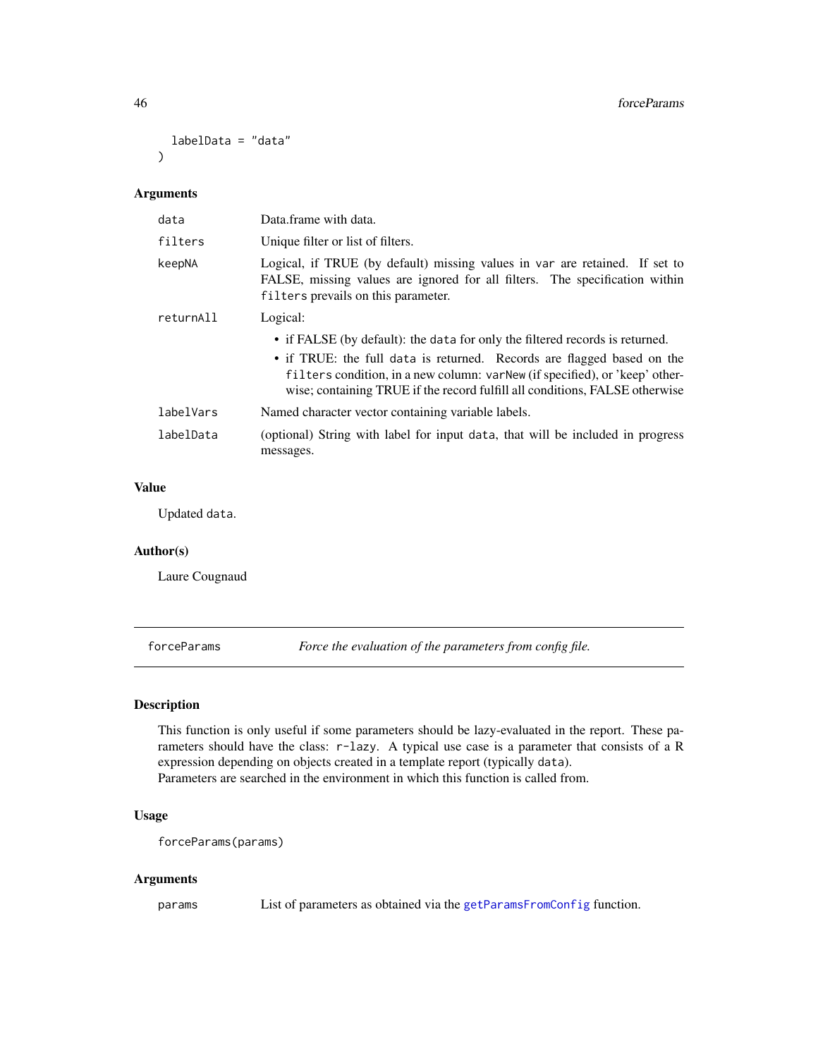```
  labelData = "data"
)
```

### Arguments

| | |
|---|---|
| data | Data.frame with data. |
| filters | Unique filter or list of filters. |
| keepNA | Logical, if TRUE (by default) missing values in var are retained. If set to FALSE, missing values are ignored for all filters. The specification within filters prevails on this parameter. |
| returnAll | Logical: <br>• if FALSE (by default): the data for only the filtered records is returned. <br>• if TRUE: the full data is returned. Records are flagged based on the filters condition, in a new column: varNew (if specified), or 'keep' otherwise; containing TRUE if the record fulfill all conditions, FALSE otherwise |
| labelVars | Named character vector containing variable labels. |
| labelData | (optional) String with label for input data, that will be included in progress messages. |

### Value

Updated data.

### Author(s)

Laure Cougnaud

---

## forceParams — *Force the evaluation of the parameters from config file.*

### Description

This function is only useful if some parameters should be lazy-evaluated in the report. These parameters should have the class: r-lazy. A typical use case is a parameter that consists of a R expression depending on objects created in a template report (typically data).
Parameters are searched in the environment in which this function is called from.

### Usage

```
forceParams(params)
```

### Arguments

| | |
|---|---|
| params | List of parameters as obtained via the getParamsFromConfig function. |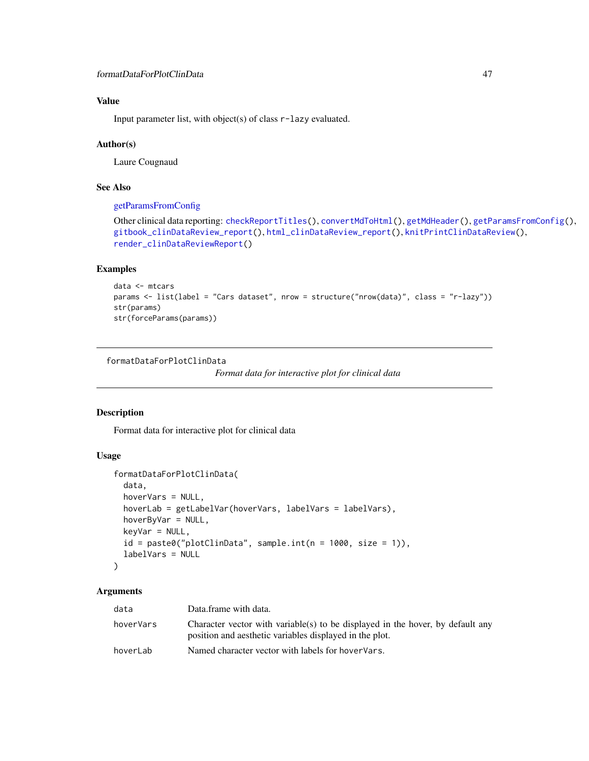## Value

Input parameter list, with object(s) of class `r-lazy` evaluated.

## Author(s)

Laure Cougnaud

## See Also

getParamsFromConfig

Other clinical data reporting: `checkReportTitles()`, `convertMdToHtml()`, `getMdHeader()`, `getParamsFromConfig()`, `gitbook_clinDataReview_report()`, `html_clinDataReview_report()`, `knitPrintClinDataReview()`, `render_clinDataReviewReport()`

## Examples

```
data <- mtcars
params <- list(label = "Cars dataset", nrow = structure("nrow(data)", class = "r-lazy"))
str(params)
str(forceParams(params))
```

---

# formatDataForPlotClinData

*Format data for interactive plot for clinical data*

---

## Description

Format data for interactive plot for clinical data

## Usage

```
formatDataForPlotClinData(
  data,
  hoverVars = NULL,
  hoverLab = getLabelVar(hoverVars, labelVars = labelVars),
  hoverByVar = NULL,
  keyVar = NULL,
  id = paste0("plotClinData", sample.int(n = 1000, size = 1)),
  labelVars = NULL
)
```

## Arguments

| | |
|---|---|
| `data` | Data.frame with data. |
| `hoverVars` | Character vector with variable(s) to be displayed in the hover, by default any position and aesthetic variables displayed in the plot. |
| `hoverLab` | Named character vector with labels for `hoverVars`. |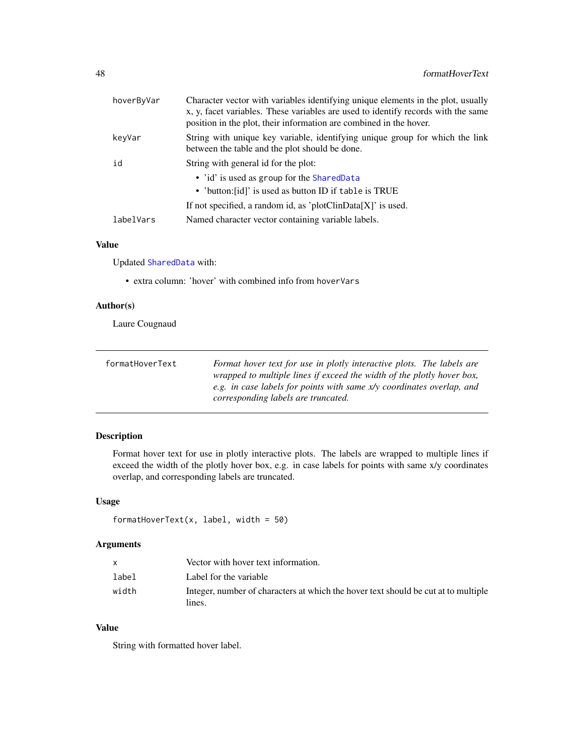| | |
|---|---|
| hoverByVar | Character vector with variables identifying unique elements in the plot, usually x, y, facet variables. These variables are used to identify records with the same position in the plot, their information are combined in the hover. |
| keyVar | String with unique key variable, identifying unique group for which the link between the table and the plot should be done. |
| id | String with general id for the plot:<br>• 'id' is used as group for the SharedData<br>• 'button:[id]' is used as button ID if table is TRUE<br>If not specified, a random id, as 'plotClinData[X]' is used. |
| labelVars | Named character vector containing variable labels. |

### Value

Updated SharedData with:

- extra column: 'hover' with combined info from hoverVars

### Author(s)

Laure Cougnaud

---

## formatHoverText

*Format hover text for use in plotly interactive plots. The labels are wrapped to multiple lines if exceed the width of the plotly hover box, e.g. in case labels for points with same x/y coordinates overlap, and corresponding labels are truncated.*

---

### Description

Format hover text for use in plotly interactive plots. The labels are wrapped to multiple lines if exceed the width of the plotly hover box, e.g. in case labels for points with same x/y coordinates overlap, and corresponding labels are truncated.

### Usage

```
formatHoverText(x, label, width = 50)
```

### Arguments

| | |
|---|---|
| x | Vector with hover text information. |
| label | Label for the variable |
| width | Integer, number of characters at which the hover text should be cut at to multiple lines. |

### Value

String with formatted hover label.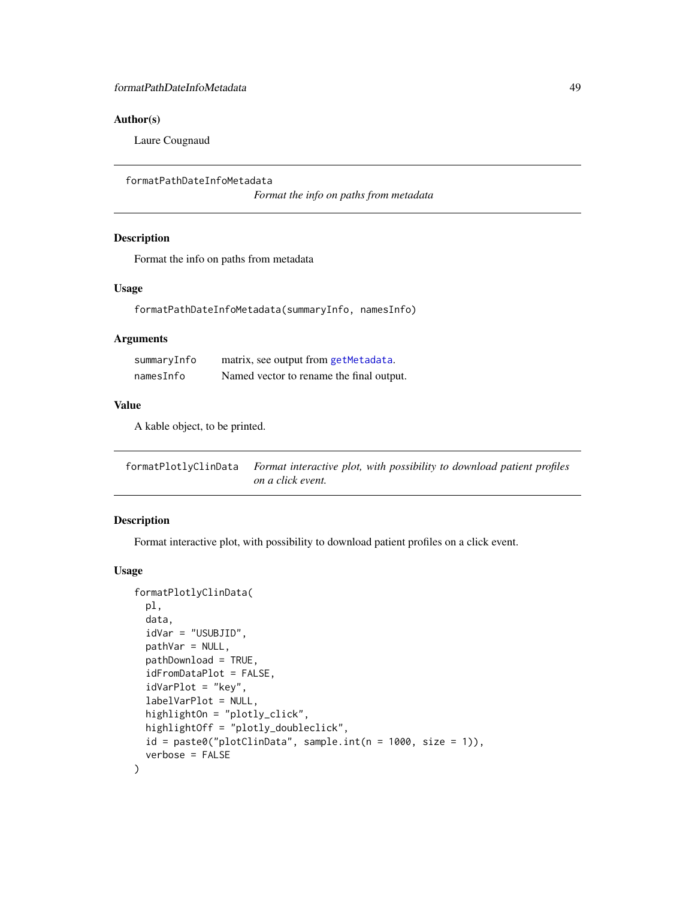## Author(s)

Laure Cougnaud

---

`formatPathDateInfoMetadata` *Format the info on paths from metadata*

---

## Description

Format the info on paths from metadata

## Usage

```
formatPathDateInfoMetadata(summaryInfo, namesInfo)
```

## Arguments

| | |
|---|---|
| summaryInfo | matrix, see output from getMetadata. |
| namesInfo | Named vector to rename the final output. |

## Value

A kable object, to be printed.

---

`formatPlotlyClinData` *Format interactive plot, with possibility to download patient profiles on a click event.*

---

## Description

Format interactive plot, with possibility to download patient profiles on a click event.

## Usage

```
formatPlotlyClinData(
  pl,
  data,
  idVar = "USUBJID",
  pathVar = NULL,
  pathDownload = TRUE,
  idFromDataPlot = FALSE,
  idVarPlot = "key",
  labelVarPlot = NULL,
  highlightOn = "plotly_click",
  highlightOff = "plotly_doubleclick",
  id = paste0("plotClinData", sample.int(n = 1000, size = 1)),
  verbose = FALSE
)
```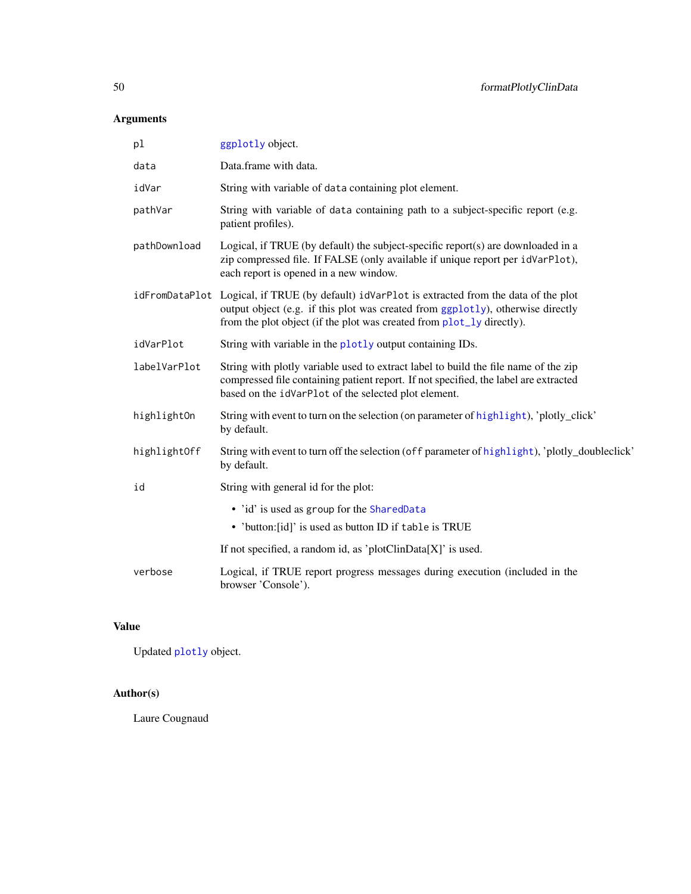## Arguments

| | |
|---|---|
| `pl` | `ggplotly` object. |
| `data` | Data.frame with data. |
| `idVar` | String with variable of `data` containing plot element. |
| `pathVar` | String with variable of `data` containing path to a subject-specific report (e.g. patient profiles). |
| `pathDownload` | Logical, if TRUE (by default) the subject-specific report(s) are downloaded in a zip compressed file. If FALSE (only available if unique report per `idVarPlot`), each report is opened in a new window. |
| `idFromDataPlot` | Logical, if TRUE (by default) `idVarPlot` is extracted from the data of the plot output object (e.g. if this plot was created from `ggplotly`), otherwise directly from the plot object (if the plot was created from `plot_ly` directly). |
| `idVarPlot` | String with variable in the `plotly` output containing IDs. |
| `labelVarPlot` | String with plotly variable used to extract label to build the file name of the zip compressed file containing patient report. If not specified, the label are extracted based on the `idVarPlot` of the selected plot element. |
| `highlightOn` | String with event to turn on the selection (`on` parameter of `highlight`), 'plotly_click' by default. |
| `highlightOff` | String with event to turn off the selection (`off` parameter of `highlight`), 'plotly_doubleclick' by default. |
| `id` | String with general id for the plot:<br>• 'id' is used as `group` for the `SharedData`<br>• 'button:[id]' is used as button ID if `table` is TRUE<br><br>If not specified, a random id, as 'plotClinData[X]' is used. |
| `verbose` | Logical, if TRUE report progress messages during execution (included in the browser 'Console'). |

## Value

Updated `plotly` object.

## Author(s)

Laure Cougnaud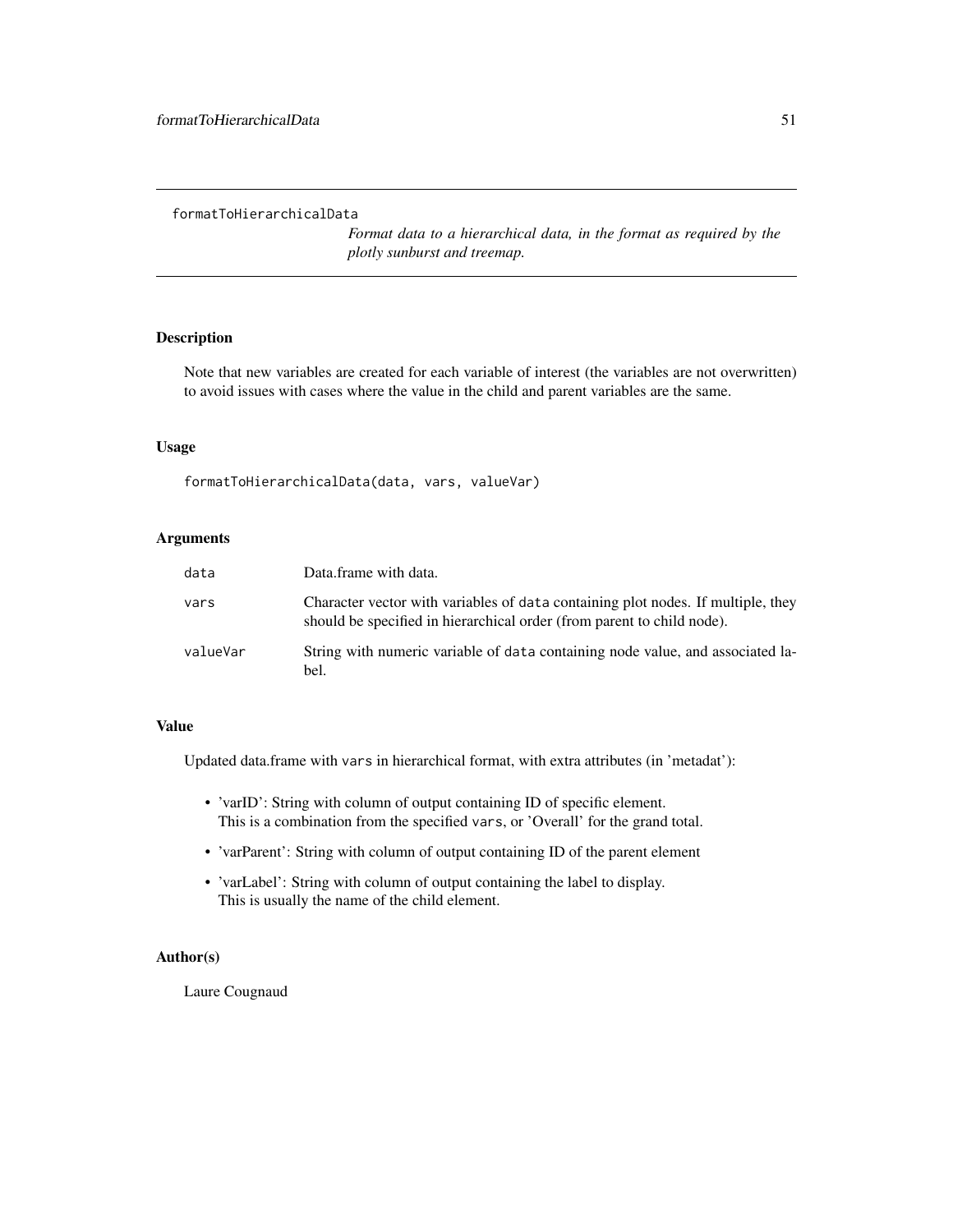formatToHierarchicalData

*Format data to a hierarchical data, in the format as required by the plotly sunburst and treemap.*

## Description

Note that new variables are created for each variable of interest (the variables are not overwritten) to avoid issues with cases where the value in the child and parent variables are the same.

## Usage

```
formatToHierarchicalData(data, vars, valueVar)
```

## Arguments

| | |
|---|---|
| data | Data.frame with data. |
| vars | Character vector with variables of data containing plot nodes. If multiple, they should be specified in hierarchical order (from parent to child node). |
| valueVar | String with numeric variable of data containing node value, and associated label. |

## Value

Updated data.frame with vars in hierarchical format, with extra attributes (in 'metadat'):

- 'varID': String with column of output containing ID of specific element.
  This is a combination from the specified vars, or 'Overall' for the grand total.
- 'varParent': String with column of output containing ID of the parent element
- 'varLabel': String with column of output containing the label to display.
  This is usually the name of the child element.

## Author(s)

Laure Cougnaud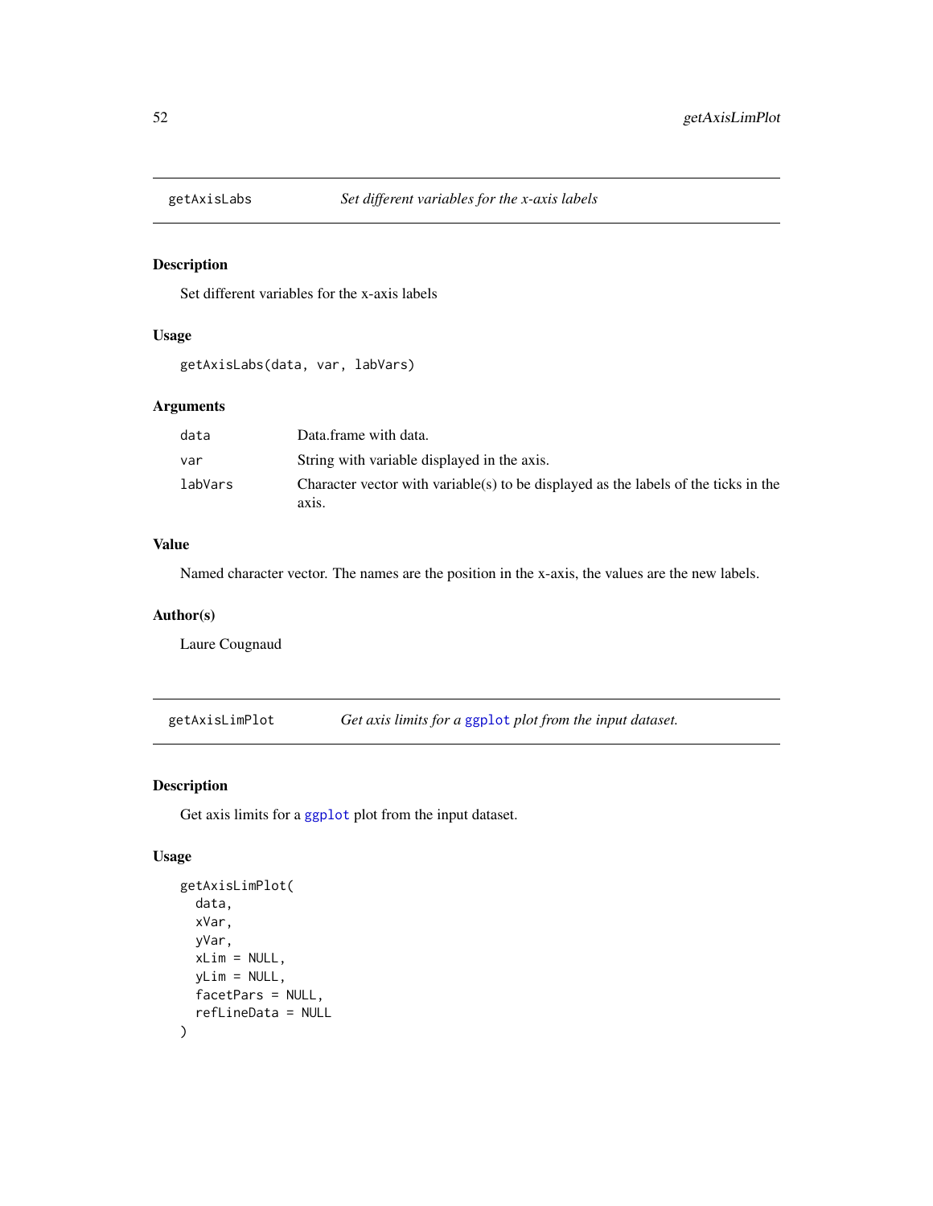## getAxisLabs — *Set different variables for the x-axis labels*

### Description

Set different variables for the x-axis labels

### Usage

```
getAxisLabs(data, var, labVars)
```

### Arguments

| | |
|---|---|
| data | Data.frame with data. |
| var | String with variable displayed in the axis. |
| labVars | Character vector with variable(s) to be displayed as the labels of the ticks in the axis. |

### Value

Named character vector. The names are the position in the x-axis, the values are the new labels.

### Author(s)

Laure Cougnaud

## getAxisLimPlot — *Get axis limits for a ggplot plot from the input dataset.*

### Description

Get axis limits for a ggplot plot from the input dataset.

### Usage

```
getAxisLimPlot(
  data,
  xVar,
  yVar,
  xLim = NULL,
  yLim = NULL,
  facetPars = NULL,
  refLineData = NULL
)
```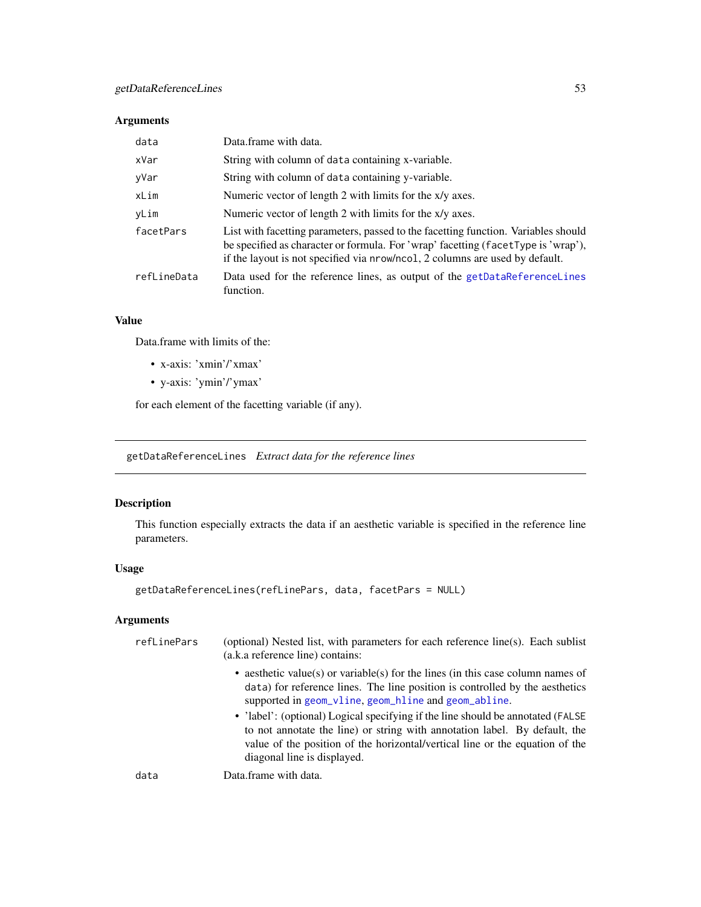### Arguments

| | |
|---|---|
| data | Data.frame with data. |
| xVar | String with column of data containing x-variable. |
| yVar | String with column of data containing y-variable. |
| xLim | Numeric vector of length 2 with limits for the x/y axes. |
| yLim | Numeric vector of length 2 with limits for the x/y axes. |
| facetPars | List with facetting parameters, passed to the facetting function. Variables should be specified as character or formula. For 'wrap' facetting (facetType is 'wrap'), if the layout is not specified via nrow/ncol, 2 columns are used by default. |
| refLineData | Data used for the reference lines, as output of the getDataReferenceLines function. |

### Value

Data.frame with limits of the:

- x-axis: 'xmin'/'xmax'
- y-axis: 'ymin'/'ymax'

for each element of the facetting variable (if any).

---

## getDataReferenceLines *Extract data for the reference lines*

### Description

This function especially extracts the data if an aesthetic variable is specified in the reference line parameters.

### Usage

```
getDataReferenceLines(refLinePars, data, facetPars = NULL)
```

### Arguments

| | |
|---|---|
| refLinePars | (optional) Nested list, with parameters for each reference line(s). Each sublist (a.k.a reference line) contains:<br>• aesthetic value(s) or variable(s) for the lines (in this case column names of data) for reference lines. The line position is controlled by the aesthetics supported in geom_vline, geom_hline and geom_abline.<br>• 'label': (optional) Logical specifying if the line should be annotated (FALSE to not annotate the line) or string with annotation label. By default, the value of the position of the horizontal/vertical line or the equation of the diagonal line is displayed. |
| data | Data.frame with data. |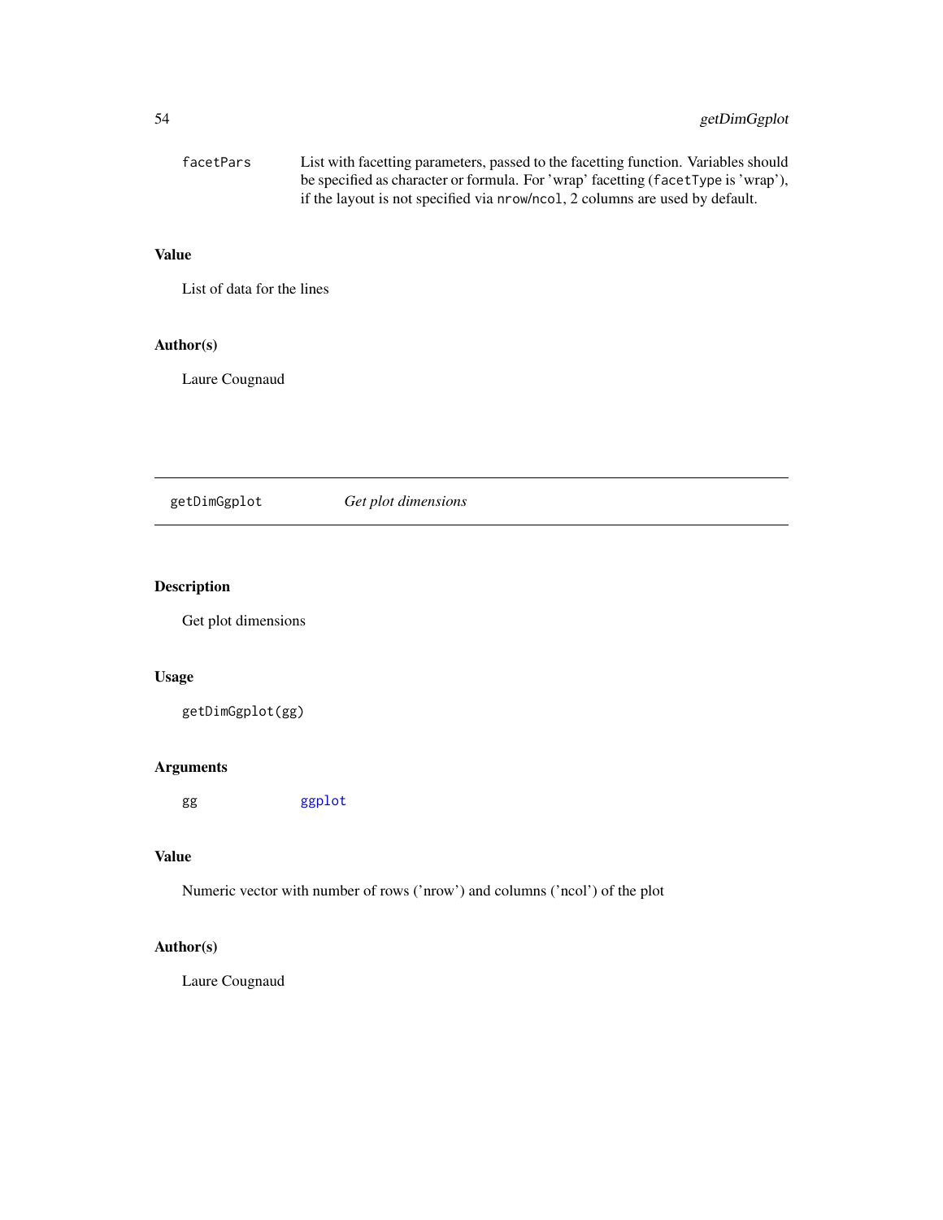facetPars List with facetting parameters, passed to the facetting function. Variables should be specified as character or formula. For 'wrap' facetting (facetType is 'wrap'), if the layout is not specified via nrow/ncol, 2 columns are used by default.

### Value

List of data for the lines

### Author(s)

Laure Cougnaud

---

## getDimGgplot *Get plot dimensions*

---

### Description

Get plot dimensions

### Usage

```
getDimGgplot(gg)
```

### Arguments

gg ggplot

### Value

Numeric vector with number of rows ('nrow') and columns ('ncol') of the plot

### Author(s)

Laure Cougnaud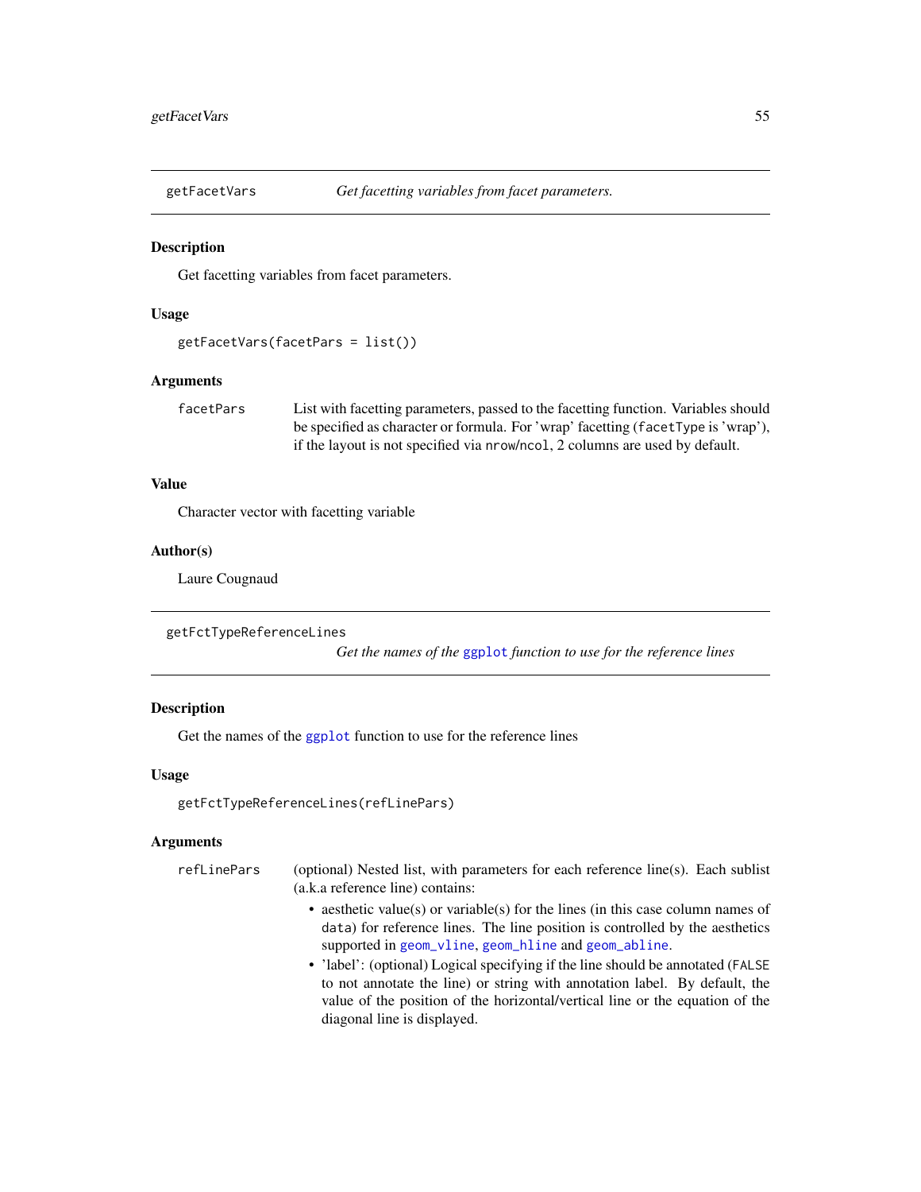## getFacetVars *Get facetting variables from facet parameters.*

### Description

Get facetting variables from facet parameters.

### Usage

```
getFacetVars(facetPars = list())
```

### Arguments

| | |
|---|---|
| facetPars | List with facetting parameters, passed to the facetting function. Variables should be specified as character or formula. For 'wrap' facetting (facetType is 'wrap'), if the layout is not specified via nrow/ncol, 2 columns are used by default. |

### Value

Character vector with facetting variable

### Author(s)

Laure Cougnaud

## getFctTypeReferenceLines *Get the names of the ggplot function to use for the reference lines*

### Description

Get the names of the ggplot function to use for the reference lines

### Usage

```
getFctTypeReferenceLines(refLinePars)
```

### Arguments

refLinePars: (optional) Nested list, with parameters for each reference line(s). Each sublist (a.k.a reference line) contains:

- aesthetic value(s) or variable(s) for the lines (in this case column names of data) for reference lines. The line position is controlled by the aesthetics supported in geom_vline, geom_hline and geom_abline.
- 'label': (optional) Logical specifying if the line should be annotated (FALSE to not annotate the line) or string with annotation label. By default, the value of the position of the horizontal/vertical line or the equation of the diagonal line is displayed.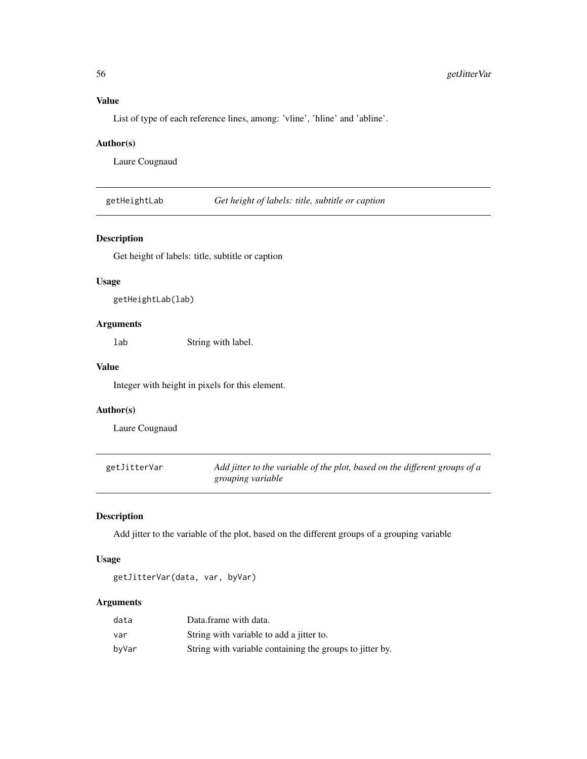### Value

List of type of each reference lines, among: 'vline', 'hline' and 'abline'.

### Author(s)

Laure Cougnaud

---

## getHeightLab — *Get height of labels: title, subtitle or caption*

### Description

Get height of labels: title, subtitle or caption

### Usage

```
getHeightLab(lab)
```

### Arguments

| | |
|---|---|
| `lab` | String with label. |

### Value

Integer with height in pixels for this element.

### Author(s)

Laure Cougnaud

---

## getJitterVar — *Add jitter to the variable of the plot, based on the different groups of a grouping variable*

### Description

Add jitter to the variable of the plot, based on the different groups of a grouping variable

### Usage

```
getJitterVar(data, var, byVar)
```

### Arguments

| | |
|---|---|
| `data` | Data.frame with data. |
| `var` | String with variable to add a jitter to. |
| `byVar` | String with variable containing the groups to jitter by. |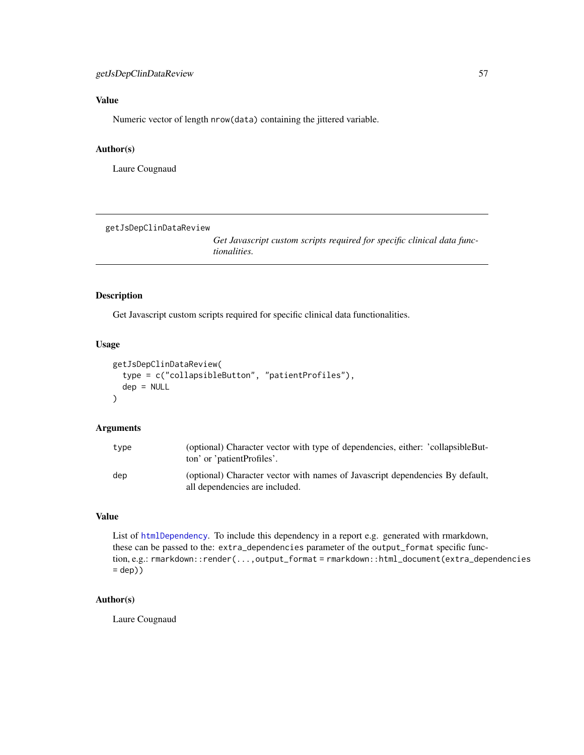## Value

Numeric vector of length `nrow(data)` containing the jittered variable.

## Author(s)

Laure Cougnaud

---

`getJsDepClinDataReview` *Get Javascript custom scripts required for specific clinical data functionalities.*

---

## Description

Get Javascript custom scripts required for specific clinical data functionalities.

## Usage

```
getJsDepClinDataReview(
  type = c("collapsibleButton", "patientProfiles"),
  dep = NULL
)
```

## Arguments

| | |
|---|---|
| `type` | (optional) Character vector with type of dependencies, either: 'collapsibleButton' or 'patientProfiles'. |
| `dep` | (optional) Character vector with names of Javascript dependencies By default, all dependencies are included. |

## Value

List of `htmlDependency`. To include this dependency in a report e.g. generated with rmarkdown, these can be passed to the: `extra_dependencies` parameter of the `output_format` specific function, e.g.: `rmarkdown::render(...,output_format = rmarkdown::html_document(extra_dependencies = dep))`

## Author(s)

Laure Cougnaud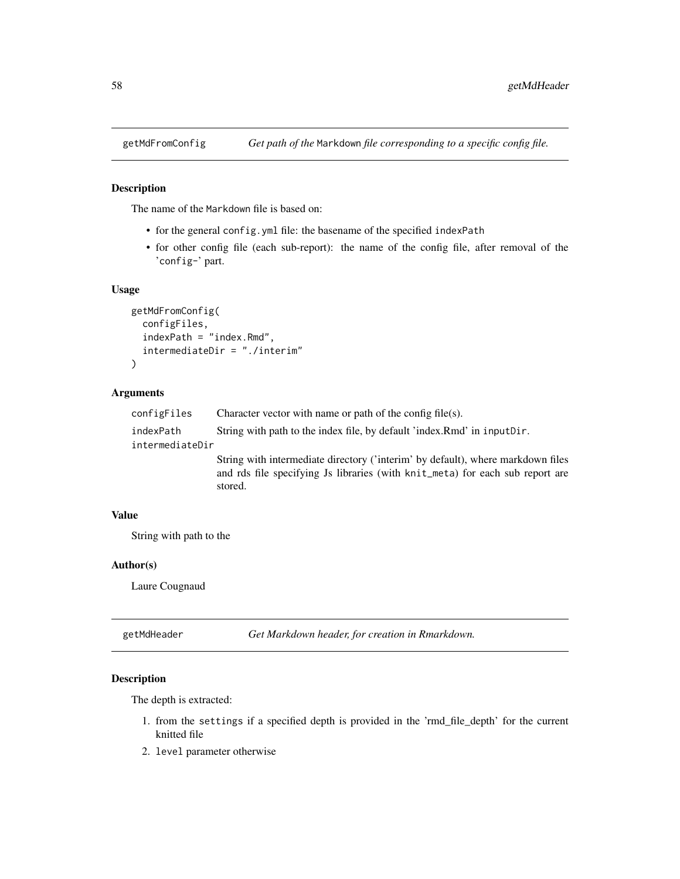## getMdFromConfig — *Get path of the* `Markdown` *file corresponding to a specific config file.*

### Description

The name of the `Markdown` file is based on:

- for the general `config.yml` file: the basename of the specified `indexPath`
- for other config file (each sub-report): the name of the config file, after removal of the '`config-`' part.

### Usage

```
getMdFromConfig(
  configFiles,
  indexPath = "index.Rmd",
  intermediateDir = "./interim"
)
```

### Arguments

| | |
|---|---|
| `configFiles` | Character vector with name or path of the config file(s). |
| `indexPath` | String with path to the index file, by default 'index.Rmd' in `inputDir`. |
| `intermediateDir` | String with intermediate directory ('interim' by default), where markdown files and rds file specifying Js libraries (with `knit_meta`) for each sub report are stored. |

### Value

String with path to the

### Author(s)

Laure Cougnaud

## getMdHeader — *Get Markdown header, for creation in Rmarkdown.*

### Description

The depth is extracted:

1. from the `settings` if a specified depth is provided in the 'rmd_file_depth' for the current knitted file
2. `level` parameter otherwise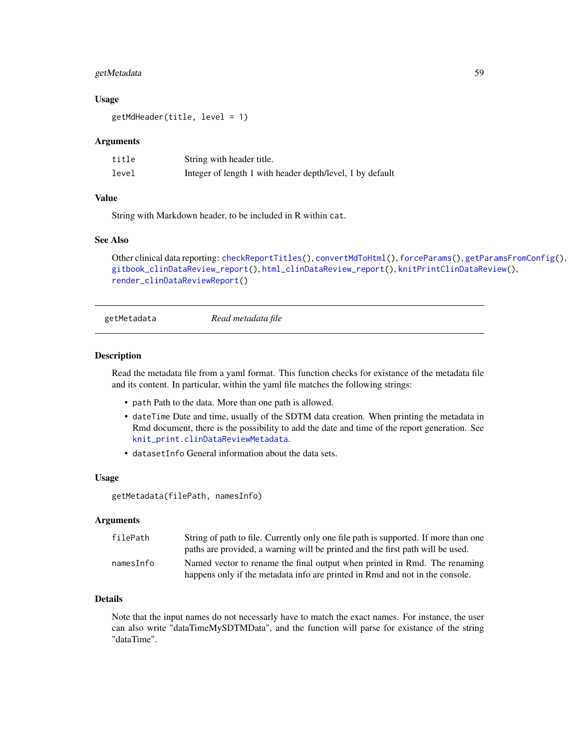### Usage

```
getMdHeader(title, level = 1)
```

### Arguments

| | |
|---|---|
| title | String with header title. |
| level | Integer of length 1 with header depth/level, 1 by default |

### Value

String with Markdown header, to be included in R within cat.

### See Also

Other clinical data reporting: checkReportTitles(), convertMdToHtml(), forceParams(), getParamsFromConfig(), gitbook_clinDataReview_report(), html_clinDataReview_report(), knitPrintClinDataReview(), render_clinDataReviewReport()

---

## getMetadata — *Read metadata file*

### Description

Read the metadata file from a yaml format. This function checks for existance of the metadata file and its content. In particular, within the yaml file matches the following strings:

- path Path to the data. More than one path is allowed.
- dateTime Date and time, usually of the SDTM data creation. When printing the metadata in Rmd document, there is the possibility to add the date and time of the report generation. See knit_print.clinDataReviewMetadata.
- datasetInfo General information about the data sets.

### Usage

```
getMetadata(filePath, namesInfo)
```

### Arguments

| | |
|---|---|
| filePath | String of path to file. Currently only one file path is supported. If more than one paths are provided, a warning will be printed and the first path will be used. |
| namesInfo | Named vector to rename the final output when printed in Rmd. The renaming happens only if the metadata info are printed in Rmd and not in the console. |

### Details

Note that the input names do not necessarly have to match the exact names. For instance, the user can also write "dataTimeMySDTMData", and the function will parse for existance of the string "dataTime".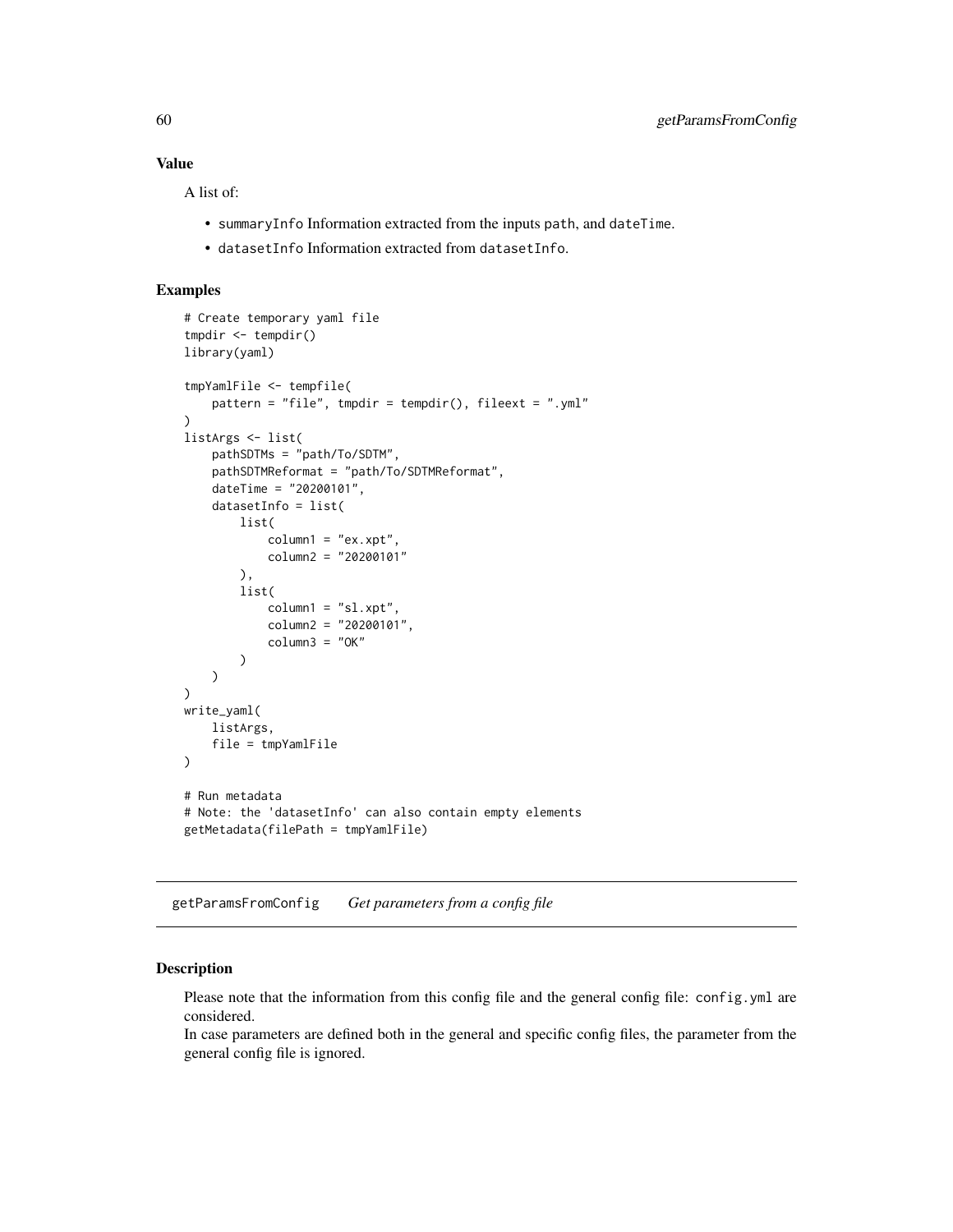### Value

A list of:

- summaryInfo Information extracted from the inputs path, and dateTime.
- datasetInfo Information extracted from datasetInfo.

### Examples

```
# Create temporary yaml file
tmpdir <- tempdir()
library(yaml)

tmpYamlFile <- tempfile(
    pattern = "file", tmpdir = tempdir(), fileext = ".yml"
)
listArgs <- list(
    pathSDTMs = "path/To/SDTM",
    pathSDTMReformat = "path/To/SDTMReformat",
    dateTime = "20200101",
    datasetInfo = list(
        list(
            column1 = "ex.xpt",
            column2 = "20200101"
        ),
        list(
            column1 = "sl.xpt",
            column2 = "20200101",
            column3 = "OK"
        )
    )
)
write_yaml(
    listArgs,
    file = tmpYamlFile
)

# Run metadata
# Note: the 'datasetInfo' can also contain empty elements
getMetadata(filePath = tmpYamlFile)
```

---

## getParamsFromConfig *Get parameters from a config file*

---

### Description

Please note that the information from this config file and the general config file: config.yml are considered.
In case parameters are defined both in the general and specific config files, the parameter from the general config file is ignored.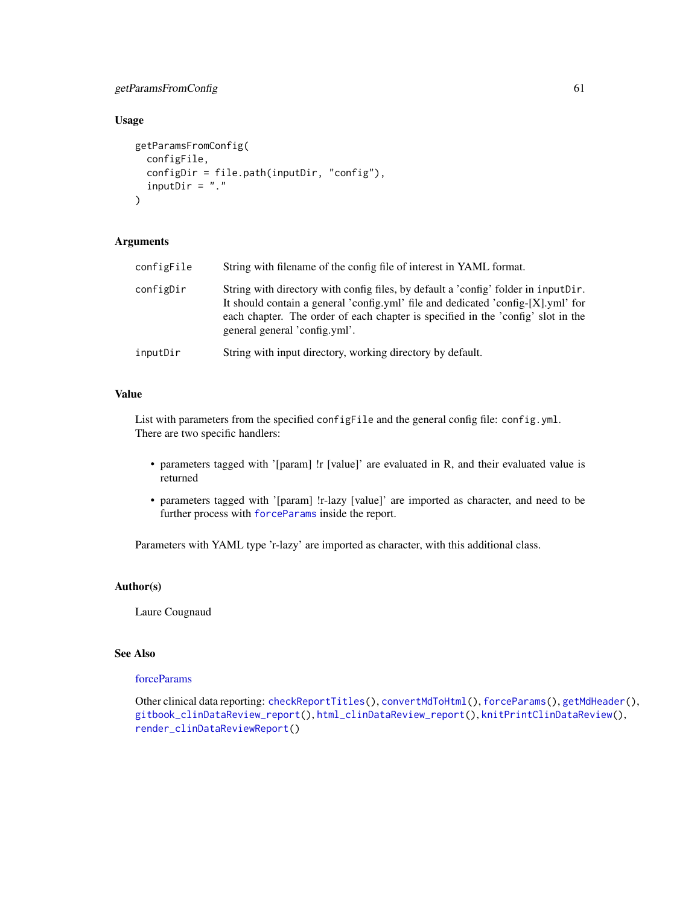## Usage

```
getParamsFromConfig(
  configFile,
  configDir = file.path(inputDir, "config"),
  inputDir = "."
)
```

## Arguments

| | |
|---|---|
| configFile | String with filename of the config file of interest in YAML format. |
| configDir | String with directory with config files, by default a 'config' folder in `inputDir`. It should contain a general 'config.yml' file and dedicated 'config-[X].yml' for each chapter. The order of each chapter is specified in the 'config' slot in the general general 'config.yml'. |
| inputDir | String with input directory, working directory by default. |

## Value

List with parameters from the specified `configFile` and the general config file: `config.yml`. There are two specific handlers:

- parameters tagged with '[param] !r [value]' are evaluated in R, and their evaluated value is returned
- parameters tagged with '[param] !r-lazy [value]' are imported as character, and need to be further process with `forceParams` inside the report.

Parameters with YAML type 'r-lazy' are imported as character, with this additional class.

## Author(s)

Laure Cougnaud

## See Also

forceParams

Other clinical data reporting: `checkReportTitles()`, `convertMdToHtml()`, `forceParams()`, `getMdHeader()`, `gitbook_clinDataReview_report()`, `html_clinDataReview_report()`, `knitPrintClinDataReview()`, `render_clinDataReviewReport()`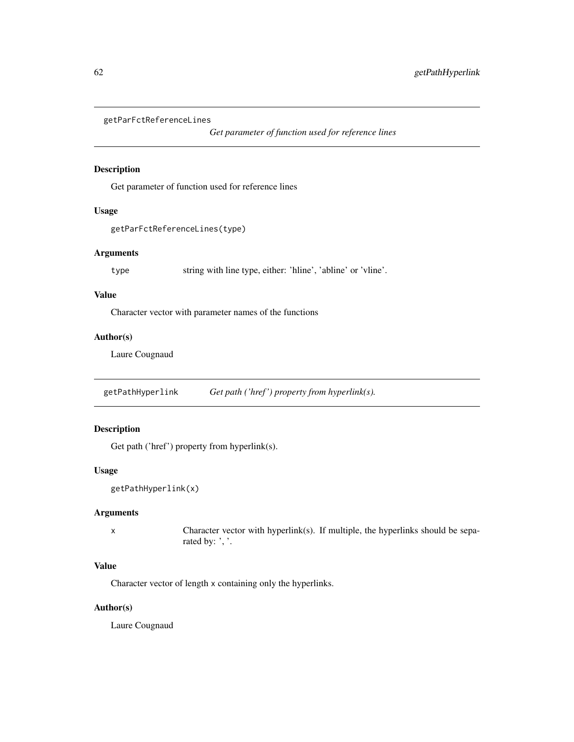## getParFctReferenceLines    *Get parameter of function used for reference lines*

### Description

Get parameter of function used for reference lines

### Usage

```
getParFctReferenceLines(type)
```

### Arguments

| | |
|---|---|
| `type` | string with line type, either: 'hline', 'abline' or 'vline'. |

### Value

Character vector with parameter names of the functions

### Author(s)

Laure Cougnaud

## getPathHyperlink    *Get path ('href') property from hyperlink(s).*

### Description

Get path ('href') property from hyperlink(s).

### Usage

```
getPathHyperlink(x)
```

### Arguments

| | |
|---|---|
| `x` | Character vector with hyperlink(s). If multiple, the hyperlinks should be separated by: ', '. |

### Value

Character vector of length `x` containing only the hyperlinks.

### Author(s)

Laure Cougnaud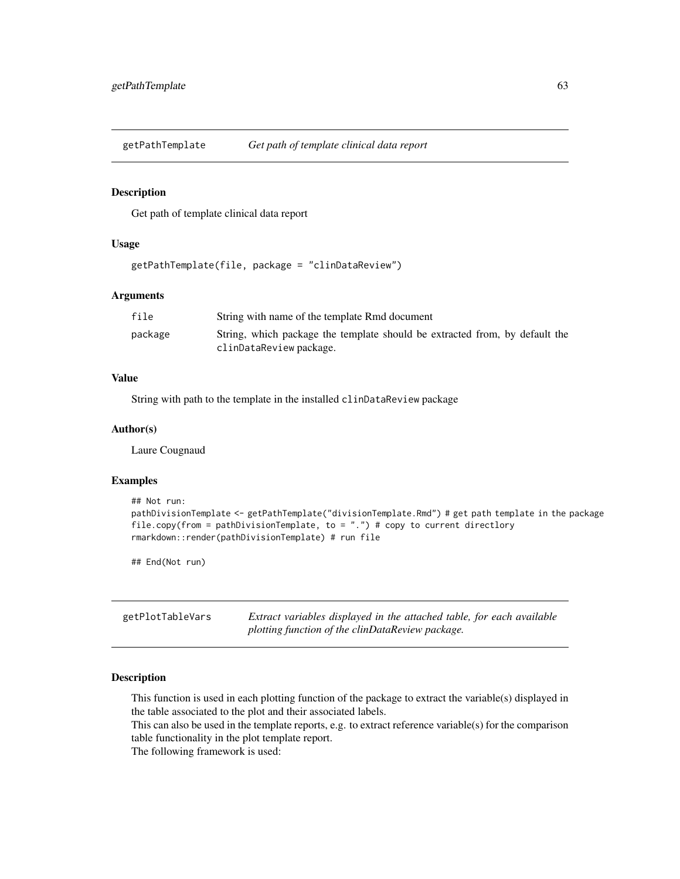## getPathTemplate *Get path of template clinical data report*

### Description

Get path of template clinical data report

### Usage

```
getPathTemplate(file, package = "clinDataReview")
```

### Arguments

| | |
|---|---|
| file | String with name of the template Rmd document |
| package | String, which package the template should be extracted from, by default the clinDataReview package. |

### Value

String with path to the template in the installed clinDataReview package

### Author(s)

Laure Cougnaud

### Examples

```
## Not run:
pathDivisionTemplate <- getPathTemplate("divisionTemplate.Rmd") # get path template in the package
file.copy(from = pathDivisionTemplate, to = ".") # copy to current directlory
rmarkdown::render(pathDivisionTemplate) # run file

## End(Not run)
```

## getPlotTableVars *Extract variables displayed in the attached table, for each available plotting function of the clinDataReview package.*

### Description

This function is used in each plotting function of the package to extract the variable(s) displayed in the table associated to the plot and their associated labels.
This can also be used in the template reports, e.g. to extract reference variable(s) for the comparison table functionality in the plot template report.
The following framework is used: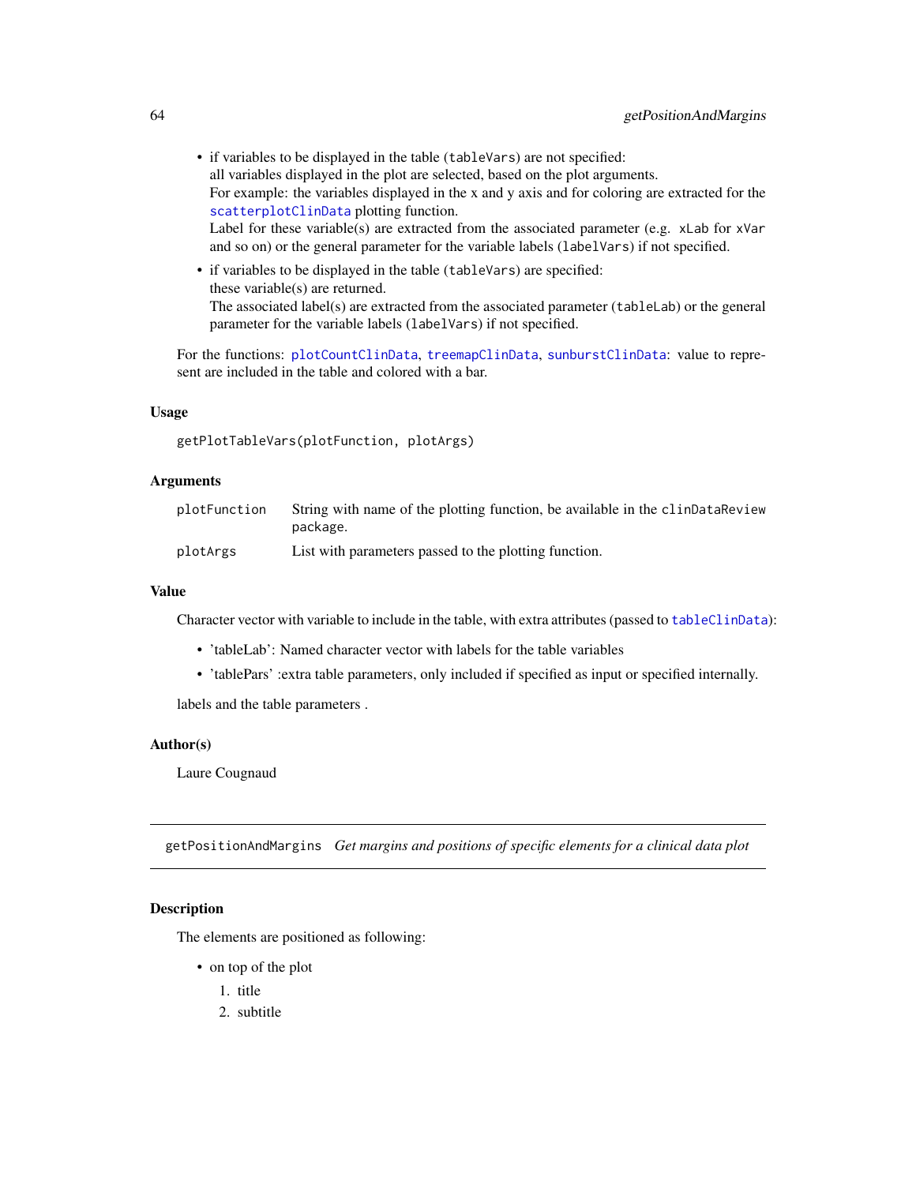- if variables to be displayed in the table (`tableVars`) are not specified:
  all variables displayed in the plot are selected, based on the plot arguments.
  For example: the variables displayed in the x and y axis and for coloring are extracted for the `scatterplotClinData` plotting function.
  Label for these variable(s) are extracted from the associated parameter (e.g. `xLab` for `xVar` and so on) or the general parameter for the variable labels (`labelVars`) if not specified.
- if variables to be displayed in the table (`tableVars`) are specified:
  these variable(s) are returned.
  The associated label(s) are extracted from the associated parameter (`tableLab`) or the general parameter for the variable labels (`labelVars`) if not specified.

For the functions: `plotCountClinData`, `treemapClinData`, `sunburstClinData`: value to represent are included in the table and colored with a bar.

### Usage

```
getPlotTableVars(plotFunction, plotArgs)
```

### Arguments

| | |
|---|---|
| plotFunction | String with name of the plotting function, be available in the `clinDataReview` package. |
| plotArgs | List with parameters passed to the plotting function. |

### Value

Character vector with variable to include in the table, with extra attributes (passed to `tableClinData`):

- 'tableLab': Named character vector with labels for the table variables
- 'tablePars' :extra table parameters, only included if specified as input or specified internally.

labels and the table parameters .

### Author(s)

Laure Cougnaud

---

## getPositionAndMargins *Get margins and positions of specific elements for a clinical data plot*

### Description

The elements are positioned as following:

- on top of the plot
  1. title
  2. subtitle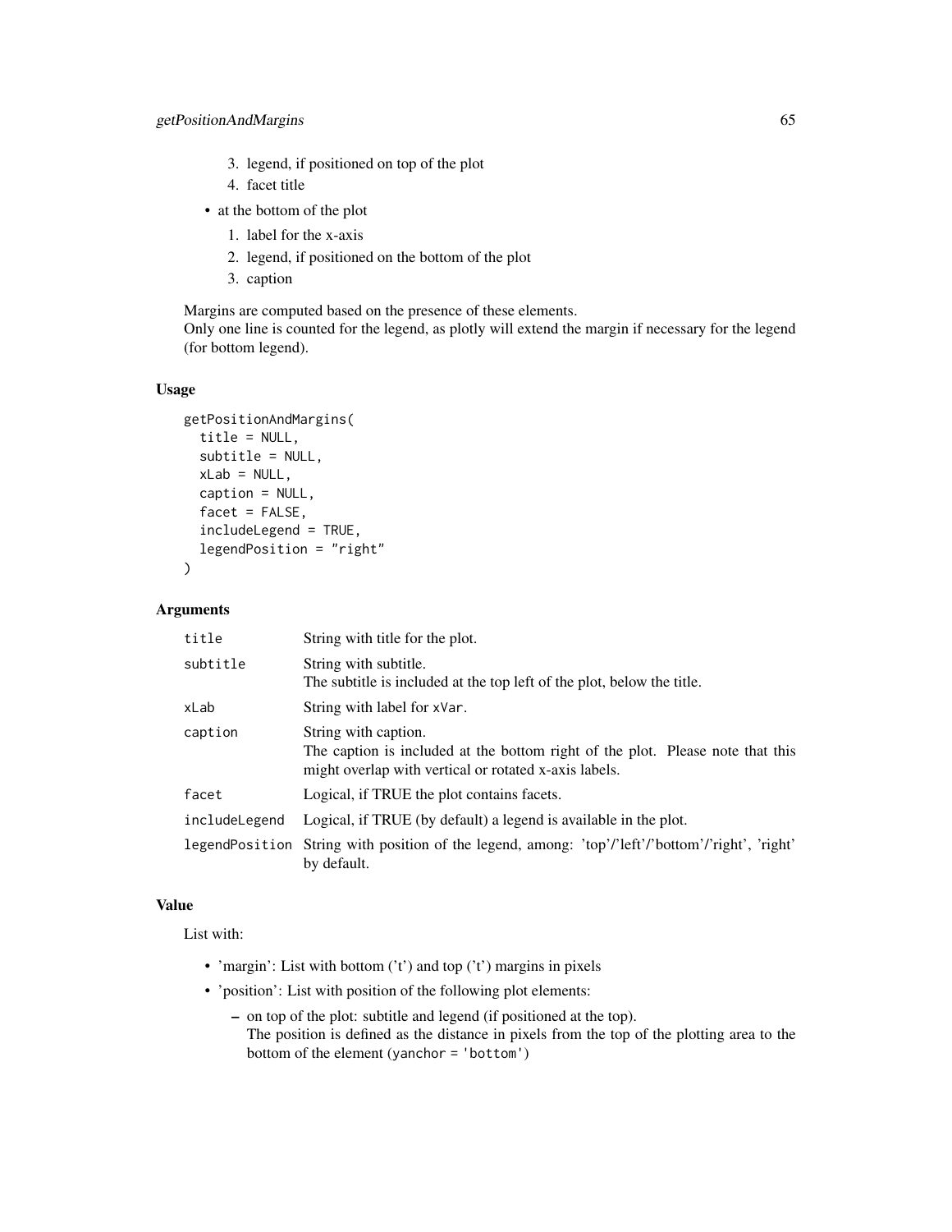3. legend, if positioned on top of the plot
4. facet title

- at the bottom of the plot
  1. label for the x-axis
  2. legend, if positioned on the bottom of the plot
  3. caption

Margins are computed based on the presence of these elements.
Only one line is counted for the legend, as plotly will extend the margin if necessary for the legend (for bottom legend).

### Usage

```
getPositionAndMargins(
  title = NULL,
  subtitle = NULL,
  xLab = NULL,
  caption = NULL,
  facet = FALSE,
  includeLegend = TRUE,
  legendPosition = "right"
)
```

### Arguments

| | |
|---|---|
| `title` | String with title for the plot. |
| `subtitle` | String with subtitle.<br>The subtitle is included at the top left of the plot, below the title. |
| `xLab` | String with label for `xVar`. |
| `caption` | String with caption.<br>The caption is included at the bottom right of the plot. Please note that this might overlap with vertical or rotated x-axis labels. |
| `facet` | Logical, if TRUE the plot contains facets. |
| `includeLegend` | Logical, if TRUE (by default) a legend is available in the plot. |
| `legendPosition` | String with position of the legend, among: 'top'/'left'/'bottom'/'right', 'right' by default. |

### Value

List with:

- 'margin': List with bottom ('t') and top ('t') margins in pixels
- 'position': List with position of the following plot elements:
  - on top of the plot: subtitle and legend (if positioned at the top).
    The position is defined as the distance in pixels from the top of the plotting area to the bottom of the element (`yanchor = 'bottom'`)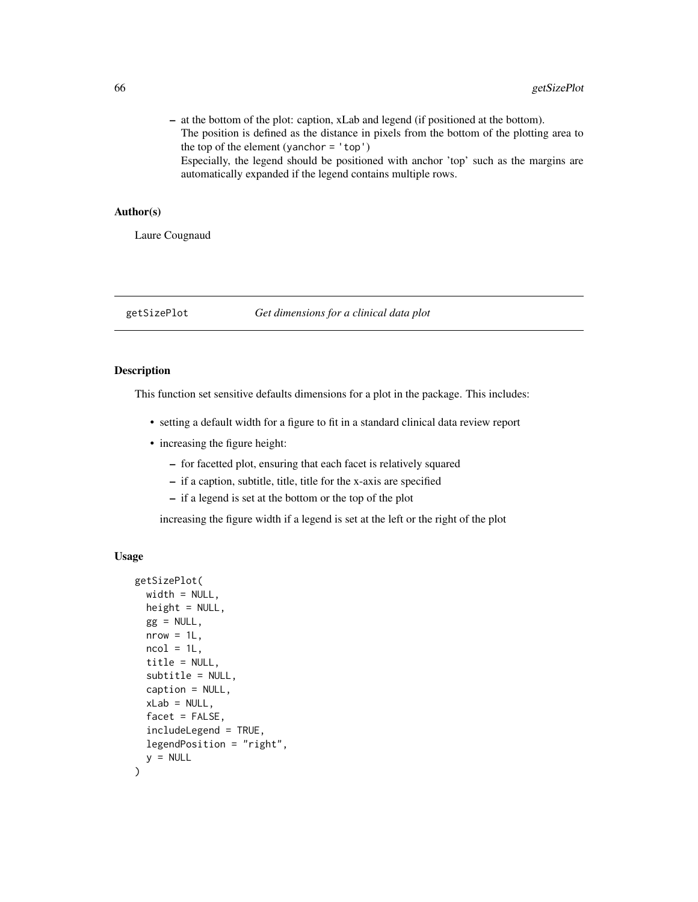- at the bottom of the plot: caption, xLab and legend (if positioned at the bottom).
  The position is defined as the distance in pixels from the bottom of the plotting area to the top of the element (`yanchor = 'top'`)
  Especially, the legend should be positioned with anchor 'top' such as the margins are automatically expanded if the legend contains multiple rows.

### Author(s)

Laure Cougnaud

---

## getSizePlot — *Get dimensions for a clinical data plot*

### Description

This function set sensitive defaults dimensions for a plot in the package. This includes:

- setting a default width for a figure to fit in a standard clinical data review report
- increasing the figure height:
  - for facetted plot, ensuring that each facet is relatively squared
  - if a caption, subtitle, title, title for the x-axis are specified
  - if a legend is set at the bottom or the top of the plot

  increasing the figure width if a legend is set at the left or the right of the plot

### Usage

```
getSizePlot(
  width = NULL,
  height = NULL,
  gg = NULL,
  nrow = 1L,
  ncol = 1L,
  title = NULL,
  subtitle = NULL,
  caption = NULL,
  xLab = NULL,
  facet = FALSE,
  includeLegend = TRUE,
  legendPosition = "right",
  y = NULL
)
```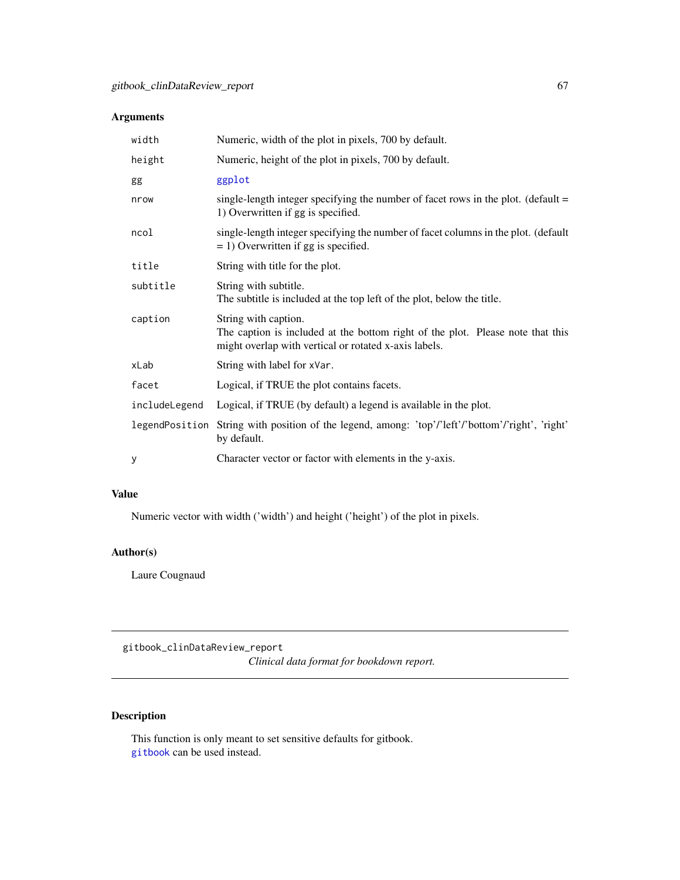### Arguments

| | |
|---|---|
| width | Numeric, width of the plot in pixels, 700 by default. |
| height | Numeric, height of the plot in pixels, 700 by default. |
| gg | ggplot |
| nrow | single-length integer specifying the number of facet rows in the plot. (default = 1) Overwritten if gg is specified. |
| ncol | single-length integer specifying the number of facet columns in the plot. (default = 1) Overwritten if gg is specified. |
| title | String with title for the plot. |
| subtitle | String with subtitle.<br>The subtitle is included at the top left of the plot, below the title. |
| caption | String with caption.<br>The caption is included at the bottom right of the plot. Please note that this might overlap with vertical or rotated x-axis labels. |
| xLab | String with label for xVar. |
| facet | Logical, if TRUE the plot contains facets. |
| includeLegend | Logical, if TRUE (by default) a legend is available in the plot. |
| legendPosition | String with position of the legend, among: 'top'/'left'/'bottom'/'right', 'right' by default. |
| y | Character vector or factor with elements in the y-axis. |

### Value

Numeric vector with width ('width') and height ('height') of the plot in pixels.

### Author(s)

Laure Cougnaud

---

## gitbook_clinDataReview_report

*Clinical data format for bookdown report.*

---

### Description

This function is only meant to set sensitive defaults for gitbook.
gitbook can be used instead.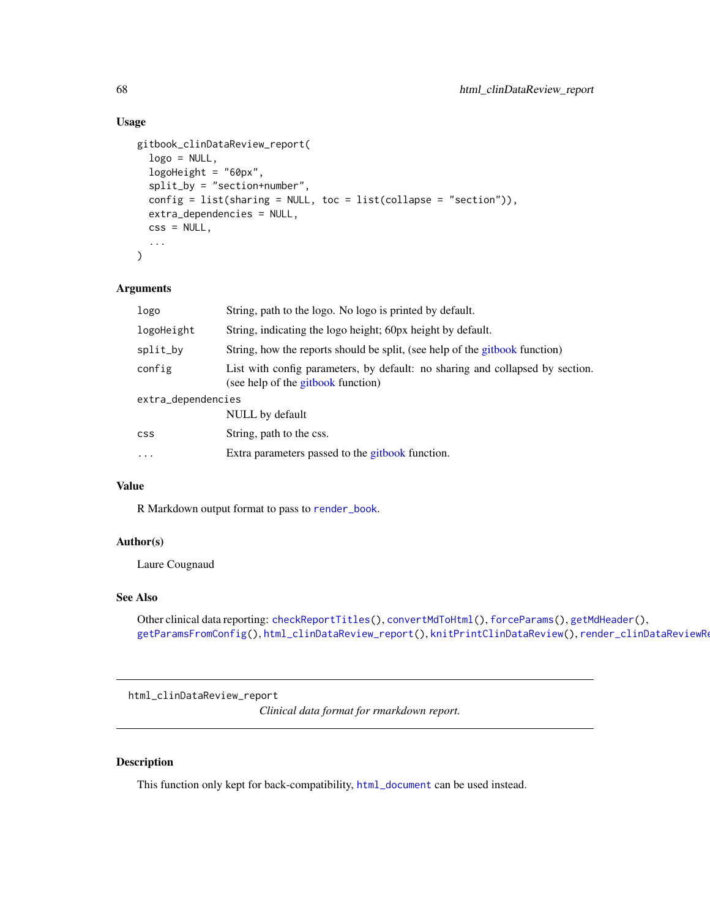### Usage

```
gitbook_clinDataReview_report(
  logo = NULL,
  logoHeight = "60px",
  split_by = "section+number",
  config = list(sharing = NULL, toc = list(collapse = "section")),
  extra_dependencies = NULL,
  css = NULL,
  ...
)
```

### Arguments

| | |
|---|---|
| logo | String, path to the logo. No logo is printed by default. |
| logoHeight | String, indicating the logo height; 60px height by default. |
| split_by | String, how the reports should be split, (see help of the gitbook function) |
| config | List with config parameters, by default: no sharing and collapsed by section. (see help of the gitbook function) |
| extra_dependencies | NULL by default |
| css | String, path to the css. |
| ... | Extra parameters passed to the gitbook function. |

### Value

R Markdown output format to pass to `render_book`.

### Author(s)

Laure Cougnaud

### See Also

Other clinical data reporting: `checkReportTitles()`, `convertMdToHtml()`, `forceParams()`, `getMdHeader()`, `getParamsFromConfig()`, `html_clinDataReview_report()`, `knitPrintClinDataReview()`, `render_clinDataReviewRe`

---

`html_clinDataReview_report`    *Clinical data format for rmarkdown report.*

---

### Description

This function only kept for back-compatibility, `html_document` can be used instead.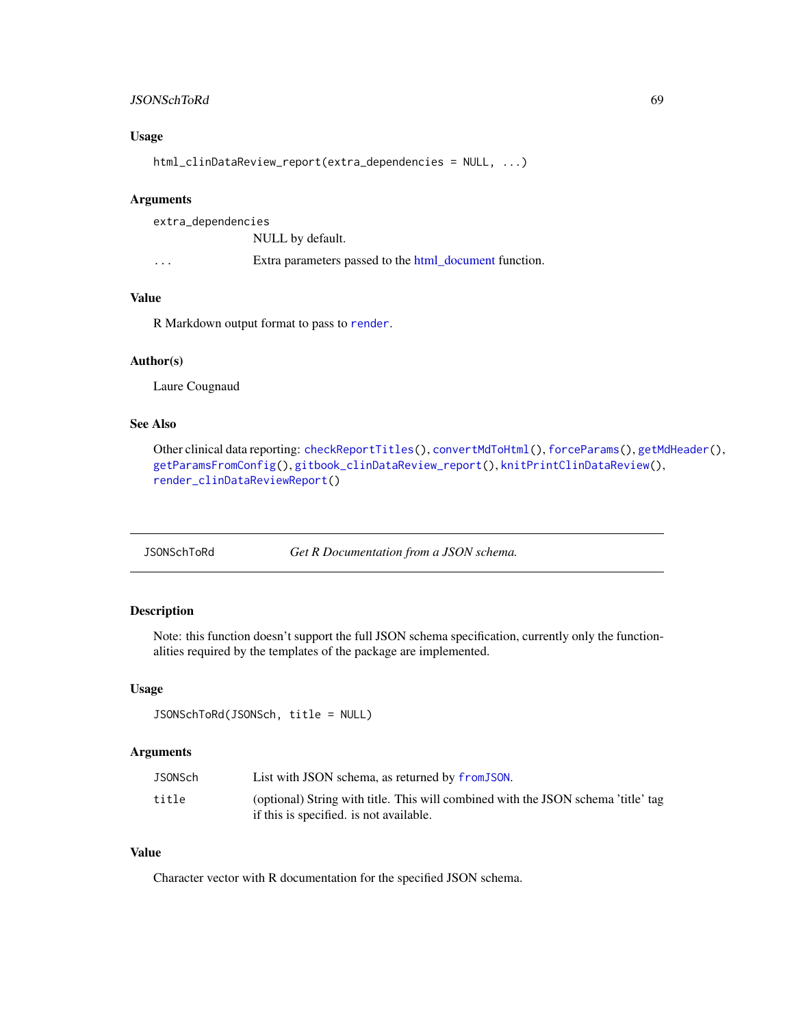### Usage

```
html_clinDataReview_report(extra_dependencies = NULL, ...)
```

### Arguments

`extra_dependencies`
NULL by default.

`...` Extra parameters passed to the html_document function.

### Value

R Markdown output format to pass to `render`.

### Author(s)

Laure Cougnaud

### See Also

Other clinical data reporting: `checkReportTitles()`, `convertMdToHtml()`, `forceParams()`, `getMdHeader()`, `getParamsFromConfig()`, `gitbook_clinDataReview_report()`, `knitPrintClinDataReview()`, `render_clinDataReviewReport()`

---

## JSONSchToRd — *Get R Documentation from a JSON schema.*

---

### Description

Note: this function doesn't support the full JSON schema specification, currently only the functionalities required by the templates of the package are implemented.

### Usage

```
JSONSchToRd(JSONSch, title = NULL)
```

### Arguments

| | |
|---|---|
| `JSONSch` | List with JSON schema, as returned by `fromJSON`. |
| `title` | (optional) String with title. This will combined with the JSON schema 'title' tag if this is specified. is not available. |

### Value

Character vector with R documentation for the specified JSON schema.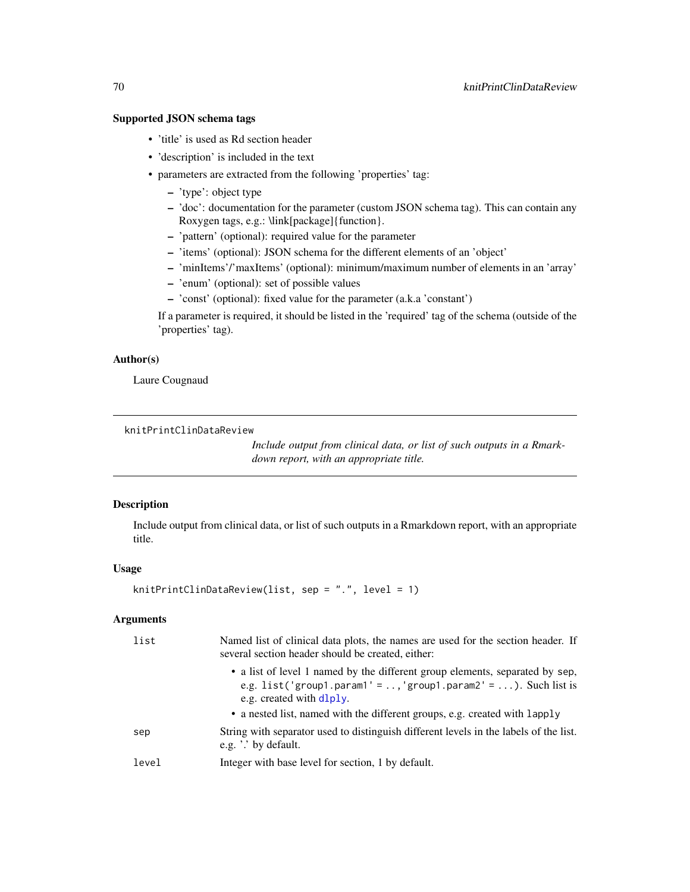### Supported JSON schema tags

- 'title' is used as Rd section header
- 'description' is included in the text
- parameters are extracted from the following 'properties' tag:
  - 'type': object type
  - 'doc': documentation for the parameter (custom JSON schema tag). This can contain any Roxygen tags, e.g.: \link[package]{function}.
  - 'pattern' (optional): required value for the parameter
  - 'items' (optional): JSON schema for the different elements of an 'object'
  - 'minItems'/'maxItems' (optional): minimum/maximum number of elements in an 'array'
  - 'enum' (optional): set of possible values
  - 'const' (optional): fixed value for the parameter (a.k.a 'constant')

  If a parameter is required, it should be listed in the 'required' tag of the schema (outside of the 'properties' tag).

### Author(s)

Laure Cougnaud

---

## knitPrintClinDataReview

*Include output from clinical data, or list of such outputs in a Rmarkdown report, with an appropriate title.*

### Description

Include output from clinical data, or list of such outputs in a Rmarkdown report, with an appropriate title.

### Usage

```
knitPrintClinDataReview(list, sep = ".", level = 1)
```

### Arguments

| | |
|---|---|
| list | Named list of clinical data plots, the names are used for the section header. If several section header should be created, either:<br>• a list of level 1 named by the different group elements, separated by sep, e.g. `list('group1.param1' = ..,'group1.param2' = ...)`. Such list is e.g. created with `dlply`.<br>• a nested list, named with the different groups, e.g. created with `lapply` |
| sep | String with separator used to distinguish different levels in the labels of the list. e.g. '.' by default. |
| level | Integer with base level for section, 1 by default. |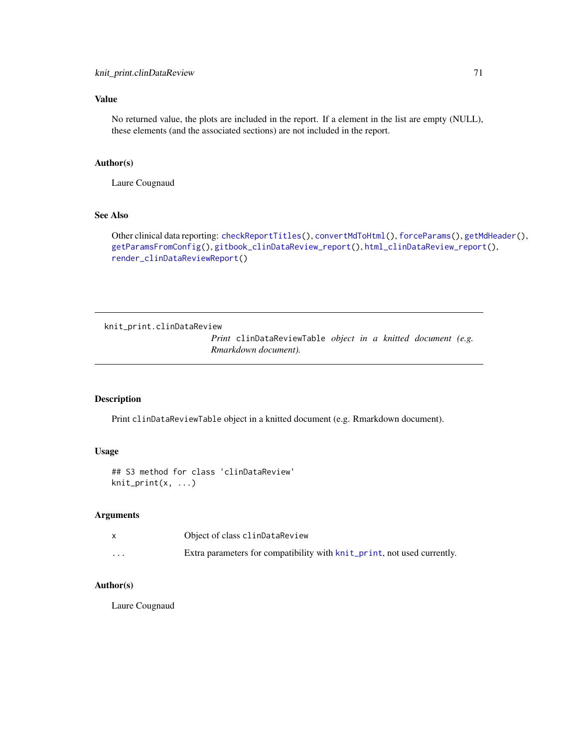### Value

No returned value, the plots are included in the report. If a element in the list are empty (NULL), these elements (and the associated sections) are not included in the report.

### Author(s)

Laure Cougnaud

### See Also

Other clinical data reporting: checkReportTitles(), convertMdToHtml(), forceParams(), getMdHeader(), getParamsFromConfig(), gitbook_clinDataReview_report(), html_clinDataReview_report(), render_clinDataReviewReport()

---

## knit_print.clinDataReview

*Print* `clinDataReviewTable` *object in a knitted document (e.g. Rmarkdown document).*

---

### Description

Print `clinDataReviewTable` object in a knitted document (e.g. Rmarkdown document).

### Usage

```
## S3 method for class 'clinDataReview'
knit_print(x, ...)
```

### Arguments

| | |
|---|---|
| x | Object of class `clinDataReview` |
| ... | Extra parameters for compatibility with `knit_print`, not used currently. |

### Author(s)

Laure Cougnaud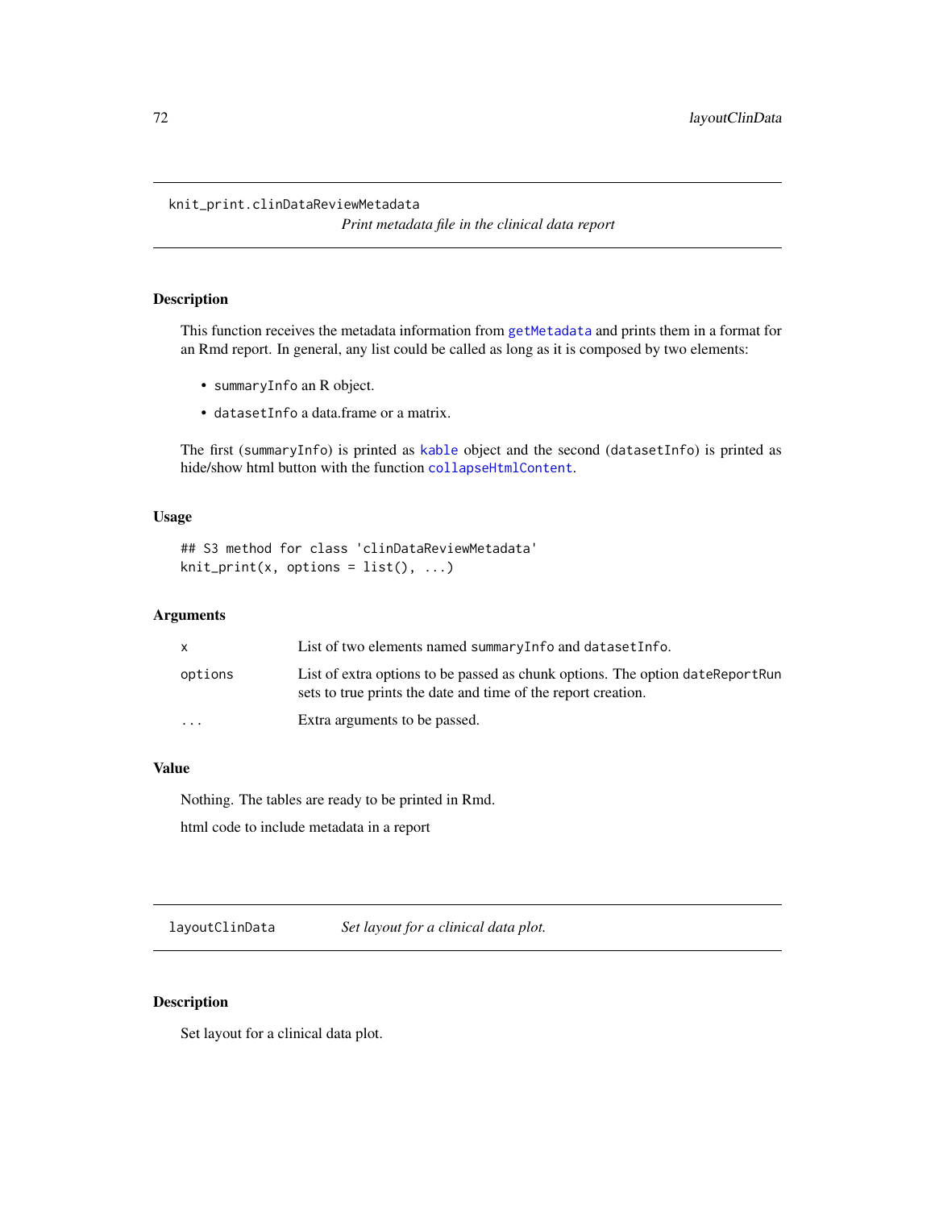## knit_print.clinDataReviewMetadata

*Print metadata file in the clinical data report*

### Description

This function receives the metadata information from getMetadata and prints them in a format for an Rmd report. In general, any list could be called as long as it is composed by two elements:

- `summaryInfo` an R object.
- `datasetInfo` a data.frame or a matrix.

The first (`summaryInfo`) is printed as kable object and the second (`datasetInfo`) is printed as hide/show html button with the function collapseHtmlContent.

### Usage

```
## S3 method for class 'clinDataReviewMetadata'
knit_print(x, options = list(), ...)
```

### Arguments

| | |
|---|---|
| x | List of two elements named `summaryInfo` and `datasetInfo`. |
| options | List of extra options to be passed as chunk options. The option `dateReportRun` sets to true prints the date and time of the report creation. |
| ... | Extra arguments to be passed. |

### Value

Nothing. The tables are ready to be printed in Rmd.

html code to include metadata in a report

## layoutClinData

*Set layout for a clinical data plot.*

### Description

Set layout for a clinical data plot.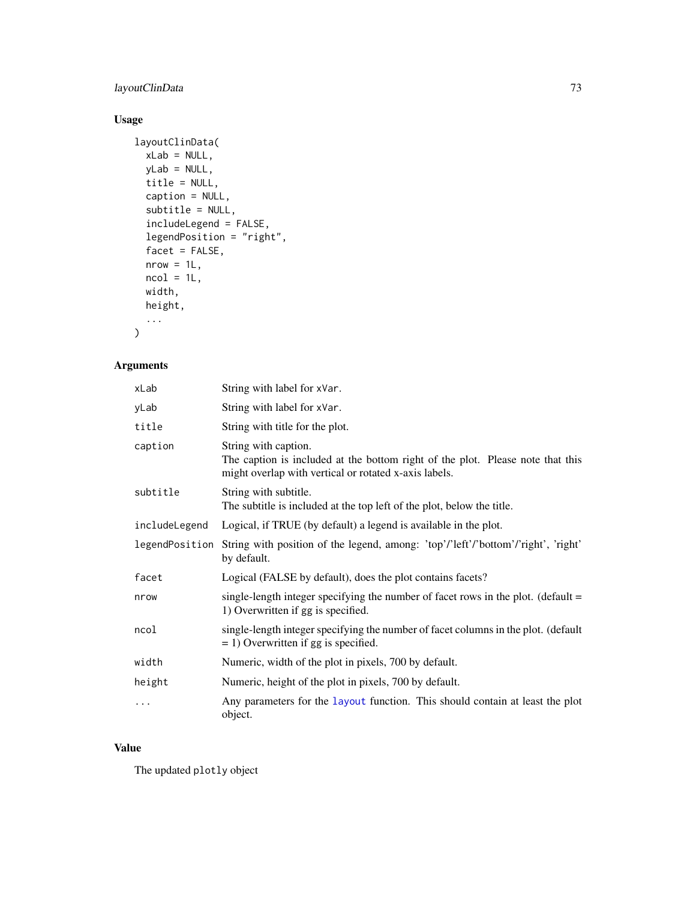## Usage

```
layoutClinData(
  xLab = NULL,
  yLab = NULL,
  title = NULL,
  caption = NULL,
  subtitle = NULL,
  includeLegend = FALSE,
  legendPosition = "right",
  facet = FALSE,
  nrow = 1L,
  ncol = 1L,
  width,
  height,
  ...
)
```

## Arguments

| | |
|---|---|
| xLab | String with label for xVar. |
| yLab | String with label for xVar. |
| title | String with title for the plot. |
| caption | String with caption.<br>The caption is included at the bottom right of the plot. Please note that this might overlap with vertical or rotated x-axis labels. |
| subtitle | String with subtitle.<br>The subtitle is included at the top left of the plot, below the title. |
| includeLegend | Logical, if TRUE (by default) a legend is available in the plot. |
| legendPosition | String with position of the legend, among: 'top'/'left'/'bottom'/'right', 'right' by default. |
| facet | Logical (FALSE by default), does the plot contains facets? |
| nrow | single-length integer specifying the number of facet rows in the plot. (default = 1) Overwritten if gg is specified. |
| ncol | single-length integer specifying the number of facet columns in the plot. (default = 1) Overwritten if gg is specified. |
| width | Numeric, width of the plot in pixels, 700 by default. |
| height | Numeric, height of the plot in pixels, 700 by default. |
| ... | Any parameters for the layout function. This should contain at least the plot object. |

## Value

The updated plotly object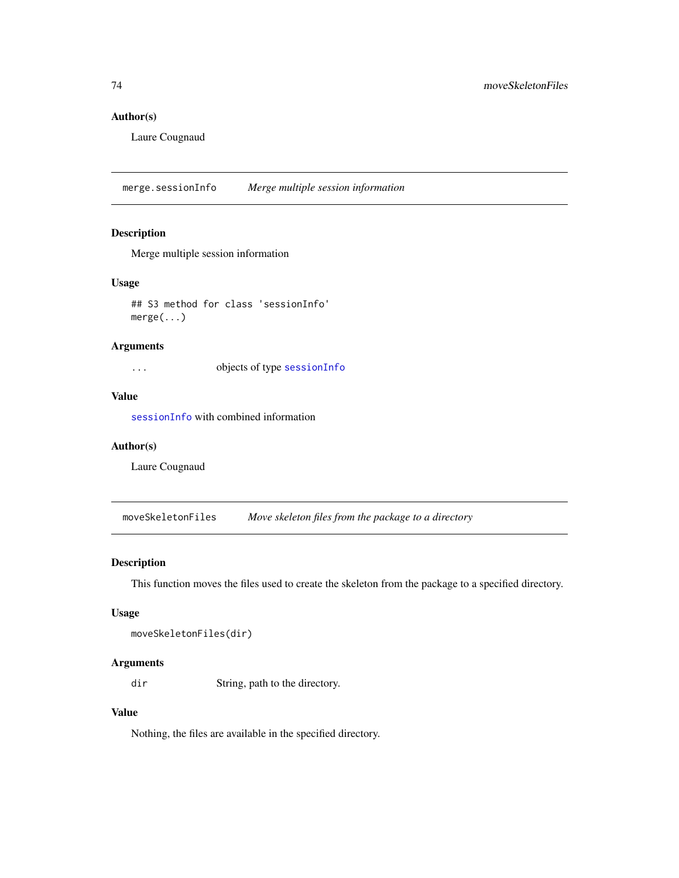### Author(s)

Laure Cougnaud

---

## merge.sessionInfo — *Merge multiple session information*

### Description

Merge multiple session information

### Usage

```
## S3 method for class 'sessionInfo'
merge(...)
```

### Arguments

| | |
|---|---|
| `...` | objects of type `sessionInfo` |

### Value

`sessionInfo` with combined information

### Author(s)

Laure Cougnaud

---

## moveSkeletonFiles — *Move skeleton files from the package to a directory*

### Description

This function moves the files used to create the skeleton from the package to a specified directory.

### Usage

```
moveSkeletonFiles(dir)
```

### Arguments

| | |
|---|---|
| `dir` | String, path to the directory. |

### Value

Nothing, the files are available in the specified directory.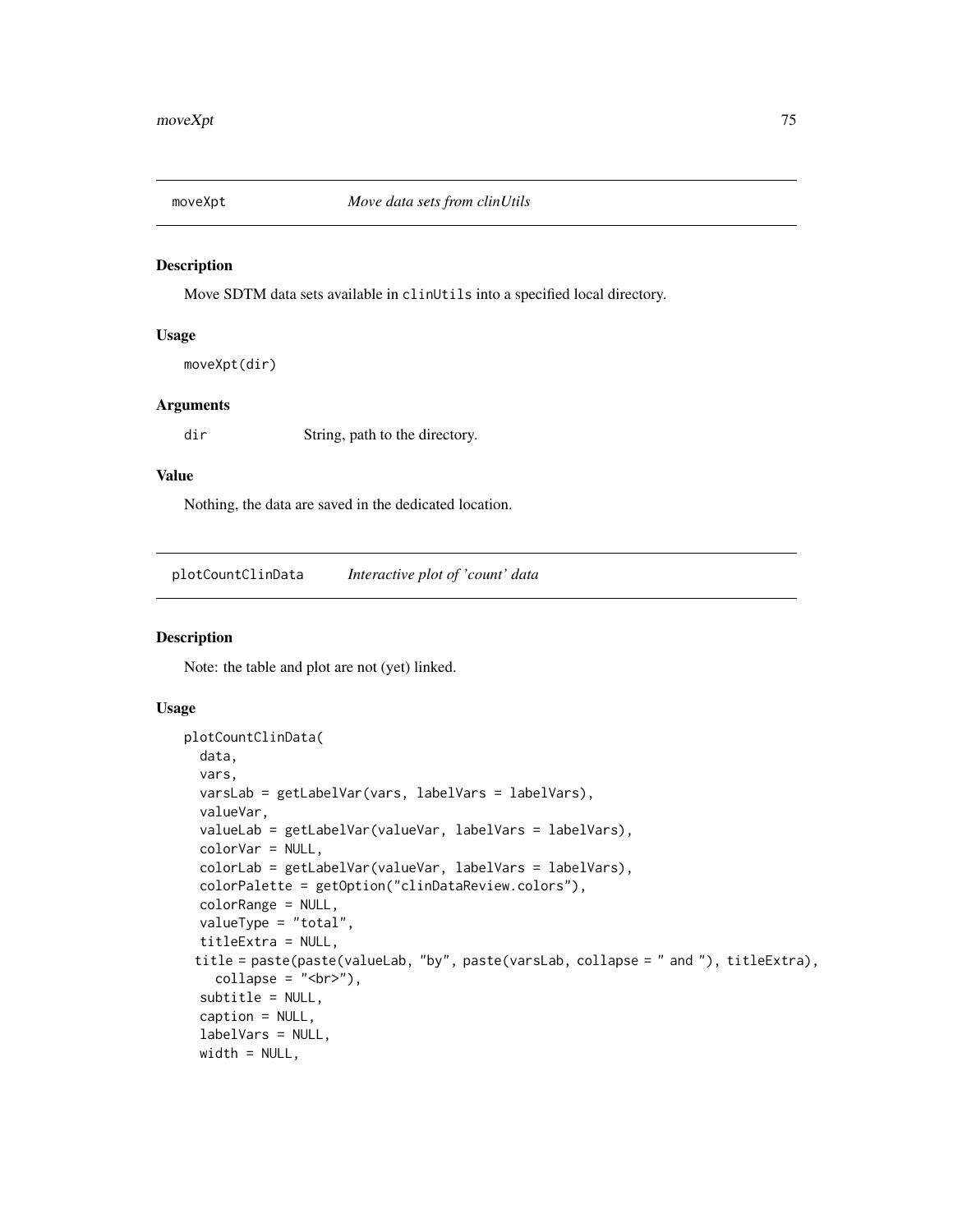## moveXpt *Move data sets from clinUtils*

### Description

Move SDTM data sets available in `clinUtils` into a specified local directory.

### Usage

```
moveXpt(dir)
```

### Arguments

| | |
|---|---|
| `dir` | String, path to the directory. |

### Value

Nothing, the data are saved in the dedicated location.

## plotCountClinData *Interactive plot of 'count' data*

### Description

Note: the table and plot are not (yet) linked.

### Usage

```
plotCountClinData(
  data,
  vars,
  varsLab = getLabelVar(vars, labelVars = labelVars),
  valueVar,
  valueLab = getLabelVar(valueVar, labelVars = labelVars),
  colorVar = NULL,
  colorLab = getLabelVar(valueVar, labelVars = labelVars),
  colorPalette = getOption("clinDataReview.colors"),
  colorRange = NULL,
  valueType = "total",
  titleExtra = NULL,
 title = paste(paste(valueLab, "by", paste(varsLab, collapse = " and "), titleExtra),
    collapse = "<br>"),
  subtitle = NULL,
  caption = NULL,
  labelVars = NULL,
  width = NULL,
```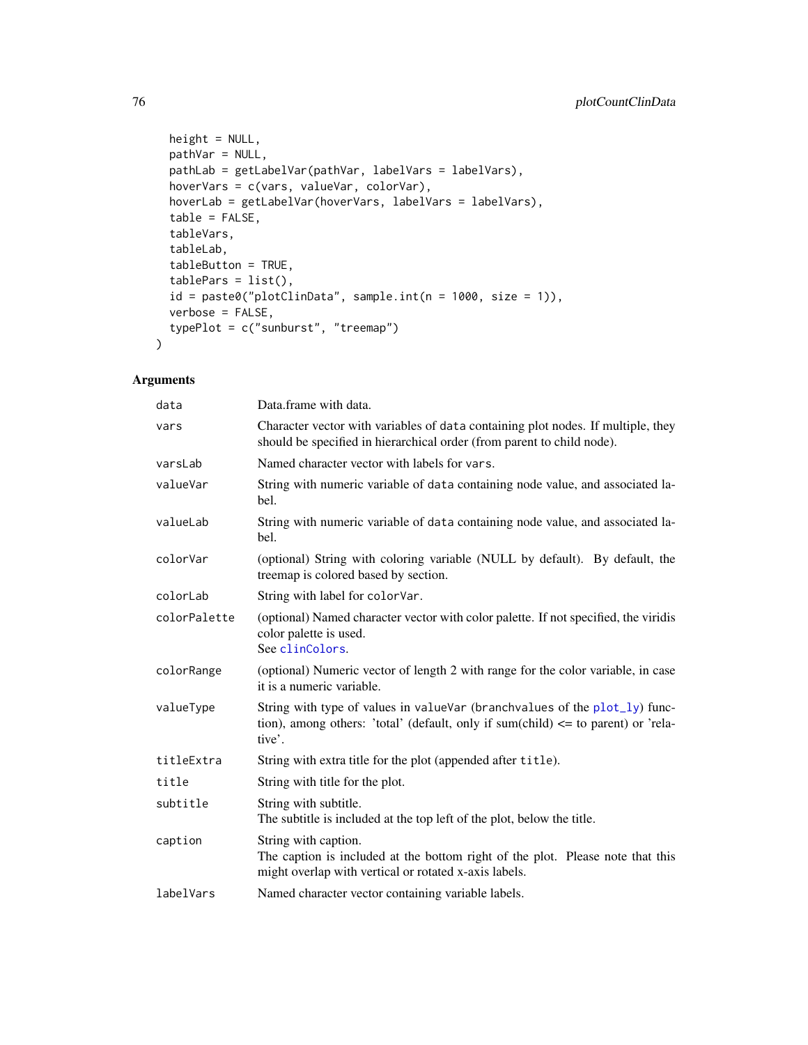```
  height = NULL,
  pathVar = NULL,
  pathLab = getLabelVar(pathVar, labelVars = labelVars),
  hoverVars = c(vars, valueVar, colorVar),
  hoverLab = getLabelVar(hoverVars, labelVars = labelVars),
  table = FALSE,
  tableVars,
  tableLab,
  tableButton = TRUE,
  tablePars = list(),
  id = paste0("plotClinData", sample.int(n = 1000, size = 1)),
  verbose = FALSE,
  typePlot = c("sunburst", "treemap")
)
```

## Arguments

| | |
|---|---|
| `data` | Data.frame with data. |
| `vars` | Character vector with variables of `data` containing plot nodes. If multiple, they should be specified in hierarchical order (from parent to child node). |
| `varsLab` | Named character vector with labels for `vars`. |
| `valueVar` | String with numeric variable of `data` containing node value, and associated label. |
| `valueLab` | String with numeric variable of `data` containing node value, and associated label. |
| `colorVar` | (optional) String with coloring variable (NULL by default). By default, the treemap is colored based by section. |
| `colorLab` | String with label for `colorVar`. |
| `colorPalette` | (optional) Named character vector with color palette. If not specified, the viridis color palette is used.<br>See `clinColors`. |
| `colorRange` | (optional) Numeric vector of length 2 with range for the color variable, in case it is a numeric variable. |
| `valueType` | String with type of values in `valueVar` (`branchvalues` of the `plot_ly`) function), among others: 'total' (default, only if sum(child) <= to parent) or 'relative'. |
| `titleExtra` | String with extra title for the plot (appended after `title`). |
| `title` | String with title for the plot. |
| `subtitle` | String with subtitle.<br>The subtitle is included at the top left of the plot, below the title. |
| `caption` | String with caption.<br>The caption is included at the bottom right of the plot. Please note that this might overlap with vertical or rotated x-axis labels. |
| `labelVars` | Named character vector containing variable labels. |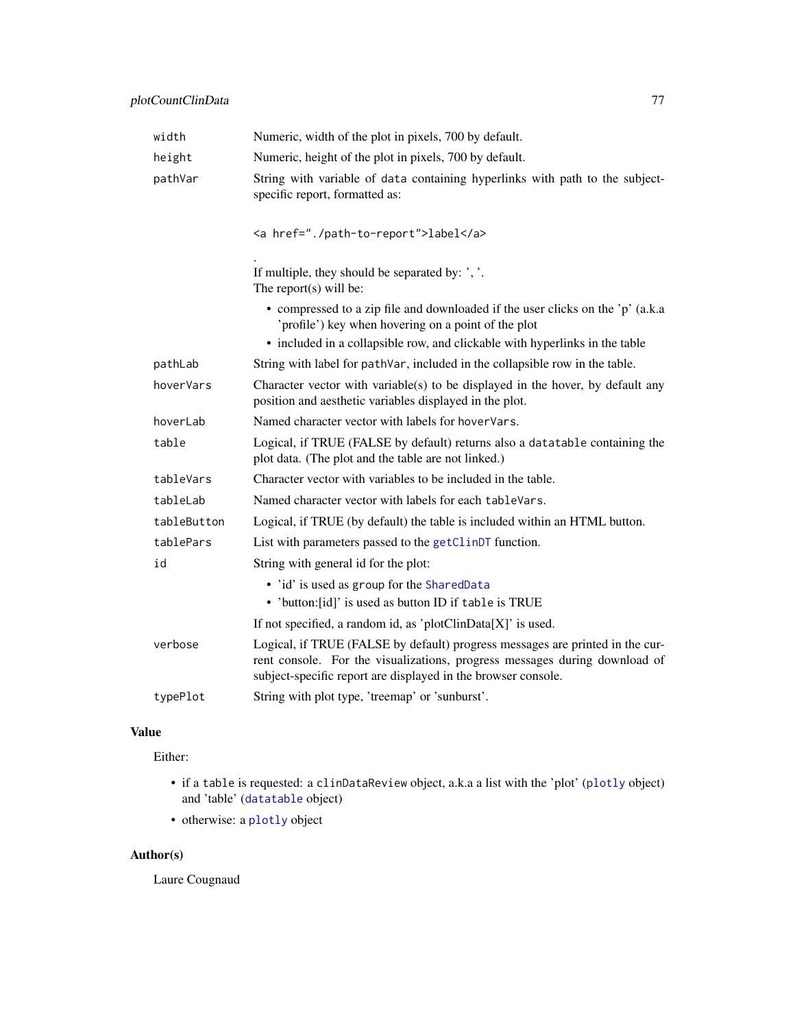| | |
|---|---|
| width | Numeric, width of the plot in pixels, 700 by default. |
| height | Numeric, height of the plot in pixels, 700 by default. |
| pathVar | String with variable of data containing hyperlinks with path to the subject-specific report, formatted as: `<a href="./path-to-report">label</a>` . If multiple, they should be separated by: ', '. The report(s) will be: • compressed to a zip file and downloaded if the user clicks on the 'p' (a.k.a 'profile') key when hovering on a point of the plot • included in a collapsible row, and clickable with hyperlinks in the table |
| pathLab | String with label for pathVar, included in the collapsible row in the table. |
| hoverVars | Character vector with variable(s) to be displayed in the hover, by default any position and aesthetic variables displayed in the plot. |
| hoverLab | Named character vector with labels for hoverVars. |
| table | Logical, if TRUE (FALSE by default) returns also a datatable containing the plot data. (The plot and the table are not linked.) |
| tableVars | Character vector with variables to be included in the table. |
| tableLab | Named character vector with labels for each tableVars. |
| tableButton | Logical, if TRUE (by default) the table is included within an HTML button. |
| tablePars | List with parameters passed to the getClinDT function. |
| id | String with general id for the plot: • 'id' is used as group for the SharedData • 'button:[id]' is used as button ID if table is TRUE. If not specified, a random id, as 'plotClinData[X]' is used. |
| verbose | Logical, if TRUE (FALSE by default) progress messages are printed in the current console. For the visualizations, progress messages during download of subject-specific report are displayed in the browser console. |
| typePlot | String with plot type, 'treemap' or 'sunburst'. |

## Value

Either:

- if a table is requested: a clinDataReview object, a.k.a a list with the 'plot' (plotly object) and 'table' (datatable object)
- otherwise: a plotly object

## Author(s)

Laure Cougnaud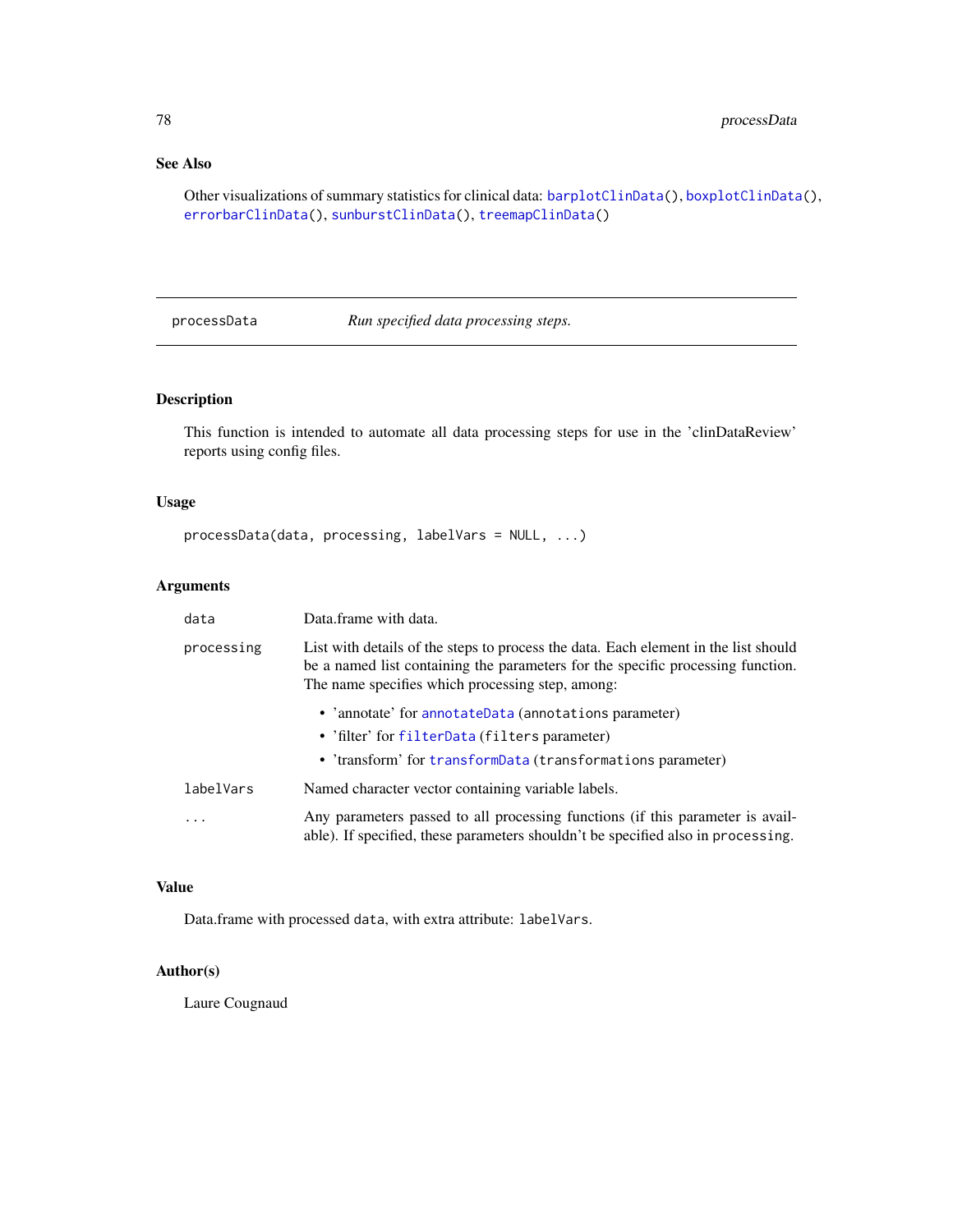## See Also

Other visualizations of summary statistics for clinical data: barplotClinData(), boxplotClinData(), errorbarClinData(), sunburstClinData(), treemapClinData()

---

## processData — *Run specified data processing steps.*

---

### Description

This function is intended to automate all data processing steps for use in the 'clinDataReview' reports using config files.

### Usage

```
processData(data, processing, labelVars = NULL, ...)
```

### Arguments

| | |
|---|---|
| `data` | Data.frame with data. |
| `processing` | List with details of the steps to process the data. Each element in the list should be a named list containing the parameters for the specific processing function. The name specifies which processing step, among:<br>• 'annotate' for annotateData (`annotations` parameter)<br>• 'filter' for filterData (`filters` parameter)<br>• 'transform' for transformData (`transformations` parameter) |
| `labelVars` | Named character vector containing variable labels. |
| `...` | Any parameters passed to all processing functions (if this parameter is available). If specified, these parameters shouldn't be specified also in `processing`. |

### Value

Data.frame with processed `data`, with extra attribute: `labelVars`.

### Author(s)

Laure Cougnaud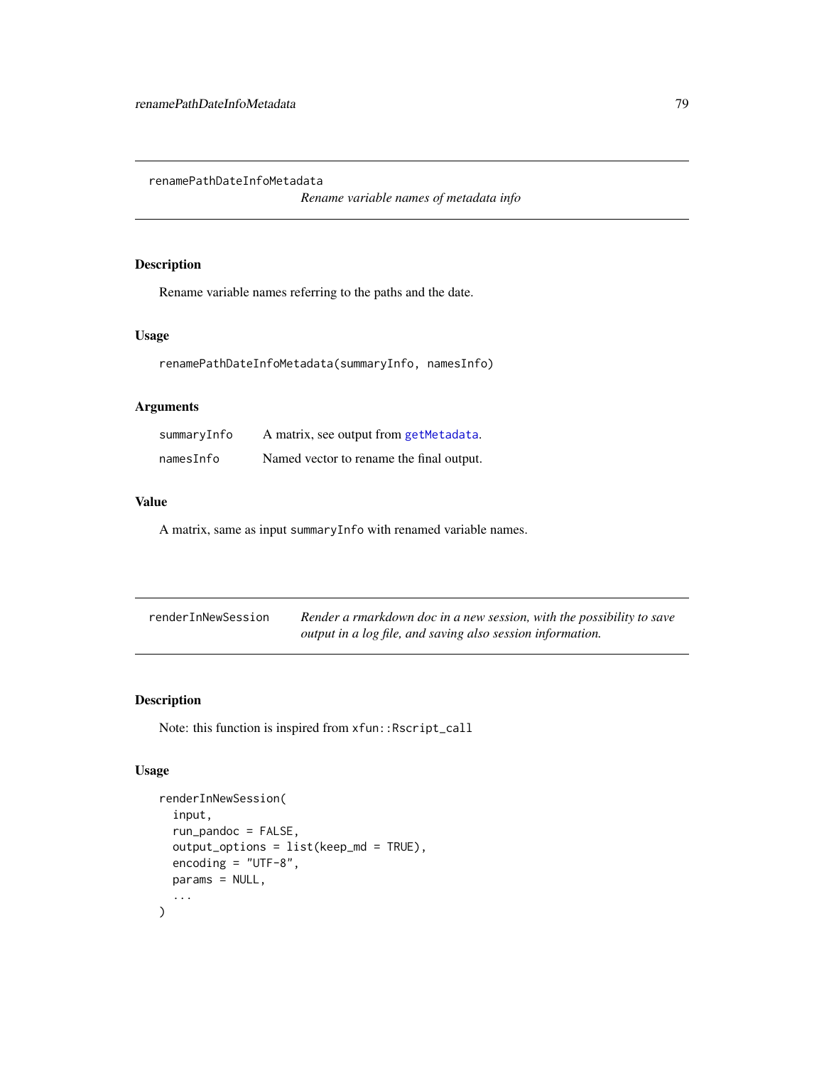## renamePathDateInfoMetadata

*Rename variable names of metadata info*

### Description

Rename variable names referring to the paths and the date.

### Usage

```
renamePathDateInfoMetadata(summaryInfo, namesInfo)
```

### Arguments

| | |
|---|---|
| summaryInfo | A matrix, see output from getMetadata. |
| namesInfo | Named vector to rename the final output. |

### Value

A matrix, same as input summaryInfo with renamed variable names.

## renderInNewSession

*Render a rmarkdown doc in a new session, with the possibility to save output in a log file, and saving also session information.*

### Description

Note: this function is inspired from xfun::Rscript_call

### Usage

```
renderInNewSession(
  input,
  run_pandoc = FALSE,
  output_options = list(keep_md = TRUE),
  encoding = "UTF-8",
  params = NULL,
  ...
)
```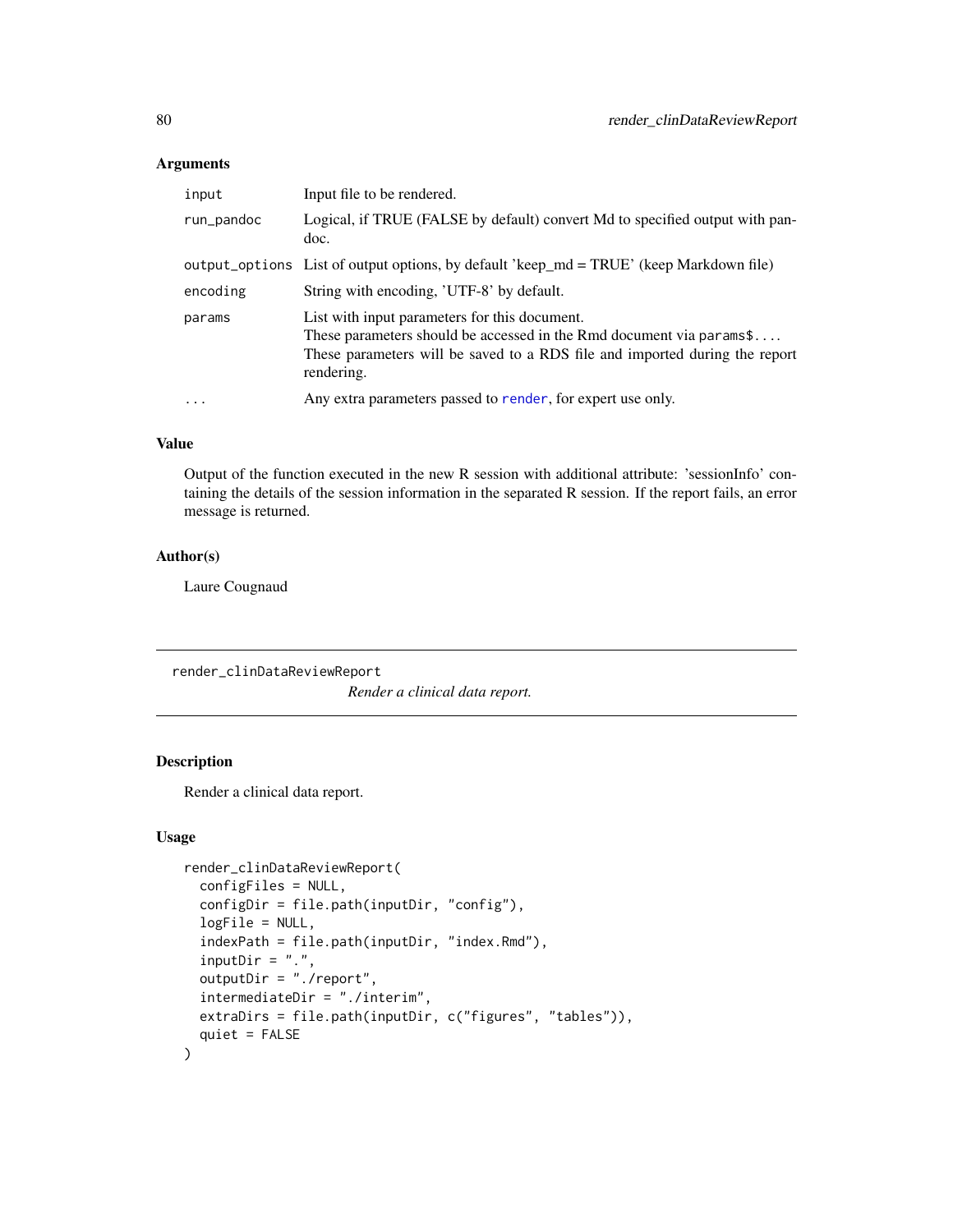## Arguments

| | |
|---|---|
| `input` | Input file to be rendered. |
| `run_pandoc` | Logical, if TRUE (FALSE by default) convert Md to specified output with pandoc. |
| `output_options` | List of output options, by default 'keep_md = TRUE' (keep Markdown file) |
| `encoding` | String with encoding, 'UTF-8' by default. |
| `params` | List with input parameters for this document. These parameters should be accessed in the Rmd document via `params$...`. These parameters will be saved to a RDS file and imported during the report rendering. |
| `...` | Any extra parameters passed to render, for expert use only. |

## Value

Output of the function executed in the new R session with additional attribute: 'sessionInfo' containing the details of the session information in the separated R session. If the report fails, an error message is returned.

## Author(s)

Laure Cougnaud

---

# render_clinDataReviewReport

*Render a clinical data report.*

## Description

Render a clinical data report.

## Usage

```
render_clinDataReviewReport(
  configFiles = NULL,
  configDir = file.path(inputDir, "config"),
  logFile = NULL,
  indexPath = file.path(inputDir, "index.Rmd"),
  inputDir = ".",
  outputDir = "./report",
  intermediateDir = "./interim",
  extraDirs = file.path(inputDir, c("figures", "tables")),
  quiet = FALSE
)
```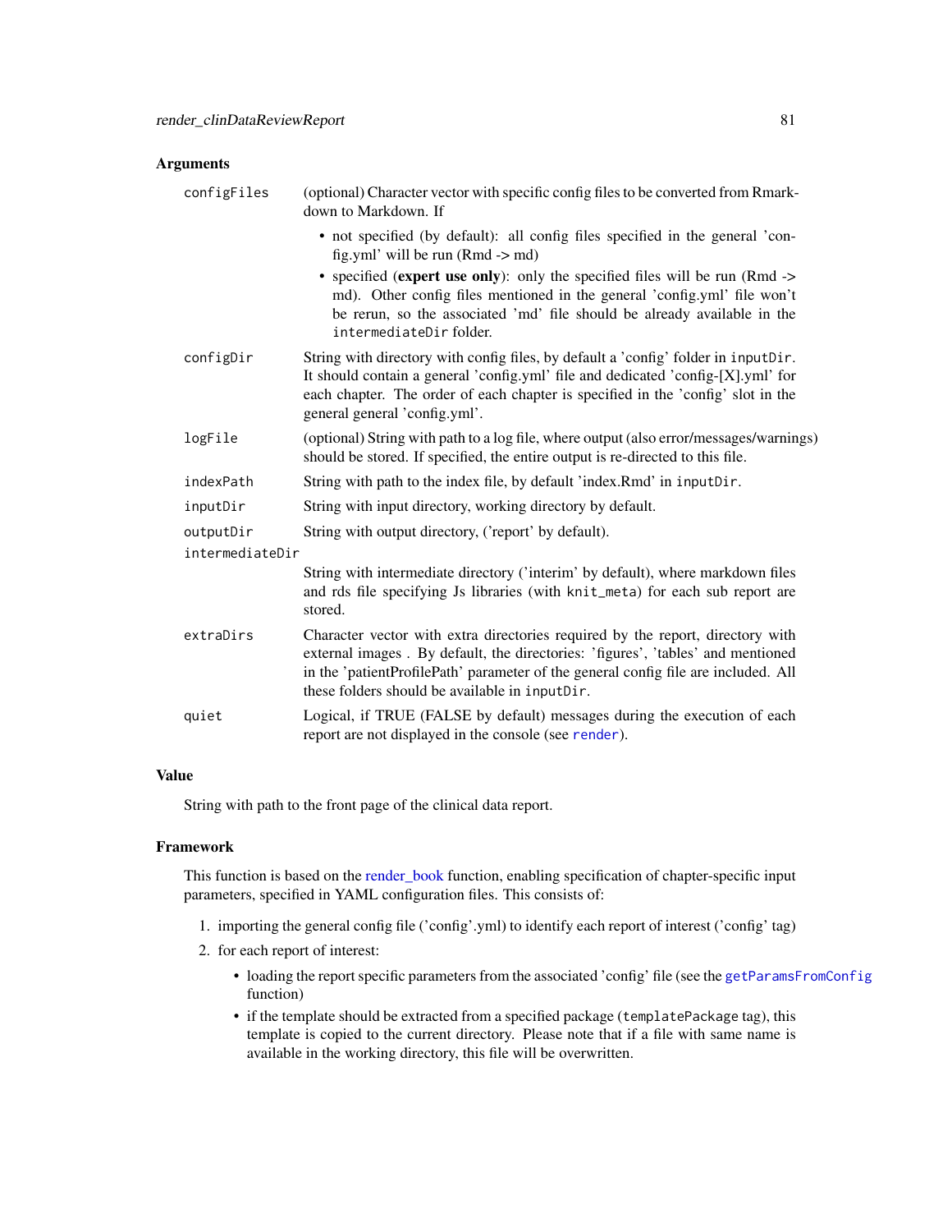### Arguments

| | |
|---|---|
| configFiles | (optional) Character vector with specific config files to be converted from Rmarkdown to Markdown. If<br>• not specified (by default): all config files specified in the general 'config.yml' will be run (Rmd -> md)<br>• specified (**expert use only**): only the specified files will be run (Rmd -> md). Other config files mentioned in the general 'config.yml' file won't be rerun, so the associated 'md' file should be already available in the `intermediateDir` folder. |
| configDir | String with directory with config files, by default a 'config' folder in `inputDir`. It should contain a general 'config.yml' file and dedicated 'config-[X].yml' for each chapter. The order of each chapter is specified in the 'config' slot in the general general 'config.yml'. |
| logFile | (optional) String with path to a log file, where output (also error/messages/warnings) should be stored. If specified, the entire output is re-directed to this file. |
| indexPath | String with path to the index file, by default 'index.Rmd' in `inputDir`. |
| inputDir | String with input directory, working directory by default. |
| outputDir | String with output directory, ('report' by default). |
| intermediateDir | String with intermediate directory ('interim' by default), where markdown files and rds file specifying Js libraries (with `knit_meta`) for each sub report are stored. |
| extraDirs | Character vector with extra directories required by the report, directory with external images . By default, the directories: 'figures', 'tables' and mentioned in the 'patientProfilePath' parameter of the general config file are included. All these folders should be available in `inputDir`. |
| quiet | Logical, if TRUE (FALSE by default) messages during the execution of each report are not displayed in the console (see `render`). |

### Value

String with path to the front page of the clinical data report.

### Framework

This function is based on the render_book function, enabling specification of chapter-specific input parameters, specified in YAML configuration files. This consists of:

1. importing the general config file ('config'.yml) to identify each report of interest ('config' tag)
2. for each report of interest:
   - loading the report specific parameters from the associated 'config' file (see the `getParamsFromConfig` function)
   - if the template should be extracted from a specified package (`templatePackage` tag), this template is copied to the current directory. Please note that if a file with same name is available in the working directory, this file will be overwritten.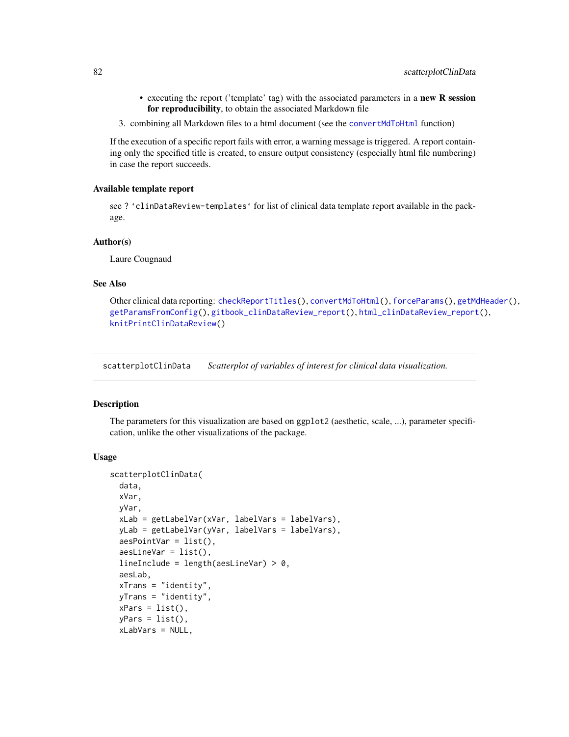- executing the report ('template' tag) with the associated parameters in a **new R session for reproducibility**, to obtain the associated Markdown file

3. combining all Markdown files to a html document (see the `convertMdToHtml` function)

If the execution of a specific report fails with error, a warning message is triggered. A report containing only the specified title is created, to ensure output consistency (especially html file numbering) in case the report succeeds.

### Available template report

see ? `clinDataReview-templates` for list of clinical data template report available in the package.

### Author(s)

Laure Cougnaud

### See Also

Other clinical data reporting: `checkReportTitles()`, `convertMdToHtml()`, `forceParams()`, `getMdHeader()`, `getParamsFromConfig()`, `gitbook_clinDataReview_report()`, `html_clinDataReview_report()`, `knitPrintClinDataReview()`

---

## scatterplotClinData — *Scatterplot of variables of interest for clinical data visualization.*

### Description

The parameters for this visualization are based on `ggplot2` (aesthetic, scale, ...), parameter specification, unlike the other visualizations of the package.

### Usage

```
scatterplotClinData(
  data,
  xVar,
  yVar,
  xLab = getLabelVar(xVar, labelVars = labelVars),
  yLab = getLabelVar(yVar, labelVars = labelVars),
  aesPointVar = list(),
  aesLineVar = list(),
  lineInclude = length(aesLineVar) > 0,
  aesLab,
  xTrans = "identity",
  yTrans = "identity",
  xPars = list(),
  yPars = list(),
  xLabVars = NULL,
```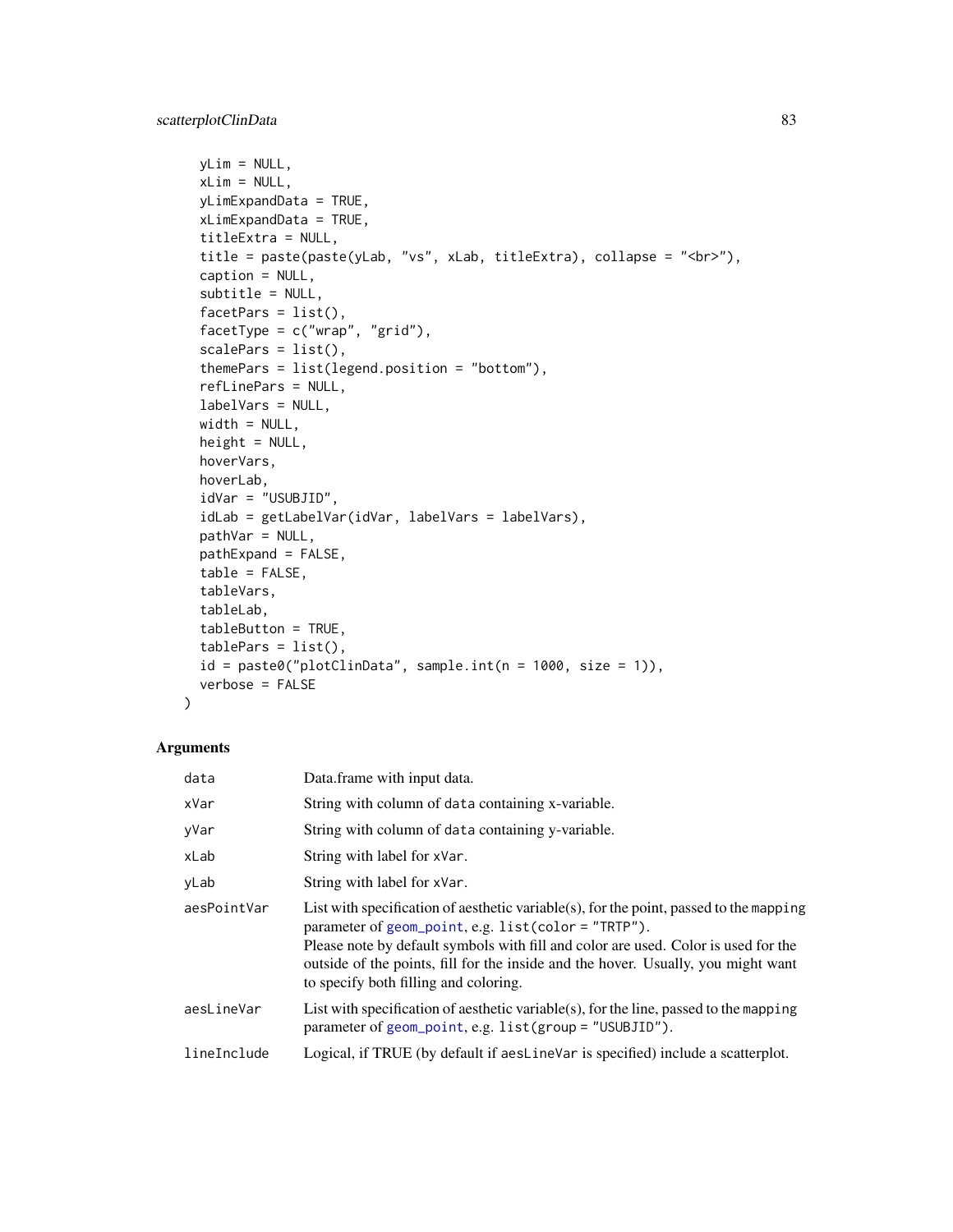```
  yLim = NULL,
  xLim = NULL,
  yLimExpandData = TRUE,
  xLimExpandData = TRUE,
  titleExtra = NULL,
  title = paste(paste(yLab, "vs", xLab, titleExtra), collapse = "<br>"),
  caption = NULL,
  subtitle = NULL,
  facetPars = list(),
  facetType = c("wrap", "grid"),
  scalePars = list(),
  themePars = list(legend.position = "bottom"),
  refLinePars = NULL,
  labelVars = NULL,
  width = NULL,
  height = NULL,
  hoverVars,
  hoverLab,
  idVar = "USUBJID",
  idLab = getLabelVar(idVar, labelVars = labelVars),
  pathVar = NULL,
  pathExpand = FALSE,
  table = FALSE,
  tableVars,
  tableLab,
  tableButton = TRUE,
  tablePars = list(),
  id = paste0("plotClinData", sample.int(n = 1000, size = 1)),
  verbose = FALSE
)
```

## Arguments

| | |
|---|---|
| data | Data.frame with input data. |
| xVar | String with column of data containing x-variable. |
| yVar | String with column of data containing y-variable. |
| xLab | String with label for xVar. |
| yLab | String with label for xVar. |
| aesPointVar | List with specification of aesthetic variable(s), for the point, passed to the mapping parameter of geom_point, e.g. list(color = "TRTP"). Please note by default symbols with fill and color are used. Color is used for the outside of the points, fill for the inside and the hover. Usually, you might want to specify both filling and coloring. |
| aesLineVar | List with specification of aesthetic variable(s), for the line, passed to the mapping parameter of geom_point, e.g. list(group = "USUBJID"). |
| lineInclude | Logical, if TRUE (by default if aesLineVar is specified) include a scatterplot. |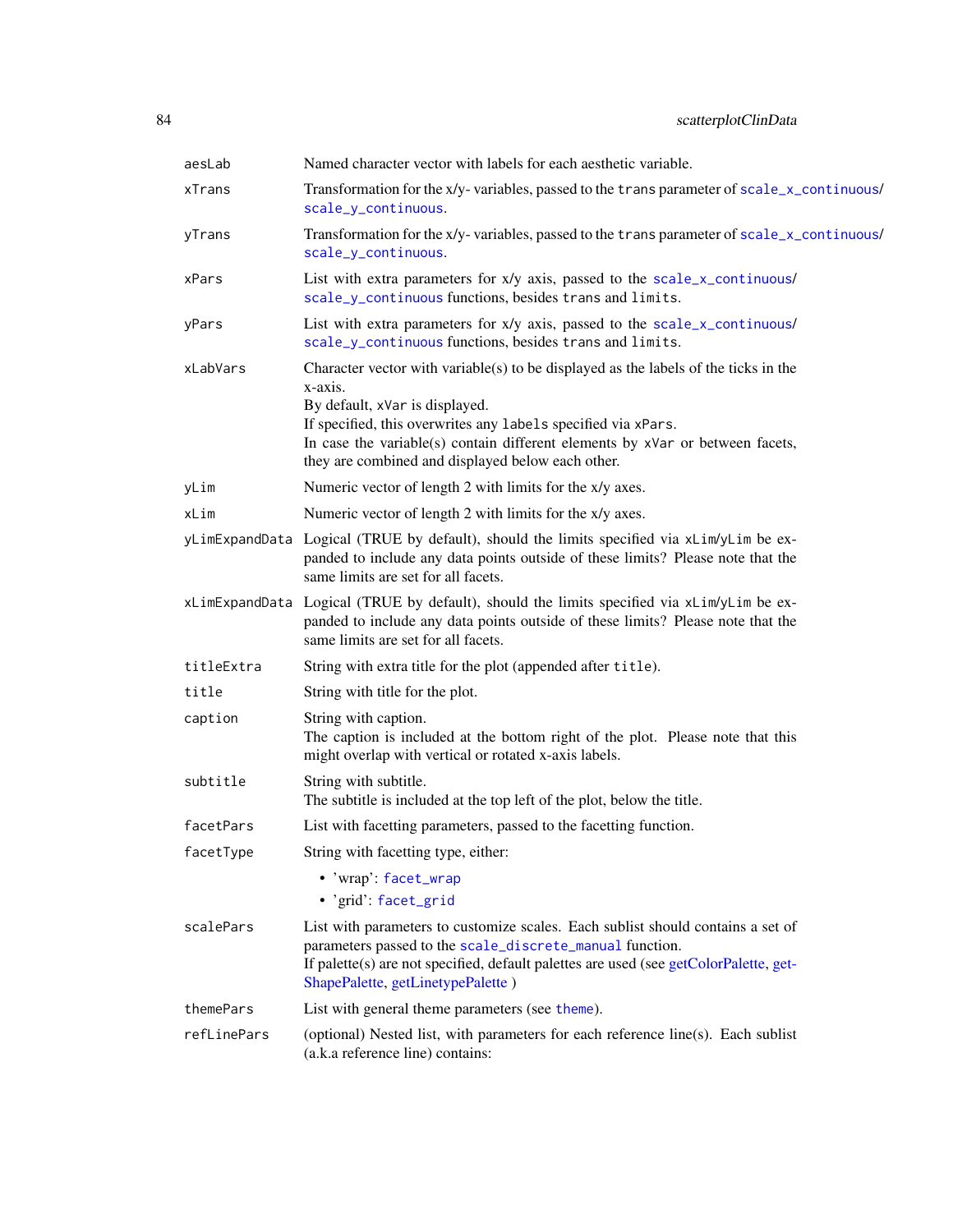aesLab
: Named character vector with labels for each aesthetic variable.

xTrans
: Transformation for the x/y- variables, passed to the `trans` parameter of `scale_x_continuous`/ `scale_y_continuous`.

yTrans
: Transformation for the x/y- variables, passed to the `trans` parameter of `scale_x_continuous`/ `scale_y_continuous`.

xPars
: List with extra parameters for x/y axis, passed to the `scale_x_continuous`/ `scale_y_continuous` functions, besides `trans` and `limits`.

yPars
: List with extra parameters for x/y axis, passed to the `scale_x_continuous`/ `scale_y_continuous` functions, besides `trans` and `limits`.

xLabVars
: Character vector with variable(s) to be displayed as the labels of the ticks in the x-axis.
  By default, `xVar` is displayed.
  If specified, this overwrites any `labels` specified via `xPars`.
  In case the variable(s) contain different elements by `xVar` or between facets, they are combined and displayed below each other.

yLim
: Numeric vector of length 2 with limits for the x/y axes.

xLim
: Numeric vector of length 2 with limits for the x/y axes.

yLimExpandData
: Logical (TRUE by default), should the limits specified via `xLim`/`yLim` be expanded to include any data points outside of these limits? Please note that the same limits are set for all facets.

xLimExpandData
: Logical (TRUE by default), should the limits specified via `xLim`/`yLim` be expanded to include any data points outside of these limits? Please note that the same limits are set for all facets.

titleExtra
: String with extra title for the plot (appended after `title`).

title
: String with title for the plot.

caption
: String with caption.
  The caption is included at the bottom right of the plot. Please note that this might overlap with vertical or rotated x-axis labels.

subtitle
: String with subtitle.
  The subtitle is included at the top left of the plot, below the title.

facetPars
: List with facetting parameters, passed to the facetting function.

facetType
: String with facetting type, either:
  - 'wrap': `facet_wrap`
  - 'grid': `facet_grid`

scalePars
: List with parameters to customize scales. Each sublist should contains a set of parameters passed to the `scale_discrete_manual` function.
  If palette(s) are not specified, default palettes are used (see getColorPalette, getShapePalette, getLinetypePalette )

themePars
: List with general theme parameters (see `theme`).

refLinePars
: (optional) Nested list, with parameters for each reference line(s). Each sublist (a.k.a reference line) contains: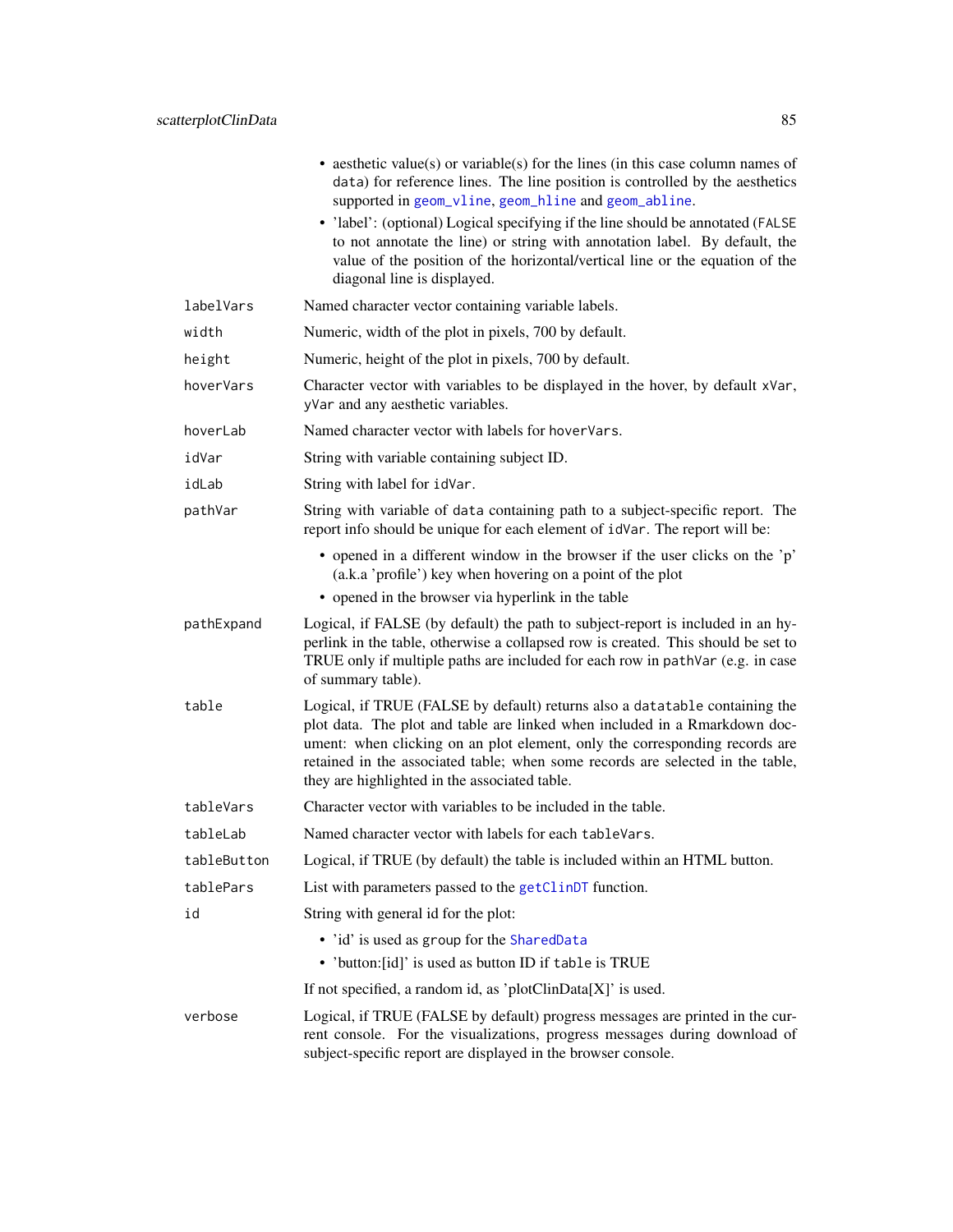- aesthetic value(s) or variable(s) for the lines (in this case column names of `data`) for reference lines. The line position is controlled by the aesthetics supported in `geom_vline`, `geom_hline` and `geom_abline`.
- 'label': (optional) Logical specifying if the line should be annotated (`FALSE` to not annotate the line) or string with annotation label. By default, the value of the position of the horizontal/vertical line or the equation of the diagonal line is displayed.

`labelVars` Named character vector containing variable labels.

`width` Numeric, width of the plot in pixels, 700 by default.

`height` Numeric, height of the plot in pixels, 700 by default.

`hoverVars` Character vector with variables to be displayed in the hover, by default `xVar`, `yVar` and any aesthetic variables.

`hoverLab` Named character vector with labels for `hoverVars`.

`idVar` String with variable containing subject ID.

`idLab` String with label for `idVar`.

`pathVar` String with variable of `data` containing path to a subject-specific report. The report info should be unique for each element of `idVar`. The report will be:

- opened in a different window in the browser if the user clicks on the 'p' (a.k.a 'profile') key when hovering on a point of the plot
- opened in the browser via hyperlink in the table

`pathExpand` Logical, if FALSE (by default) the path to subject-report is included in an hyperlink in the table, otherwise a collapsed row is created. This should be set to TRUE only if multiple paths are included for each row in `pathVar` (e.g. in case of summary table).

`table` Logical, if TRUE (FALSE by default) returns also a `datatable` containing the plot data. The plot and table are linked when included in a Rmarkdown document: when clicking on an plot element, only the corresponding records are retained in the associated table; when some records are selected in the table, they are highlighted in the associated table.

`tableVars` Character vector with variables to be included in the table.

`tableLab` Named character vector with labels for each `tableVars`.

`tableButton` Logical, if TRUE (by default) the table is included within an HTML button.

`tablePars` List with parameters passed to the `getClinDT` function.

`id` String with general id for the plot:

- 'id' is used as `group` for the `SharedData`
- 'button:[id]' is used as button ID if `table` is TRUE

If not specified, a random id, as 'plotClinData[X]' is used.

`verbose` Logical, if TRUE (FALSE by default) progress messages are printed in the current console. For the visualizations, progress messages during download of subject-specific report are displayed in the browser console.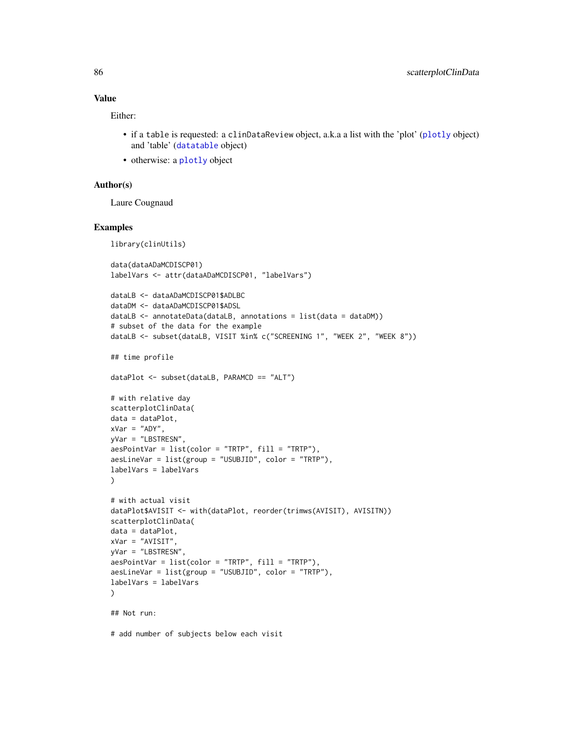## Value

Either:

- if a table is requested: a clinDataReview object, a.k.a a list with the 'plot' (plotly object) and 'table' (datatable object)
- otherwise: a plotly object

## Author(s)

Laure Cougnaud

## Examples

```
library(clinUtils)

data(dataADaMCDISCP01)
labelVars <- attr(dataADaMCDISCP01, "labelVars")

dataLB <- dataADaMCDISCP01$ADLBC
dataDM <- dataADaMCDISCP01$ADSL
dataLB <- annotateData(dataLB, annotations = list(data = dataDM))
# subset of the data for the example
dataLB <- subset(dataLB, VISIT %in% c("SCREENING 1", "WEEK 2", "WEEK 8"))

## time profile

dataPlot <- subset(dataLB, PARAMCD == "ALT")

# with relative day
scatterplotClinData(
data = dataPlot,
xVar = "ADY",
yVar = "LBSTRESN",
aesPointVar = list(color = "TRTP", fill = "TRTP"),
aesLineVar = list(group = "USUBJID", color = "TRTP"),
labelVars = labelVars
)

# with actual visit
dataPlot$AVISIT <- with(dataPlot, reorder(trimws(AVISIT), AVISITN))
scatterplotClinData(
data = dataPlot,
xVar = "AVISIT",
yVar = "LBSTRESN",
aesPointVar = list(color = "TRTP", fill = "TRTP"),
aesLineVar = list(group = "USUBJID", color = "TRTP"),
labelVars = labelVars
)

## Not run:

# add number of subjects below each visit
```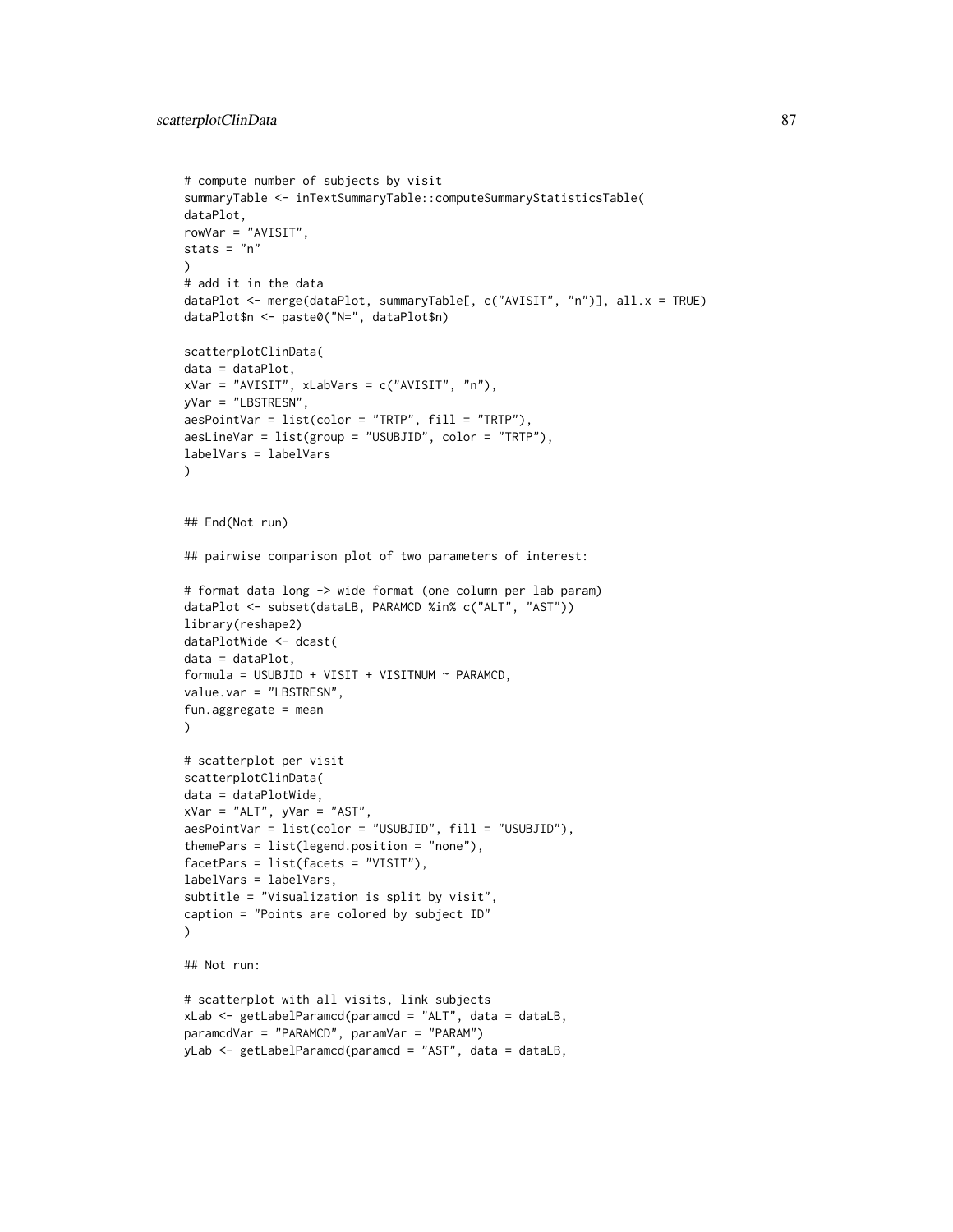```
# compute number of subjects by visit
summaryTable <- inTextSummaryTable::computeSummaryStatisticsTable(
dataPlot,
rowVar = "AVISIT",
stats = "n"
)
# add it in the data
dataPlot <- merge(dataPlot, summaryTable[, c("AVISIT", "n")], all.x = TRUE)
dataPlot$n <- paste0("N=", dataPlot$n)

scatterplotClinData(
data = dataPlot,
xVar = "AVISIT", xLabVars = c("AVISIT", "n"),
yVar = "LBSTRESN",
aesPointVar = list(color = "TRTP", fill = "TRTP"),
aesLineVar = list(group = "USUBJID", color = "TRTP"),
labelVars = labelVars
)


## End(Not run)

## pairwise comparison plot of two parameters of interest:

# format data long -> wide format (one column per lab param)
dataPlot <- subset(dataLB, PARAMCD %in% c("ALT", "AST"))
library(reshape2)
dataPlotWide <- dcast(
data = dataPlot,
formula = USUBJID + VISIT + VISITNUM ~ PARAMCD,
value.var = "LBSTRESN",
fun.aggregate = mean
)

# scatterplot per visit
scatterplotClinData(
data = dataPlotWide,
xVar = "ALT", yVar = "AST",
aesPointVar = list(color = "USUBJID", fill = "USUBJID"),
themePars = list(legend.position = "none"),
facetPars = list(facets = "VISIT"),
labelVars = labelVars,
subtitle = "Visualization is split by visit",
caption = "Points are colored by subject ID"
)

## Not run:

# scatterplot with all visits, link subjects
xLab <- getLabelParamcd(paramcd = "ALT", data = dataLB,
paramcdVar = "PARAMCD", paramVar = "PARAM")
yLab <- getLabelParamcd(paramcd = "AST", data = dataLB,
```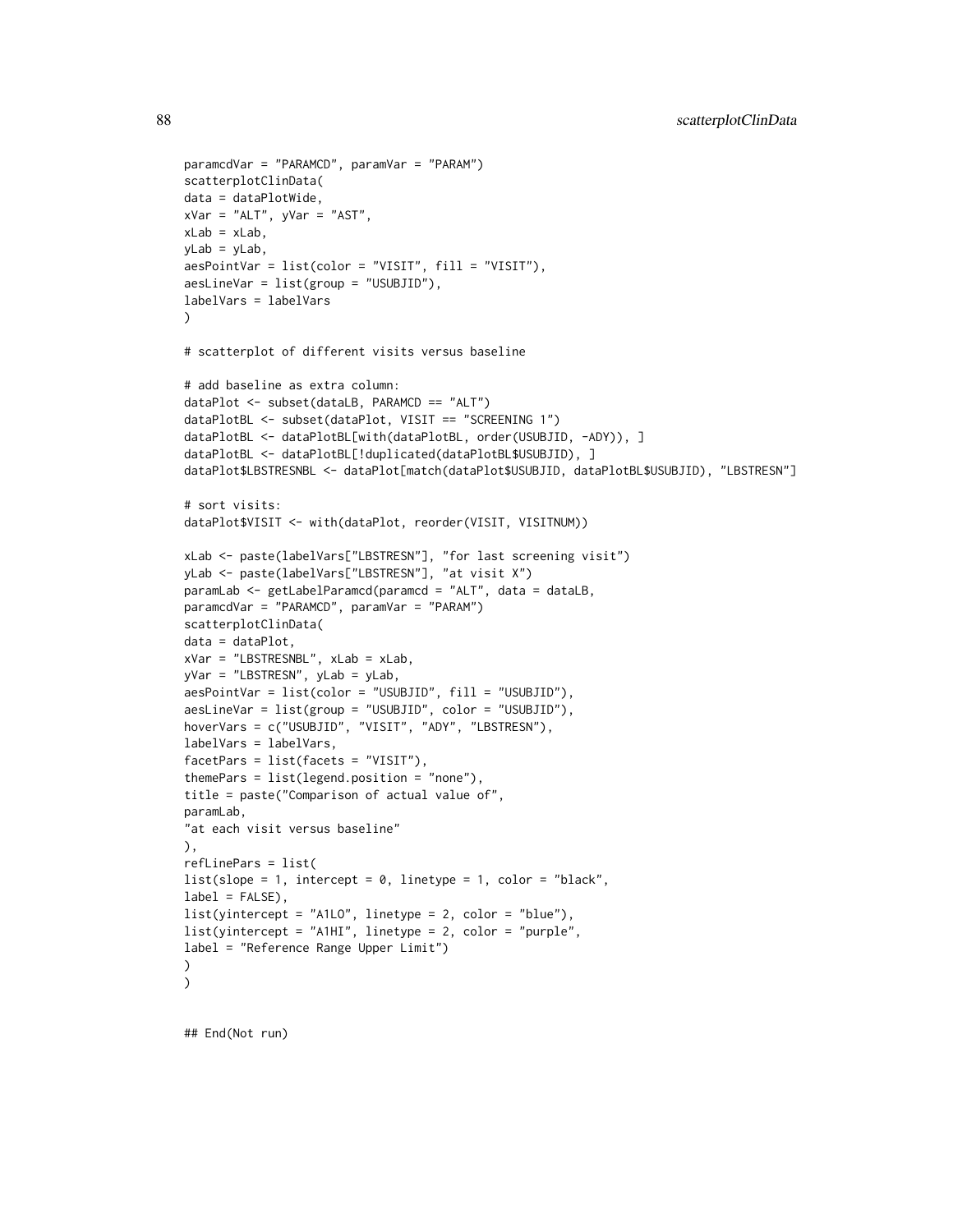```
paramcdVar = "PARAMCD", paramVar = "PARAM")
scatterplotClinData(
data = dataPlotWide,
xVar = "ALT", yVar = "AST",
xLab = xLab,
yLab = yLab,
aesPointVar = list(color = "VISIT", fill = "VISIT"),
aesLineVar = list(group = "USUBJID"),
labelVars = labelVars
)

# scatterplot of different visits versus baseline

# add baseline as extra column:
dataPlot <- subset(dataLB, PARAMCD == "ALT")
dataPlotBL <- subset(dataPlot, VISIT == "SCREENING 1")
dataPlotBL <- dataPlotBL[with(dataPlotBL, order(USUBJID, -ADY)), ]
dataPlotBL <- dataPlotBL[!duplicated(dataPlotBL$USUBJID), ]
dataPlot$LBSTRESNBL <- dataPlot[match(dataPlot$USUBJID, dataPlotBL$USUBJID), "LBSTRESN"]

# sort visits:
dataPlot$VISIT <- with(dataPlot, reorder(VISIT, VISITNUM))

xLab <- paste(labelVars["LBSTRESN"], "for last screening visit")
yLab <- paste(labelVars["LBSTRESN"], "at visit X")
paramLab <- getLabelParamcd(paramcd = "ALT", data = dataLB,
paramcdVar = "PARAMCD", paramVar = "PARAM")
scatterplotClinData(
data = dataPlot,
xVar = "LBSTRESNBL", xLab = xLab,
yVar = "LBSTRESN", yLab = yLab,
aesPointVar = list(color = "USUBJID", fill = "USUBJID"),
aesLineVar = list(group = "USUBJID", color = "USUBJID"),
hoverVars = c("USUBJID", "VISIT", "ADY", "LBSTRESN"),
labelVars = labelVars,
facetPars = list(facets = "VISIT"),
themePars = list(legend.position = "none"),
title = paste("Comparison of actual value of",
paramLab,
"at each visit versus baseline"
),
refLinePars = list(
list(slope = 1, intercept = 0, linetype = 1, color = "black",
label = FALSE),
list(yintercept = "A1LO", linetype = 2, color = "blue"),
list(yintercept = "A1HI", linetype = 2, color = "purple",
label = "Reference Range Upper Limit")
)
)


## End(Not run)
```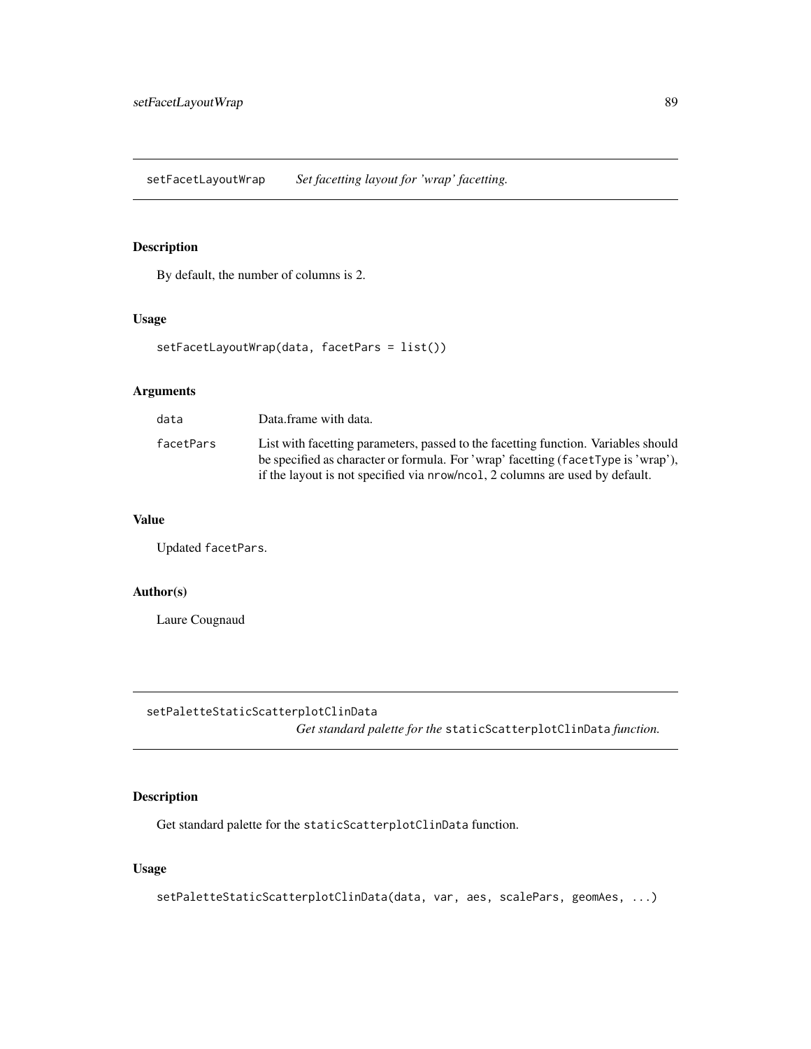## setFacetLayoutWrap *Set facetting layout for 'wrap' facetting.*

### Description

By default, the number of columns is 2.

### Usage

```
setFacetLayoutWrap(data, facetPars = list())
```

### Arguments

| | |
|---|---|
| data | Data.frame with data. |
| facetPars | List with facetting parameters, passed to the facetting function. Variables should be specified as character or formula. For 'wrap' facetting (facetType is 'wrap'), if the layout is not specified via nrow/ncol, 2 columns are used by default. |

### Value

Updated facetPars.

### Author(s)

Laure Cougnaud

## setPaletteStaticScatterplotClinData *Get standard palette for the* staticScatterplotClinData *function.*

### Description

Get standard palette for the staticScatterplotClinData function.

### Usage

```
setPaletteStaticScatterplotClinData(data, var, aes, scalePars, geomAes, ...)
```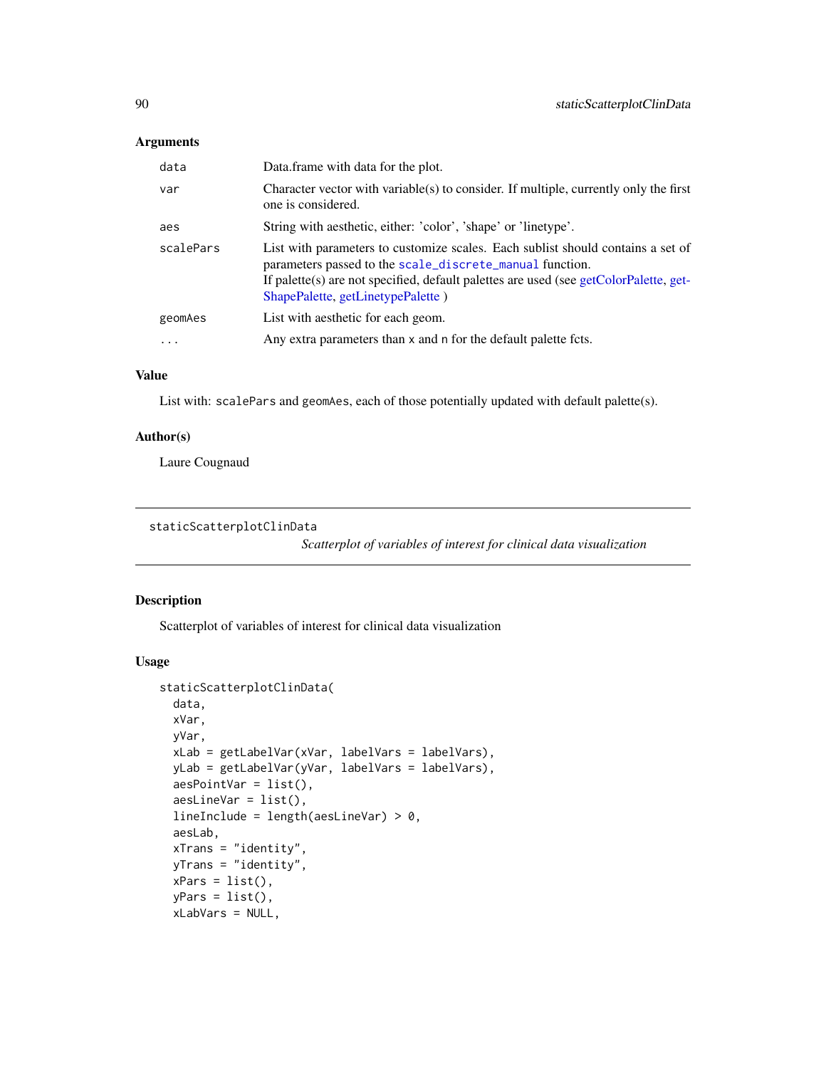## Arguments

| | |
|---|---|
| `data` | Data.frame with data for the plot. |
| `var` | Character vector with variable(s) to consider. If multiple, currently only the first one is considered. |
| `aes` | String with aesthetic, either: 'color', 'shape' or 'linetype'. |
| `scalePars` | List with parameters to customize scales. Each sublist should contains a set of parameters passed to the `scale_discrete_manual` function.<br>If palette(s) are not specified, default palettes are used (see getColorPalette, getShapePalette, getLinetypePalette ) |
| `geomAes` | List with aesthetic for each geom. |
| `...` | Any extra parameters than `x` and `n` for the default palette fcts. |

## Value

List with: `scalePars` and `geomAes`, each of those potentially updated with default palette(s).

## Author(s)

Laure Cougnaud

---

# staticScatterplotClinData

*Scatterplot of variables of interest for clinical data visualization*

## Description

Scatterplot of variables of interest for clinical data visualization

## Usage

```
staticScatterplotClinData(
  data,
  xVar,
  yVar,
  xLab = getLabelVar(xVar, labelVars = labelVars),
  yLab = getLabelVar(yVar, labelVars = labelVars),
  aesPointVar = list(),
  aesLineVar = list(),
  lineInclude = length(aesLineVar) > 0,
  aesLab,
  xTrans = "identity",
  yTrans = "identity",
  xPars = list(),
  yPars = list(),
  xLabVars = NULL,
```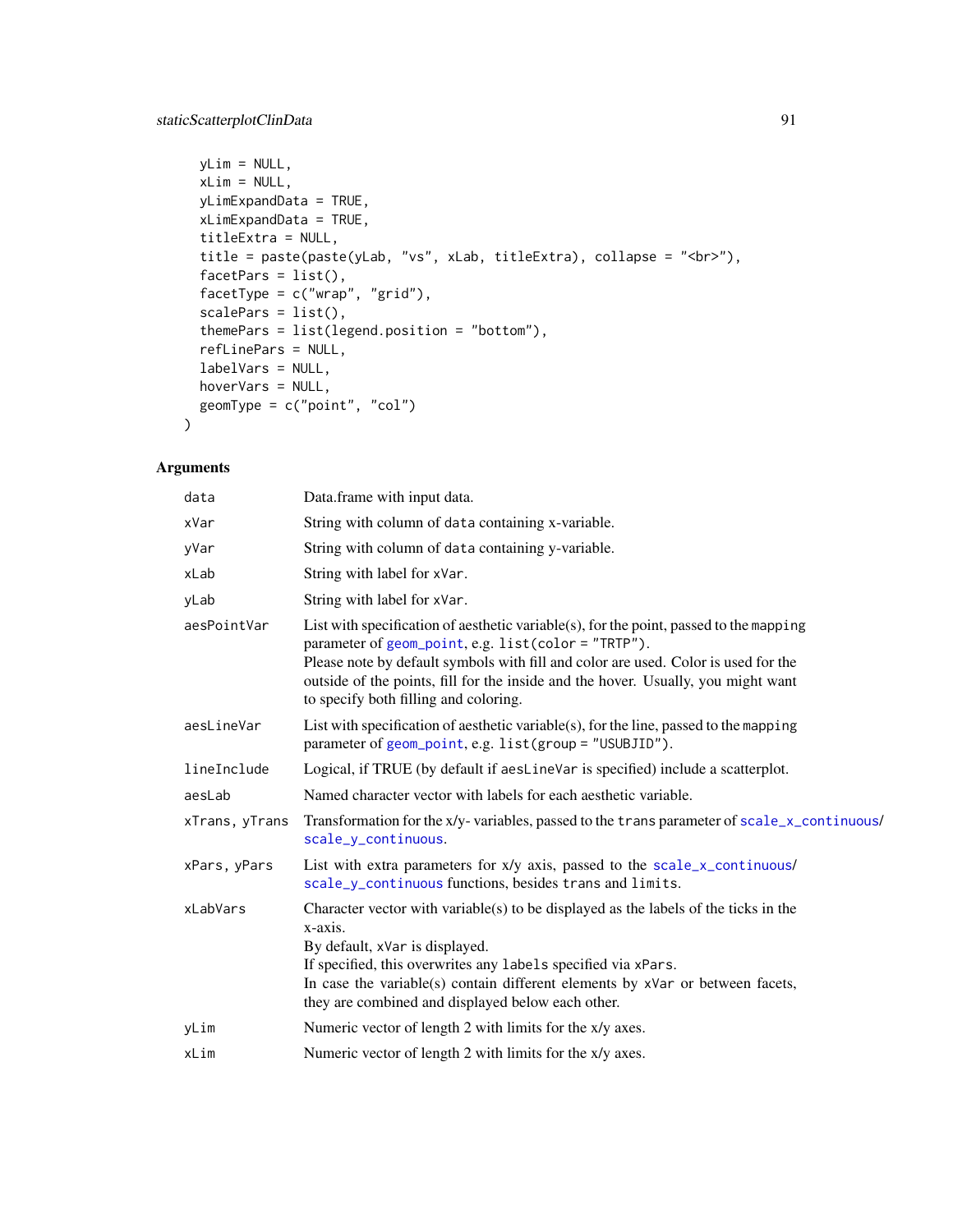```
  yLim = NULL,
  xLim = NULL,
  yLimExpandData = TRUE,
  xLimExpandData = TRUE,
  titleExtra = NULL,
  title = paste(paste(yLab, "vs", xLab, titleExtra), collapse = "<br>"),
  facetPars = list(),
  facetType = c("wrap", "grid"),
  scalePars = list(),
  themePars = list(legend.position = "bottom"),
  refLinePars = NULL,
  labelVars = NULL,
  hoverVars = NULL,
  geomType = c("point", "col")
)
```

## Arguments

| | |
|---|---|
| `data` | Data.frame with input data. |
| `xVar` | String with column of `data` containing x-variable. |
| `yVar` | String with column of `data` containing y-variable. |
| `xLab` | String with label for `xVar`. |
| `yLab` | String with label for `xVar`. |
| `aesPointVar` | List with specification of aesthetic variable(s), for the point, passed to the `mapping` parameter of `geom_point`, e.g. `list(color = "TRTP")`.<br>Please note by default symbols with fill and color are used. Color is used for the outside of the points, fill for the inside and the hover. Usually, you might want to specify both filling and coloring. |
| `aesLineVar` | List with specification of aesthetic variable(s), for the line, passed to the `mapping` parameter of `geom_point`, e.g. `list(group = "USUBJID")`. |
| `lineInclude` | Logical, if TRUE (by default if `aesLineVar` is specified) include a scatterplot. |
| `aesLab` | Named character vector with labels for each aesthetic variable. |
| `xTrans, yTrans` | Transformation for the x/y- variables, passed to the `trans` parameter of `scale_x_continuous`/ `scale_y_continuous`. |
| `xPars, yPars` | List with extra parameters for x/y axis, passed to the `scale_x_continuous`/ `scale_y_continuous` functions, besides `trans` and `limits`. |
| `xLabVars` | Character vector with variable(s) to be displayed as the labels of the ticks in the x-axis.<br>By default, `xVar` is displayed.<br>If specified, this overwrites any `labels` specified via `xPars`.<br>In case the variable(s) contain different elements by `xVar` or between facets, they are combined and displayed below each other. |
| `yLim` | Numeric vector of length 2 with limits for the x/y axes. |
| `xLim` | Numeric vector of length 2 with limits for the x/y axes. |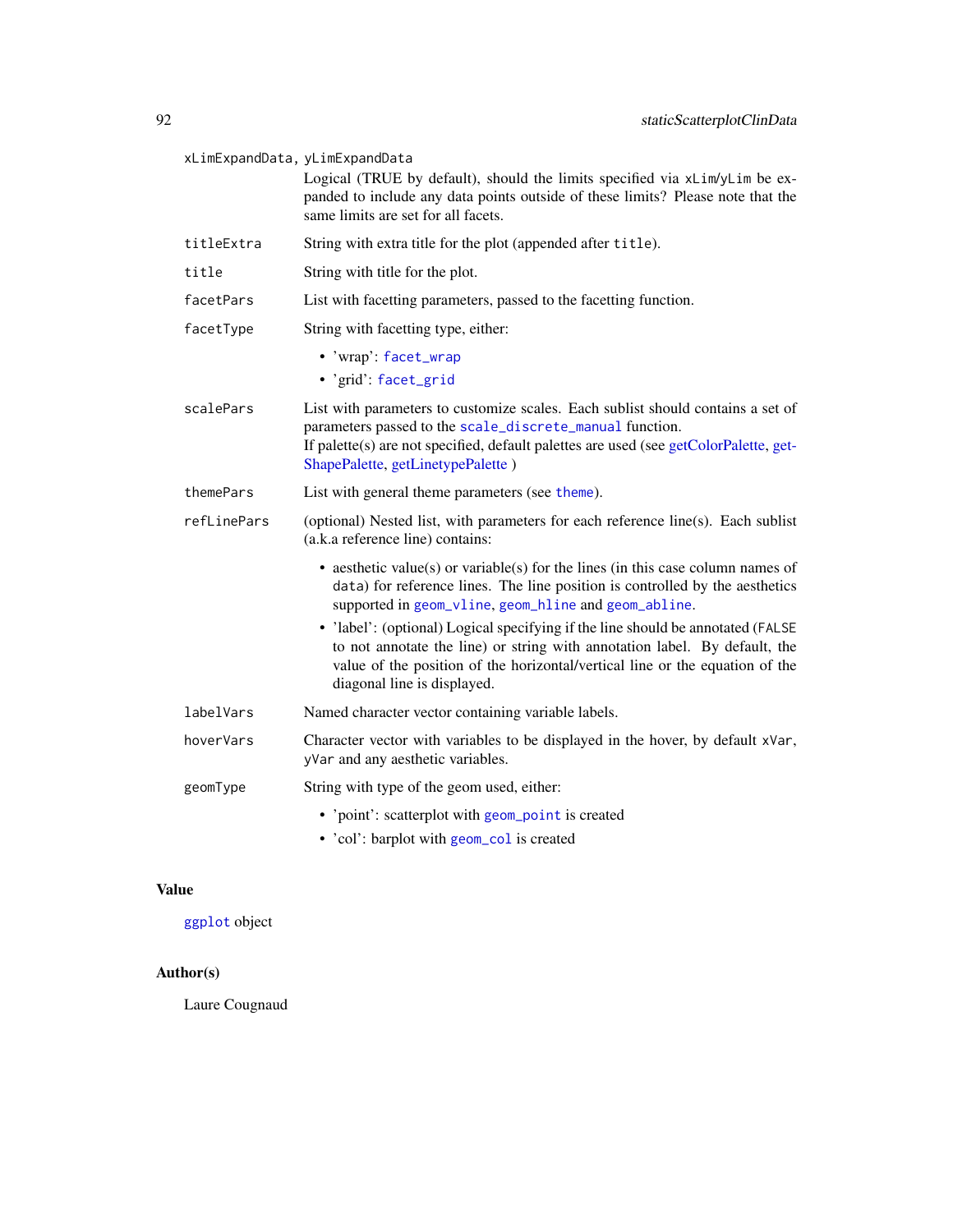`xLimExpandData, yLimExpandData`
: Logical (TRUE by default), should the limits specified via `xLim`/`yLim` be expanded to include any data points outside of these limits? Please note that the same limits are set for all facets.

`titleExtra`
: String with extra title for the plot (appended after `title`).

`title`
: String with title for the plot.

`facetPars`
: List with facetting parameters, passed to the facetting function.

`facetType`
: String with facetting type, either:
  - 'wrap': `facet_wrap`
  - 'grid': `facet_grid`

`scalePars`
: List with parameters to customize scales. Each sublist should contains a set of parameters passed to the `scale_discrete_manual` function.
  If palette(s) are not specified, default palettes are used (see getColorPalette, getShapePalette, getLinetypePalette )

`themePars`
: List with general theme parameters (see `theme`).

`refLinePars`
: (optional) Nested list, with parameters for each reference line(s). Each sublist (a.k.a reference line) contains:
  - aesthetic value(s) or variable(s) for the lines (in this case column names of `data`) for reference lines. The line position is controlled by the aesthetics supported in `geom_vline`, `geom_hline` and `geom_abline`.
  - 'label': (optional) Logical specifying if the line should be annotated (`FALSE` to not annotate the line) or string with annotation label. By default, the value of the position of the horizontal/vertical line or the equation of the diagonal line is displayed.

`labelVars`
: Named character vector containing variable labels.

`hoverVars`
: Character vector with variables to be displayed in the hover, by default `xVar`, `yVar` and any aesthetic variables.

`geomType`
: String with type of the geom used, either:
  - 'point': scatterplot with `geom_point` is created
  - 'col': barplot with `geom_col` is created

## Value

`ggplot` object

## Author(s)

Laure Cougnaud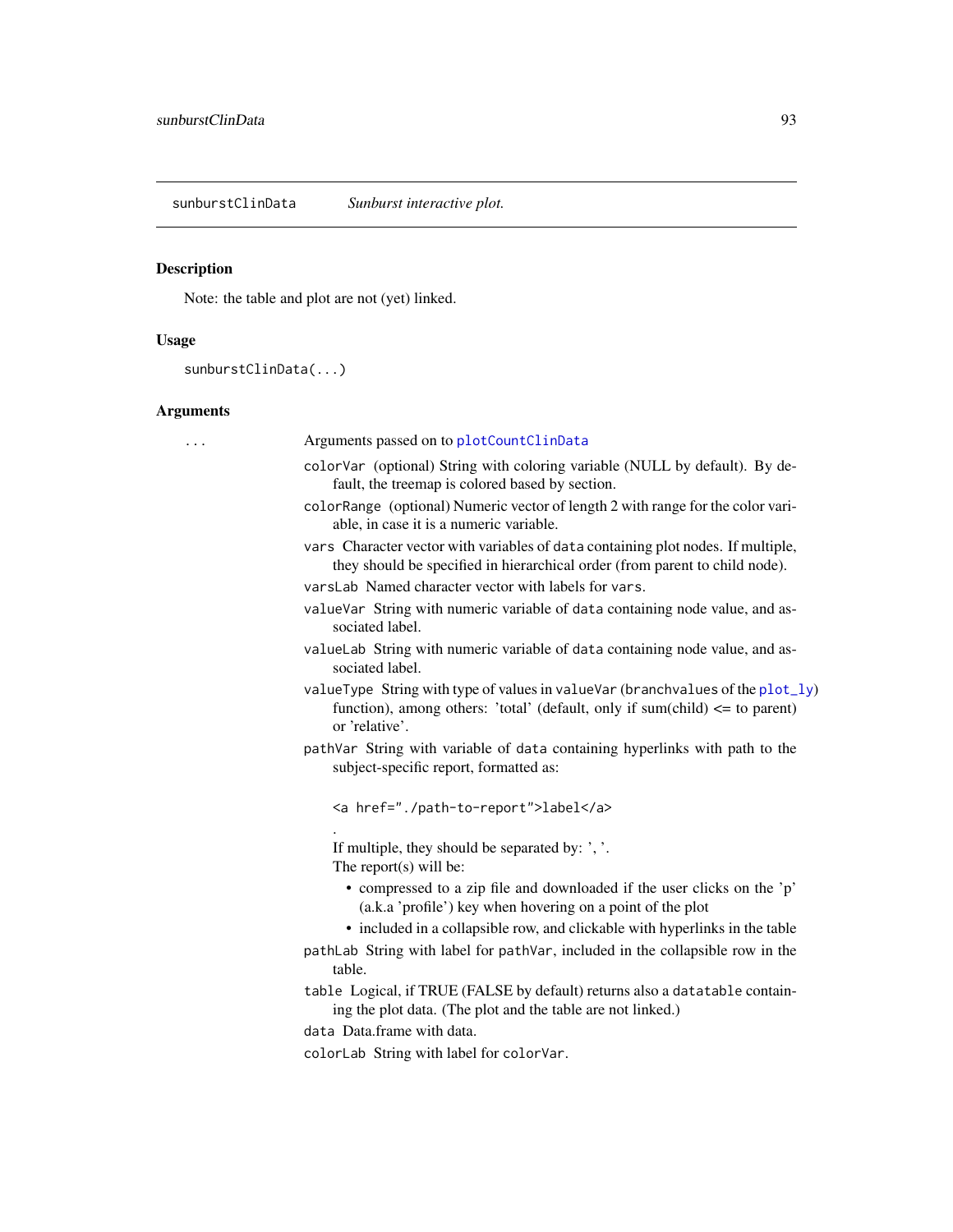sunburstClinData *Sunburst interactive plot.*

## Description

Note: the table and plot are not (yet) linked.

## Usage

```
sunburstClinData(...)
```

## Arguments

`...` Arguments passed on to `plotCountClinData`

- `colorVar` (optional) String with coloring variable (NULL by default). By default, the treemap is colored based by section.
- `colorRange` (optional) Numeric vector of length 2 with range for the color variable, in case it is a numeric variable.
- `vars` Character vector with variables of `data` containing plot nodes. If multiple, they should be specified in hierarchical order (from parent to child node).
- `varsLab` Named character vector with labels for `vars`.
- `valueVar` String with numeric variable of `data` containing node value, and associated label.
- `valueLab` String with numeric variable of `data` containing node value, and associated label.
- `valueType` String with type of values in `valueVar` (`branchvalues` of the `plot_ly` function), among others: 'total' (default, only if sum(child) <= to parent) or 'relative'.
- `pathVar` String with variable of `data` containing hyperlinks with path to the subject-specific report, formatted as:

  ```
  <a href="./path-to-report">label</a>
  ```

  .
  If multiple, they should be separated by: ', '.
  The report(s) will be:
  - compressed to a zip file and downloaded if the user clicks on the 'p' (a.k.a 'profile') key when hovering on a point of the plot
  - included in a collapsible row, and clickable with hyperlinks in the table
- `pathLab` String with label for `pathVar`, included in the collapsible row in the table.
- `table` Logical, if TRUE (FALSE by default) returns also a `datatable` containing the plot data. (The plot and the table are not linked.)
- `data` Data.frame with data.
- `colorLab` String with label for `colorVar`.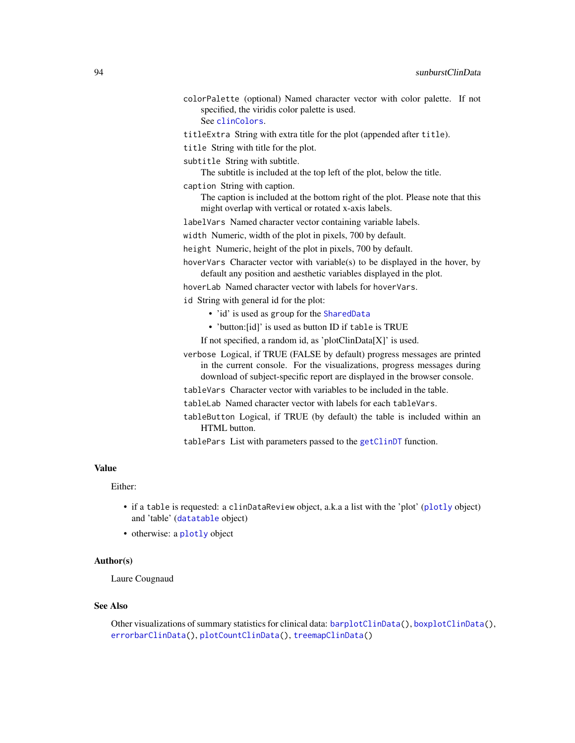colorPalette (optional) Named character vector with color palette. If not specified, the viridis color palette is used.
See clinColors.

titleExtra String with extra title for the plot (appended after title).

title String with title for the plot.

subtitle String with subtitle.
The subtitle is included at the top left of the plot, below the title.

caption String with caption.
The caption is included at the bottom right of the plot. Please note that this might overlap with vertical or rotated x-axis labels.

labelVars Named character vector containing variable labels.

width Numeric, width of the plot in pixels, 700 by default.

height Numeric, height of the plot in pixels, 700 by default.

hoverVars Character vector with variable(s) to be displayed in the hover, by default any position and aesthetic variables displayed in the plot.

hoverLab Named character vector with labels for hoverVars.

id String with general id for the plot:

- 'id' is used as group for the SharedData
- 'button:[id]' is used as button ID if table is TRUE

If not specified, a random id, as 'plotClinData[X]' is used.

verbose Logical, if TRUE (FALSE by default) progress messages are printed in the current console. For the visualizations, progress messages during download of subject-specific report are displayed in the browser console.

tableVars Character vector with variables to be included in the table.

tableLab Named character vector with labels for each tableVars.

tableButton Logical, if TRUE (by default) the table is included within an HTML button.

tablePars List with parameters passed to the getClinDT function.

## Value

Either:

- if a table is requested: a clinDataReview object, a.k.a a list with the 'plot' (plotly object) and 'table' (datatable object)
- otherwise: a plotly object

## Author(s)

Laure Cougnaud

## See Also

Other visualizations of summary statistics for clinical data: barplotClinData(), boxplotClinData(), errorbarClinData(), plotCountClinData(), treemapClinData()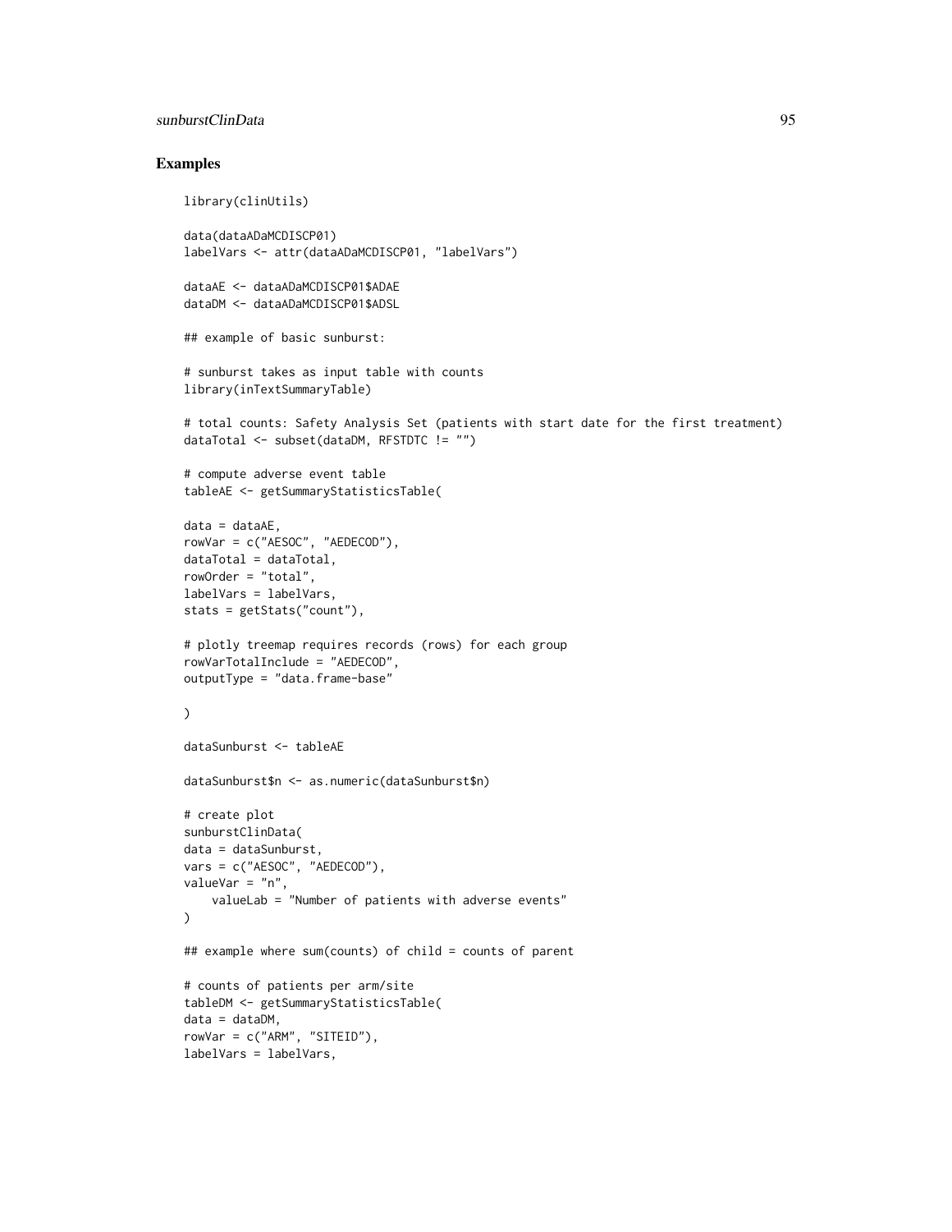## Examples

```
library(clinUtils)

data(dataADaMCDISCP01)
labelVars <- attr(dataADaMCDISCP01, "labelVars")

dataAE <- dataADaMCDISCP01$ADAE
dataDM <- dataADaMCDISCP01$ADSL

## example of basic sunburst:

# sunburst takes as input table with counts
library(inTextSummaryTable)

# total counts: Safety Analysis Set (patients with start date for the first treatment)
dataTotal <- subset(dataDM, RFSTDTC != "")

# compute adverse event table
tableAE <- getSummaryStatisticsTable(

data = dataAE,
rowVar = c("AESOC", "AEDECOD"),
dataTotal = dataTotal,
rowOrder = "total",
labelVars = labelVars,
stats = getStats("count"),

# plotly treemap requires records (rows) for each group
rowVarTotalInclude = "AEDECOD",
outputType = "data.frame-base"

)

dataSunburst <- tableAE

dataSunburst$n <- as.numeric(dataSunburst$n)

# create plot
sunburstClinData(
data = dataSunburst,
vars = c("AESOC", "AEDECOD"),
valueVar = "n",
    valueLab = "Number of patients with adverse events"
)

## example where sum(counts) of child = counts of parent

# counts of patients per arm/site
tableDM <- getSummaryStatisticsTable(
data = dataDM,
rowVar = c("ARM", "SITEID"),
labelVars = labelVars,
```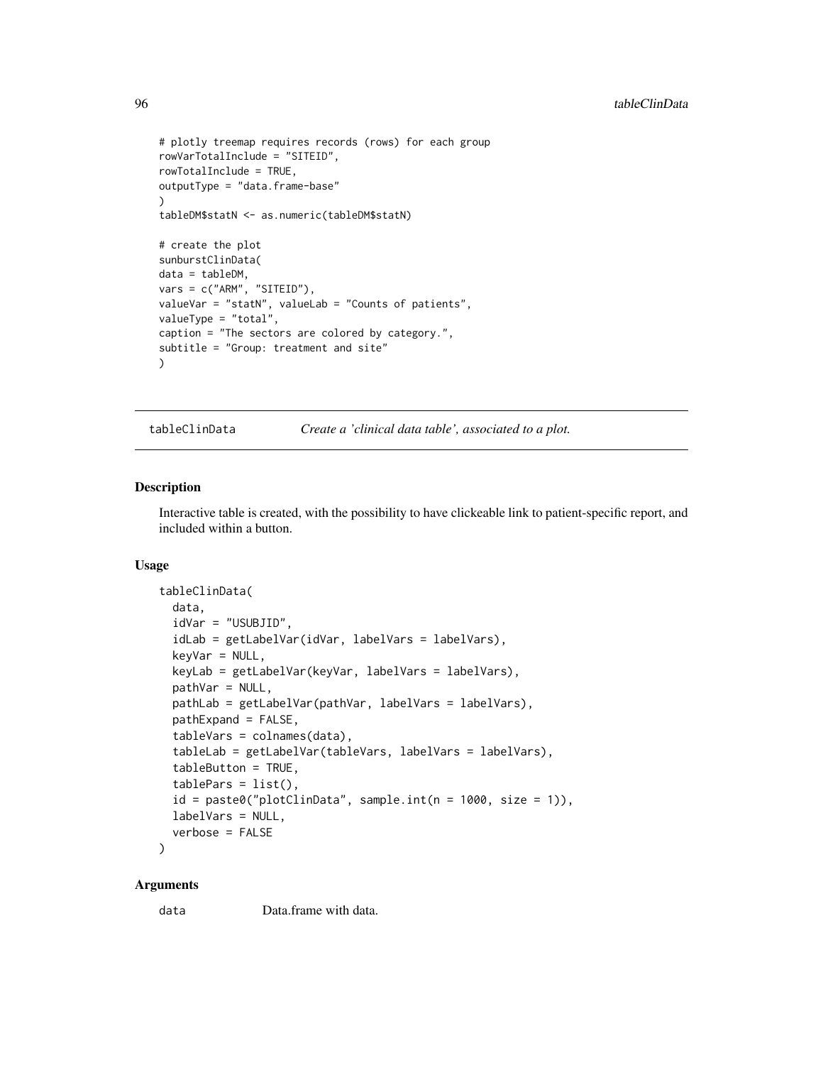```
# plotly treemap requires records (rows) for each group
rowVarTotalInclude = "SITEID",
rowTotalInclude = TRUE,
outputType = "data.frame-base"
)
tableDM$statN <- as.numeric(tableDM$statN)

# create the plot
sunburstClinData(
data = tableDM,
vars = c("ARM", "SITEID"),
valueVar = "statN", valueLab = "Counts of patients",
valueType = "total",
caption = "The sectors are colored by category.",
subtitle = "Group: treatment and site"
)
```

## tableClinData    *Create a 'clinical data table', associated to a plot.*

### Description

Interactive table is created, with the possibility to have clickeable link to patient-specific report, and included within a button.

### Usage

```
tableClinData(
  data,
  idVar = "USUBJID",
  idLab = getLabelVar(idVar, labelVars = labelVars),
  keyVar = NULL,
  keyLab = getLabelVar(keyVar, labelVars = labelVars),
  pathVar = NULL,
  pathLab = getLabelVar(pathVar, labelVars = labelVars),
  pathExpand = FALSE,
  tableVars = colnames(data),
  tableLab = getLabelVar(tableVars, labelVars = labelVars),
  tableButton = TRUE,
  tablePars = list(),
  id = paste0("plotClinData", sample.int(n = 1000, size = 1)),
  labelVars = NULL,
  verbose = FALSE
)
```

### Arguments

`data`    Data.frame with data.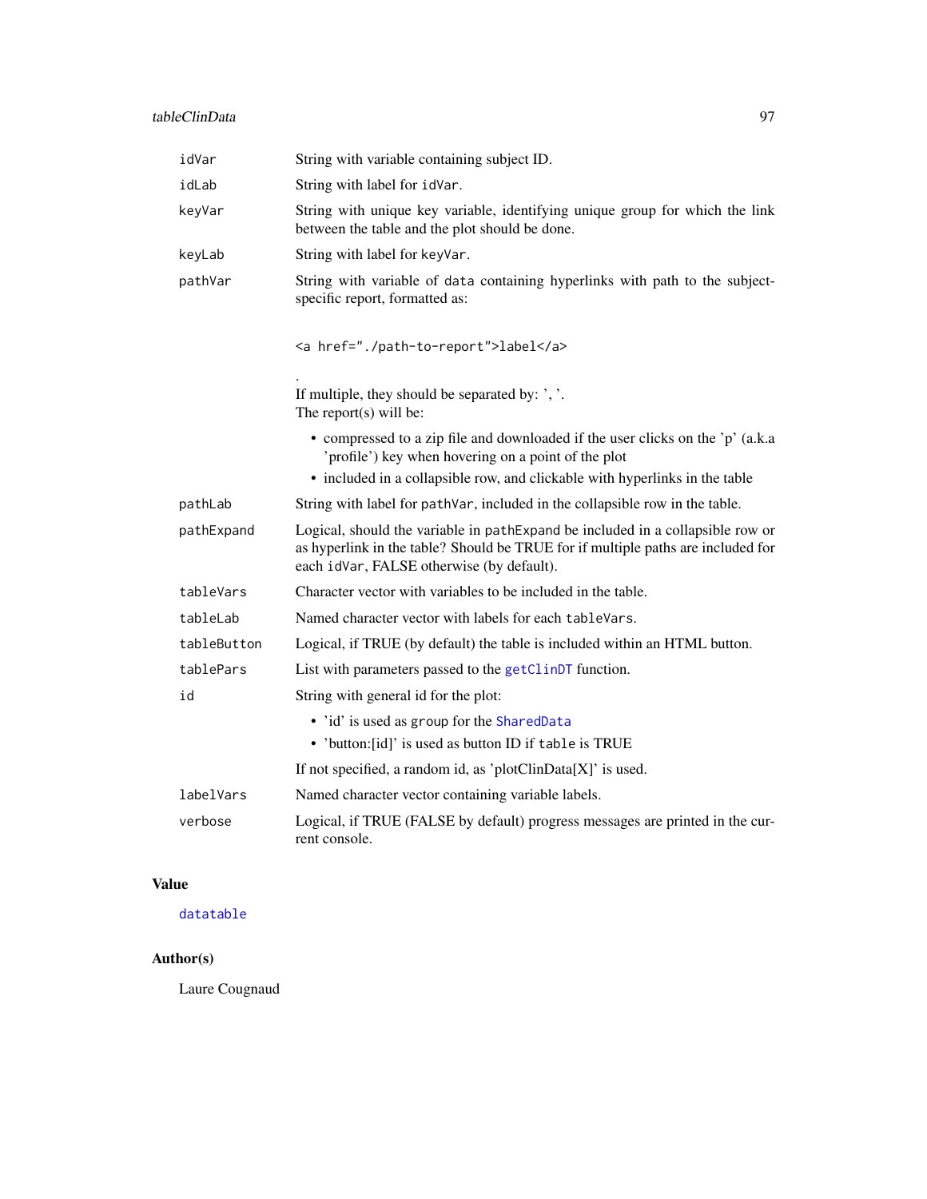| | |
|---|---|
| `idVar` | String with variable containing subject ID. |
| `idLab` | String with label for `idVar`. |
| `keyVar` | String with unique key variable, identifying unique group for which the link between the table and the plot should be done. |
| `keyLab` | String with label for `keyVar`. |
| `pathVar` | String with variable of `data` containing hyperlinks with path to the subject-specific report, formatted as: `<a href="./path-to-report">label</a>` . If multiple, they should be separated by: ', '. The report(s) will be: • compressed to a zip file and downloaded if the user clicks on the 'p' (a.k.a 'profile') key when hovering on a point of the plot • included in a collapsible row, and clickable with hyperlinks in the table |
| `pathLab` | String with label for `pathVar`, included in the collapsible row in the table. |
| `pathExpand` | Logical, should the variable in `pathExpand` be included in a collapsible row or as hyperlink in the table? Should be TRUE for if multiple paths are included for each `idVar`, FALSE otherwise (by default). |
| `tableVars` | Character vector with variables to be included in the table. |
| `tableLab` | Named character vector with labels for each `tableVars`. |
| `tableButton` | Logical, if TRUE (by default) the table is included within an HTML button. |
| `tablePars` | List with parameters passed to the `getClinDT` function. |
| `id` | String with general id for the plot: • 'id' is used as `group` for the `SharedData` • 'button:[id]' is used as button ID if `table` is TRUE. If not specified, a random id, as 'plotClinData[X]' is used. |
| `labelVars` | Named character vector containing variable labels. |
| `verbose` | Logical, if TRUE (FALSE by default) progress messages are printed in the current console. |

## Value

`datatable`

## Author(s)

Laure Cougnaud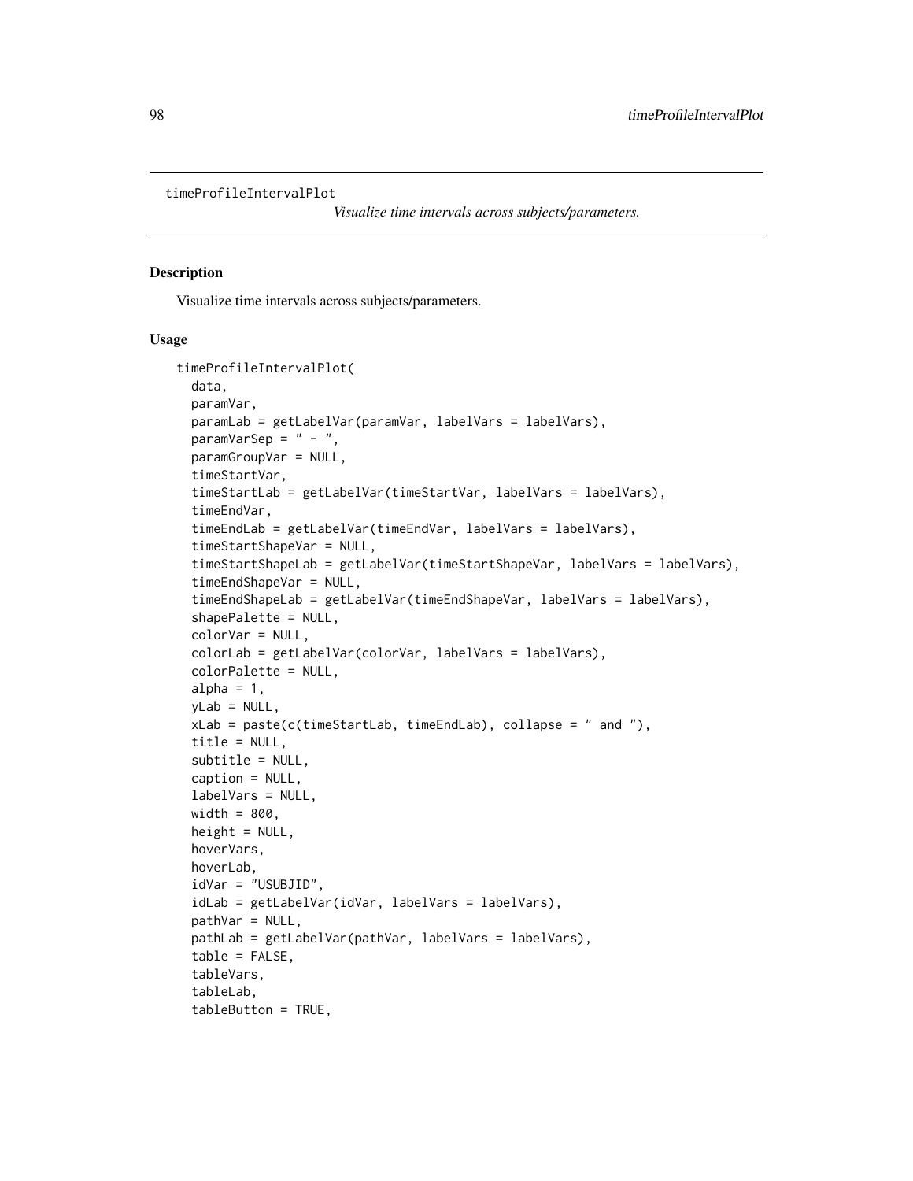timeProfileIntervalPlot

*Visualize time intervals across subjects/parameters.*

## Description

Visualize time intervals across subjects/parameters.

## Usage

```
timeProfileIntervalPlot(
  data,
  paramVar,
  paramLab = getLabelVar(paramVar, labelVars = labelVars),
  paramVarSep = " - ",
  paramGroupVar = NULL,
  timeStartVar,
  timeStartLab = getLabelVar(timeStartVar, labelVars = labelVars),
  timeEndVar,
  timeEndLab = getLabelVar(timeEndVar, labelVars = labelVars),
  timeStartShapeVar = NULL,
  timeStartShapeLab = getLabelVar(timeStartShapeVar, labelVars = labelVars),
  timeEndShapeVar = NULL,
  timeEndShapeLab = getLabelVar(timeEndShapeVar, labelVars = labelVars),
  shapePalette = NULL,
  colorVar = NULL,
  colorLab = getLabelVar(colorVar, labelVars = labelVars),
  colorPalette = NULL,
  alpha = 1,
  yLab = NULL,
  xLab = paste(c(timeStartLab, timeEndLab), collapse = " and "),
  title = NULL,
  subtitle = NULL,
  caption = NULL,
  labelVars = NULL,
  width = 800,
  height = NULL,
  hoverVars,
  hoverLab,
  idVar = "USUBJID",
  idLab = getLabelVar(idVar, labelVars = labelVars),
  pathVar = NULL,
  pathLab = getLabelVar(pathVar, labelVars = labelVars),
  table = FALSE,
  tableVars,
  tableLab,
  tableButton = TRUE,
```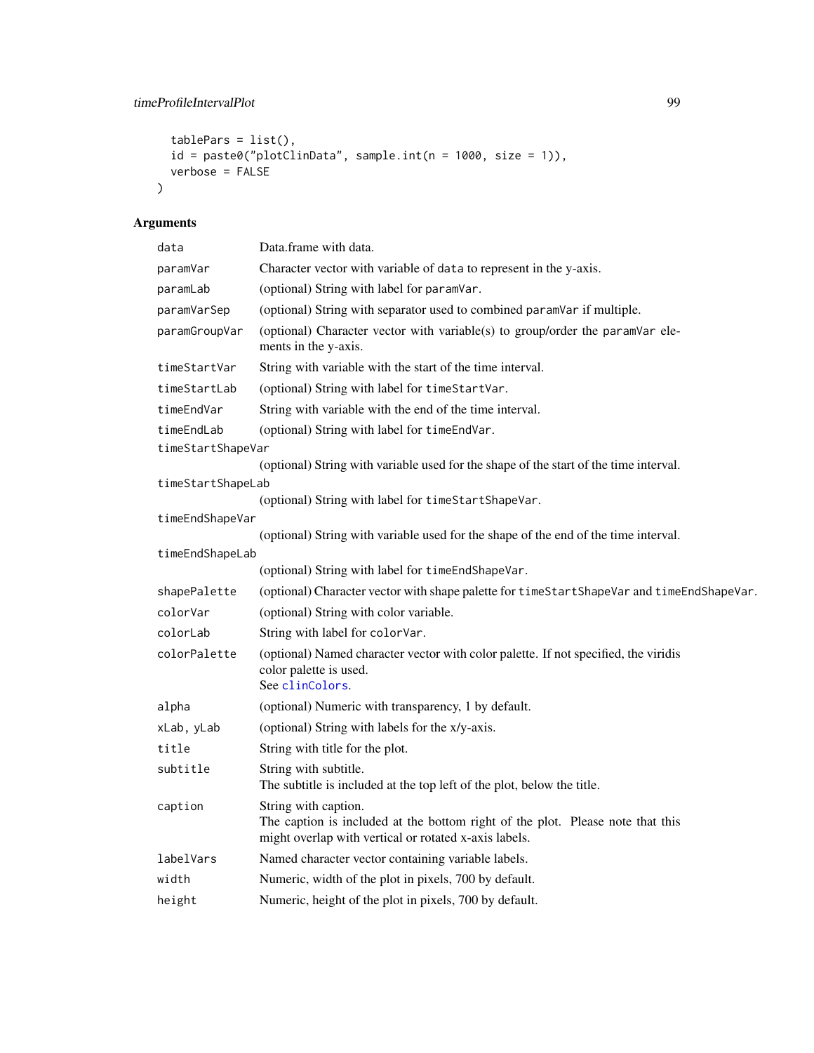```
  tablePars = list(),
  id = paste0("plotClinData", sample.int(n = 1000, size = 1)),
  verbose = FALSE
)
```

### Arguments

| | |
|---|---|
| data | Data.frame with data. |
| paramVar | Character vector with variable of data to represent in the y-axis. |
| paramLab | (optional) String with label for paramVar. |
| paramVarSep | (optional) String with separator used to combined paramVar if multiple. |
| paramGroupVar | (optional) Character vector with variable(s) to group/order the paramVar elements in the y-axis. |
| timeStartVar | String with variable with the start of the time interval. |
| timeStartLab | (optional) String with label for timeStartVar. |
| timeEndVar | String with variable with the end of the time interval. |
| timeEndLab | (optional) String with label for timeEndVar. |
| timeStartShapeVar | (optional) String with variable used for the shape of the start of the time interval. |
| timeStartShapeLab | (optional) String with label for timeStartShapeVar. |
| timeEndShapeVar | (optional) String with variable used for the shape of the end of the time interval. |
| timeEndShapeLab | (optional) String with label for timeEndShapeVar. |
| shapePalette | (optional) Character vector with shape palette for timeStartShapeVar and timeEndShapeVar. |
| colorVar | (optional) String with color variable. |
| colorLab | String with label for colorVar. |
| colorPalette | (optional) Named character vector with color palette. If not specified, the viridis color palette is used. See clinColors. |
| alpha | (optional) Numeric with transparency, 1 by default. |
| xLab, yLab | (optional) String with labels for the x/y-axis. |
| title | String with title for the plot. |
| subtitle | String with subtitle. The subtitle is included at the top left of the plot, below the title. |
| caption | String with caption. The caption is included at the bottom right of the plot. Please note that this might overlap with vertical or rotated x-axis labels. |
| labelVars | Named character vector containing variable labels. |
| width | Numeric, width of the plot in pixels, 700 by default. |
| height | Numeric, height of the plot in pixels, 700 by default. |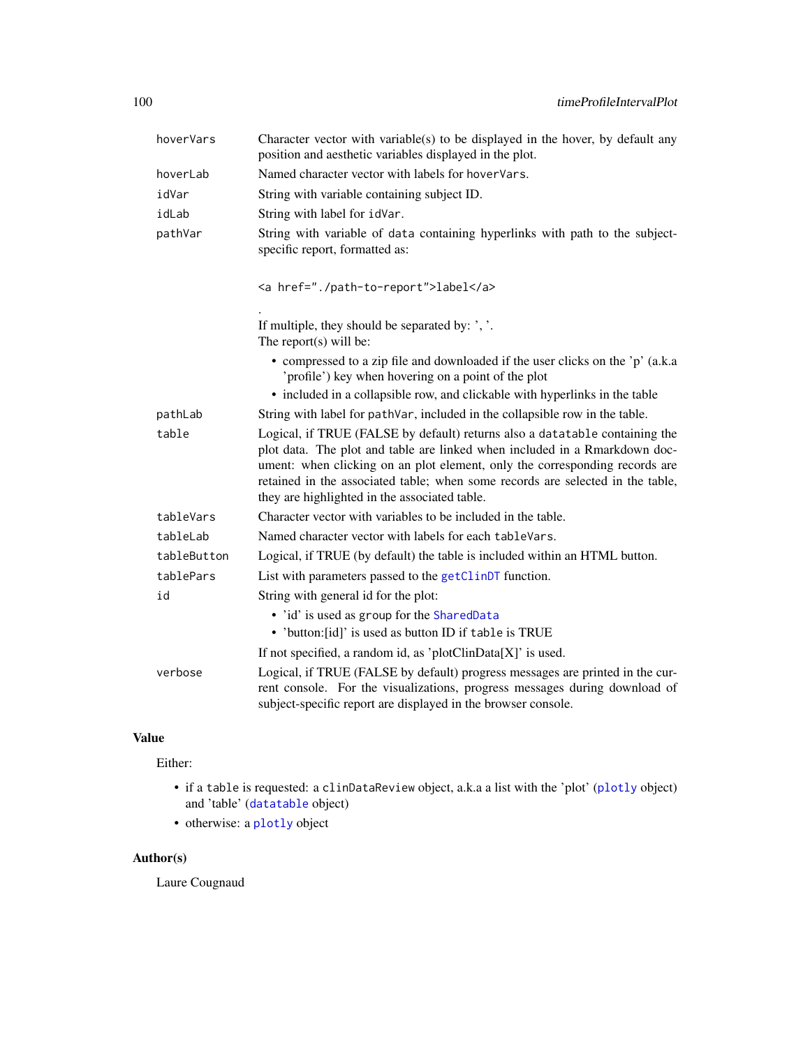| | |
|---|---|
| hoverVars | Character vector with variable(s) to be displayed in the hover, by default any position and aesthetic variables displayed in the plot. |
| hoverLab | Named character vector with labels for hoverVars. |
| idVar | String with variable containing subject ID. |
| idLab | String with label for idVar. |
| pathVar | String with variable of data containing hyperlinks with path to the subject-specific report, formatted as: `<a href="./path-to-report">label</a>` . If multiple, they should be separated by: ', '. The report(s) will be: <br>• compressed to a zip file and downloaded if the user clicks on the 'p' (a.k.a 'profile') key when hovering on a point of the plot <br>• included in a collapsible row, and clickable with hyperlinks in the table |
| pathLab | String with label for pathVar, included in the collapsible row in the table. |
| table | Logical, if TRUE (FALSE by default) returns also a datatable containing the plot data. The plot and table are linked when included in a Rmarkdown document: when clicking on an plot element, only the corresponding records are retained in the associated table; when some records are selected in the table, they are highlighted in the associated table. |
| tableVars | Character vector with variables to be included in the table. |
| tableLab | Named character vector with labels for each tableVars. |
| tableButton | Logical, if TRUE (by default) the table is included within an HTML button. |
| tablePars | List with parameters passed to the getClinDT function. |
| id | String with general id for the plot: <br>• 'id' is used as group for the SharedData <br>• 'button:[id]' is used as button ID if table is TRUE <br>If not specified, a random id, as 'plotClinData[X]' is used. |
| verbose | Logical, if TRUE (FALSE by default) progress messages are printed in the current console. For the visualizations, progress messages during download of subject-specific report are displayed in the browser console. |

## Value

Either:

- if a table is requested: a clinDataReview object, a.k.a a list with the 'plot' (plotly object) and 'table' (datatable object)
- otherwise: a plotly object

## Author(s)

Laure Cougnaud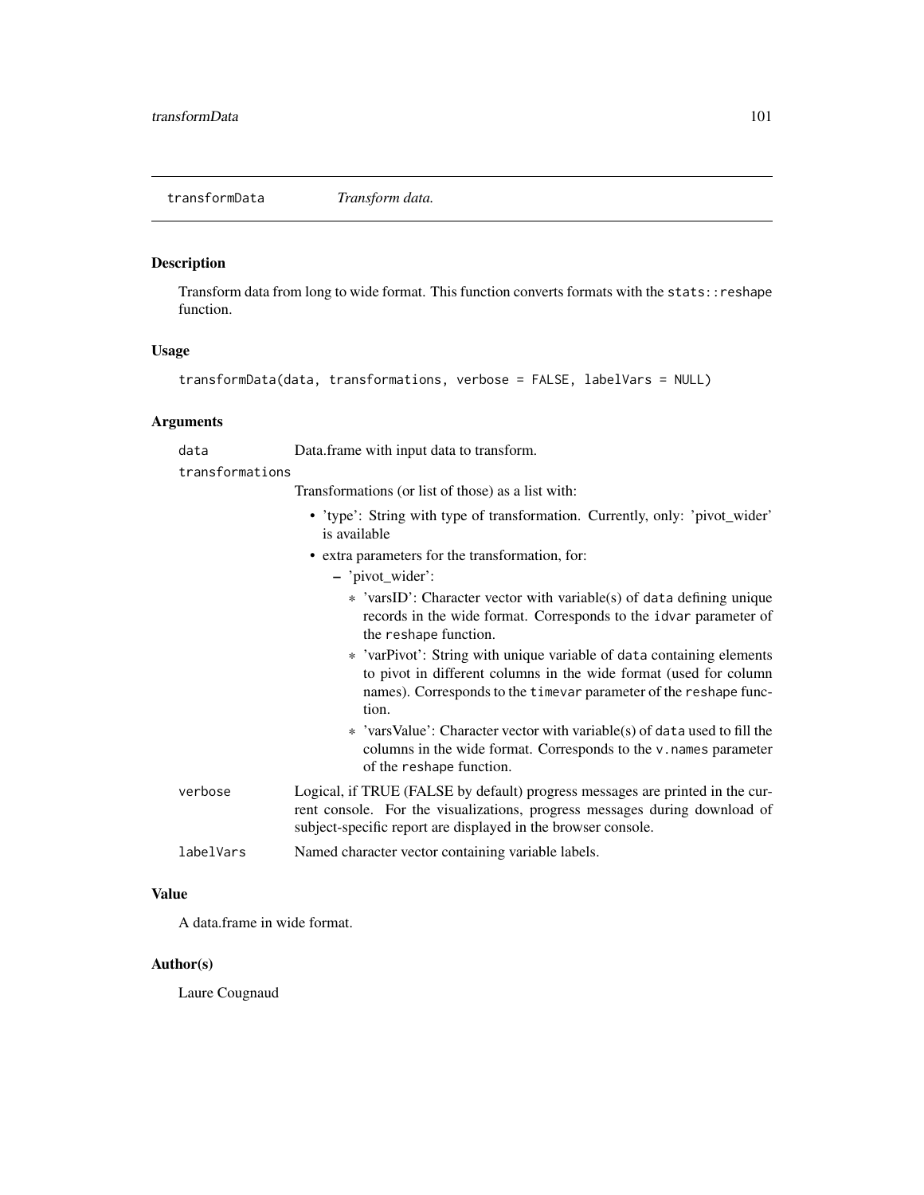# transformData *Transform data.*

## Description

Transform data from long to wide format. This function converts formats with the `stats::reshape` function.

## Usage

```
transformData(data, transformations, verbose = FALSE, labelVars = NULL)
```

## Arguments

`data` Data.frame with input data to transform.

`transformations` Transformations (or list of those) as a list with:

- 'type': String with type of transformation. Currently, only: 'pivot_wider' is available
- extra parameters for the transformation, for:
  - 'pivot_wider':
    - 'varsID': Character vector with variable(s) of `data` defining unique records in the wide format. Corresponds to the `idvar` parameter of the `reshape` function.
    - 'varPivot': String with unique variable of `data` containing elements to pivot in different columns in the wide format (used for column names). Corresponds to the `timevar` parameter of the `reshape` function.
    - 'varsValue': Character vector with variable(s) of `data` used to fill the columns in the wide format. Corresponds to the `v.names` parameter of the `reshape` function.

`verbose` Logical, if TRUE (FALSE by default) progress messages are printed in the current console. For the visualizations, progress messages during download of subject-specific report are displayed in the browser console.

`labelVars` Named character vector containing variable labels.

## Value

A data.frame in wide format.

## Author(s)

Laure Cougnaud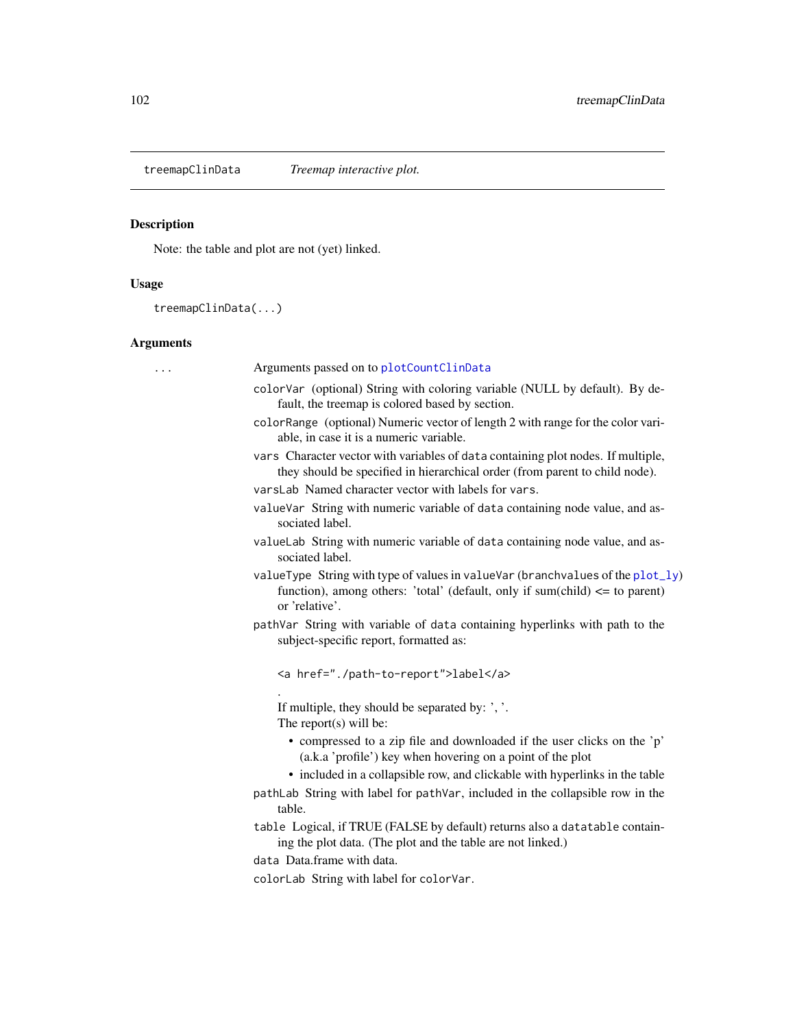treemapClinData *Treemap interactive plot.*

## Description

Note: the table and plot are not (yet) linked.

## Usage

```
treemapClinData(...)
```

## Arguments

`...` Arguments passed on to plotCountClinData

- `colorVar` (optional) String with coloring variable (NULL by default). By default, the treemap is colored based by section.
- `colorRange` (optional) Numeric vector of length 2 with range for the color variable, in case it is a numeric variable.
- `vars` Character vector with variables of `data` containing plot nodes. If multiple, they should be specified in hierarchical order (from parent to child node).
- `varsLab` Named character vector with labels for `vars`.
- `valueVar` String with numeric variable of `data` containing node value, and associated label.
- `valueLab` String with numeric variable of `data` containing node value, and associated label.
- `valueType` String with type of values in `valueVar` (`branchvalues` of the plot_ly function), among others: 'total' (default, only if sum(child) <= to parent) or 'relative'.
- `pathVar` String with variable of `data` containing hyperlinks with path to the subject-specific report, formatted as:

  ```
  <a href="./path-to-report">label</a>
  ```

  .
  If multiple, they should be separated by: ', '.
  The report(s) will be:
  - compressed to a zip file and downloaded if the user clicks on the 'p' (a.k.a 'profile') key when hovering on a point of the plot
  - included in a collapsible row, and clickable with hyperlinks in the table
- `pathLab` String with label for `pathVar`, included in the collapsible row in the table.
- `table` Logical, if TRUE (FALSE by default) returns also a `datatable` containing the plot data. (The plot and the table are not linked.)
- `data` Data.frame with data.
- `colorLab` String with label for `colorVar`.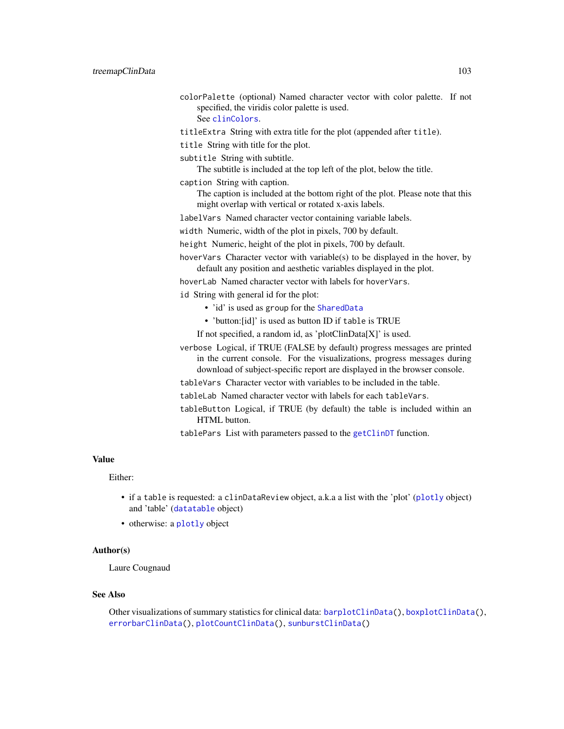`colorPalette` (optional) Named character vector with color palette. If not specified, the viridis color palette is used.
See `clinColors`.

`titleExtra` String with extra title for the plot (appended after `title`).

`title` String with title for the plot.

`subtitle` String with subtitle.
The subtitle is included at the top left of the plot, below the title.

`caption` String with caption.
The caption is included at the bottom right of the plot. Please note that this might overlap with vertical or rotated x-axis labels.

`labelVars` Named character vector containing variable labels.

`width` Numeric, width of the plot in pixels, 700 by default.

`height` Numeric, height of the plot in pixels, 700 by default.

`hoverVars` Character vector with variable(s) to be displayed in the hover, by default any position and aesthetic variables displayed in the plot.

`hoverLab` Named character vector with labels for `hoverVars`.

`id` String with general id for the plot:

- 'id' is used as `group` for the `SharedData`
- 'button:[id]' is used as button ID if `table` is TRUE

If not specified, a random id, as 'plotClinData[X]' is used.

`verbose` Logical, if TRUE (FALSE by default) progress messages are printed in the current console. For the visualizations, progress messages during download of subject-specific report are displayed in the browser console.

`tableVars` Character vector with variables to be included in the table.

`tableLab` Named character vector with labels for each `tableVars`.

`tableButton` Logical, if TRUE (by default) the table is included within an HTML button.

`tablePars` List with parameters passed to the `getClinDT` function.

## Value

Either:

- if a `table` is requested: a `clinDataReview` object, a.k.a a list with the 'plot' (`plotly` object) and 'table' (`datatable` object)
- otherwise: a `plotly` object

## Author(s)

Laure Cougnaud

## See Also

Other visualizations of summary statistics for clinical data: `barplotClinData()`, `boxplotClinData()`, `errorbarClinData()`, `plotCountClinData()`, `sunburstClinData()`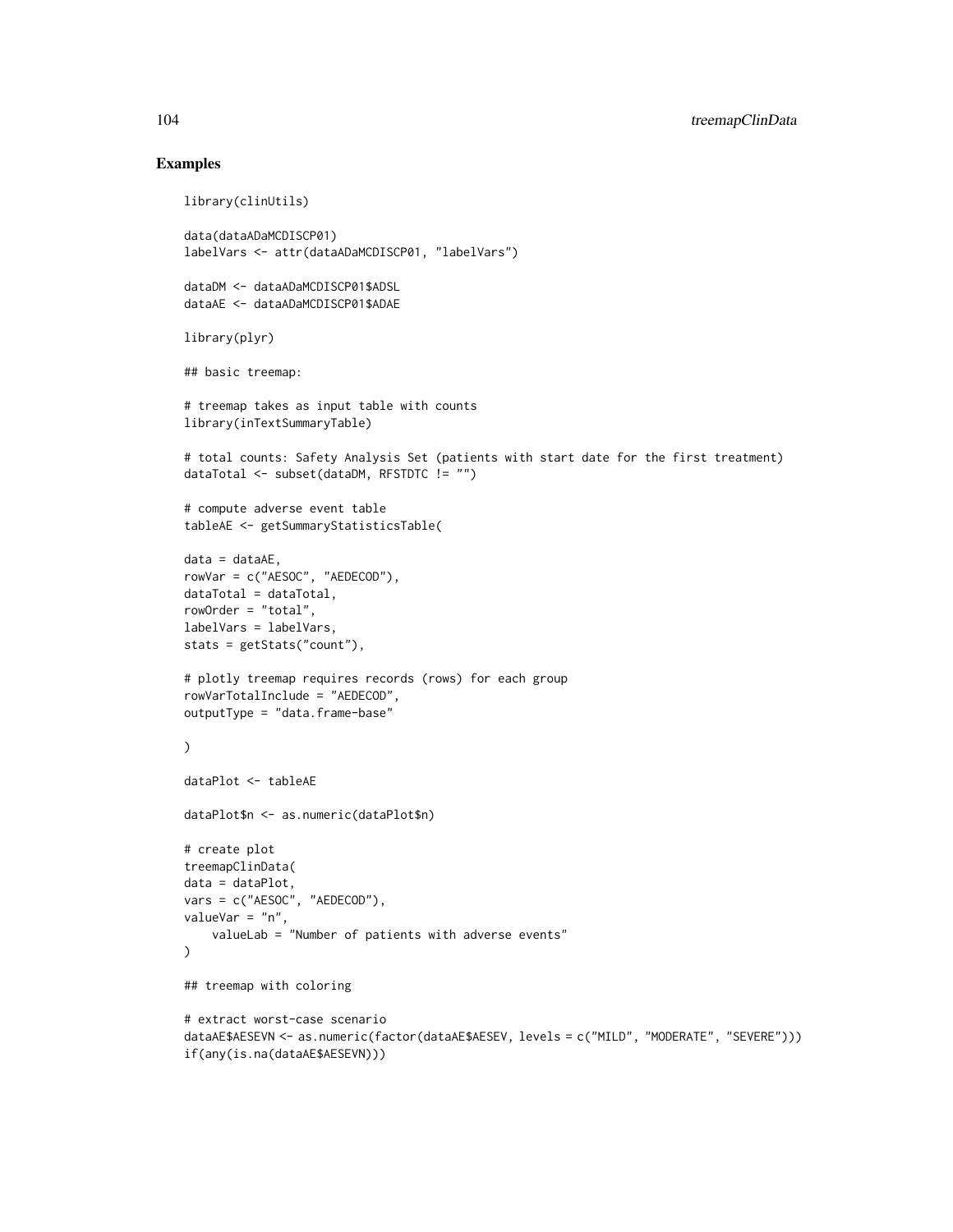## Examples

```
library(clinUtils)

data(dataADaMCDISCP01)
labelVars <- attr(dataADaMCDISCP01, "labelVars")

dataDM <- dataADaMCDISCP01$ADSL
dataAE <- dataADaMCDISCP01$ADAE

library(plyr)

## basic treemap:

# treemap takes as input table with counts
library(inTextSummaryTable)

# total counts: Safety Analysis Set (patients with start date for the first treatment)
dataTotal <- subset(dataDM, RFSTDTC != "")

# compute adverse event table
tableAE <- getSummaryStatisticsTable(

data = dataAE,
rowVar = c("AESOC", "AEDECOD"),
dataTotal = dataTotal,
rowOrder = "total",
labelVars = labelVars,
stats = getStats("count"),

# plotly treemap requires records (rows) for each group
rowVarTotalInclude = "AEDECOD",
outputType = "data.frame-base"

)

dataPlot <- tableAE

dataPlot$n <- as.numeric(dataPlot$n)

# create plot
treemapClinData(
data = dataPlot,
vars = c("AESOC", "AEDECOD"),
valueVar = "n",
    valueLab = "Number of patients with adverse events"
)

## treemap with coloring

# extract worst-case scenario
dataAE$AESEVN <- as.numeric(factor(dataAE$AESEV, levels = c("MILD", "MODERATE", "SEVERE")))
if(any(is.na(dataAE$AESEVN)))
```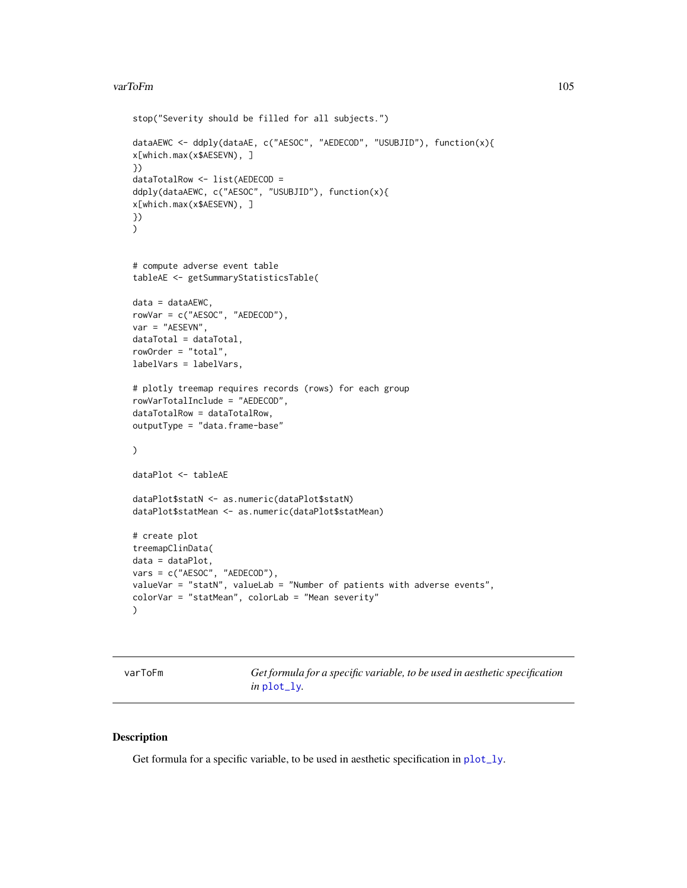```
stop("Severity should be filled for all subjects.")

dataAEWC <- ddply(dataAE, c("AESOC", "AEDECOD", "USUBJID"), function(x){
x[which.max(x$AESEVN), ]
})
dataTotalRow <- list(AEDECOD =
ddply(dataAEWC, c("AESOC", "USUBJID"), function(x){
x[which.max(x$AESEVN), ]
})
)


# compute adverse event table
tableAE <- getSummaryStatisticsTable(

data = dataAEWC,
rowVar = c("AESOC", "AEDECOD"),
var = "AESEVN",
dataTotal = dataTotal,
rowOrder = "total",
labelVars = labelVars,

# plotly treemap requires records (rows) for each group
rowVarTotalInclude = "AEDECOD",
dataTotalRow = dataTotalRow,
outputType = "data.frame-base"

)

dataPlot <- tableAE

dataPlot$statN <- as.numeric(dataPlot$statN)
dataPlot$statMean <- as.numeric(dataPlot$statMean)

# create plot
treemapClinData(
data = dataPlot,
vars = c("AESOC", "AEDECOD"),
valueVar = "statN", valueLab = "Number of patients with adverse events",
colorVar = "statMean", colorLab = "Mean severity"
)
```

---

`varToFm` — *Get formula for a specific variable, to be used in aesthetic specification in* `plot_ly`*.*

---

## Description

Get formula for a specific variable, to be used in aesthetic specification in `plot_ly`.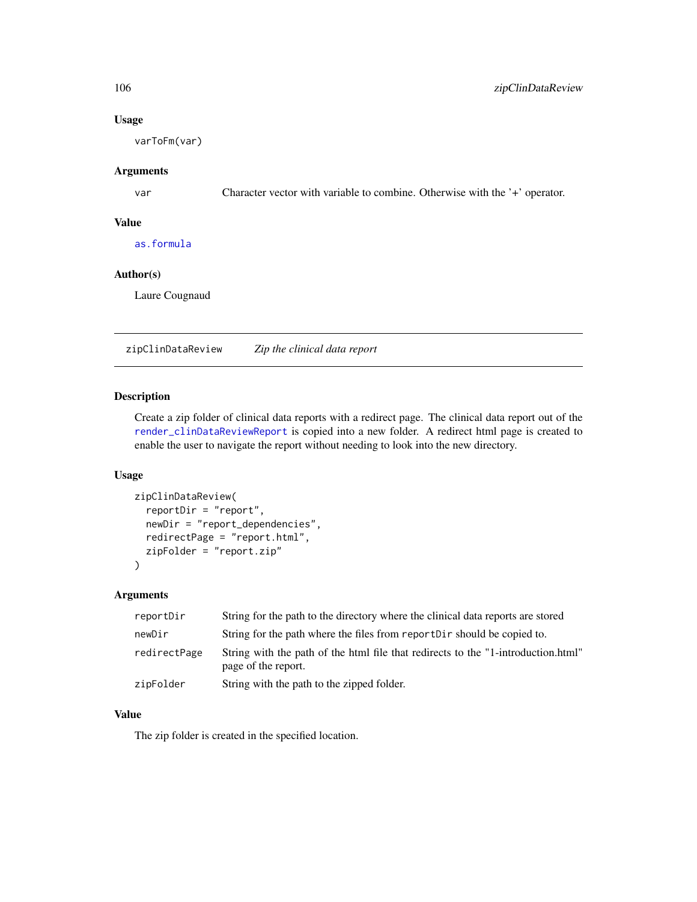### Usage

```
varToFm(var)
```

### Arguments

| | |
|---|---|
| var | Character vector with variable to combine. Otherwise with the '+' operator. |

### Value

as.formula

### Author(s)

Laure Cougnaud

---

## zipClinDataReview — *Zip the clinical data report*

### Description

Create a zip folder of clinical data reports with a redirect page. The clinical data report out of the render_clinDataReviewReport is copied into a new folder. A redirect html page is created to enable the user to navigate the report without needing to look into the new directory.

### Usage

```
zipClinDataReview(
  reportDir = "report",
  newDir = "report_dependencies",
  redirectPage = "report.html",
  zipFolder = "report.zip"
)
```

### Arguments

| | |
|---|---|
| reportDir | String for the path to the directory where the clinical data reports are stored |
| newDir | String for the path where the files from reportDir should be copied to. |
| redirectPage | String with the path of the html file that redirects to the "1-introduction.html" page of the report. |
| zipFolder | String with the path to the zipped folder. |

### Value

The zip folder is created in the specified location.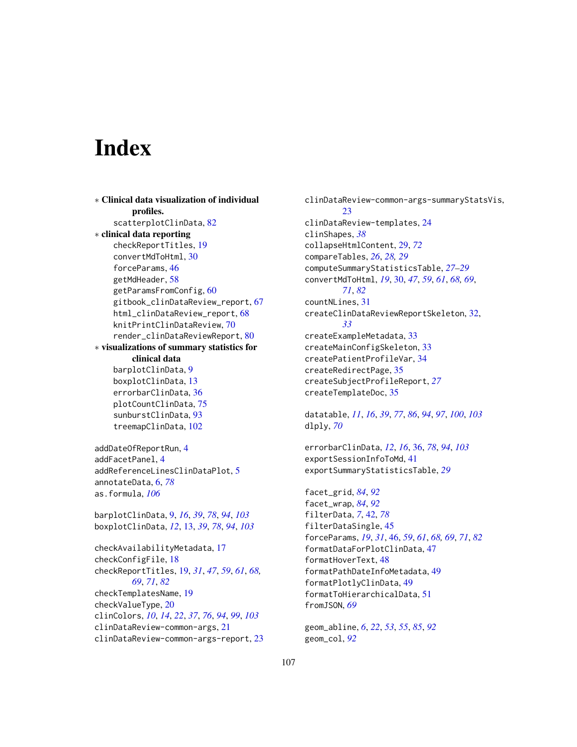# Index

* **Clinical data visualization of individual profiles.**
    scatterplotClinData, 82
* **clinical data reporting**
    checkReportTitles, 19
    convertMdToHtml, 30
    forceParams, 46
    getMdHeader, 58
    getParamsFromConfig, 60
    gitbook_clinDataReview_report, 67
    html_clinDataReview_report, 68
    knitPrintClinDataReview, 70
    render_clinDataReviewReport, 80
* **visualizations of summary statistics for clinical data**
    barplotClinData, 9
    boxplotClinData, 13
    errorbarClinData, 36
    plotCountClinData, 75
    sunburstClinData, 93
    treemapClinData, 102

addDateOfReportRun, 4
addFacetPanel, 4
addReferenceLinesClinDataPlot, 5
annotateData, 6, *78*
as.formula, *106*

barplotClinData, 9, *16*, *39*, *78*, *94*, *103*
boxplotClinData, *12*, 13, *39*, *78*, *94*, *103*

checkAvailabilityMetadata, 17
checkConfigFile, 18
checkReportTitles, 19, *31*, *47*, *59*, *61*, *68, 69*, *71*, *82*
checkTemplatesName, 19
checkValueType, 20
clinColors, *10*, *14*, *22*, *37*, *76*, *94*, *99*, *103*
clinDataReview-common-args, 21
clinDataReview-common-args-report, 23
clinDataReview-common-args-summaryStatsVis, 23
clinDataReview-templates, 24
clinShapes, *38*
collapseHtmlContent, 29, *72*
compareTables, *26*, *28, 29*
computeSummaryStatisticsTable, *27–29*
convertMdToHtml, *19*, 30, *47*, *59*, *61*, *68, 69*, *71*, *82*
countNLines, 31
createClinDataReviewReportSkeleton, 32, *33*
createExampleMetadata, 33
createMainConfigSkeleton, 33
createPatientProfileVar, 34
createRedirectPage, 35
createSubjectProfileReport, *27*
createTemplateDoc, 35

datatable, *11*, *16*, *39*, *77*, *86*, *94*, *97*, *100*, *103*
dlply, *70*

errorbarClinData, *12*, *16*, 36, *78*, *94*, *103*
exportSessionInfoToMd, 41
exportSummaryStatisticsTable, *29*

facet_grid, *84*, *92*
facet_wrap, *84*, *92*
filterData, *7*, 42, *78*
filterDataSingle, 45
forceParams, *19*, *31*, 46, *59*, *61*, *68, 69*, *71*, *82*
formatDataForPlotClinData, 47
formatHoverText, 48
formatPathDateInfoMetadata, 49
formatPlotlyClinData, 49
formatToHierarchicalData, 51
fromJSON, *69*

geom_abline, *6*, *22*, *53*, *55*, *85*, *92*
geom_col, *92*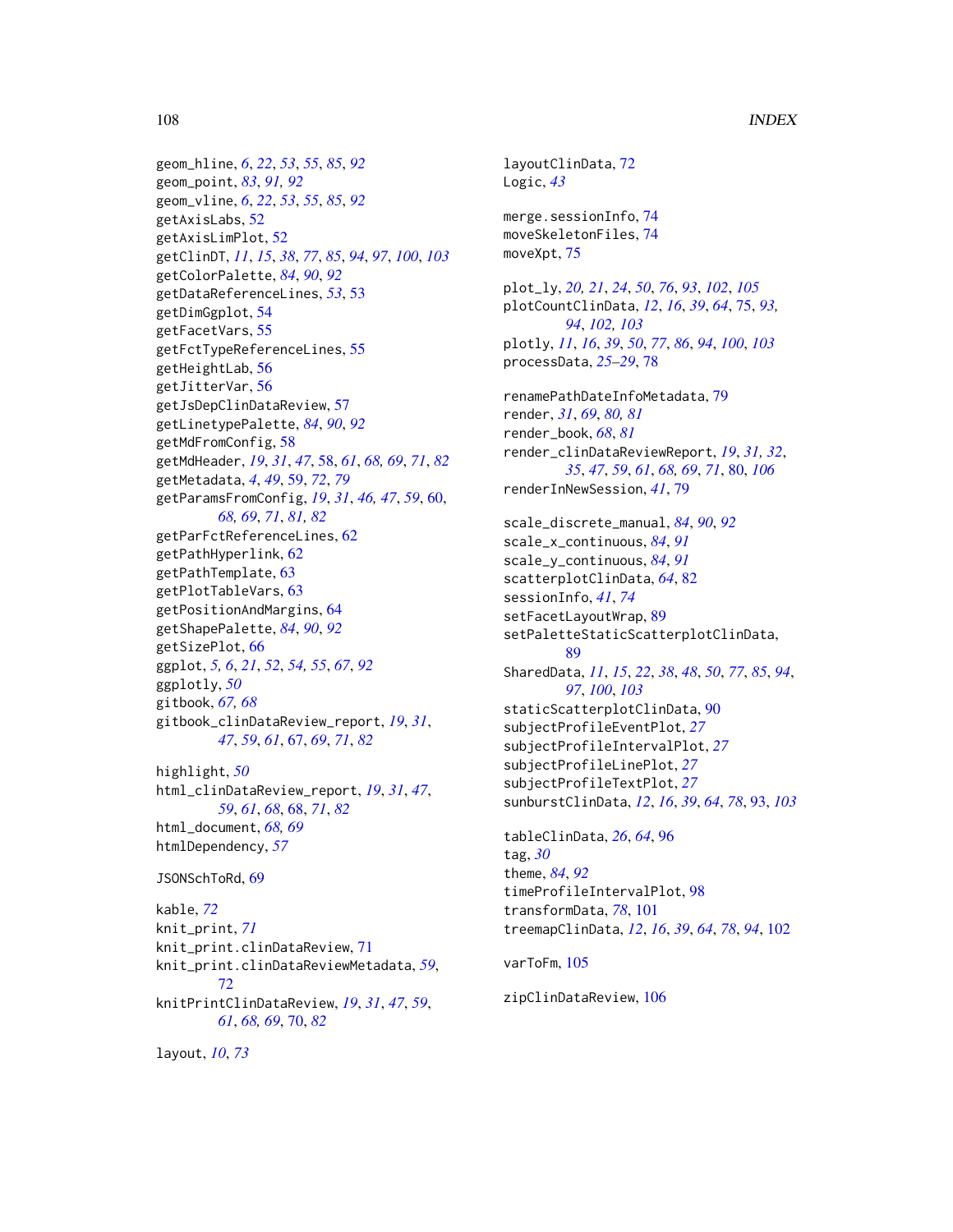geom_hline, *6*, *22*, *53*, *55*, *85*, *92*
geom_point, *83*, *91, 92*
geom_vline, *6*, *22*, *53*, *55*, *85*, *92*
getAxisLabs, 52
getAxisLimPlot, 52
getClinDT, *11*, *15*, *38*, *77*, *85*, *94*, *97*, *100*, *103*
getColorPalette, *84*, *90*, *92*
getDataReferenceLines, *53*, 53
getDimGgplot, 54
getFacetVars, 55
getFctTypeReferenceLines, 55
getHeightLab, 56
getJitterVar, 56
getJsDepClinDataReview, 57
getLinetypePalette, *84*, *90*, *92*
getMdFromConfig, 58
getMdHeader, *19*, *31*, *47*, 58, *61*, *68, 69*, *71*, *82*
getMetadata, *4*, *49*, 59, *72*, *79*
getParamsFromConfig, *19*, *31*, *46, 47*, *59*, 60, *68, 69*, *71*, *81, 82*
getParFctReferenceLines, 62
getPathHyperlink, 62
getPathTemplate, 63
getPlotTableVars, 63
getPositionAndMargins, 64
getShapePalette, *84*, *90*, *92*
getSizePlot, 66
ggplot, *5, 6*, *21*, *52*, *54*, *55*, *67*, *92*
ggplotly, *50*
gitbook, *67, 68*
gitbook_clinDataReview_report, *19*, *31*, *47*, *59*, *61*, 67, *69*, *71*, *82*

highlight, *50*
html_clinDataReview_report, *19*, *31*, *47*, *59*, *61*, *68*, 68, *71*, *82*
html_document, *68, 69*
htmlDependency, *57*

JSONSchToRd, 69

kable, *72*
knit_print, *71*
knit_print.clinDataReview, 71
knit_print.clinDataReviewMetadata, *59*, 72
knitPrintClinDataReview, *19*, *31*, *47*, *59*, *61*, *68, 69*, 70, *82*

layout, *10*, *73*
layoutClinData, 72
Logic, *43*

merge.sessionInfo, 74
moveSkeletonFiles, 74
moveXpt, 75

plot_ly, *20, 21*, *24*, *50*, *76*, *93*, *102*, *105*
plotCountClinData, *12*, *16*, *39*, *64*, 75, *93, 94*, *102, 103*
plotly, *11*, *16*, *39*, *50*, *77*, *86*, *94*, *100*, *103*
processData, *25–29*, 78

renamePathDateInfoMetadata, 79
render, *31*, *69*, *80, 81*
render_book, *68*, *81*
render_clinDataReviewReport, *19*, *31, 32*, *35*, *47*, *59*, *61*, *68, 69*, *71*, 80, *106*
renderInNewSession, *41*, 79

scale_discrete_manual, *84*, *90*, *92*
scale_x_continuous, *84*, *91*
scale_y_continuous, *84*, *91*
scatterplotClinData, *64*, 82
sessionInfo, *41*, *74*
setFacetLayoutWrap, 89
setPaletteStaticScatterplotClinData, 89
SharedData, *11*, *15*, *22*, *38*, *48*, *50*, *77*, *85*, *94*, *97*, *100*, *103*
staticScatterplotClinData, 90
subjectProfileEventPlot, *27*
subjectProfileIntervalPlot, *27*
subjectProfileLinePlot, *27*
subjectProfileTextPlot, *27*
sunburstClinData, *12*, *16*, *39*, *64*, *78*, 93, *103*

tableClinData, *26*, *64*, 96
tag, *30*
theme, *84*, *92*
timeProfileIntervalPlot, 98
transformData, *78*, 101
treemapClinData, *12*, *16*, *39*, *64*, *78*, *94*, 102

varToFm, 105

zipClinDataReview, 106